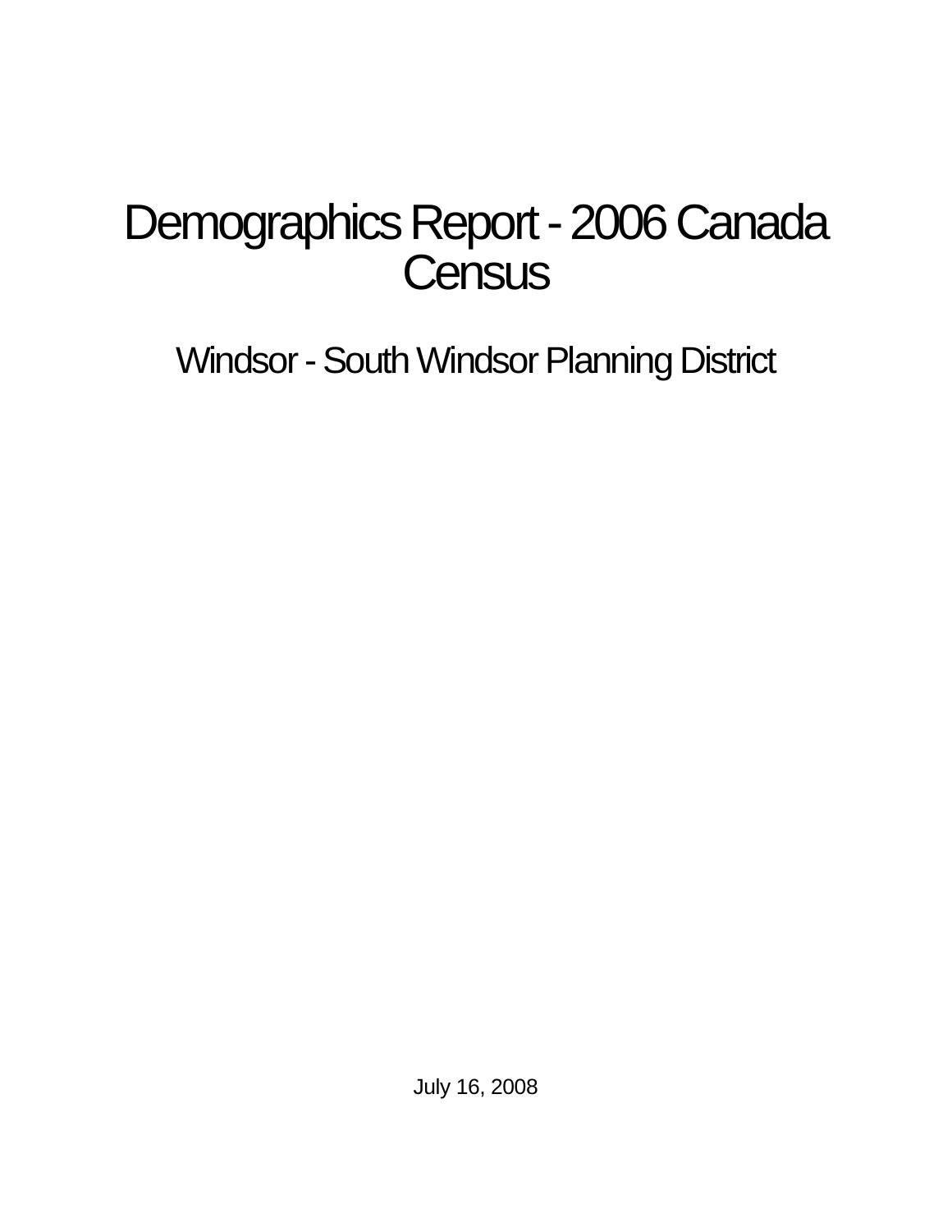# Demographics Report - 2006 Canada Census

## Windsor - South Windsor Planning District

July 16, 2008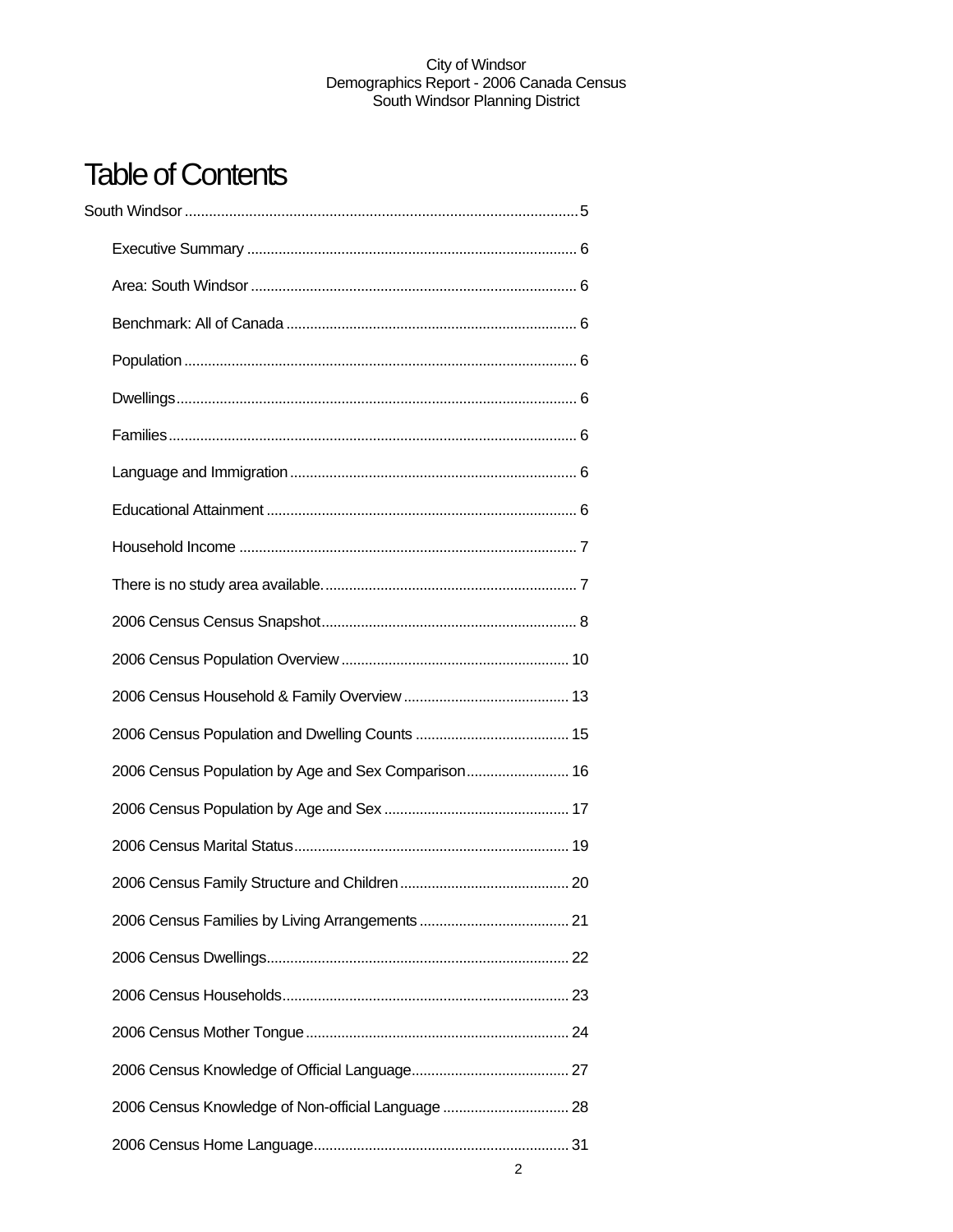# Table of Contents

South Windsor .......... 5

- Executive Summary .......... 6
- Area: South Windsor .......... 6
- Benchmark: All of Canada .......... 6
- Population .......... 6
- Dwellings .......... 6
- Families .......... 6
- Language and Immigration .......... 6
- Educational Attainment .......... 6
- Household Income .......... 7
- There is no study area available. .......... 7
- 2006 Census Census Snapshot .......... 8
- 2006 Census Population Overview .......... 10
- 2006 Census Household & Family Overview .......... 13
- 2006 Census Population and Dwelling Counts .......... 15
- 2006 Census Population by Age and Sex Comparison .......... 16
- 2006 Census Population by Age and Sex .......... 17
- 2006 Census Marital Status .......... 19
- 2006 Census Family Structure and Children .......... 20
- 2006 Census Families by Living Arrangements .......... 21
- 2006 Census Dwellings .......... 22
- 2006 Census Households .......... 23
- 2006 Census Mother Tongue .......... 24
- 2006 Census Knowledge of Official Language .......... 27
- 2006 Census Knowledge of Non-official Language .......... 28
- 2006 Census Home Language .......... 31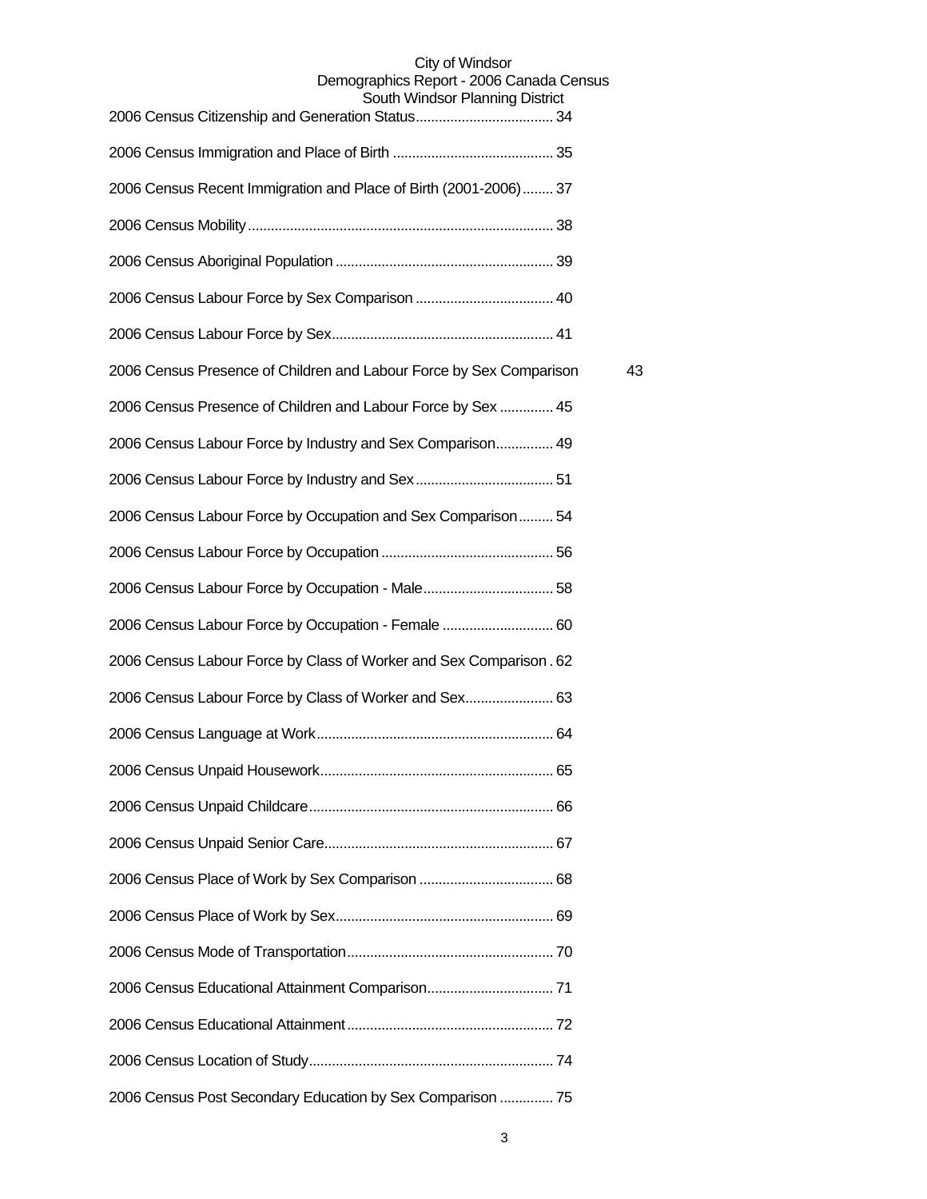2006 Census Citizenship and Generation Status.................................... 34

2006 Census Immigration and Place of Birth .......................................... 35

2006 Census Recent Immigration and Place of Birth (2001-2006)........ 37

2006 Census Mobility............................................................................... 38

2006 Census Aboriginal Population ......................................................... 39

2006 Census Labour Force by Sex Comparison .................................... 40

2006 Census Labour Force by Sex.......................................................... 41

2006 Census Presence of Children and Labour Force by Sex Comparison 43

2006 Census Presence of Children and Labour Force by Sex .............. 45

2006 Census Labour Force by Industry and Sex Comparison............... 49

2006 Census Labour Force by Industry and Sex.................................... 51

2006 Census Labour Force by Occupation and Sex Comparison......... 54

2006 Census Labour Force by Occupation ............................................. 56

2006 Census Labour Force by Occupation - Male.................................. 58

2006 Census Labour Force by Occupation - Female ............................. 60

2006 Census Labour Force by Class of Worker and Sex Comparison . 62

2006 Census Labour Force by Class of Worker and Sex....................... 63

2006 Census Language at Work.............................................................. 64

2006 Census Unpaid Housework............................................................. 65

2006 Census Unpaid Childcare................................................................ 66

2006 Census Unpaid Senior Care............................................................ 67

2006 Census Place of Work by Sex Comparison ................................... 68

2006 Census Place of Work by Sex......................................................... 69

2006 Census Mode of Transportation...................................................... 70

2006 Census Educational Attainment Comparison................................. 71

2006 Census Educational Attainment...................................................... 72

2006 Census Location of Study................................................................ 74

2006 Census Post Secondary Education by Sex Comparison .............. 75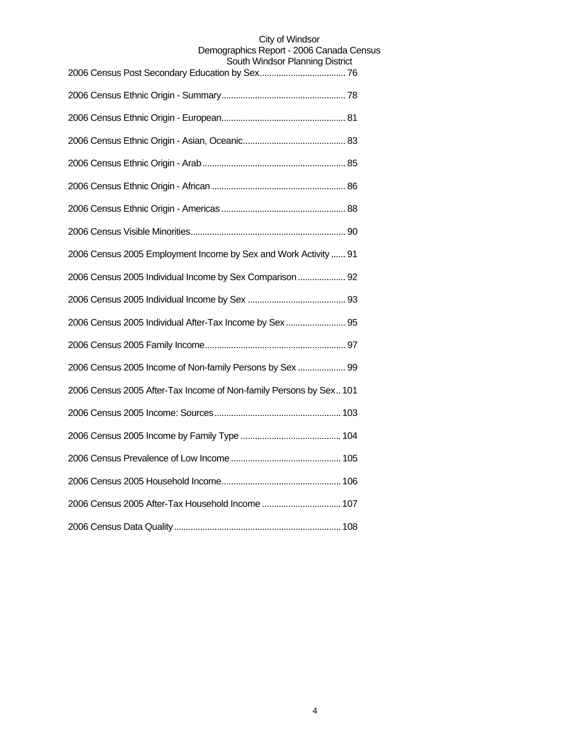2006 Census Post Secondary Education by Sex.................................... 76

2006 Census Ethnic Origin - Summary.................................................... 78

2006 Census Ethnic Origin - European.................................................... 81

2006 Census Ethnic Origin - Asian, Oceanic........................................... 83

2006 Census Ethnic Origin - Arab............................................................ 85

2006 Census Ethnic Origin - African ........................................................ 86

2006 Census Ethnic Origin - Americas .................................................... 88

2006 Census Visible Minorities................................................................. 90

2006 Census 2005 Employment Income by Sex and Work Activity ...... 91

2006 Census 2005 Individual Income by Sex Comparison .................... 92

2006 Census 2005 Individual Income by Sex ......................................... 93

2006 Census 2005 Individual After-Tax Income by Sex ......................... 95

2006 Census 2005 Family Income........................................................... 97

2006 Census 2005 Income of Non-family Persons by Sex .................... 99

2006 Census 2005 After-Tax Income of Non-family Persons by Sex.. 101

2006 Census 2005 Income: Sources..................................................... 103

2006 Census 2005 Income by Family Type .......................................... 104

2006 Census Prevalence of Low Income .............................................. 105

2006 Census 2005 Household Income.................................................. 106

2006 Census 2005 After-Tax Household Income ................................. 107

2006 Census Data Quality...................................................................... 108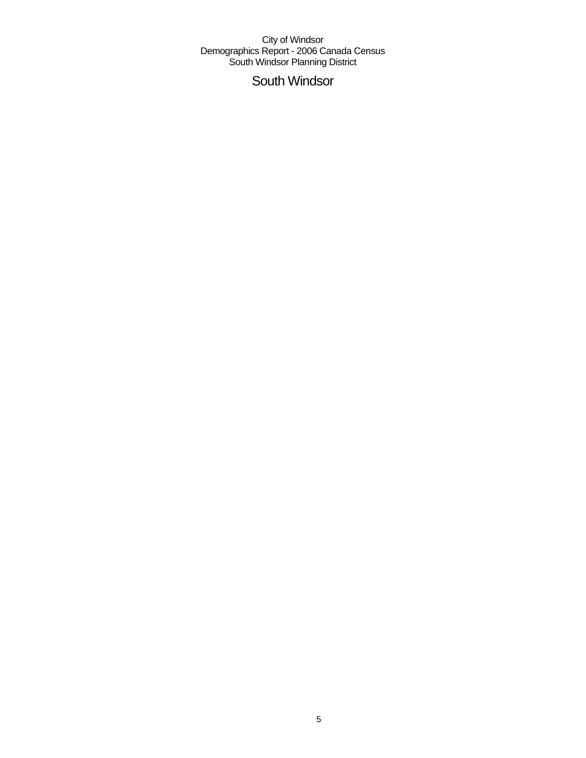# South Windsor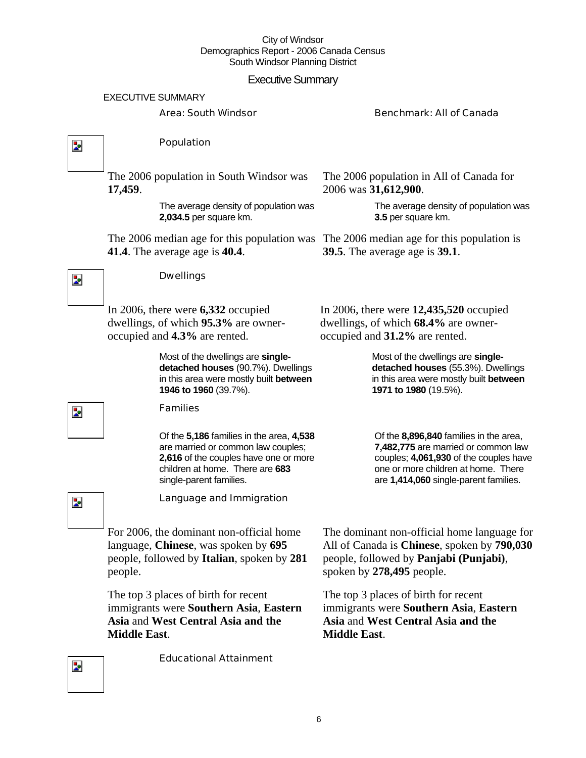City of Windsor
Demographics Report - 2006 Canada Census
South Windsor Planning District

# Executive Summary

## EXECUTIVE SUMMARY

Area: South Windsor

Benchmark: All of Canada

### Population

The 2006 population in South Windsor was **17,459**.

The average density of population was **2,034.5** per square km.

The 2006 median age for this population was **41.4**. The average age is **40.4**.

The 2006 population in All of Canada for 2006 was **31,612,900**.

The average density of population was **3.5** per square km.

The 2006 median age for this population is **39.5**. The average age is **39.1**.

### Dwellings

In 2006, there were **6,332** occupied dwellings, of which **95.3%** are owner-occupied and **4.3%** are rented.

Most of the dwellings are **single-detached houses** (90.7%). Dwellings in this area were mostly built **between 1946 to 1960** (39.7%).

In 2006, there were **12,435,520** occupied dwellings, of which **68.4%** are owner-occupied and **31.2%** are rented.

Most of the dwellings are **single-detached houses** (55.3%). Dwellings in this area were mostly built **between 1971 to 1980** (19.5%).

### Families

Of the **5,186** families in the area, **4,538** are married or common law couples; **2,616** of the couples have one or more children at home. There are **683** single-parent families.

Of the **8,896,840** families in the area, **7,482,775** are married or common law couples; **4,061,930** of the couples have one or more children at home. There are **1,414,060** single-parent families.

### Language and Immigration

For 2006, the dominant non-official home language, **Chinese**, was spoken by **695** people, followed by **Italian**, spoken by **281** people.

The top 3 places of birth for recent immigrants were **Southern Asia**, **Eastern Asia** and **West Central Asia and the Middle East**.

The dominant non-official home language for All of Canada is **Chinese**, spoken by **790,030** people, followed by **Panjabi (Punjabi)**, spoken by **278,495** people.

The top 3 places of birth for recent immigrants were **Southern Asia**, **Eastern Asia** and **West Central Asia and the Middle East**.

### Educational Attainment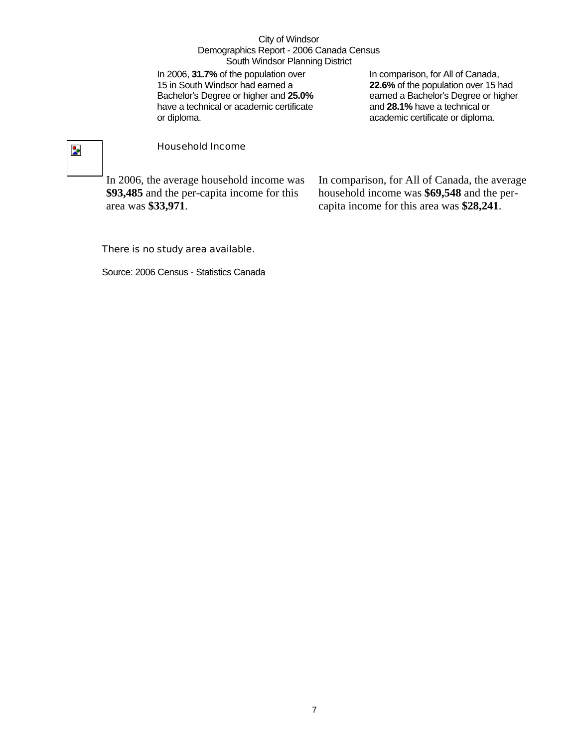City of Windsor
Demographics Report - 2006 Canada Census
South Windsor Planning District

In 2006, **31.7%** of the population over 15 in South Windsor had earned a Bachelor's Degree or higher and **25.0%** have a technical or academic certificate or diploma.

In comparison, for All of Canada, **22.6%** of the population over 15 had earned a Bachelor's Degree or higher and **28.1%** have a technical or academic certificate or diploma.

## Household Income

In 2006, the average household income was **$93,485** and the per-capita income for this area was **$33,971**.

In comparison, for All of Canada, the average household income was **$69,548** and the per-capita income for this area was **$28,241**.

There is no study area available.

Source: 2006 Census - Statistics Canada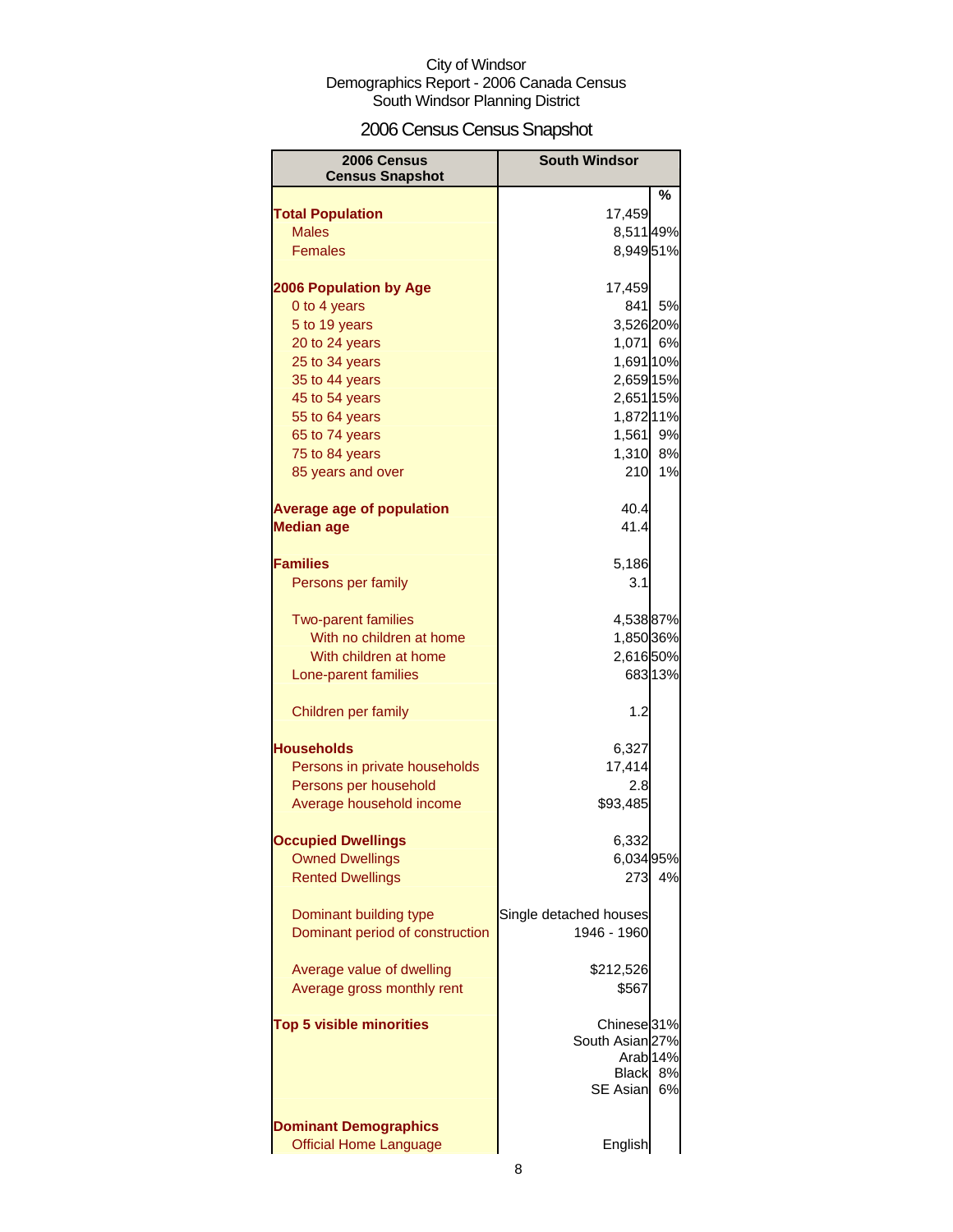City of Windsor
Demographics Report - 2006 Canada Census
South Windsor Planning District

## 2006 Census Census Snapshot

| 2006 Census Census Snapshot | South Windsor | % |
|---|---|---|
| **Total Population** | 17,459 | |
| Males | 8,511 | 49% |
| Females | 8,949 | 51% |
| | | |
| **2006 Population by Age** | 17,459 | |
| 0 to 4 years | 841 | 5% |
| 5 to 19 years | 3,526 | 20% |
| 20 to 24 years | 1,071 | 6% |
| 25 to 34 years | 1,691 | 10% |
| 35 to 44 years | 2,659 | 15% |
| 45 to 54 years | 2,651 | 15% |
| 55 to 64 years | 1,872 | 11% |
| 65 to 74 years | 1,561 | 9% |
| 75 to 84 years | 1,310 | 8% |
| 85 years and over | 210 | 1% |
| | | |
| **Average age of population** | 40.4 | |
| **Median age** | 41.4 | |
| | | |
| **Families** | 5,186 | |
| Persons per family | 3.1 | |
| | | |
| Two-parent families | 4,538 | 87% |
| With no children at home | 1,850 | 36% |
| With children at home | 2,616 | 50% |
| Lone-parent families | 683 | 13% |
| | | |
| Children per family | 1.2 | |
| | | |
| **Households** | 6,327 | |
| Persons in private households | 17,414 | |
| Persons per household | 2.8 | |
| Average household income | $93,485 | |
| | | |
| **Occupied Dwellings** | 6,332 | |
| Owned Dwellings | 6,034 | 95% |
| Rented Dwellings | 273 | 4% |
| | | |
| Dominant building type | Single detached houses | |
| Dominant period of construction | 1946 - 1960 | |
| | | |
| Average value of dwelling | $212,526 | |
| Average gross monthly rent | $567 | |
| | | |
| **Top 5 visible minorities** | Chinese | 31% |
| | South Asian | 27% |
| | Arab | 14% |
| | Black | 8% |
| | SE Asian | 6% |
| | | |
| **Dominant Demographics** | | |
| Official Home Language | English | |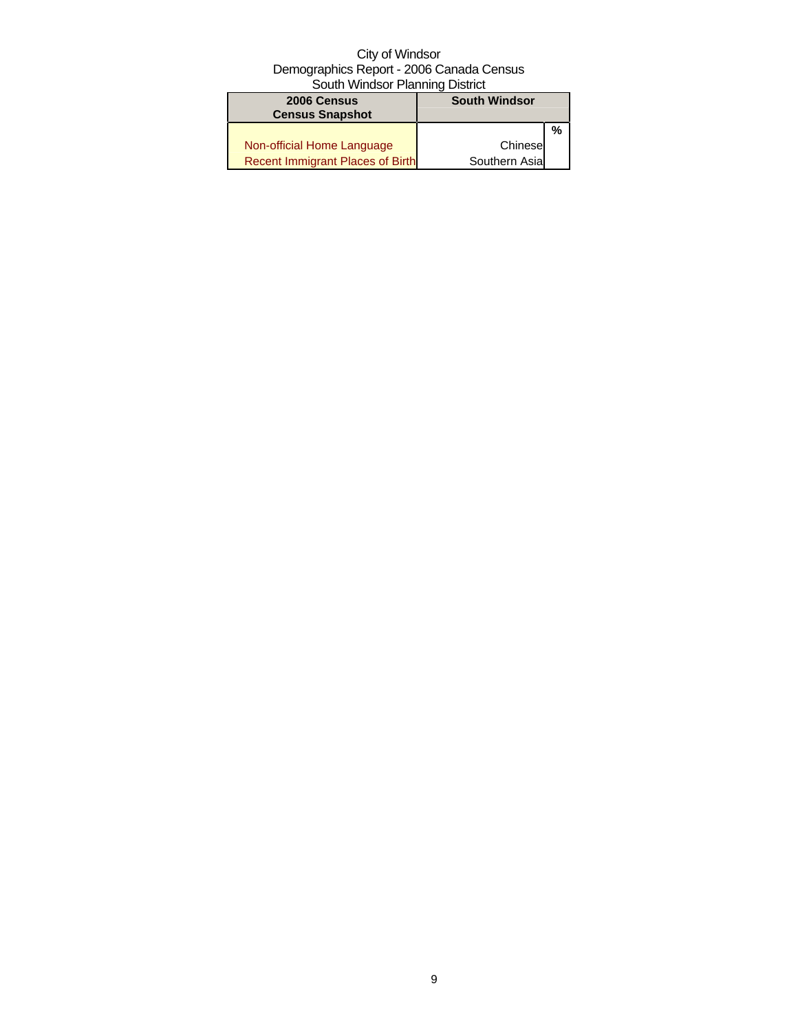City of Windsor
Demographics Report - 2006 Canada Census
South Windsor Planning District

| 2006 Census<br>Census Snapshot | South Windsor | |
|---|---|---|
| | | % |
| Non-official Home Language | Chinese | |
| Recent Immigrant Places of Birth | Southern Asia | |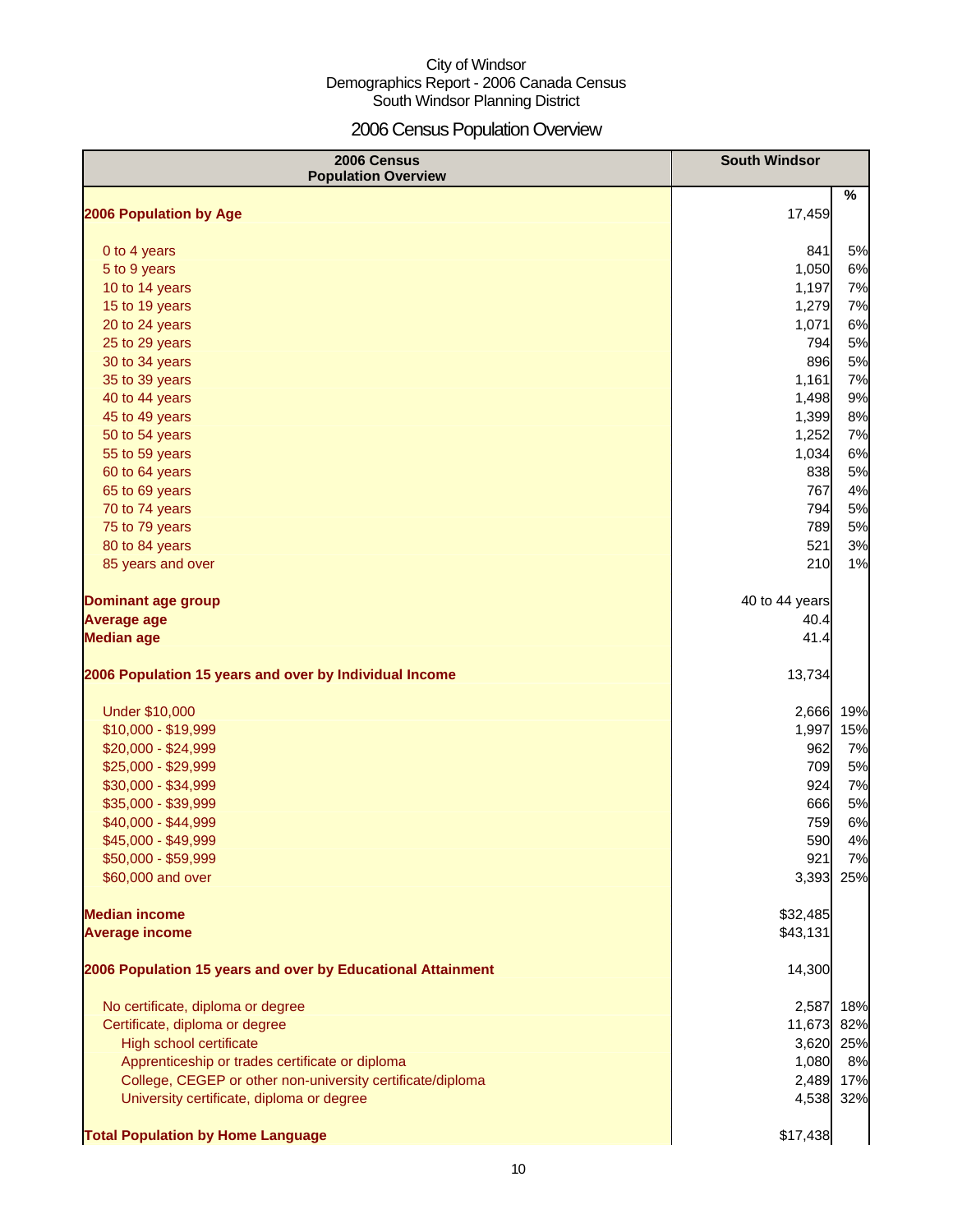City of Windsor
Demographics Report - 2006 Canada Census
South Windsor Planning District

# 2006 Census Population Overview

| 2006 Census Population Overview | South Windsor | |
|---|---|---|
| | | % |
| **2006 Population by Age** | 17,459 | |
| 0 to 4 years | 841 | 5% |
| 5 to 9 years | 1,050 | 6% |
| 10 to 14 years | 1,197 | 7% |
| 15 to 19 years | 1,279 | 7% |
| 20 to 24 years | 1,071 | 6% |
| 25 to 29 years | 794 | 5% |
| 30 to 34 years | 896 | 5% |
| 35 to 39 years | 1,161 | 7% |
| 40 to 44 years | 1,498 | 9% |
| 45 to 49 years | 1,399 | 8% |
| 50 to 54 years | 1,252 | 7% |
| 55 to 59 years | 1,034 | 6% |
| 60 to 64 years | 838 | 5% |
| 65 to 69 years | 767 | 4% |
| 70 to 74 years | 794 | 5% |
| 75 to 79 years | 789 | 5% |
| 80 to 84 years | 521 | 3% |
| 85 years and over | 210 | 1% |
| **Dominant age group** | 40 to 44 years | |
| **Average age** | 40.4 | |
| **Median age** | 41.4 | |
| **2006 Population 15 years and over by Individual Income** | 13,734 | |
| Under $10,000 | 2,666 | 19% |
| $10,000 - $19,999 | 1,997 | 15% |
| $20,000 - $24,999 | 962 | 7% |
| $25,000 - $29,999 | 709 | 5% |
| $30,000 - $34,999 | 924 | 7% |
| $35,000 - $39,999 | 666 | 5% |
| $40,000 - $44,999 | 759 | 6% |
| $45,000 - $49,999 | 590 | 4% |
| $50,000 - $59,999 | 921 | 7% |
| $60,000 and over | 3,393 | 25% |
| **Median income** | $32,485 | |
| **Average income** | $43,131 | |
| **2006 Population 15 years and over by Educational Attainment** | 14,300 | |
| No certificate, diploma or degree | 2,587 | 18% |
| Certificate, diploma or degree | 11,673 | 82% |
| High school certificate | 3,620 | 25% |
| Apprenticeship or trades certificate or diploma | 1,080 | 8% |
| College, CEGEP or other non-university certificate/diploma | 2,489 | 17% |
| University certificate, diploma or degree | 4,538 | 32% |
| **Total Population by Home Language** | $17,438 | |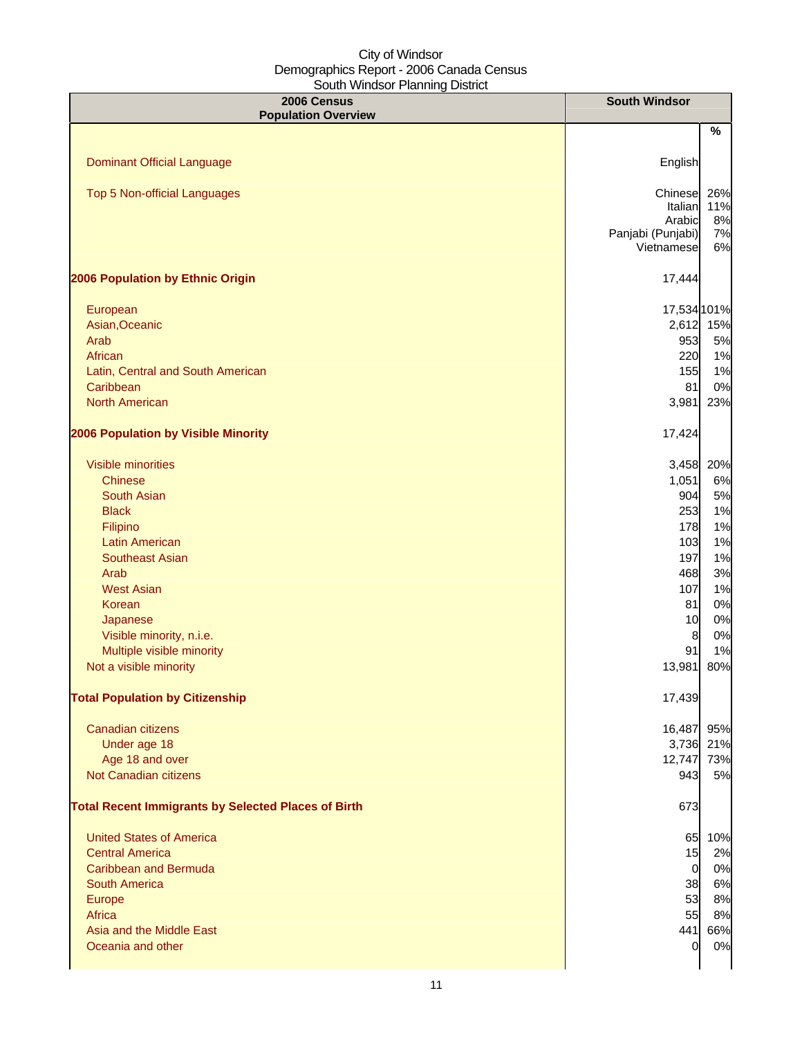City of Windsor
Demographics Report - 2006 Canada Census
South Windsor Planning District

| 2006 Census Population Overview | South Windsor | |
|---|---|---|
| | | % |
| Dominant Official Language | English | |
| Top 5 Non-official Languages | Chinese | 26% |
| | Italian | 11% |
| | Arabic | 8% |
| | Panjabi (Punjabi) | 7% |
| | Vietnamese | 6% |
| **2006 Population by Ethnic Origin** | 17,444 | |
| European | 17,534 | 101% |
| Asian,Oceanic | 2,612 | 15% |
| Arab | 953 | 5% |
| African | 220 | 1% |
| Latin, Central and South American | 155 | 1% |
| Caribbean | 81 | 0% |
| North American | 3,981 | 23% |
| **2006 Population by Visible Minority** | 17,424 | |
| Visible minorities | 3,458 | 20% |
| Chinese | 1,051 | 6% |
| South Asian | 904 | 5% |
| Black | 253 | 1% |
| Filipino | 178 | 1% |
| Latin American | 103 | 1% |
| Southeast Asian | 197 | 1% |
| Arab | 468 | 3% |
| West Asian | 107 | 1% |
| Korean | 81 | 0% |
| Japanese | 10 | 0% |
| Visible minority, n.i.e. | 8 | 0% |
| Multiple visible minority | 91 | 1% |
| Not a visible minority | 13,981 | 80% |
| **Total Population by Citizenship** | 17,439 | |
| Canadian citizens | 16,487 | 95% |
| Under age 18 | 3,736 | 21% |
| Age 18 and over | 12,747 | 73% |
| Not Canadian citizens | 943 | 5% |
| **Total Recent Immigrants by Selected Places of Birth** | 673 | |
| United States of America | 65 | 10% |
| Central America | 15 | 2% |
| Caribbean and Bermuda | 0 | 0% |
| South America | 38 | 6% |
| Europe | 53 | 8% |
| Africa | 55 | 8% |
| Asia and the Middle East | 441 | 66% |
| Oceania and other | 0 | 0% |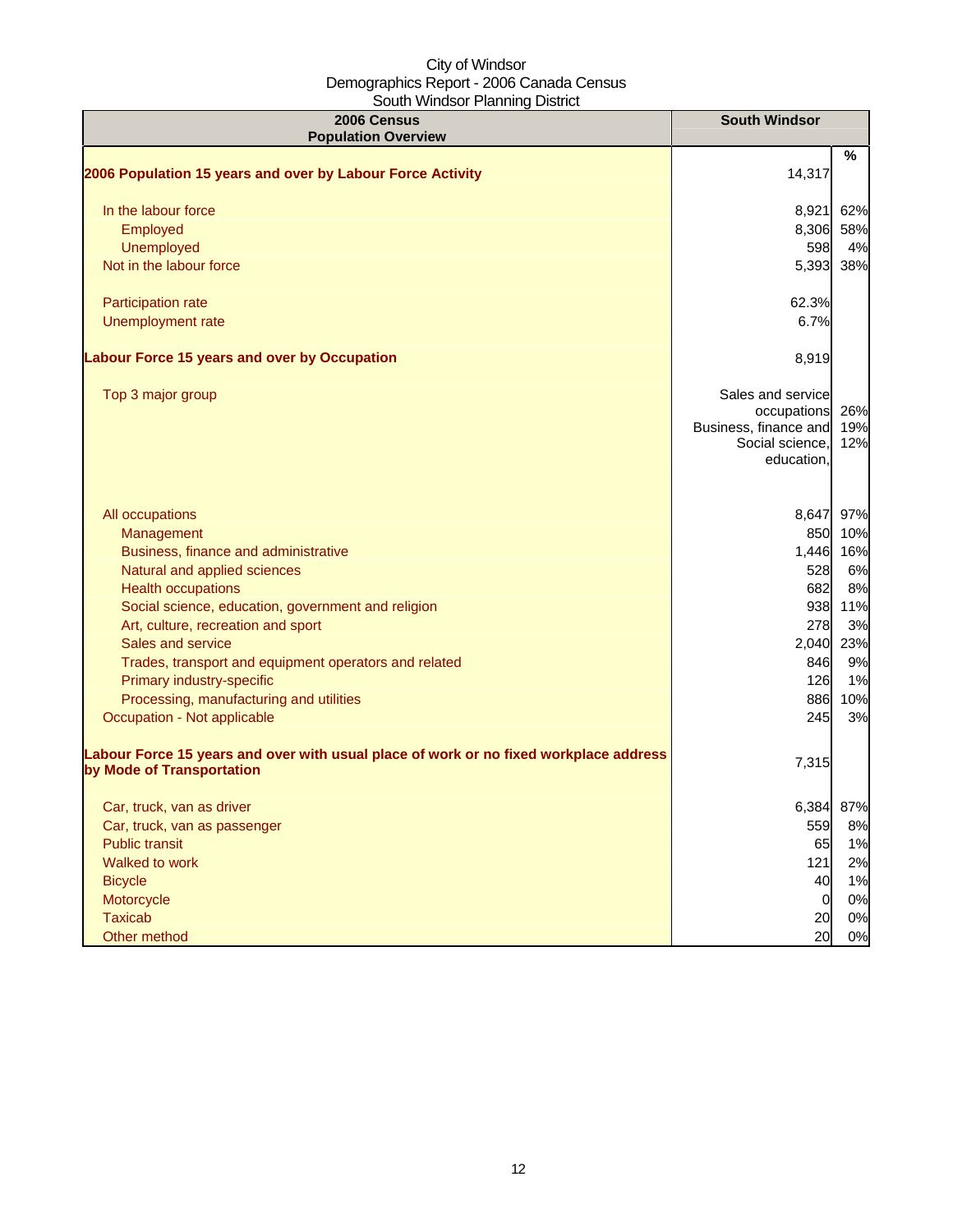City of Windsor
Demographics Report - 2006 Canada Census
South Windsor Planning District

| 2006 Census Population Overview | South Windsor | |
|---|---|---|
| | | % |
| **2006 Population 15 years and over by Labour Force Activity** | 14,317 | |
| In the labour force | 8,921 | 62% |
| Employed | 8,306 | 58% |
| Unemployed | 598 | 4% |
| Not in the labour force | 5,393 | 38% |
| Participation rate | 62.3% | |
| Unemployment rate | 6.7% | |
| **Labour Force 15 years and over by Occupation** | 8,919 | |
| Top 3 major group | Sales and service occupations | 26% |
| | Business, finance and | 19% |
| | Social science, education, | 12% |
| All occupations | 8,647 | 97% |
| Management | 850 | 10% |
| Business, finance and administrative | 1,446 | 16% |
| Natural and applied sciences | 528 | 6% |
| Health occupations | 682 | 8% |
| Social science, education, government and religion | 938 | 11% |
| Art, culture, recreation and sport | 278 | 3% |
| Sales and service | 2,040 | 23% |
| Trades, transport and equipment operators and related | 846 | 9% |
| Primary industry-specific | 126 | 1% |
| Processing, manufacturing and utilities | 886 | 10% |
| Occupation - Not applicable | 245 | 3% |
| **Labour Force 15 years and over with usual place of work or no fixed workplace address by Mode of Transportation** | 7,315 | |
| Car, truck, van as driver | 6,384 | 87% |
| Car, truck, van as passenger | 559 | 8% |
| Public transit | 65 | 1% |
| Walked to work | 121 | 2% |
| Bicycle | 40 | 1% |
| Motorcycle | 0 | 0% |
| Taxicab | 20 | 0% |
| Other method | 20 | 0% |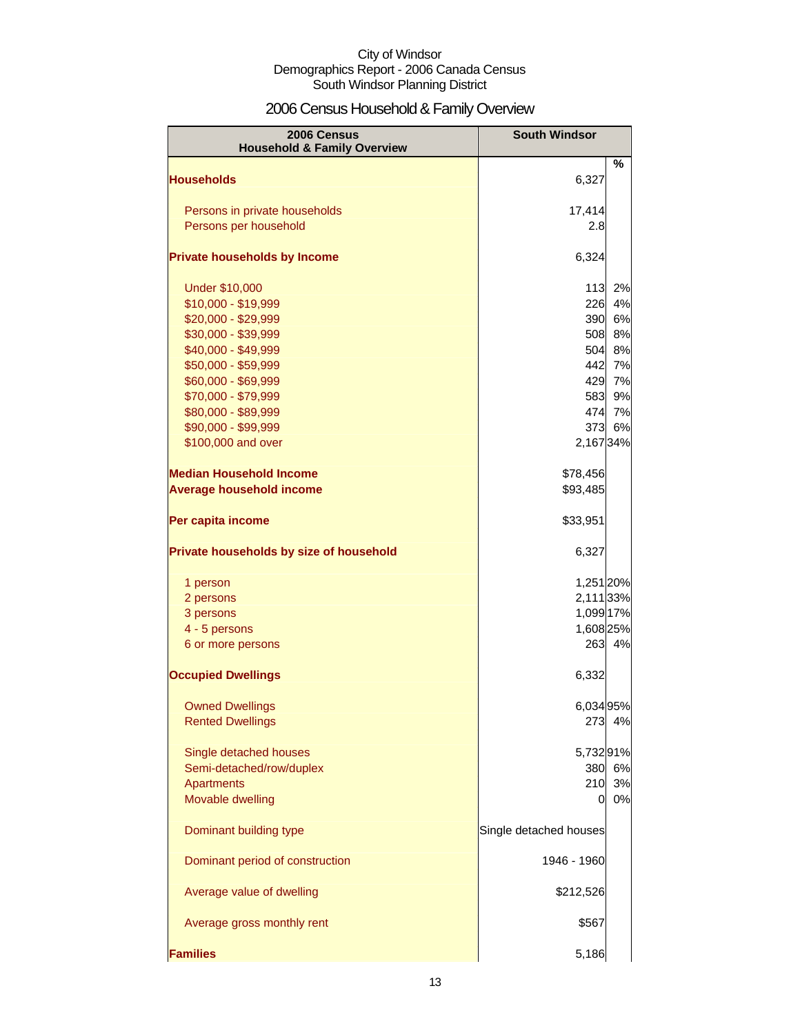City of Windsor
Demographics Report - 2006 Canada Census
South Windsor Planning District

# 2006 Census Household & Family Overview

| 2006 Census Household & Family Overview | South Windsor | % |
|---|---|---|
| **Households** | 6,327 | |
| Persons in private households | 17,414 | |
| Persons per household | 2.8 | |
| **Private households by Income** | 6,324 | |
| Under $10,000 | 113 | 2% |
| $10,000 - $19,999 | 226 | 4% |
| $20,000 - $29,999 | 390 | 6% |
| $30,000 - $39,999 | 508 | 8% |
| $40,000 - $49,999 | 504 | 8% |
| $50,000 - $59,999 | 442 | 7% |
| $60,000 - $69,999 | 429 | 7% |
| $70,000 - $79,999 | 583 | 9% |
| $80,000 - $89,999 | 474 | 7% |
| $90,000 - $99,999 | 373 | 6% |
| $100,000 and over | 2,167 | 34% |
| **Median Household Income** | $78,456 | |
| **Average household income** | $93,485 | |
| **Per capita income** | $33,951 | |
| **Private households by size of household** | 6,327 | |
| 1 person | 1,251 | 20% |
| 2 persons | 2,111 | 33% |
| 3 persons | 1,099 | 17% |
| 4 - 5 persons | 1,608 | 25% |
| 6 or more persons | 263 | 4% |
| **Occupied Dwellings** | 6,332 | |
| Owned Dwellings | 6,034 | 95% |
| Rented Dwellings | 273 | 4% |
| Single detached houses | 5,732 | 91% |
| Semi-detached/row/duplex | 380 | 6% |
| Apartments | 210 | 3% |
| Movable dwelling | 0 | 0% |
| Dominant building type | Single detached houses | |
| Dominant period of construction | 1946 - 1960 | |
| Average value of dwelling | $212,526 | |
| Average gross monthly rent | $567 | |
| **Families** | 5,186 | |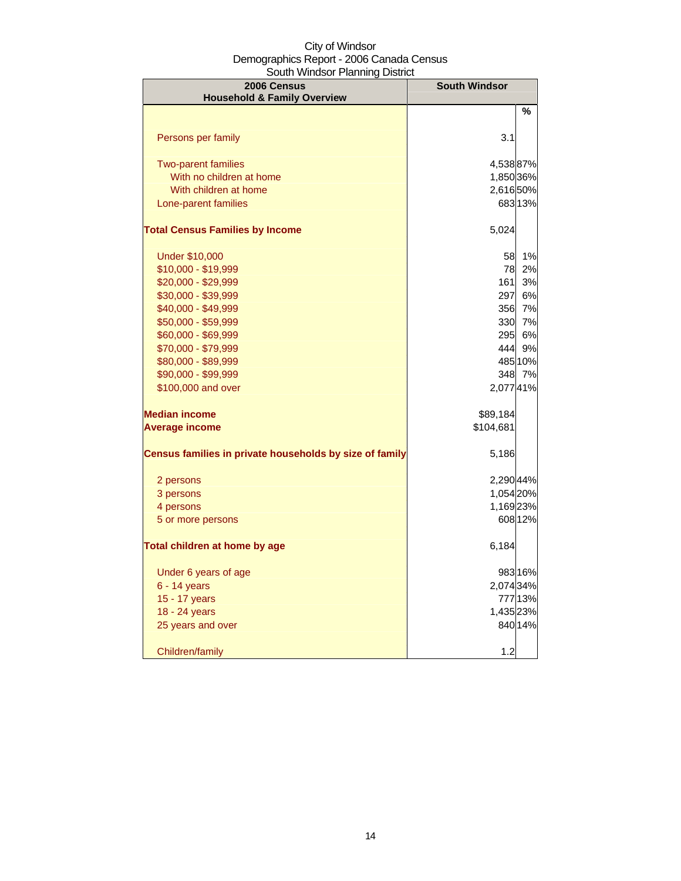City of Windsor
Demographics Report - 2006 Canada Census
South Windsor Planning District

| 2006 Census Household & Family Overview | South Windsor | % |
|---|---|---|
| Persons per family | 3.1 | |
| Two-parent families | 4,538 | 87% |
| With no children at home | 1,850 | 36% |
| With children at home | 2,616 | 50% |
| Lone-parent families | 683 | 13% |
| **Total Census Families by Income** | 5,024 | |
| Under $10,000 | 58 | 1% |
| $10,000 - $19,999 | 78 | 2% |
| $20,000 - $29,999 | 161 | 3% |
| $30,000 - $39,999 | 297 | 6% |
| $40,000 - $49,999 | 356 | 7% |
| $50,000 - $59,999 | 330 | 7% |
| $60,000 - $69,999 | 295 | 6% |
| $70,000 - $79,999 | 444 | 9% |
| $80,000 - $89,999 | 485 | 10% |
| $90,000 - $99,999 | 348 | 7% |
| $100,000 and over | 2,077 | 41% |
| **Median income** | $89,184 | |
| **Average income** | $104,681 | |
| **Census families in private households by size of family** | 5,186 | |
| 2 persons | 2,290 | 44% |
| 3 persons | 1,054 | 20% |
| 4 persons | 1,169 | 23% |
| 5 or more persons | 608 | 12% |
| **Total children at home by age** | 6,184 | |
| Under 6 years of age | 983 | 16% |
| 6 - 14 years | 2,074 | 34% |
| 15 - 17 years | 777 | 13% |
| 18 - 24 years | 1,435 | 23% |
| 25 years and over | 840 | 14% |
| Children/family | 1.2 | |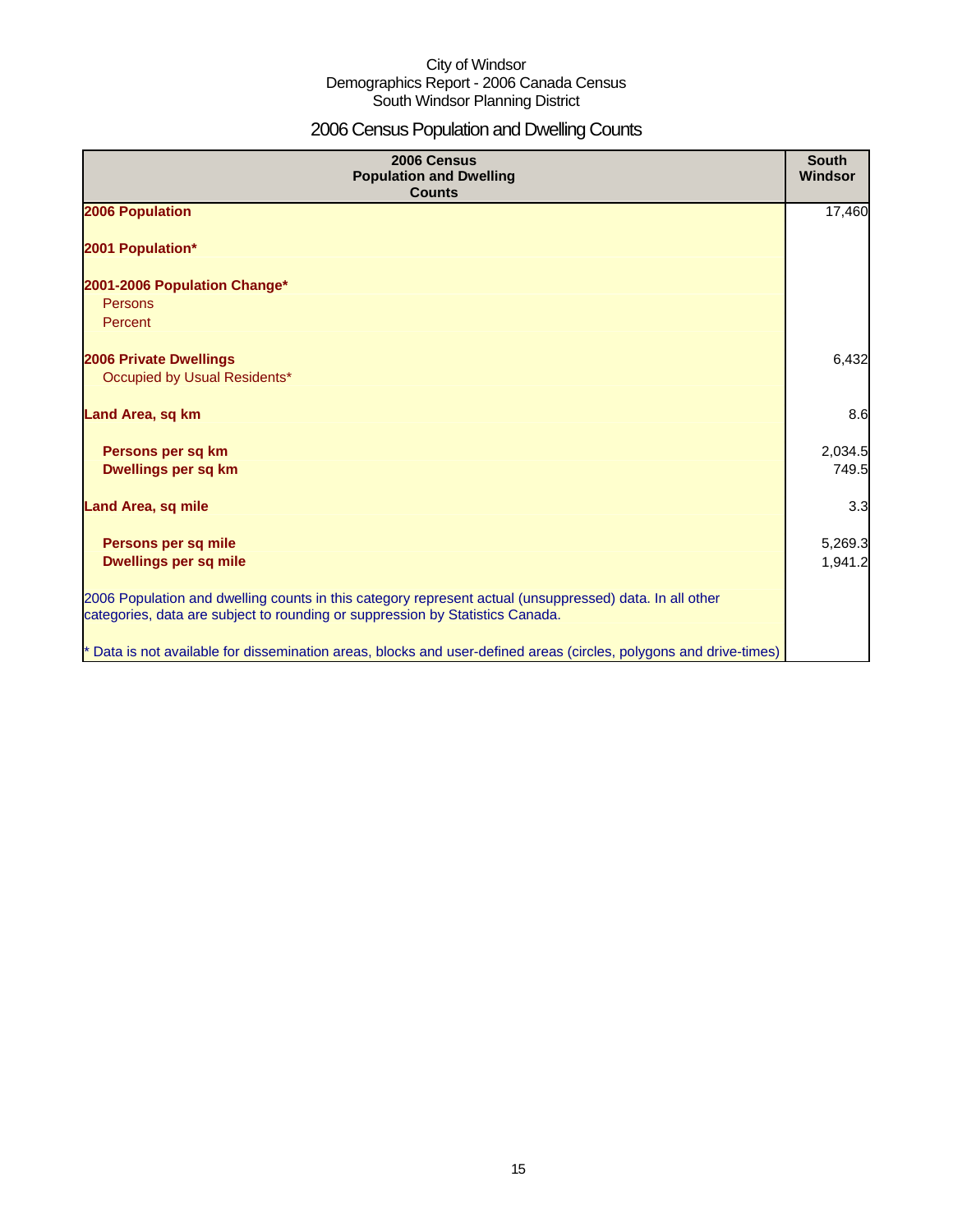City of Windsor
Demographics Report - 2006 Canada Census
South Windsor Planning District

# 2006 Census Population and Dwelling Counts

| 2006 Census Population and Dwelling Counts | South Windsor |
|---|---|
| **2006 Population** | 17,460 |
| **2001 Population*** | |
| **2001-2006 Population Change*** | |
| Persons | |
| Percent | |
| **2006 Private Dwellings** | 6,432 |
| Occupied by Usual Residents* | |
| **Land Area, sq km** | 8.6 |
| **Persons per sq km** | 2,034.5 |
| **Dwellings per sq km** | 749.5 |
| **Land Area, sq mile** | 3.3 |
| **Persons per sq mile** | 5,269.3 |
| **Dwellings per sq mile** | 1,941.2 |

2006 Population and dwelling counts in this category represent actual (unsuppressed) data. In all other categories, data are subject to rounding or suppression by Statistics Canada.

* Data is not available for dissemination areas, blocks and user-defined areas (circles, polygons and drive-times)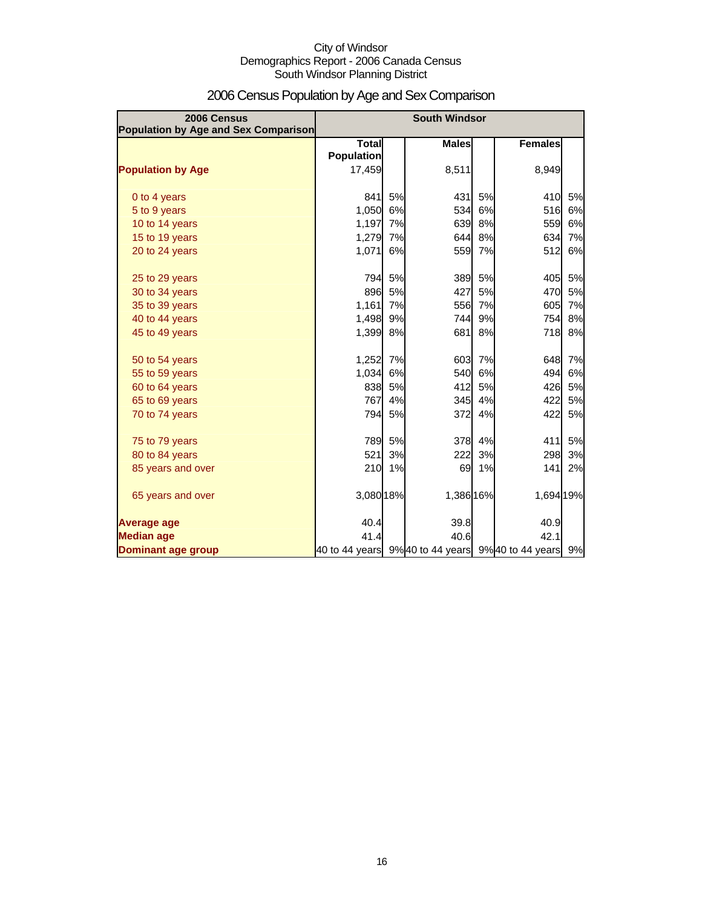City of Windsor
Demographics Report - 2006 Canada Census
South Windsor Planning District

# 2006 Census Population by Age and Sex Comparison

| 2006 Census Population by Age and Sex Comparison | South Windsor | | | | | |
|---|---|---|---|---|---|---|
| | Total Population | | Males | | Females | |
| **Population by Age** | 17,459 | | 8,511 | | 8,949 | |
| 0 to 4 years | 841 | 5% | 431 | 5% | 410 | 5% |
| 5 to 9 years | 1,050 | 6% | 534 | 6% | 516 | 6% |
| 10 to 14 years | 1,197 | 7% | 639 | 8% | 559 | 6% |
| 15 to 19 years | 1,279 | 7% | 644 | 8% | 634 | 7% |
| 20 to 24 years | 1,071 | 6% | 559 | 7% | 512 | 6% |
| 25 to 29 years | 794 | 5% | 389 | 5% | 405 | 5% |
| 30 to 34 years | 896 | 5% | 427 | 5% | 470 | 5% |
| 35 to 39 years | 1,161 | 7% | 556 | 7% | 605 | 7% |
| 40 to 44 years | 1,498 | 9% | 744 | 9% | 754 | 8% |
| 45 to 49 years | 1,399 | 8% | 681 | 8% | 718 | 8% |
| 50 to 54 years | 1,252 | 7% | 603 | 7% | 648 | 7% |
| 55 to 59 years | 1,034 | 6% | 540 | 6% | 494 | 6% |
| 60 to 64 years | 838 | 5% | 412 | 5% | 426 | 5% |
| 65 to 69 years | 767 | 4% | 345 | 4% | 422 | 5% |
| 70 to 74 years | 794 | 5% | 372 | 4% | 422 | 5% |
| 75 to 79 years | 789 | 5% | 378 | 4% | 411 | 5% |
| 80 to 84 years | 521 | 3% | 222 | 3% | 298 | 3% |
| 85 years and over | 210 | 1% | 69 | 1% | 141 | 2% |
| 65 years and over | 3,080 | 18% | 1,386 | 16% | 1,694 | 19% |
| **Average age** | 40.4 | | 39.8 | | 40.9 | |
| **Median age** | 41.4 | | 40.6 | | 42.1 | |
| **Dominant age group** | 40 to 44 years | 9% | 40 to 44 years | 9% | 40 to 44 years | 9% |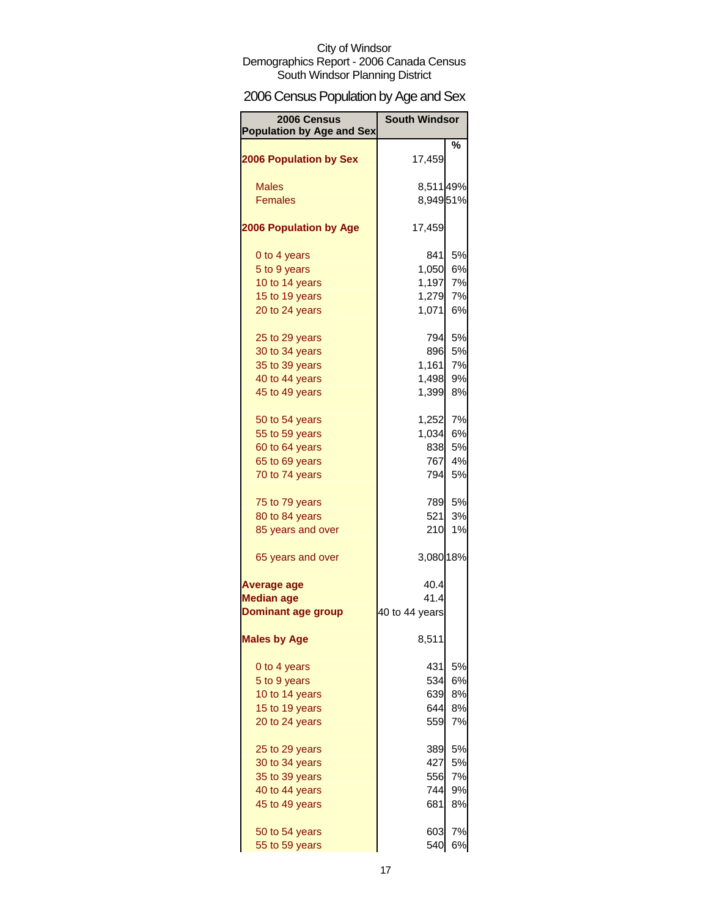City of Windsor
Demographics Report - 2006 Canada Census
South Windsor Planning District

# 2006 Census Population by Age and Sex

| 2006 Census Population by Age and Sex | South Windsor | |
|---|---|---|
| | | % |
| **2006 Population by Sex** | 17,459 | |
| Males | 8,511 | 49% |
| Females | 8,949 | 51% |
| **2006 Population by Age** | 17,459 | |
| 0 to 4 years | 841 | 5% |
| 5 to 9 years | 1,050 | 6% |
| 10 to 14 years | 1,197 | 7% |
| 15 to 19 years | 1,279 | 7% |
| 20 to 24 years | 1,071 | 6% |
| 25 to 29 years | 794 | 5% |
| 30 to 34 years | 896 | 5% |
| 35 to 39 years | 1,161 | 7% |
| 40 to 44 years | 1,498 | 9% |
| 45 to 49 years | 1,399 | 8% |
| 50 to 54 years | 1,252 | 7% |
| 55 to 59 years | 1,034 | 6% |
| 60 to 64 years | 838 | 5% |
| 65 to 69 years | 767 | 4% |
| 70 to 74 years | 794 | 5% |
| 75 to 79 years | 789 | 5% |
| 80 to 84 years | 521 | 3% |
| 85 years and over | 210 | 1% |
| 65 years and over | 3,080 | 18% |
| **Average age** | 40.4 | |
| **Median age** | 41.4 | |
| **Dominant age group** | 40 to 44 years | |
| **Males by Age** | 8,511 | |
| 0 to 4 years | 431 | 5% |
| 5 to 9 years | 534 | 6% |
| 10 to 14 years | 639 | 8% |
| 15 to 19 years | 644 | 8% |
| 20 to 24 years | 559 | 7% |
| 25 to 29 years | 389 | 5% |
| 30 to 34 years | 427 | 5% |
| 35 to 39 years | 556 | 7% |
| 40 to 44 years | 744 | 9% |
| 45 to 49 years | 681 | 8% |
| 50 to 54 years | 603 | 7% |
| 55 to 59 years | 540 | 6% |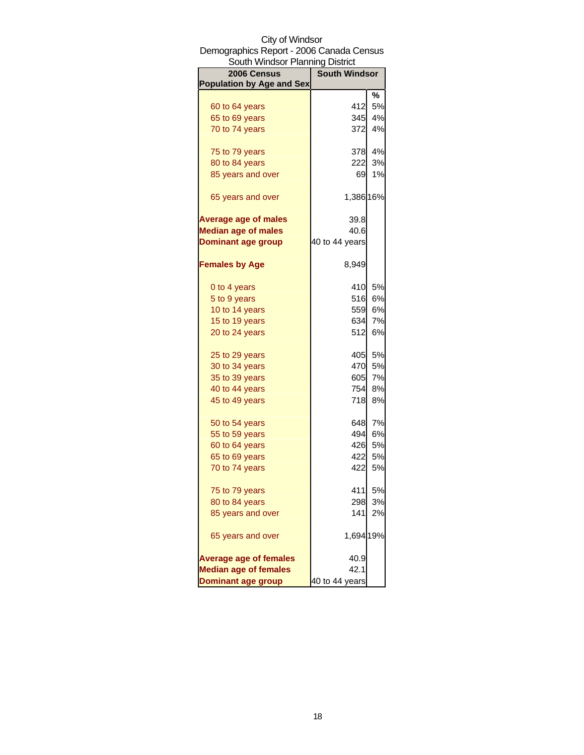City of Windsor
Demographics Report - 2006 Canada Census
South Windsor Planning District

| 2006 Census Population by Age and Sex | South Windsor | % |
|---|---|---|
| 60 to 64 years | 412 | 5% |
| 65 to 69 years | 345 | 4% |
| 70 to 74 years | 372 | 4% |
| 75 to 79 years | 378 | 4% |
| 80 to 84 years | 222 | 3% |
| 85 years and over | 69 | 1% |
| 65 years and over | 1,386 | 16% |
| **Average age of males** | 39.8 | |
| **Median age of males** | 40.6 | |
| **Dominant age group** | 40 to 44 years | |
| **Females by Age** | 8,949 | |
| 0 to 4 years | 410 | 5% |
| 5 to 9 years | 516 | 6% |
| 10 to 14 years | 559 | 6% |
| 15 to 19 years | 634 | 7% |
| 20 to 24 years | 512 | 6% |
| 25 to 29 years | 405 | 5% |
| 30 to 34 years | 470 | 5% |
| 35 to 39 years | 605 | 7% |
| 40 to 44 years | 754 | 8% |
| 45 to 49 years | 718 | 8% |
| 50 to 54 years | 648 | 7% |
| 55 to 59 years | 494 | 6% |
| 60 to 64 years | 426 | 5% |
| 65 to 69 years | 422 | 5% |
| 70 to 74 years | 422 | 5% |
| 75 to 79 years | 411 | 5% |
| 80 to 84 years | 298 | 3% |
| 85 years and over | 141 | 2% |
| 65 years and over | 1,694 | 19% |
| **Average age of females** | 40.9 | |
| **Median age of females** | 42.1 | |
| **Dominant age group** | 40 to 44 years | |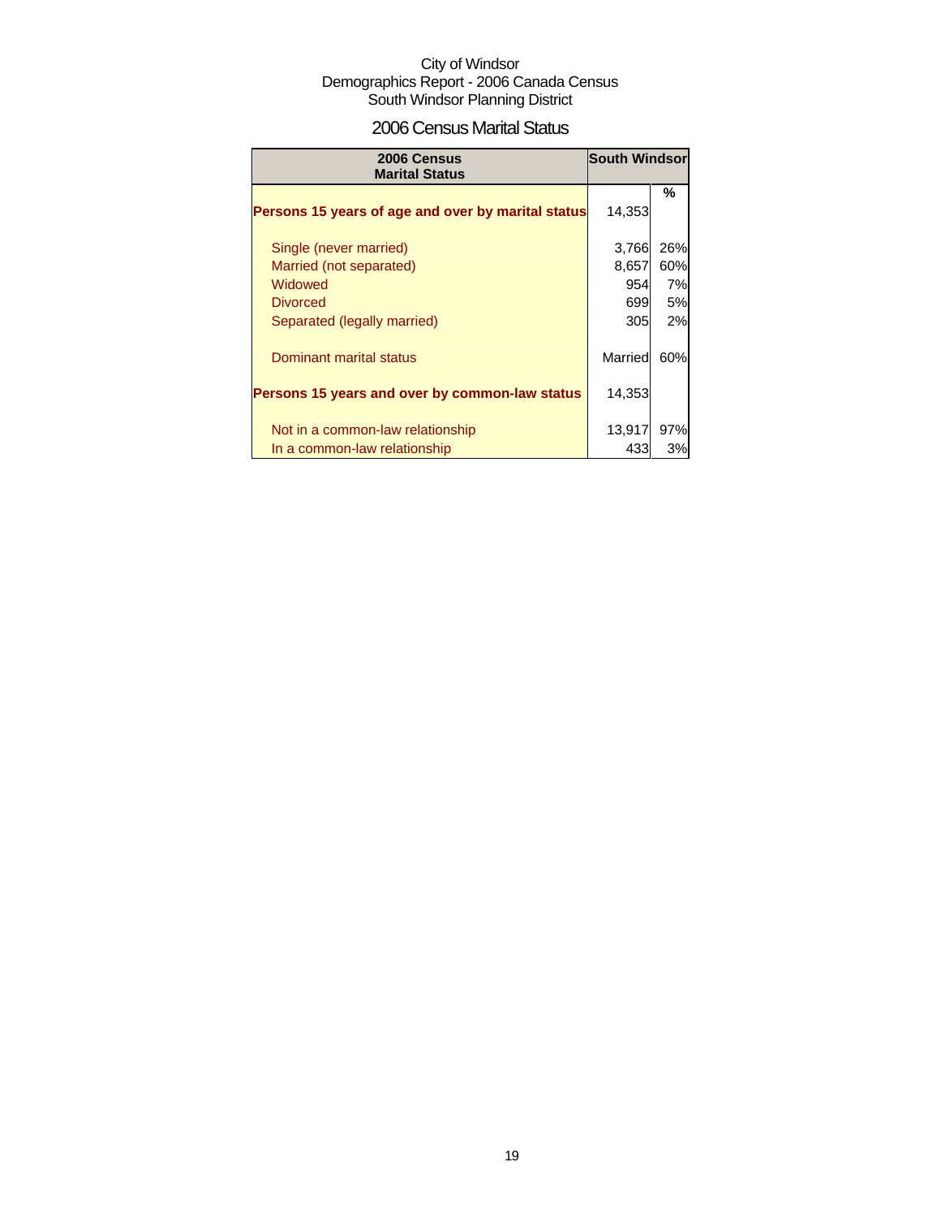City of Windsor
Demographics Report - 2006 Canada Census
South Windsor Planning District

## 2006 Census Marital Status

| 2006 Census Marital Status | South Windsor | |
|---|---|---|
| | | % |
| **Persons 15 years of age and over by marital status** | 14,353 | |
| Single (never married) | 3,766 | 26% |
| Married (not separated) | 8,657 | 60% |
| Widowed | 954 | 7% |
| Divorced | 699 | 5% |
| Separated (legally married) | 305 | 2% |
| Dominant marital status | Married | 60% |
| **Persons 15 years and over by common-law status** | 14,353 | |
| Not in a common-law relationship | 13,917 | 97% |
| In a common-law relationship | 433 | 3% |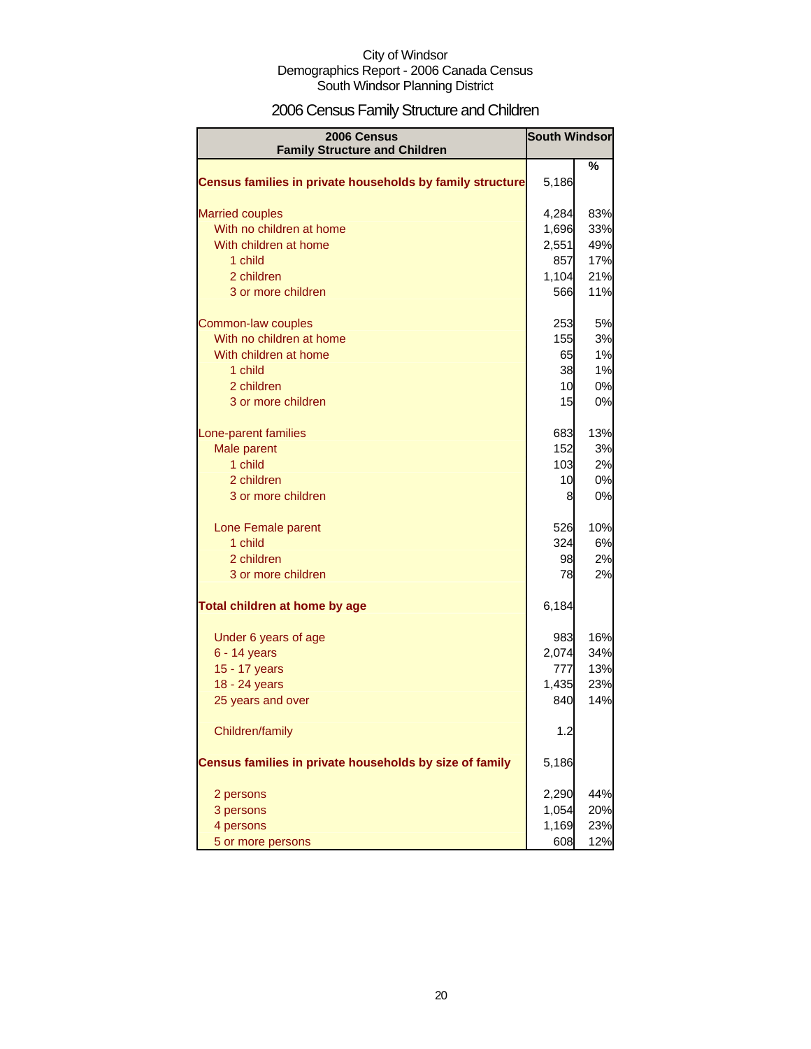City of Windsor
Demographics Report - 2006 Canada Census
South Windsor Planning District

# 2006 Census Family Structure and Children

| 2006 Census Family Structure and Children | South Windsor | |
|---|---|---|
| | | % |
| **Census families in private households by family structure** | 5,186 | |
| Married couples | 4,284 | 83% |
| With no children at home | 1,696 | 33% |
| With children at home | 2,551 | 49% |
| 1 child | 857 | 17% |
| 2 children | 1,104 | 21% |
| 3 or more children | 566 | 11% |
| Common-law couples | 253 | 5% |
| With no children at home | 155 | 3% |
| With children at home | 65 | 1% |
| 1 child | 38 | 1% |
| 2 children | 10 | 0% |
| 3 or more children | 15 | 0% |
| Lone-parent families | 683 | 13% |
| Male parent | 152 | 3% |
| 1 child | 103 | 2% |
| 2 children | 10 | 0% |
| 3 or more children | 8 | 0% |
| Lone Female parent | 526 | 10% |
| 1 child | 324 | 6% |
| 2 children | 98 | 2% |
| 3 or more children | 78 | 2% |
| **Total children at home by age** | 6,184 | |
| Under 6 years of age | 983 | 16% |
| 6 - 14 years | 2,074 | 34% |
| 15 - 17 years | 777 | 13% |
| 18 - 24 years | 1,435 | 23% |
| 25 years and over | 840 | 14% |
| Children/family | 1.2 | |
| **Census families in private households by size of family** | 5,186 | |
| 2 persons | 2,290 | 44% |
| 3 persons | 1,054 | 20% |
| 4 persons | 1,169 | 23% |
| 5 or more persons | 608 | 12% |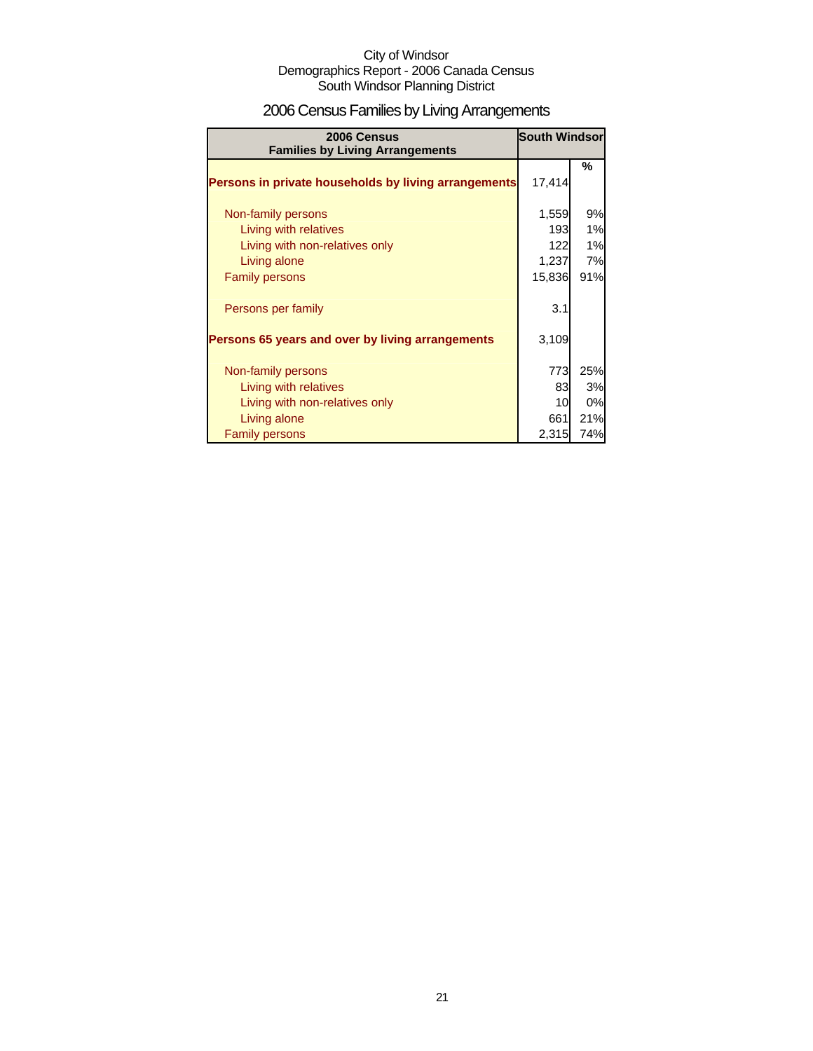City of Windsor
Demographics Report - 2006 Canada Census
South Windsor Planning District

# 2006 Census Families by Living Arrangements

| 2006 Census Families by Living Arrangements | South Windsor | |
|---|---|---|
| | | % |
| **Persons in private households by living arrangements** | 17,414 | |
| Non-family persons | 1,559 | 9% |
| Living with relatives | 193 | 1% |
| Living with non-relatives only | 122 | 1% |
| Living alone | 1,237 | 7% |
| Family persons | 15,836 | 91% |
| Persons per family | 3.1 | |
| **Persons 65 years and over by living arrangements** | 3,109 | |
| Non-family persons | 773 | 25% |
| Living with relatives | 83 | 3% |
| Living with non-relatives only | 10 | 0% |
| Living alone | 661 | 21% |
| Family persons | 2,315 | 74% |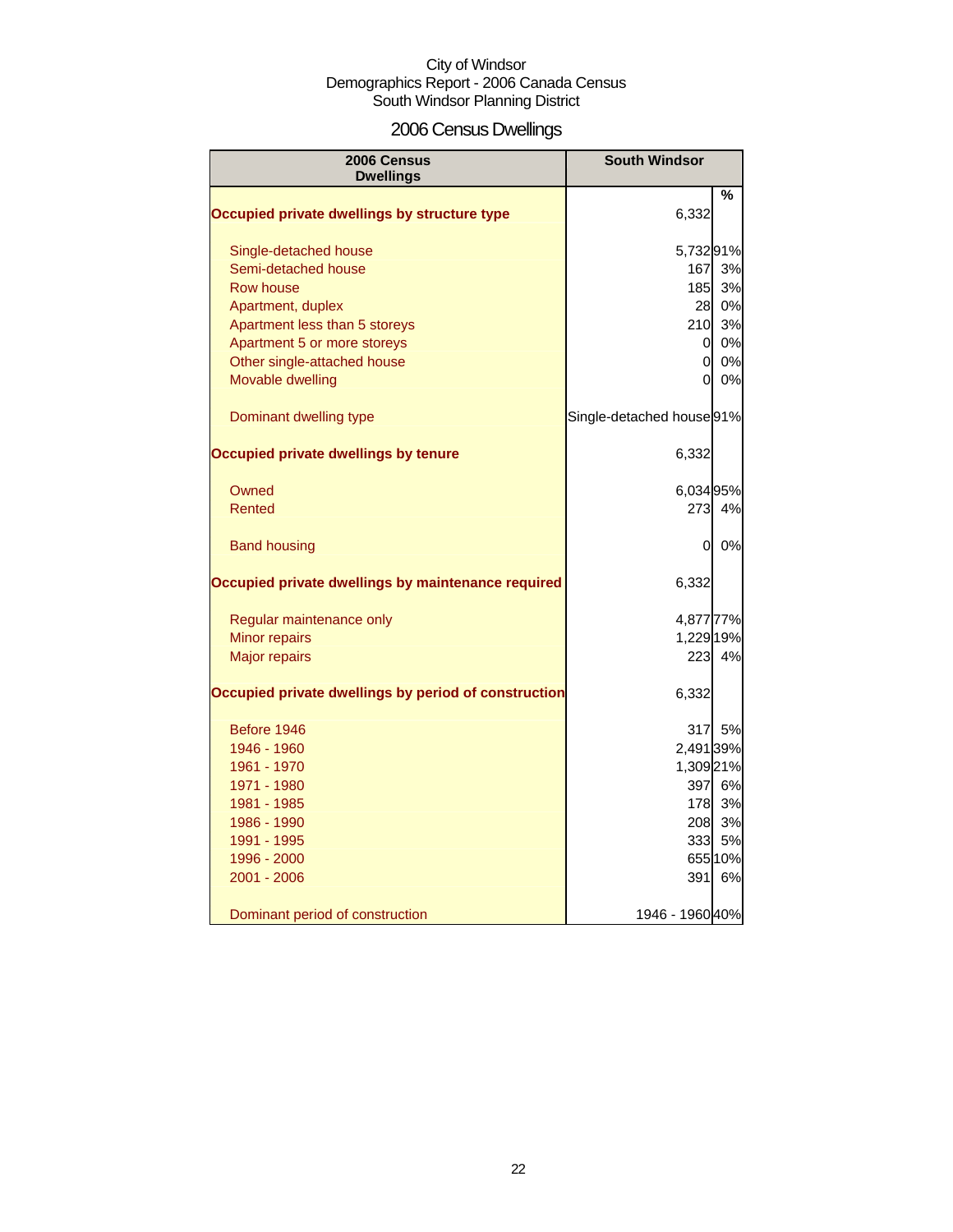City of Windsor
Demographics Report - 2006 Canada Census
South Windsor Planning District

# 2006 Census Dwellings

| 2006 Census Dwellings | South Windsor | % |
|---|---|---|
| **Occupied private dwellings by structure type** | 6,332 | |
| Single-detached house | 5,732 | 91% |
| Semi-detached house | 167 | 3% |
| Row house | 185 | 3% |
| Apartment, duplex | 28 | 0% |
| Apartment less than 5 storeys | 210 | 3% |
| Apartment 5 or more storeys | 0 | 0% |
| Other single-attached house | 0 | 0% |
| Movable dwelling | 0 | 0% |
| Dominant dwelling type | Single-detached house | 91% |
| **Occupied private dwellings by tenure** | 6,332 | |
| Owned | 6,034 | 95% |
| Rented | 273 | 4% |
| Band housing | 0 | 0% |
| **Occupied private dwellings by maintenance required** | 6,332 | |
| Regular maintenance only | 4,877 | 77% |
| Minor repairs | 1,229 | 19% |
| Major repairs | 223 | 4% |
| **Occupied private dwellings by period of construction** | 6,332 | |
| Before 1946 | 317 | 5% |
| 1946 - 1960 | 2,491 | 39% |
| 1961 - 1970 | 1,309 | 21% |
| 1971 - 1980 | 397 | 6% |
| 1981 - 1985 | 178 | 3% |
| 1986 - 1990 | 208 | 3% |
| 1991 - 1995 | 333 | 5% |
| 1996 - 2000 | 655 | 10% |
| 2001 - 2006 | 391 | 6% |
| Dominant period of construction | 1946 - 1960 | 40% |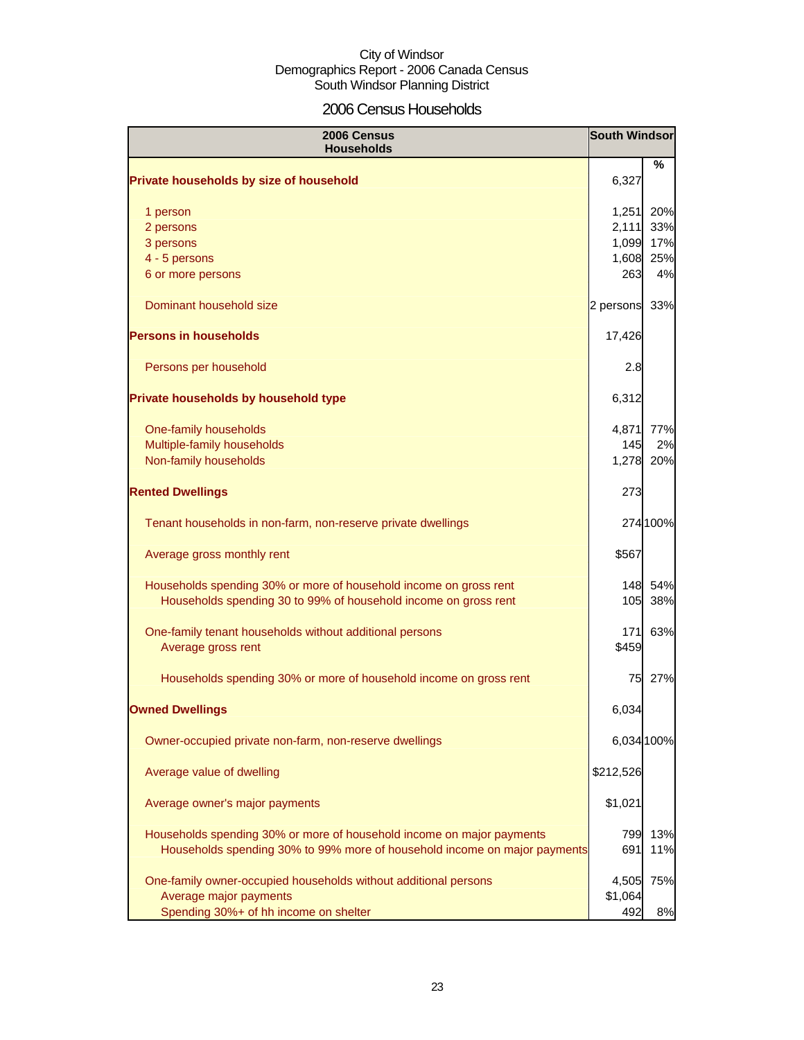City of Windsor
Demographics Report - 2006 Canada Census
South Windsor Planning District

# 2006 Census Households

| 2006 Census Households | South Windsor | |
|---|---|---|
| | | % |
| **Private households by size of household** | 6,327 | |
| 1 person | 1,251 | 20% |
| 2 persons | 2,111 | 33% |
| 3 persons | 1,099 | 17% |
| 4 - 5 persons | 1,608 | 25% |
| 6 or more persons | 263 | 4% |
| Dominant household size | 2 persons | 33% |
| **Persons in households** | 17,426 | |
| Persons per household | 2.8 | |
| **Private households by household type** | 6,312 | |
| One-family households | 4,871 | 77% |
| Multiple-family households | 145 | 2% |
| Non-family households | 1,278 | 20% |
| **Rented Dwellings** | 273 | |
| Tenant households in non-farm, non-reserve private dwellings | 274 | 100% |
| Average gross monthly rent | $567 | |
| Households spending 30% or more of household income on gross rent | 148 | 54% |
| Households spending 30 to 99% of household income on gross rent | 105 | 38% |
| One-family tenant households without additional persons | 171 | 63% |
| Average gross rent | $459 | |
| Households spending 30% or more of household income on gross rent | 75 | 27% |
| **Owned Dwellings** | 6,034 | |
| Owner-occupied private non-farm, non-reserve dwellings | 6,034 | 100% |
| Average value of dwelling | $212,526 | |
| Average owner's major payments | $1,021 | |
| Households spending 30% or more of household income on major payments | 799 | 13% |
| Households spending 30% to 99% more of household income on major payments | 691 | 11% |
| One-family owner-occupied households without additional persons | 4,505 | 75% |
| Average major payments | $1,064 | |
| Spending 30%+ of hh income on shelter | 492 | 8% |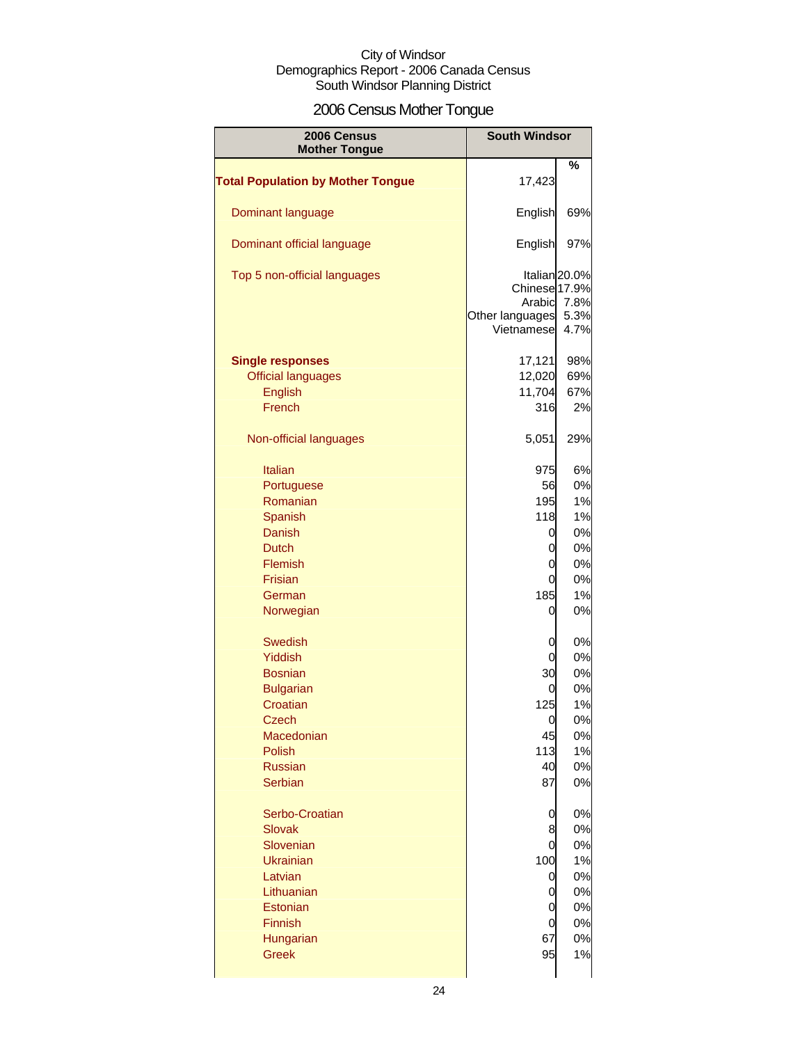City of Windsor
Demographics Report - 2006 Canada Census
South Windsor Planning District

## 2006 Census Mother Tongue

| 2006 Census Mother Tongue | South Windsor | |
|---|---|---|
| | | % |
| **Total Population by Mother Tongue** | 17,423 | |
| Dominant language | English | 69% |
| Dominant official language | English | 97% |
| Top 5 non-official languages | Italian | 20.0% |
| | Chinese | 17.9% |
| | Arabic | 7.8% |
| | Other languages | 5.3% |
| | Vietnamese | 4.7% |
| **Single responses** | 17,121 | 98% |
| Official languages | 12,020 | 69% |
| English | 11,704 | 67% |
| French | 316 | 2% |
| Non-official languages | 5,051 | 29% |
| Italian | 975 | 6% |
| Portuguese | 56 | 0% |
| Romanian | 195 | 1% |
| Spanish | 118 | 1% |
| Danish | 0 | 0% |
| Dutch | 0 | 0% |
| Flemish | 0 | 0% |
| Frisian | 0 | 0% |
| German | 185 | 1% |
| Norwegian | 0 | 0% |
| Swedish | 0 | 0% |
| Yiddish | 0 | 0% |
| Bosnian | 30 | 0% |
| Bulgarian | 0 | 0% |
| Croatian | 125 | 1% |
| Czech | 0 | 0% |
| Macedonian | 45 | 0% |
| Polish | 113 | 1% |
| Russian | 40 | 0% |
| Serbian | 87 | 0% |
| Serbo-Croatian | 0 | 0% |
| Slovak | 8 | 0% |
| Slovenian | 0 | 0% |
| Ukrainian | 100 | 1% |
| Latvian | 0 | 0% |
| Lithuanian | 0 | 0% |
| Estonian | 0 | 0% |
| Finnish | 0 | 0% |
| Hungarian | 67 | 0% |
| Greek | 95 | 1% |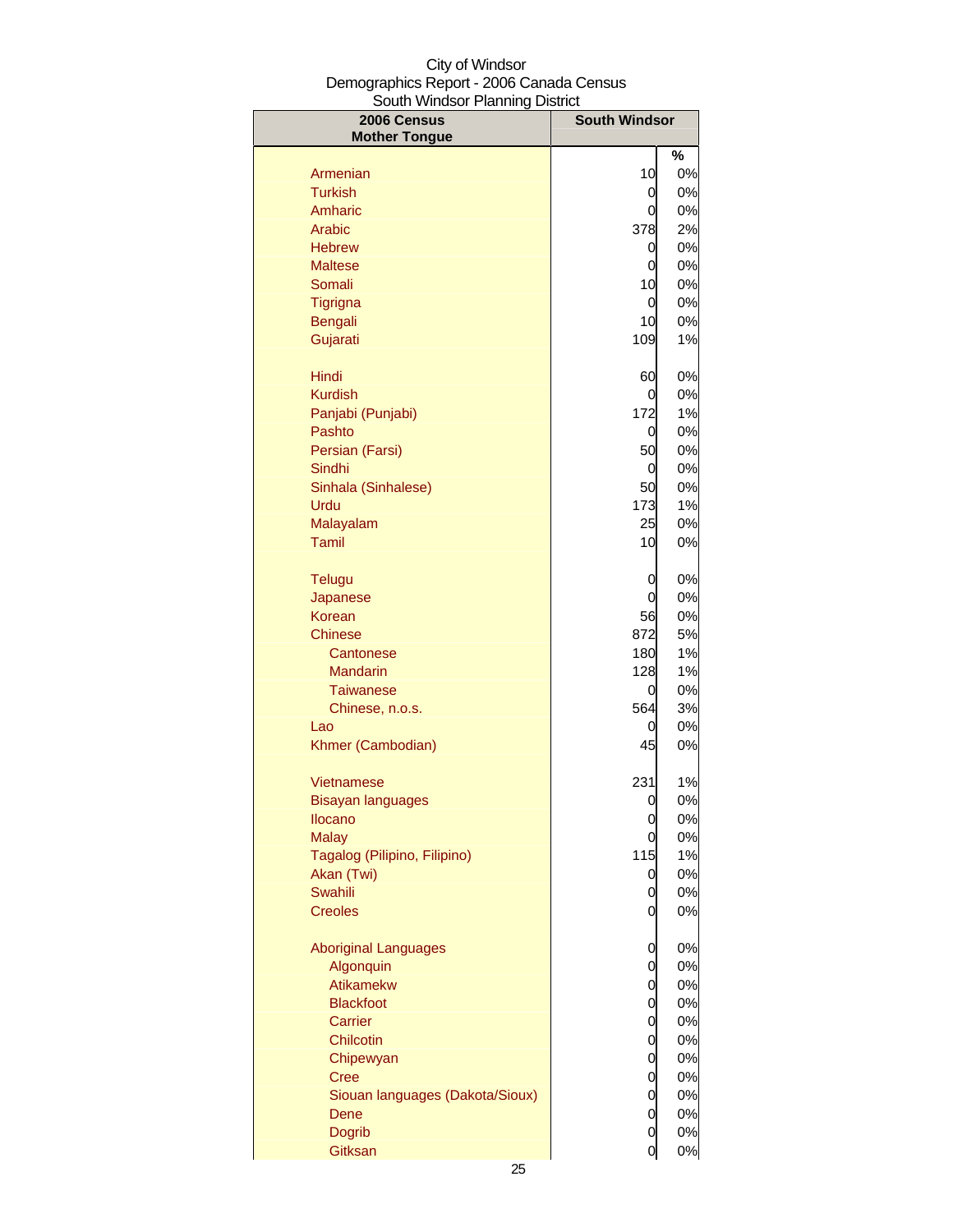City of Windsor
Demographics Report - 2006 Canada Census
South Windsor Planning District

| 2006 Census Mother Tongue | South Windsor | % |
|---|---|---|
| Armenian | 10 | 0% |
| Turkish | 0 | 0% |
| Amharic | 0 | 0% |
| Arabic | 378 | 2% |
| Hebrew | 0 | 0% |
| Maltese | 0 | 0% |
| Somali | 10 | 0% |
| Tigrigna | 0 | 0% |
| Bengali | 10 | 0% |
| Gujarati | 109 | 1% |
| Hindi | 60 | 0% |
| Kurdish | 0 | 0% |
| Panjabi (Punjabi) | 172 | 1% |
| Pashto | 0 | 0% |
| Persian (Farsi) | 50 | 0% |
| Sindhi | 0 | 0% |
| Sinhala (Sinhalese) | 50 | 0% |
| Urdu | 173 | 1% |
| Malayalam | 25 | 0% |
| Tamil | 10 | 0% |
| Telugu | 0 | 0% |
| Japanese | 0 | 0% |
| Korean | 56 | 0% |
| Chinese | 872 | 5% |
| Cantonese | 180 | 1% |
| Mandarin | 128 | 1% |
| Taiwanese | 0 | 0% |
| Chinese, n.o.s. | 564 | 3% |
| Lao | 0 | 0% |
| Khmer (Cambodian) | 45 | 0% |
| Vietnamese | 231 | 1% |
| Bisayan languages | 0 | 0% |
| Ilocano | 0 | 0% |
| Malay | 0 | 0% |
| Tagalog (Pilipino, Filipino) | 115 | 1% |
| Akan (Twi) | 0 | 0% |
| Swahili | 0 | 0% |
| Creoles | 0 | 0% |
| Aboriginal Languages | 0 | 0% |
| Algonquin | 0 | 0% |
| Atikamekw | 0 | 0% |
| Blackfoot | 0 | 0% |
| Carrier | 0 | 0% |
| Chilcotin | 0 | 0% |
| Chipewyan | 0 | 0% |
| Cree | 0 | 0% |
| Siouan languages (Dakota/Sioux) | 0 | 0% |
| Dene | 0 | 0% |
| Dogrib | 0 | 0% |
| Gitksan | 0 | 0% |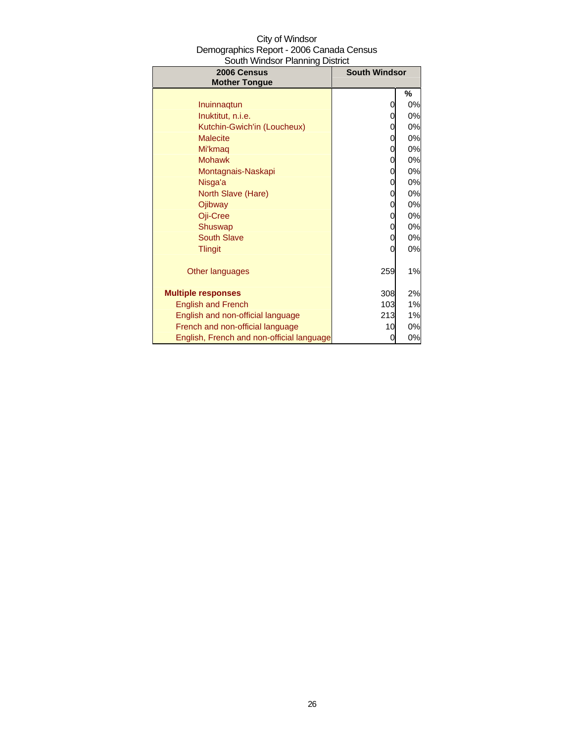City of Windsor
Demographics Report - 2006 Canada Census
South Windsor Planning District

| 2006 Census Mother Tongue | South Windsor | |
|---|---|---|
| | | % |
| Inuinnaqtun | 0 | 0% |
| Inuktitut, n.i.e. | 0 | 0% |
| Kutchin-Gwich'in (Loucheux) | 0 | 0% |
| Malecite | 0 | 0% |
| Mi'kmaq | 0 | 0% |
| Mohawk | 0 | 0% |
| Montagnais-Naskapi | 0 | 0% |
| Nisga'a | 0 | 0% |
| North Slave (Hare) | 0 | 0% |
| Ojibway | 0 | 0% |
| Oji-Cree | 0 | 0% |
| Shuswap | 0 | 0% |
| South Slave | 0 | 0% |
| Tlingit | 0 | 0% |
| Other languages | 259 | 1% |
| **Multiple responses** | 308 | 2% |
| English and French | 103 | 1% |
| English and non-official language | 213 | 1% |
| French and non-official language | 10 | 0% |
| English, French and non-official language | 0 | 0% |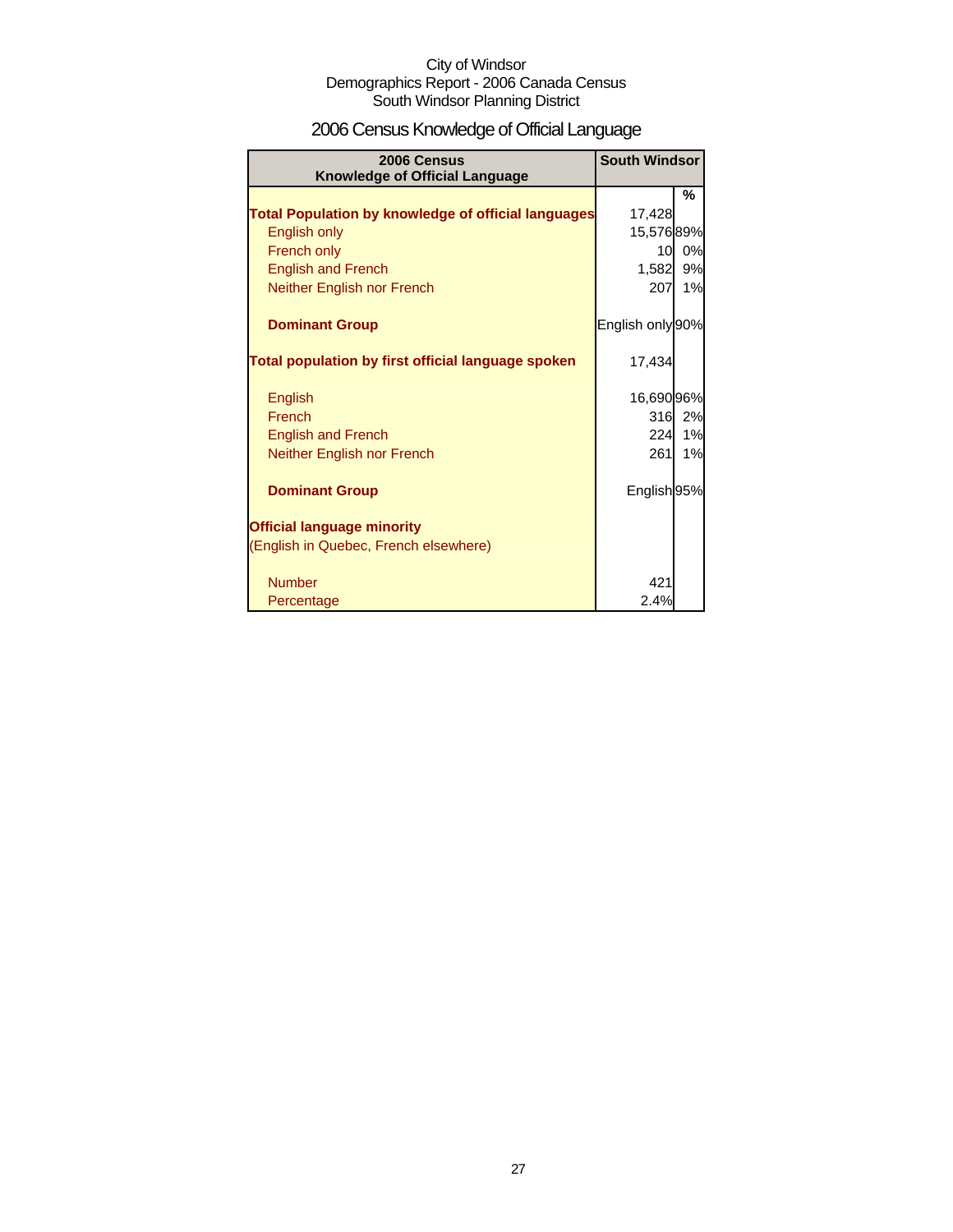City of Windsor
Demographics Report - 2006 Canada Census
South Windsor Planning District

# 2006 Census Knowledge of Official Language

| 2006 Census Knowledge of Official Language | South Windsor | |
|---|---|---|
| | | % |
| **Total Population by knowledge of official languages** | 17,428 | |
| English only | 15,576 | 89% |
| French only | 10 | 0% |
| English and French | 1,582 | 9% |
| Neither English nor French | 207 | 1% |
| | | |
| **Dominant Group** | English only | 90% |
| | | |
| **Total population by first official language spoken** | 17,434 | |
| | | |
| English | 16,690 | 96% |
| French | 316 | 2% |
| English and French | 224 | 1% |
| Neither English nor French | 261 | 1% |
| | | |
| **Dominant Group** | English | 95% |
| | | |
| **Official language minority** | | |
| (English in Quebec, French elsewhere) | | |
| | | |
| Number | 421 | |
| Percentage | 2.4% | |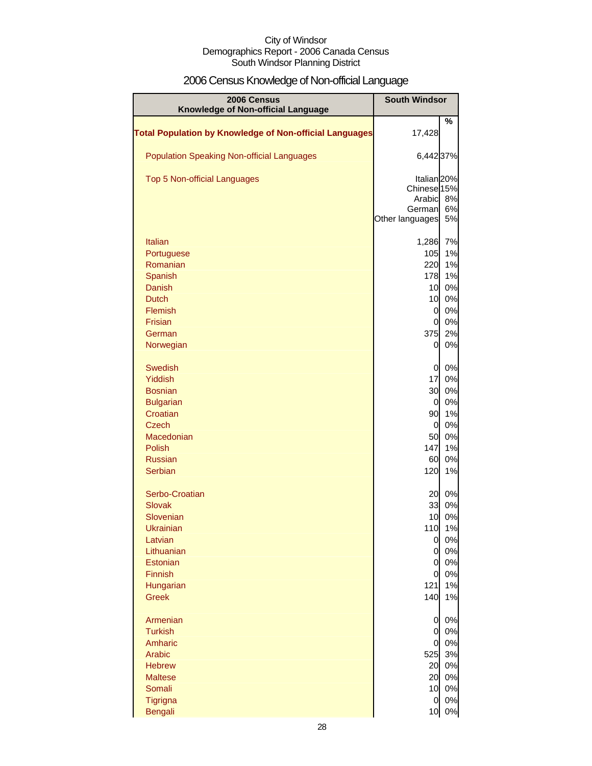City of Windsor
Demographics Report - 2006 Canada Census
South Windsor Planning District

# 2006 Census Knowledge of Non-official Language

| 2006 Census Knowledge of Non-official Language | South Windsor | |
|---|---|---|
| | | % |
| **Total Population by Knowledge of Non-official Languages** | 17,428 | |
| Population Speaking Non-official Languages | 6,442 | 37% |
| Top 5 Non-official Languages | Italian | 20% |
| | Chinese | 15% |
| | Arabic | 8% |
| | German | 6% |
| | Other languages | 5% |
| Italian | 1,286 | 7% |
| Portuguese | 105 | 1% |
| Romanian | 220 | 1% |
| Spanish | 178 | 1% |
| Danish | 10 | 0% |
| Dutch | 10 | 0% |
| Flemish | 0 | 0% |
| Frisian | 0 | 0% |
| German | 375 | 2% |
| Norwegian | 0 | 0% |
| Swedish | 0 | 0% |
| Yiddish | 17 | 0% |
| Bosnian | 30 | 0% |
| Bulgarian | 0 | 0% |
| Croatian | 90 | 1% |
| Czech | 0 | 0% |
| Macedonian | 50 | 0% |
| Polish | 147 | 1% |
| Russian | 60 | 0% |
| Serbian | 120 | 1% |
| Serbo-Croatian | 20 | 0% |
| Slovak | 33 | 0% |
| Slovenian | 10 | 0% |
| Ukrainian | 110 | 1% |
| Latvian | 0 | 0% |
| Lithuanian | 0 | 0% |
| Estonian | 0 | 0% |
| Finnish | 0 | 0% |
| Hungarian | 121 | 1% |
| Greek | 140 | 1% |
| Armenian | 0 | 0% |
| Turkish | 0 | 0% |
| Amharic | 0 | 0% |
| Arabic | 525 | 3% |
| Hebrew | 20 | 0% |
| Maltese | 20 | 0% |
| Somali | 10 | 0% |
| Tigrigna | 0 | 0% |
| Bengali | 10 | 0% |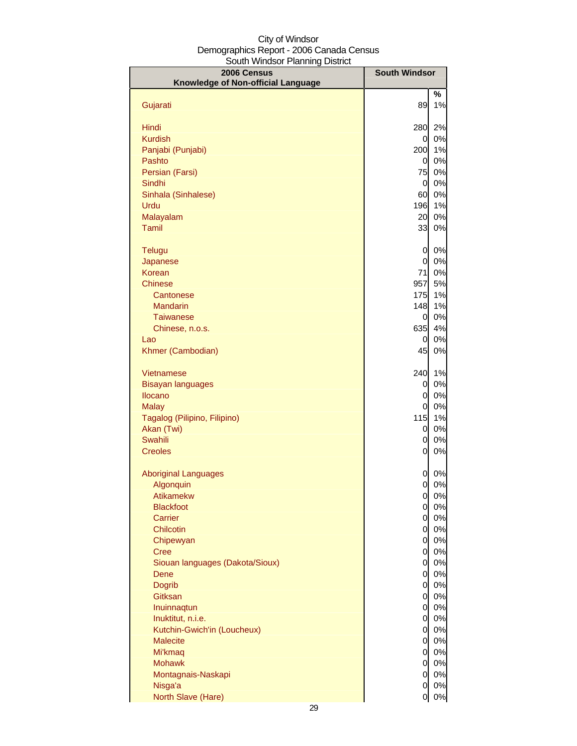City of Windsor
Demographics Report - 2006 Canada Census
South Windsor Planning District

| 2006 Census<br>Knowledge of Non-official Language | South Windsor | % |
|---|---|---|
| Gujarati | 89 | 1% |
| Hindi | 280 | 2% |
| Kurdish | 0 | 0% |
| Panjabi (Punjabi) | 200 | 1% |
| Pashto | 0 | 0% |
| Persian (Farsi) | 75 | 0% |
| Sindhi | 0 | 0% |
| Sinhala (Sinhalese) | 60 | 0% |
| Urdu | 196 | 1% |
| Malayalam | 20 | 0% |
| Tamil | 33 | 0% |
| Telugu | 0 | 0% |
| Japanese | 0 | 0% |
| Korean | 71 | 0% |
| Chinese | 957 | 5% |
| Cantonese | 175 | 1% |
| Mandarin | 148 | 1% |
| Taiwanese | 0 | 0% |
| Chinese, n.o.s. | 635 | 4% |
| Lao | 0 | 0% |
| Khmer (Cambodian) | 45 | 0% |
| Vietnamese | 240 | 1% |
| Bisayan languages | 0 | 0% |
| Ilocano | 0 | 0% |
| Malay | 0 | 0% |
| Tagalog (Pilipino, Filipino) | 115 | 1% |
| Akan (Twi) | 0 | 0% |
| Swahili | 0 | 0% |
| Creoles | 0 | 0% |
| Aboriginal Languages | 0 | 0% |
| Algonquin | 0 | 0% |
| Atikamekw | 0 | 0% |
| Blackfoot | 0 | 0% |
| Carrier | 0 | 0% |
| Chilcotin | 0 | 0% |
| Chipewyan | 0 | 0% |
| Cree | 0 | 0% |
| Siouan languages (Dakota/Sioux) | 0 | 0% |
| Dene | 0 | 0% |
| Dogrib | 0 | 0% |
| Gitksan | 0 | 0% |
| Inuinnaqtun | 0 | 0% |
| Inuktitut, n.i.e. | 0 | 0% |
| Kutchin-Gwich'in (Loucheux) | 0 | 0% |
| Malecite | 0 | 0% |
| Mi'kmaq | 0 | 0% |
| Mohawk | 0 | 0% |
| Montagnais-Naskapi | 0 | 0% |
| Nisga'a | 0 | 0% |
| North Slave (Hare) | 0 | 0% |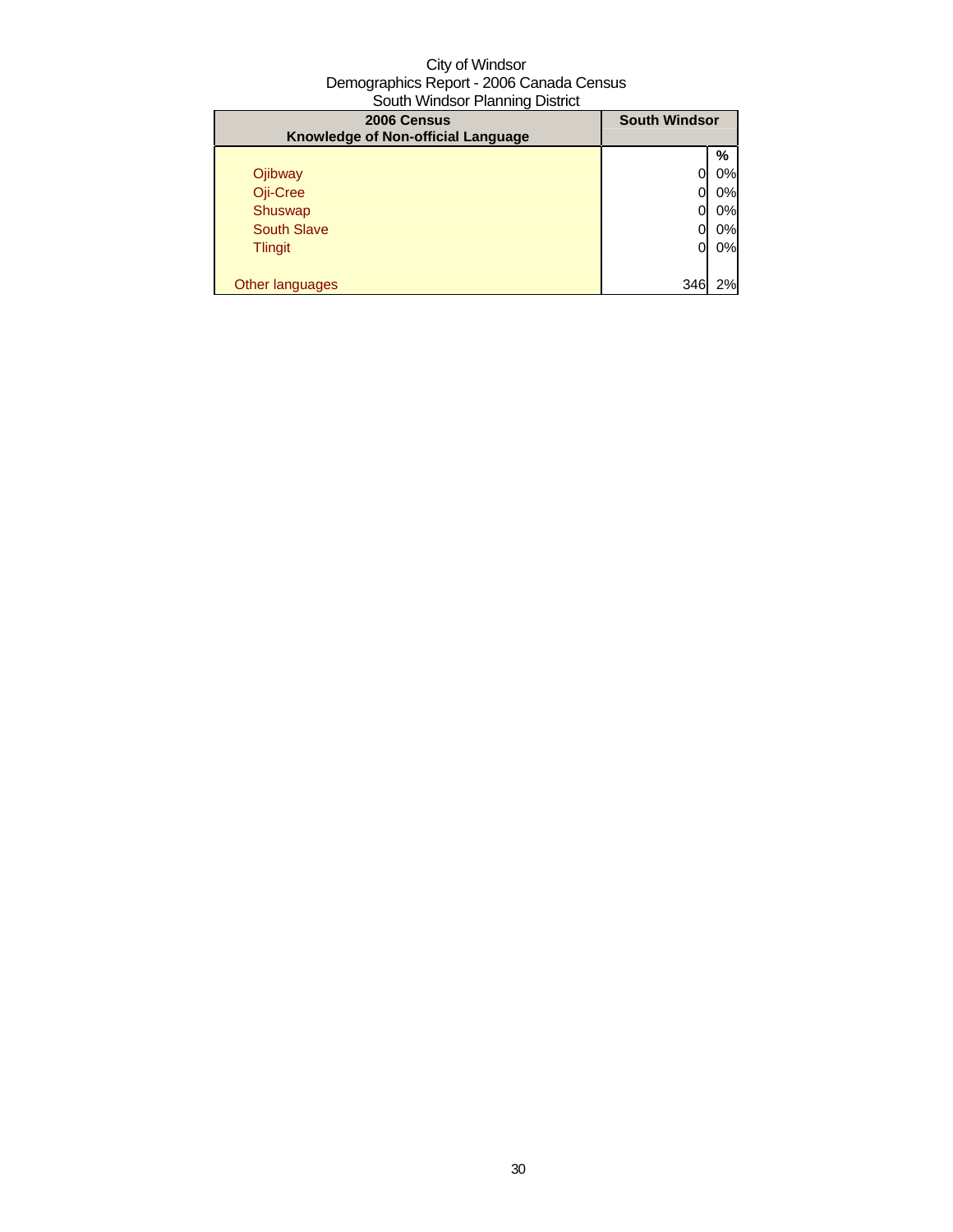City of Windsor
Demographics Report - 2006 Canada Census
South Windsor Planning District

| 2006 Census<br>Knowledge of Non-official Language | South Windsor | |
|---|---|---|
| | | % |
| Ojibway | 0 | 0% |
| Oji-Cree | 0 | 0% |
| Shuswap | 0 | 0% |
| South Slave | 0 | 0% |
| Tlingit | 0 | 0% |
| | | |
| Other languages | 346 | 2% |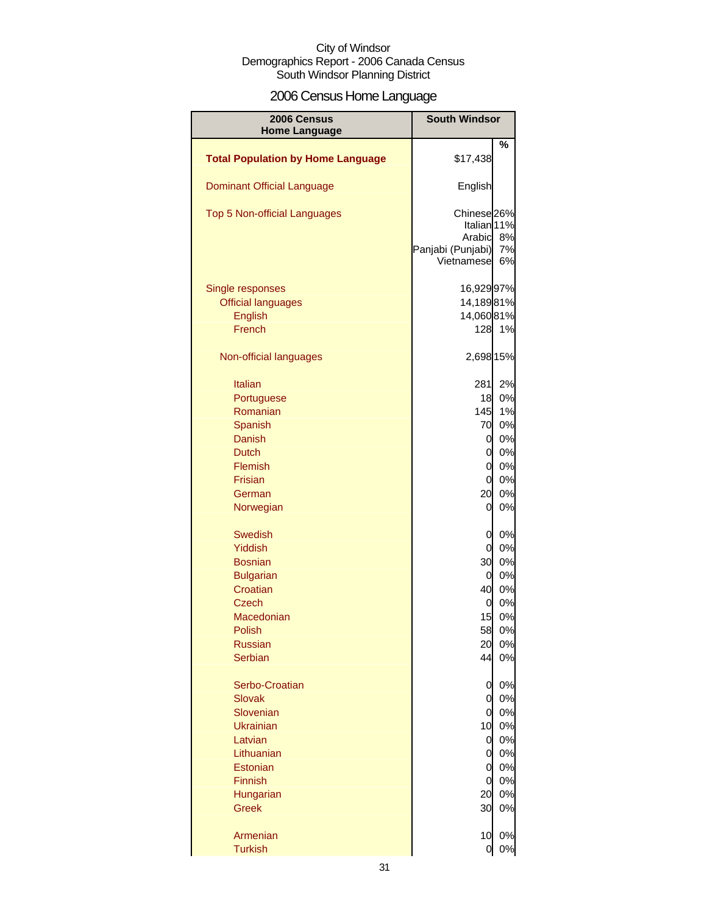City of Windsor
Demographics Report - 2006 Canada Census
South Windsor Planning District

# 2006 Census Home Language

| 2006 Census Home Language | South Windsor | % |
|---|---|---|
| **Total Population by Home Language** | $17,438 | |
| Dominant Official Language | English | |
| Top 5 Non-official Languages | Chinese | 26% |
| | Italian | 11% |
| | Arabic | 8% |
| | Panjabi (Punjabi) | 7% |
| | Vietnamese | 6% |
| Single responses | 16,929 | 97% |
| Official languages | 14,189 | 81% |
| English | 14,060 | 81% |
| French | 128 | 1% |
| Non-official languages | 2,698 | 15% |
| Italian | 281 | 2% |
| Portuguese | 18 | 0% |
| Romanian | 145 | 1% |
| Spanish | 70 | 0% |
| Danish | 0 | 0% |
| Dutch | 0 | 0% |
| Flemish | 0 | 0% |
| Frisian | 0 | 0% |
| German | 20 | 0% |
| Norwegian | 0 | 0% |
| Swedish | 0 | 0% |
| Yiddish | 0 | 0% |
| Bosnian | 30 | 0% |
| Bulgarian | 0 | 0% |
| Croatian | 40 | 0% |
| Czech | 0 | 0% |
| Macedonian | 15 | 0% |
| Polish | 58 | 0% |
| Russian | 20 | 0% |
| Serbian | 44 | 0% |
| Serbo-Croatian | 0 | 0% |
| Slovak | 0 | 0% |
| Slovenian | 0 | 0% |
| Ukrainian | 10 | 0% |
| Latvian | 0 | 0% |
| Lithuanian | 0 | 0% |
| Estonian | 0 | 0% |
| Finnish | 0 | 0% |
| Hungarian | 20 | 0% |
| Greek | 30 | 0% |
| Armenian | 10 | 0% |
| Turkish | 0 | 0% |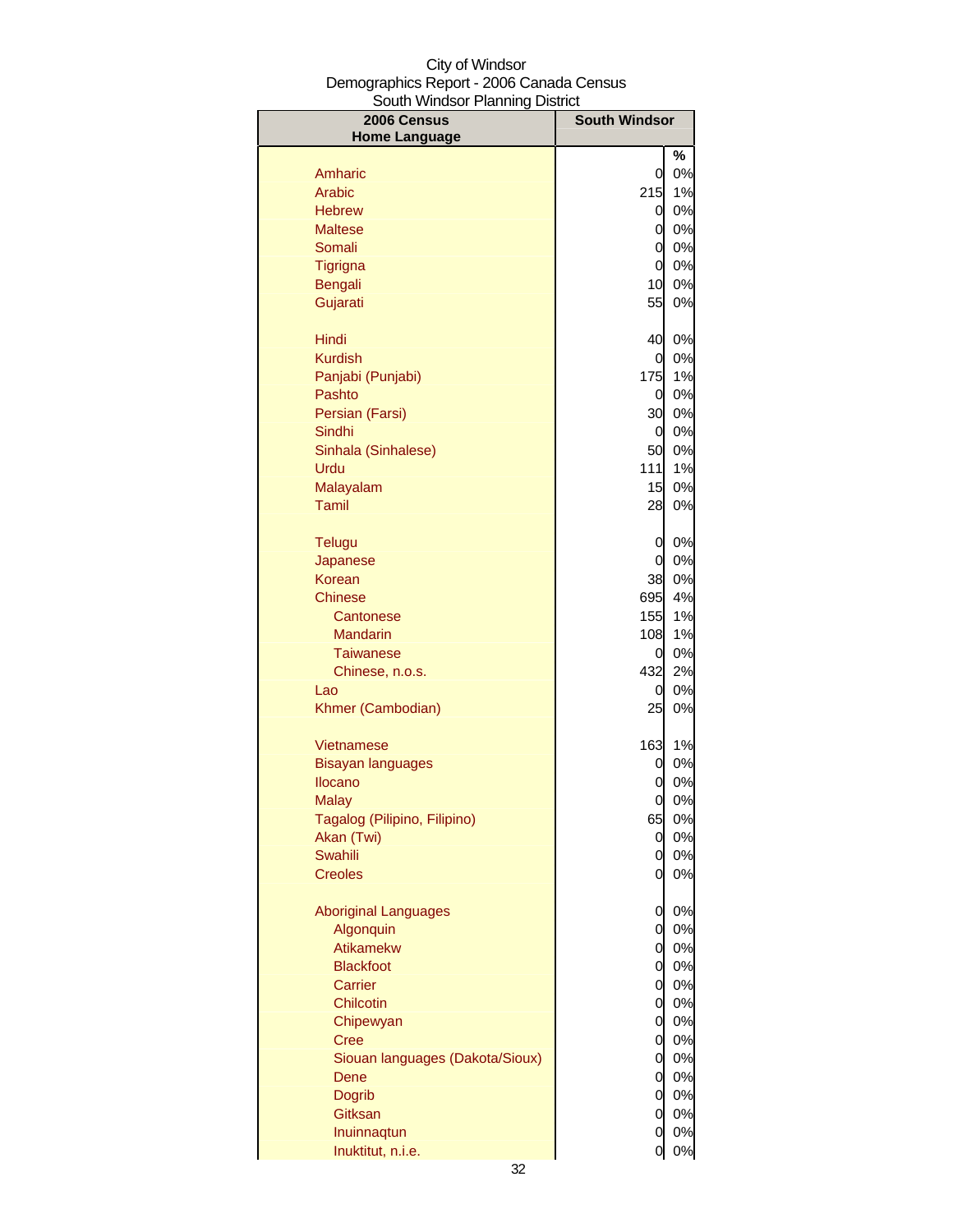City of Windsor
Demographics Report - 2006 Canada Census
South Windsor Planning District

| 2006 Census Home Language | South Windsor | % |
|---|---|---|
| Amharic | 0 | 0% |
| Arabic | 215 | 1% |
| Hebrew | 0 | 0% |
| Maltese | 0 | 0% |
| Somali | 0 | 0% |
| Tigrigna | 0 | 0% |
| Bengali | 10 | 0% |
| Gujarati | 55 | 0% |
| | | |
| Hindi | 40 | 0% |
| Kurdish | 0 | 0% |
| Panjabi (Punjabi) | 175 | 1% |
| Pashto | 0 | 0% |
| Persian (Farsi) | 30 | 0% |
| Sindhi | 0 | 0% |
| Sinhala (Sinhalese) | 50 | 0% |
| Urdu | 111 | 1% |
| Malayalam | 15 | 0% |
| Tamil | 28 | 0% |
| | | |
| Telugu | 0 | 0% |
| Japanese | 0 | 0% |
| Korean | 38 | 0% |
| Chinese | 695 | 4% |
| Cantonese | 155 | 1% |
| Mandarin | 108 | 1% |
| Taiwanese | 0 | 0% |
| Chinese, n.o.s. | 432 | 2% |
| Lao | 0 | 0% |
| Khmer (Cambodian) | 25 | 0% |
| | | |
| Vietnamese | 163 | 1% |
| Bisayan languages | 0 | 0% |
| Ilocano | 0 | 0% |
| Malay | 0 | 0% |
| Tagalog (Pilipino, Filipino) | 65 | 0% |
| Akan (Twi) | 0 | 0% |
| Swahili | 0 | 0% |
| Creoles | 0 | 0% |
| | | |
| Aboriginal Languages | 0 | 0% |
| Algonquin | 0 | 0% |
| Atikamekw | 0 | 0% |
| Blackfoot | 0 | 0% |
| Carrier | 0 | 0% |
| Chilcotin | 0 | 0% |
| Chipewyan | 0 | 0% |
| Cree | 0 | 0% |
| Siouan languages (Dakota/Sioux) | 0 | 0% |
| Dene | 0 | 0% |
| Dogrib | 0 | 0% |
| Gitksan | 0 | 0% |
| Inuinnaqtun | 0 | 0% |
| Inuktitut, n.i.e. | 0 | 0% |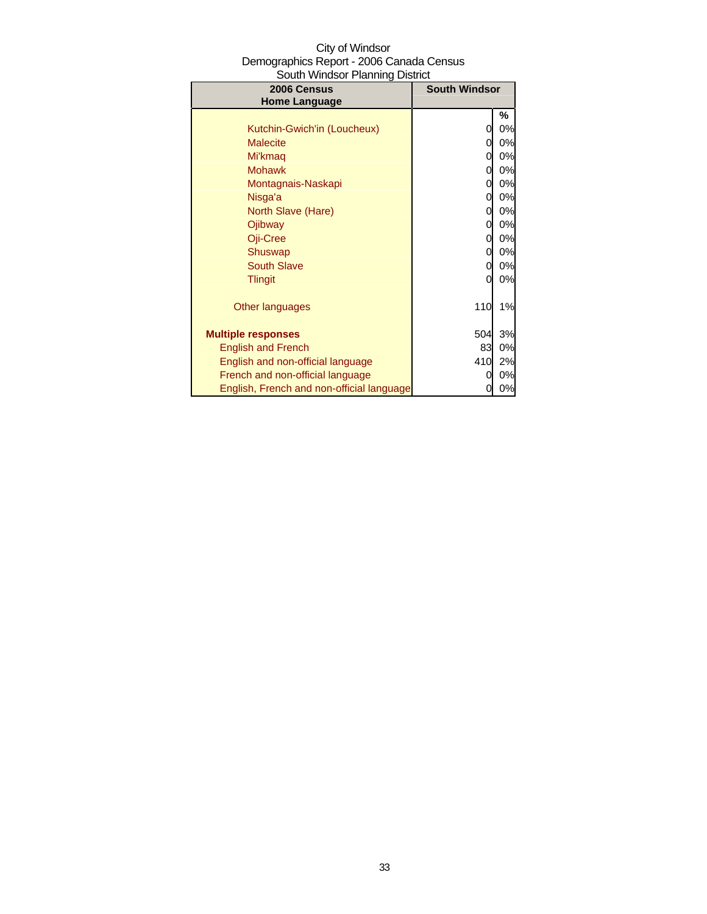City of Windsor
Demographics Report - 2006 Canada Census
South Windsor Planning District

| 2006 Census<br>Home Language | South Windsor | |
|---|---|---|
| | | % |
| Kutchin-Gwich'in (Loucheux) | 0 | 0% |
| Malecite | 0 | 0% |
| Mi'kmaq | 0 | 0% |
| Mohawk | 0 | 0% |
| Montagnais-Naskapi | 0 | 0% |
| Nisga'a | 0 | 0% |
| North Slave (Hare) | 0 | 0% |
| Ojibway | 0 | 0% |
| Oji-Cree | 0 | 0% |
| Shuswap | 0 | 0% |
| South Slave | 0 | 0% |
| Tlingit | 0 | 0% |
| Other languages | 110 | 1% |
| **Multiple responses** | 504 | 3% |
| English and French | 83 | 0% |
| English and non-official language | 410 | 2% |
| French and non-official language | 0 | 0% |
| English, French and non-official language | 0 | 0% |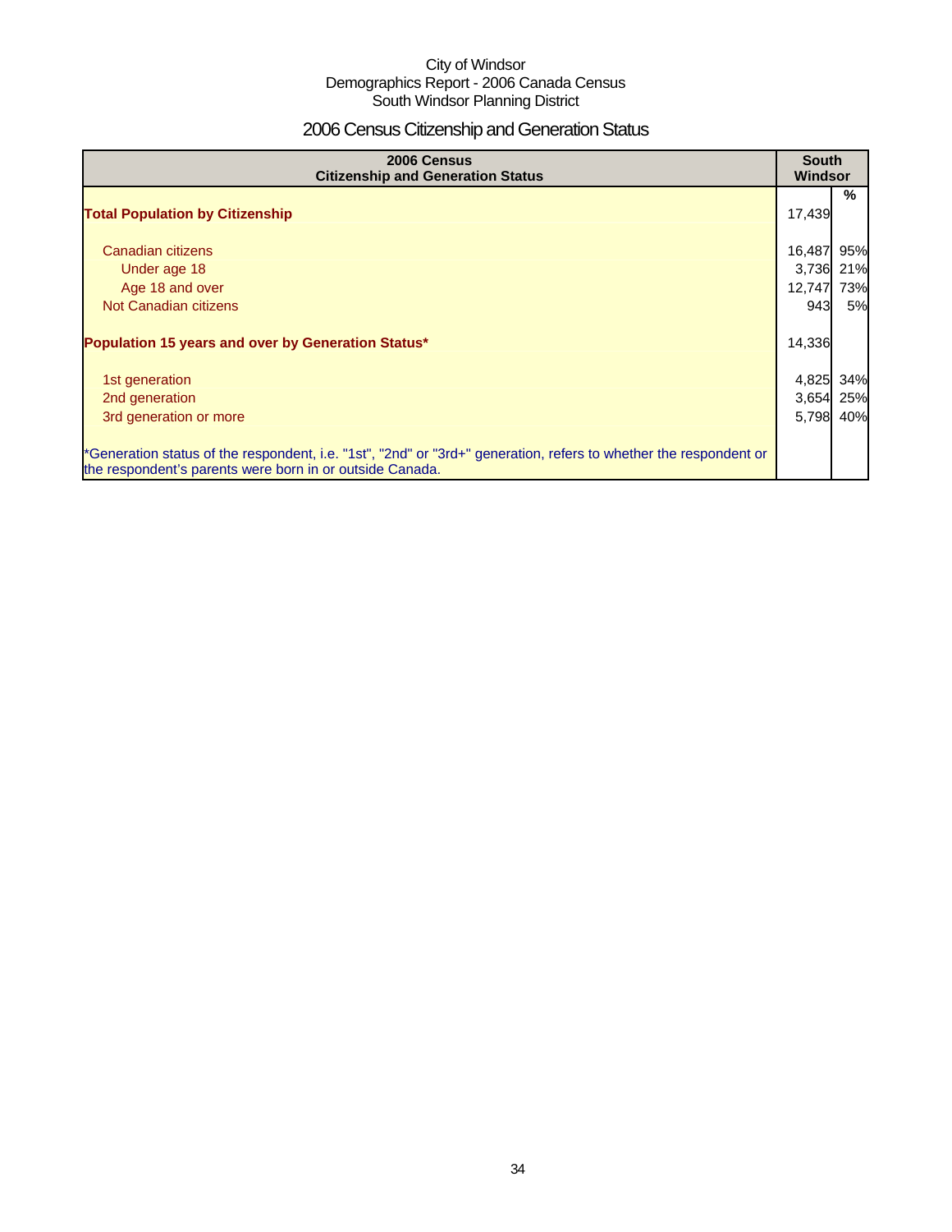City of Windsor
Demographics Report - 2006 Canada Census
South Windsor Planning District

# 2006 Census Citizenship and Generation Status

| 2006 Census<br>Citizenship and Generation Status | South Windsor | |
|---|---|---|
| | | % |
| **Total Population by Citizenship** | 17,439 | |
| Canadian citizens | 16,487 | 95% |
| Under age 18 | 3,736 | 21% |
| Age 18 and over | 12,747 | 73% |
| Not Canadian citizens | 943 | 5% |
| **Population 15 years and over by Generation Status*** | 14,336 | |
| 1st generation | 4,825 | 34% |
| 2nd generation | 3,654 | 25% |
| 3rd generation or more | 5,798 | 40% |
| *Generation status of the respondent, i.e. "1st", "2nd" or "3rd+" generation, refers to whether the respondent or the respondent's parents were born in or outside Canada. | | |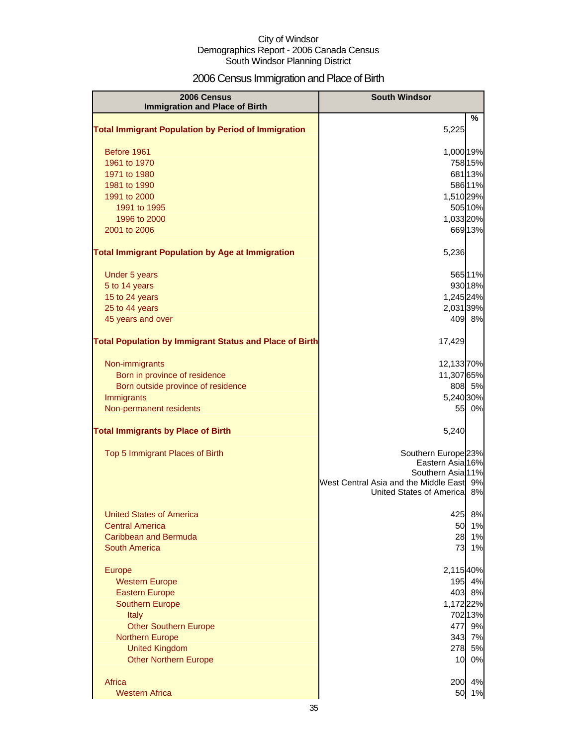City of Windsor
Demographics Report - 2006 Canada Census
South Windsor Planning District

# 2006 Census Immigration and Place of Birth

| 2006 Census Immigration and Place of Birth | South Windsor | % |
|---|---|---|
| **Total Immigrant Population by Period of Immigration** | 5,225 | |
| Before 1961 | 1,000 | 19% |
| 1961 to 1970 | 758 | 15% |
| 1971 to 1980 | 681 | 13% |
| 1981 to 1990 | 586 | 11% |
| 1991 to 2000 | 1,510 | 29% |
| 1991 to 1995 | 505 | 10% |
| 1996 to 2000 | 1,033 | 20% |
| 2001 to 2006 | 669 | 13% |
| **Total Immigrant Population by Age at Immigration** | 5,236 | |
| Under 5 years | 565 | 11% |
| 5 to 14 years | 930 | 18% |
| 15 to 24 years | 1,245 | 24% |
| 25 to 44 years | 2,031 | 39% |
| 45 years and over | 409 | 8% |
| **Total Population by Immigrant Status and Place of Birth** | 17,429 | |
| Non-immigrants | 12,133 | 70% |
| Born in province of residence | 11,307 | 65% |
| Born outside province of residence | 808 | 5% |
| Immigrants | 5,240 | 30% |
| Non-permanent residents | 55 | 0% |
| **Total Immigrants by Place of Birth** | 5,240 | |
| Top 5 Immigrant Places of Birth | Southern Europe | 23% |
| | Eastern Asia | 16% |
| | Southern Asia | 11% |
| | West Central Asia and the Middle East | 9% |
| | United States of America | 8% |
| United States of America | 425 | 8% |
| Central America | 50 | 1% |
| Caribbean and Bermuda | 28 | 1% |
| South America | 73 | 1% |
| Europe | 2,115 | 40% |
| Western Europe | 195 | 4% |
| Eastern Europe | 403 | 8% |
| Southern Europe | 1,172 | 22% |
| Italy | 702 | 13% |
| Other Southern Europe | 477 | 9% |
| Northern Europe | 343 | 7% |
| United Kingdom | 278 | 5% |
| Other Northern Europe | 10 | 0% |
| Africa | 200 | 4% |
| Western Africa | 50 | 1% |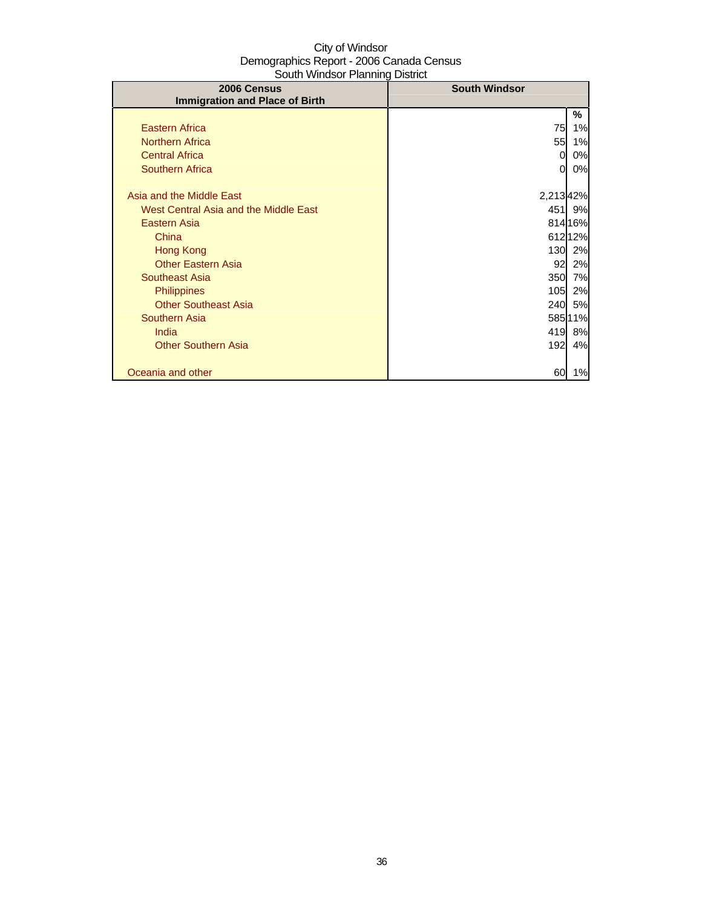City of Windsor
Demographics Report - 2006 Canada Census
South Windsor Planning District

| 2006 Census<br>Immigration and Place of Birth | South Windsor | |
|---|---|---|
| | | % |
| Eastern Africa | 75 | 1% |
| Northern Africa | 55 | 1% |
| Central Africa | 0 | 0% |
| Southern Africa | 0 | 0% |
| | | |
| Asia and the Middle East | 2,213 | 42% |
| West Central Asia and the Middle East | 451 | 9% |
| Eastern Asia | 814 | 16% |
| China | 612 | 12% |
| Hong Kong | 130 | 2% |
| Other Eastern Asia | 92 | 2% |
| Southeast Asia | 350 | 7% |
| Philippines | 105 | 2% |
| Other Southeast Asia | 240 | 5% |
| Southern Asia | 585 | 11% |
| India | 419 | 8% |
| Other Southern Asia | 192 | 4% |
| | | |
| Oceania and other | 60 | 1% |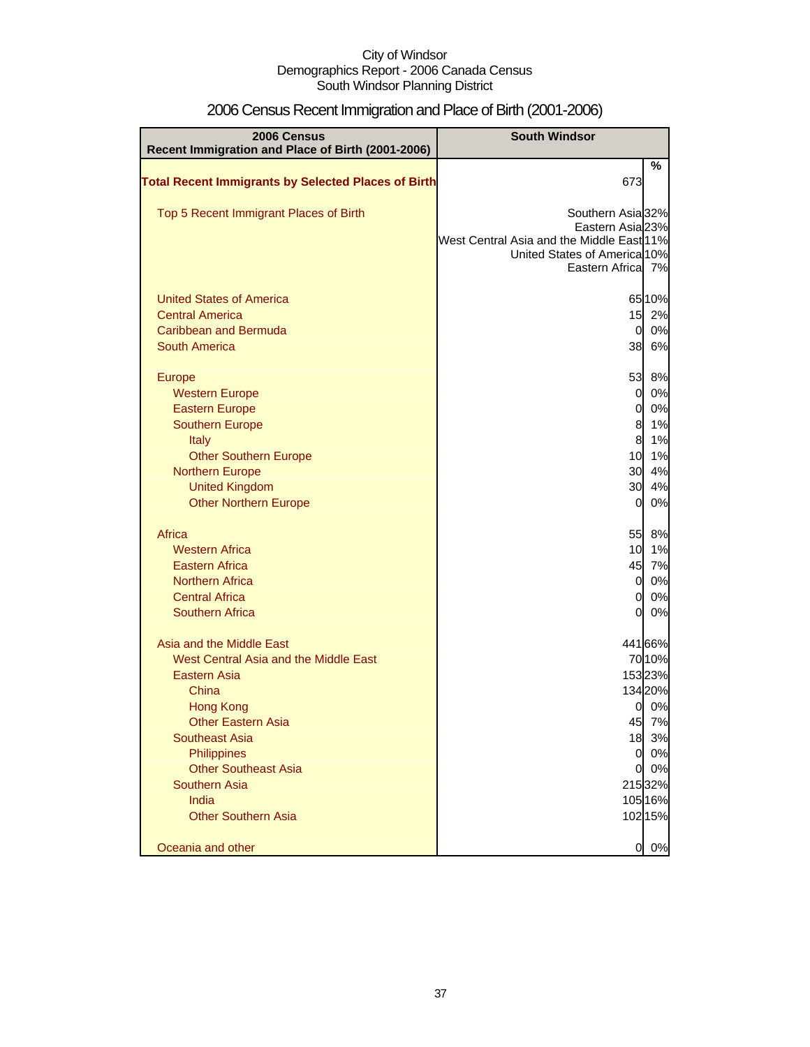City of Windsor
Demographics Report - 2006 Canada Census
South Windsor Planning District

# 2006 Census Recent Immigration and Place of Birth (2001-2006)

| 2006 Census Recent Immigration and Place of Birth (2001-2006) | South Windsor | |
|---|---|---|
| | | % |
| **Total Recent Immigrants by Selected Places of Birth** | 673 | |
| Top 5 Recent Immigrant Places of Birth | Southern Asia | 32% |
| | Eastern Asia | 23% |
| | West Central Asia and the Middle East | 11% |
| | United States of America | 10% |
| | Eastern Africa | 7% |
| United States of America | 65 | 10% |
| Central America | 15 | 2% |
| Caribbean and Bermuda | 0 | 0% |
| South America | 38 | 6% |
| Europe | 53 | 8% |
| Western Europe | 0 | 0% |
| Eastern Europe | 0 | 0% |
| Southern Europe | 8 | 1% |
| Italy | 8 | 1% |
| Other Southern Europe | 10 | 1% |
| Northern Europe | 30 | 4% |
| United Kingdom | 30 | 4% |
| Other Northern Europe | 0 | 0% |
| Africa | 55 | 8% |
| Western Africa | 10 | 1% |
| Eastern Africa | 45 | 7% |
| Northern Africa | 0 | 0% |
| Central Africa | 0 | 0% |
| Southern Africa | 0 | 0% |
| Asia and the Middle East | 441 | 66% |
| West Central Asia and the Middle East | 70 | 10% |
| Eastern Asia | 153 | 23% |
| China | 134 | 20% |
| Hong Kong | 0 | 0% |
| Other Eastern Asia | 45 | 7% |
| Southeast Asia | 18 | 3% |
| Philippines | 0 | 0% |
| Other Southeast Asia | 0 | 0% |
| Southern Asia | 215 | 32% |
| India | 105 | 16% |
| Other Southern Asia | 102 | 15% |
| Oceania and other | 0 | 0% |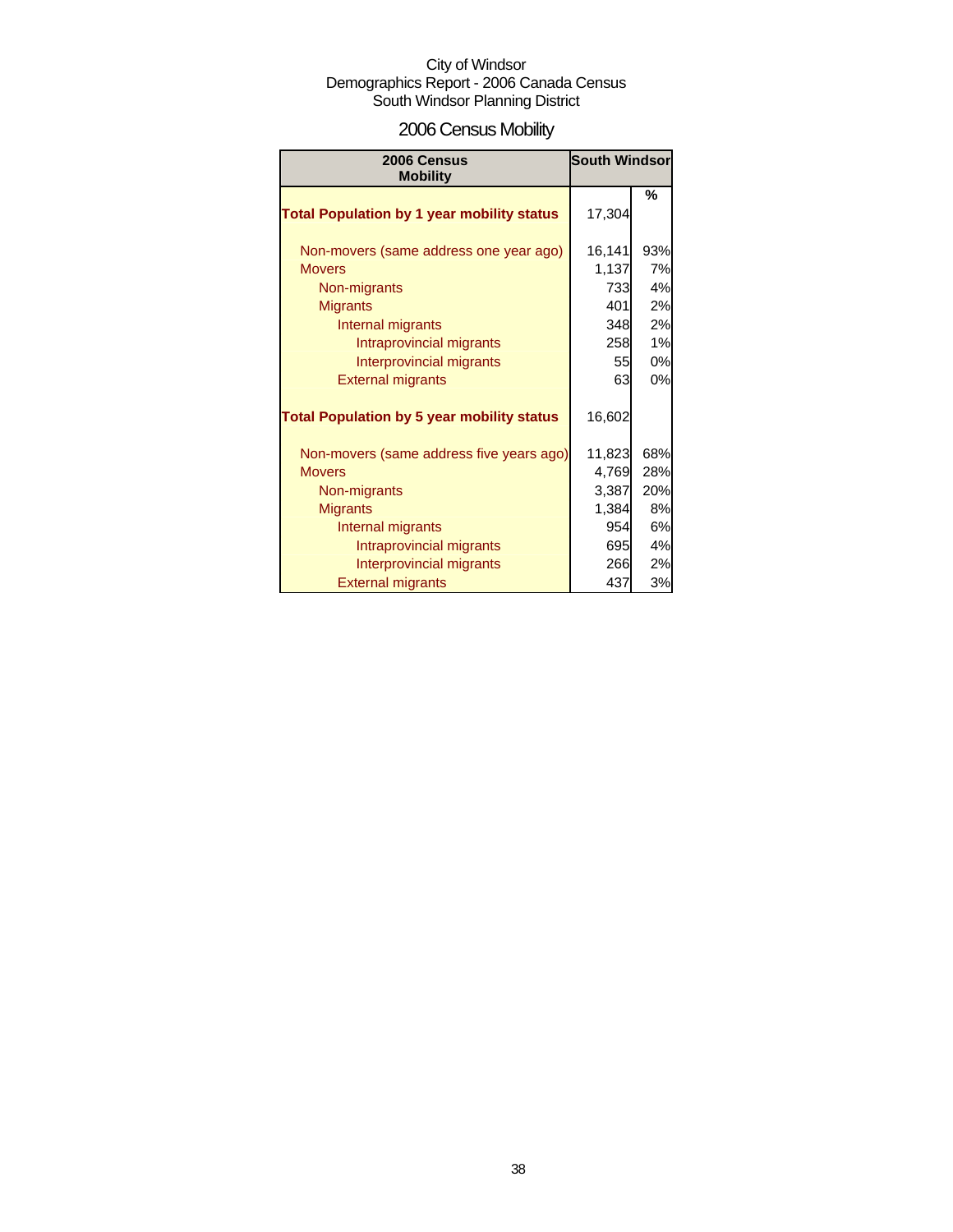City of Windsor
Demographics Report - 2006 Canada Census
South Windsor Planning District

# 2006 Census Mobility

| 2006 Census Mobility | South Windsor | |
|---|---|---|
| | | % |
| **Total Population by 1 year mobility status** | 17,304 | |
| Non-movers (same address one year ago) | 16,141 | 93% |
| Movers | 1,137 | 7% |
| Non-migrants | 733 | 4% |
| Migrants | 401 | 2% |
| Internal migrants | 348 | 2% |
| Intraprovincial migrants | 258 | 1% |
| Interprovincial migrants | 55 | 0% |
| External migrants | 63 | 0% |
| **Total Population by 5 year mobility status** | 16,602 | |
| Non-movers (same address five years ago) | 11,823 | 68% |
| Movers | 4,769 | 28% |
| Non-migrants | 3,387 | 20% |
| Migrants | 1,384 | 8% |
| Internal migrants | 954 | 6% |
| Intraprovincial migrants | 695 | 4% |
| Interprovincial migrants | 266 | 2% |
| External migrants | 437 | 3% |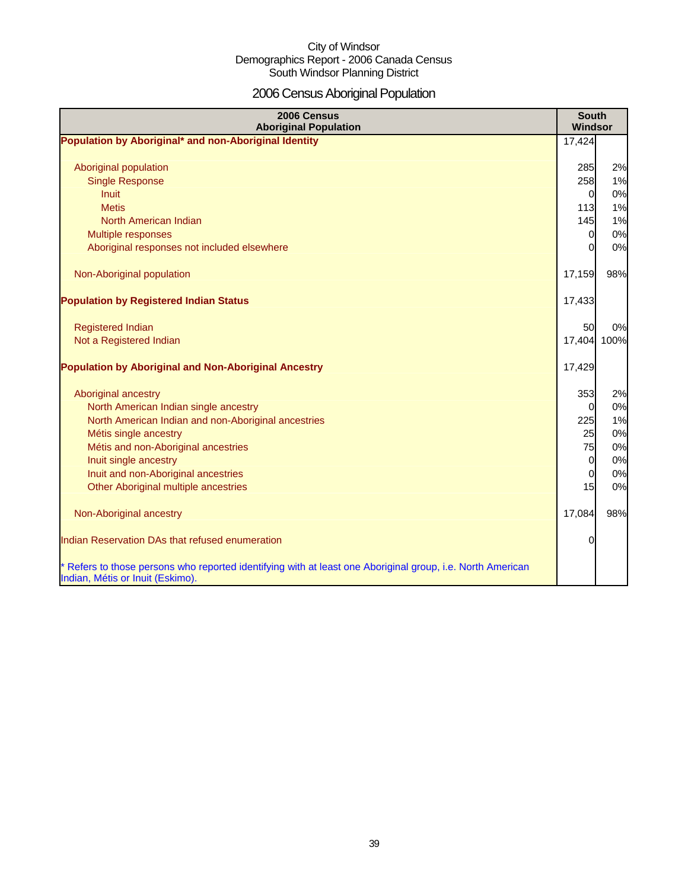City of Windsor
Demographics Report - 2006 Canada Census
South Windsor Planning District

# 2006 Census Aboriginal Population

| 2006 Census Aboriginal Population | South Windsor | |
|---|---|---|
| **Population by Aboriginal* and non-Aboriginal Identity** | 17,424 | |
| Aboriginal population | 285 | 2% |
| Single Response | 258 | 1% |
| Inuit | 0 | 0% |
| Metis | 113 | 1% |
| North American Indian | 145 | 1% |
| Multiple responses | 0 | 0% |
| Aboriginal responses not included elsewhere | 0 | 0% |
| Non-Aboriginal population | 17,159 | 98% |
| **Population by Registered Indian Status** | 17,433 | |
| Registered Indian | 50 | 0% |
| Not a Registered Indian | 17,404 | 100% |
| **Population by Aboriginal and Non-Aboriginal Ancestry** | 17,429 | |
| Aboriginal ancestry | 353 | 2% |
| North American Indian single ancestry | 0 | 0% |
| North American Indian and non-Aboriginal ancestries | 225 | 1% |
| Métis single ancestry | 25 | 0% |
| Métis and non-Aboriginal ancestries | 75 | 0% |
| Inuit single ancestry | 0 | 0% |
| Inuit and non-Aboriginal ancestries | 0 | 0% |
| Other Aboriginal multiple ancestries | 15 | 0% |
| Non-Aboriginal ancestry | 17,084 | 98% |
| Indian Reservation DAs that refused enumeration | 0 | |

* Refers to those persons who reported identifying with at least one Aboriginal group, i.e. North American Indian, Métis or Inuit (Eskimo).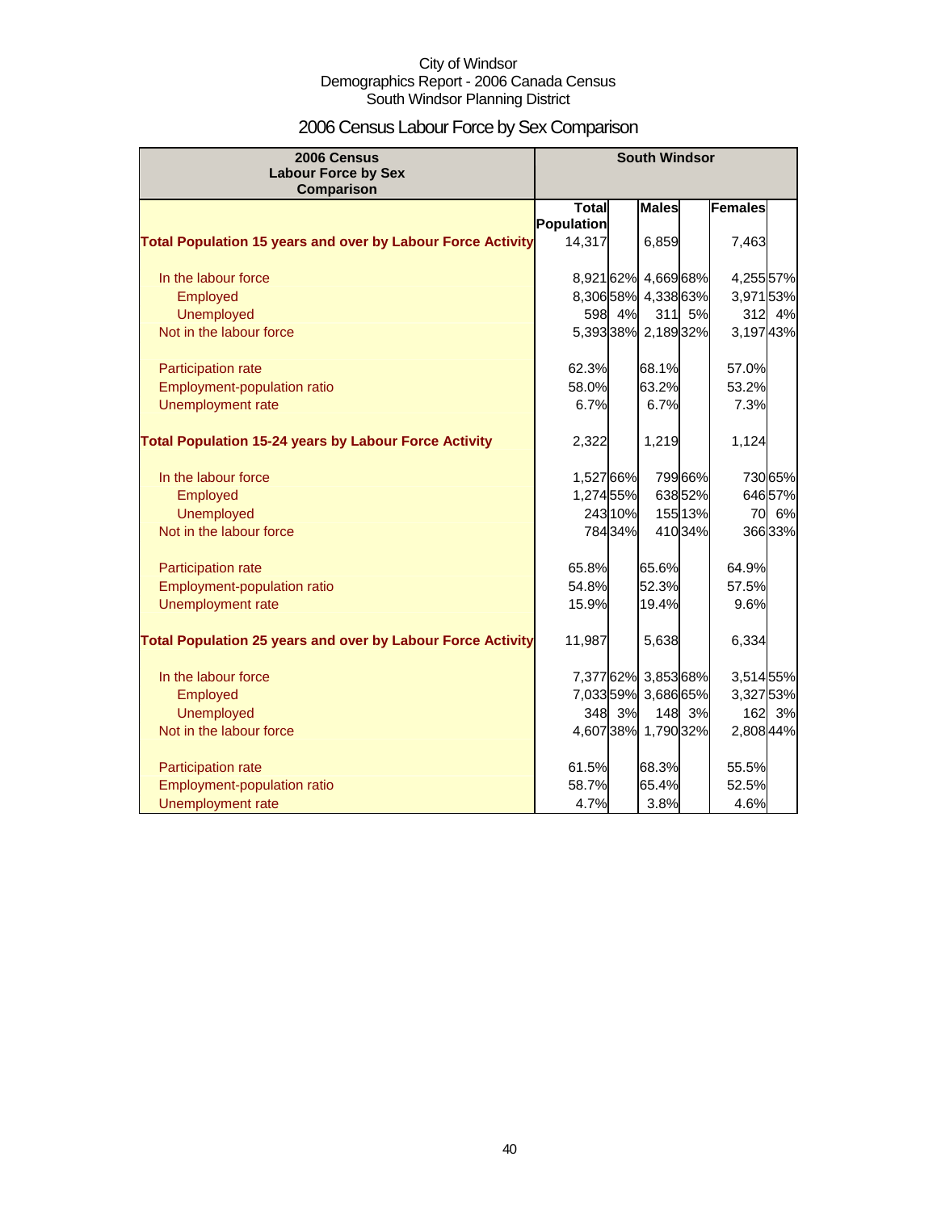City of Windsor
Demographics Report - 2006 Canada Census
South Windsor Planning District

# 2006 Census Labour Force by Sex Comparison

| 2006 Census Labour Force by Sex Comparison | South Windsor | | | | | |
|---|---|---|---|---|---|---|
| | Total Population | | Males | | Females | |
| **Total Population 15 years and over by Labour Force Activity** | 14,317 | | 6,859 | | 7,463 | |
| In the labour force | 8,921 | 62% | 4,669 | 68% | 4,255 | 57% |
| Employed | 8,306 | 58% | 4,338 | 63% | 3,971 | 53% |
| Unemployed | 598 | 4% | 311 | 5% | 312 | 4% |
| Not in the labour force | 5,393 | 38% | 2,189 | 32% | 3,197 | 43% |
| Participation rate | 62.3% | | 68.1% | | 57.0% | |
| Employment-population ratio | 58.0% | | 63.2% | | 53.2% | |
| Unemployment rate | 6.7% | | 6.7% | | 7.3% | |
| **Total Population 15-24 years by Labour Force Activity** | 2,322 | | 1,219 | | 1,124 | |
| In the labour force | 1,527 | 66% | 799 | 66% | 730 | 65% |
| Employed | 1,274 | 55% | 638 | 52% | 646 | 57% |
| Unemployed | 243 | 10% | 155 | 13% | 70 | 6% |
| Not in the labour force | 784 | 34% | 410 | 34% | 366 | 33% |
| Participation rate | 65.8% | | 65.6% | | 64.9% | |
| Employment-population ratio | 54.8% | | 52.3% | | 57.5% | |
| Unemployment rate | 15.9% | | 19.4% | | 9.6% | |
| **Total Population 25 years and over by Labour Force Activity** | 11,987 | | 5,638 | | 6,334 | |
| In the labour force | 7,377 | 62% | 3,853 | 68% | 3,514 | 55% |
| Employed | 7,033 | 59% | 3,686 | 65% | 3,327 | 53% |
| Unemployed | 348 | 3% | 148 | 3% | 162 | 3% |
| Not in the labour force | 4,607 | 38% | 1,790 | 32% | 2,808 | 44% |
| Participation rate | 61.5% | | 68.3% | | 55.5% | |
| Employment-population ratio | 58.7% | | 65.4% | | 52.5% | |
| Unemployment rate | 4.7% | | 3.8% | | 4.6% | |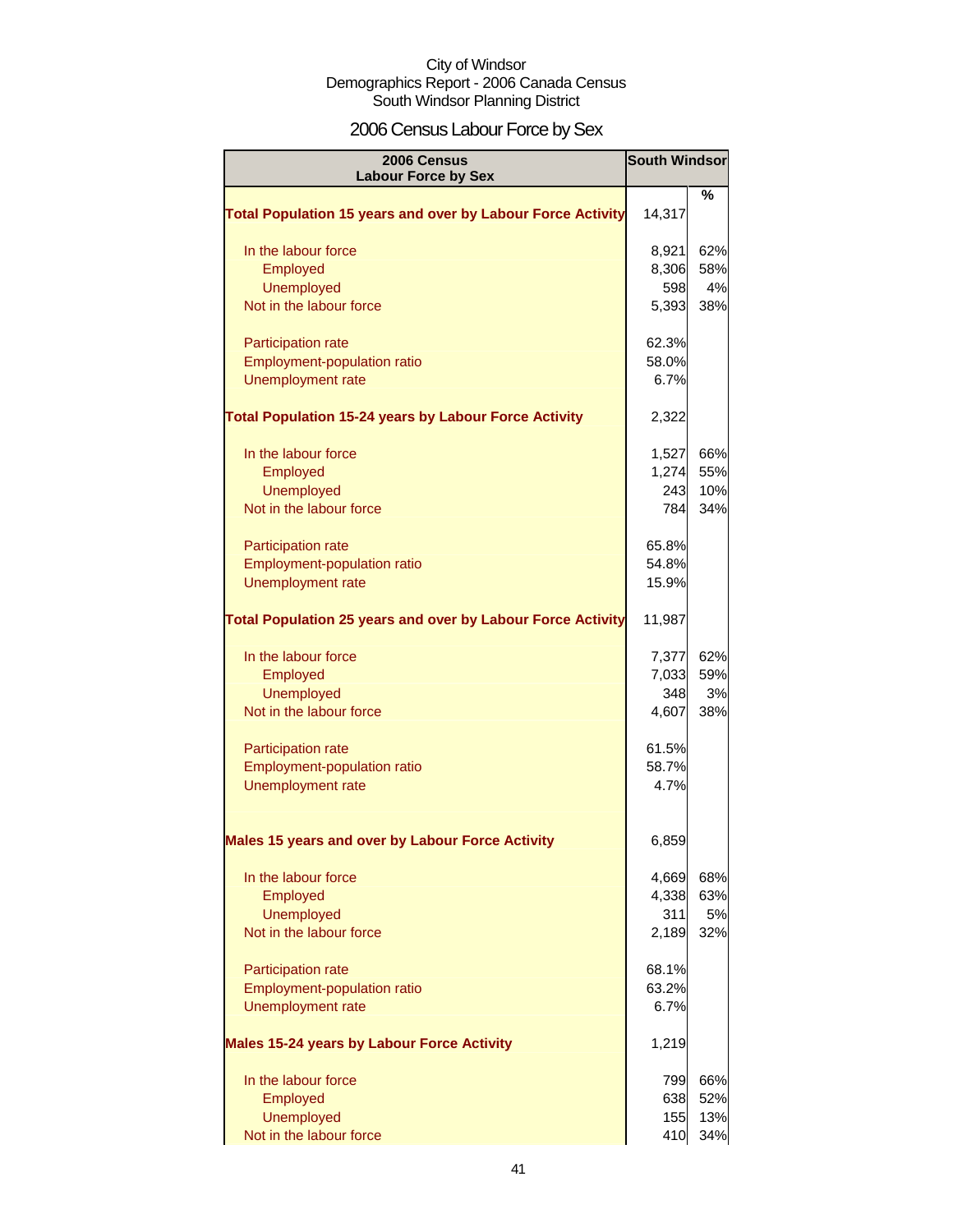City of Windsor
Demographics Report - 2006 Canada Census
South Windsor Planning District

# 2006 Census Labour Force by Sex

| 2006 Census Labour Force by Sex | South Windsor | |
|---|---|---|
| | | % |
| **Total Population 15 years and over by Labour Force Activity** | 14,317 | |
| In the labour force | 8,921 | 62% |
| Employed | 8,306 | 58% |
| Unemployed | 598 | 4% |
| Not in the labour force | 5,393 | 38% |
| Participation rate | 62.3% | |
| Employment-population ratio | 58.0% | |
| Unemployment rate | 6.7% | |
| **Total Population 15-24 years by Labour Force Activity** | 2,322 | |
| In the labour force | 1,527 | 66% |
| Employed | 1,274 | 55% |
| Unemployed | 243 | 10% |
| Not in the labour force | 784 | 34% |
| Participation rate | 65.8% | |
| Employment-population ratio | 54.8% | |
| Unemployment rate | 15.9% | |
| **Total Population 25 years and over by Labour Force Activity** | 11,987 | |
| In the labour force | 7,377 | 62% |
| Employed | 7,033 | 59% |
| Unemployed | 348 | 3% |
| Not in the labour force | 4,607 | 38% |
| Participation rate | 61.5% | |
| Employment-population ratio | 58.7% | |
| Unemployment rate | 4.7% | |
| **Males 15 years and over by Labour Force Activity** | 6,859 | |
| In the labour force | 4,669 | 68% |
| Employed | 4,338 | 63% |
| Unemployed | 311 | 5% |
| Not in the labour force | 2,189 | 32% |
| Participation rate | 68.1% | |
| Employment-population ratio | 63.2% | |
| Unemployment rate | 6.7% | |
| **Males 15-24 years by Labour Force Activity** | 1,219 | |
| In the labour force | 799 | 66% |
| Employed | 638 | 52% |
| Unemployed | 155 | 13% |
| Not in the labour force | 410 | 34% |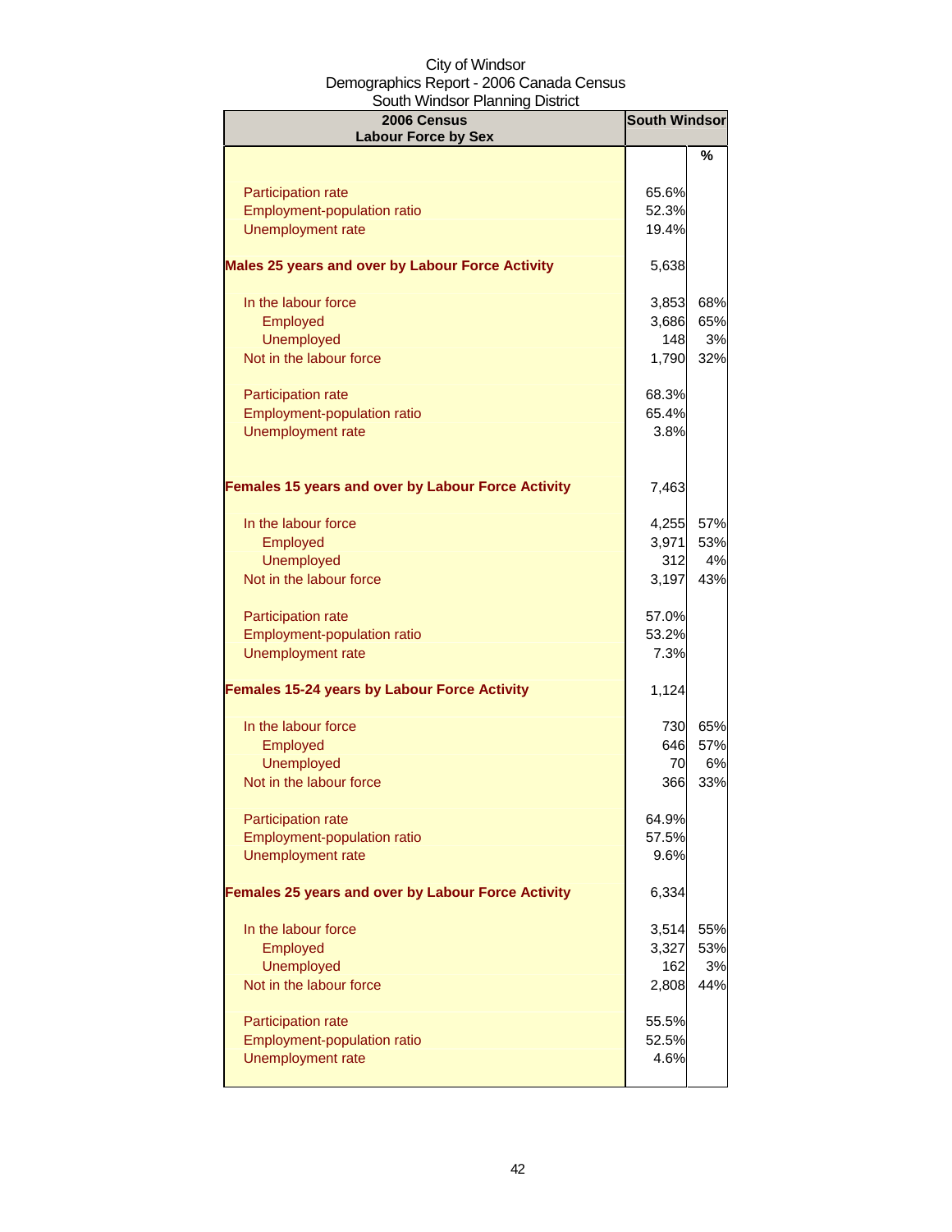City of Windsor
Demographics Report - 2006 Canada Census
South Windsor Planning District

| 2006 Census<br>Labour Force by Sex | South Windsor | |
|---|---|---|
| | | % |
| Participation rate | 65.6% | |
| Employment-population ratio | 52.3% | |
| Unemployment rate | 19.4% | |
| **Males 25 years and over by Labour Force Activity** | 5,638 | |
| In the labour force | 3,853 | 68% |
| Employed | 3,686 | 65% |
| Unemployed | 148 | 3% |
| Not in the labour force | 1,790 | 32% |
| Participation rate | 68.3% | |
| Employment-population ratio | 65.4% | |
| Unemployment rate | 3.8% | |
| **Females 15 years and over by Labour Force Activity** | 7,463 | |
| In the labour force | 4,255 | 57% |
| Employed | 3,971 | 53% |
| Unemployed | 312 | 4% |
| Not in the labour force | 3,197 | 43% |
| Participation rate | 57.0% | |
| Employment-population ratio | 53.2% | |
| Unemployment rate | 7.3% | |
| **Females 15-24 years by Labour Force Activity** | 1,124 | |
| In the labour force | 730 | 65% |
| Employed | 646 | 57% |
| Unemployed | 70 | 6% |
| Not in the labour force | 366 | 33% |
| Participation rate | 64.9% | |
| Employment-population ratio | 57.5% | |
| Unemployment rate | 9.6% | |
| **Females 25 years and over by Labour Force Activity** | 6,334 | |
| In the labour force | 3,514 | 55% |
| Employed | 3,327 | 53% |
| Unemployed | 162 | 3% |
| Not in the labour force | 2,808 | 44% |
| Participation rate | 55.5% | |
| Employment-population ratio | 52.5% | |
| Unemployment rate | 4.6% | |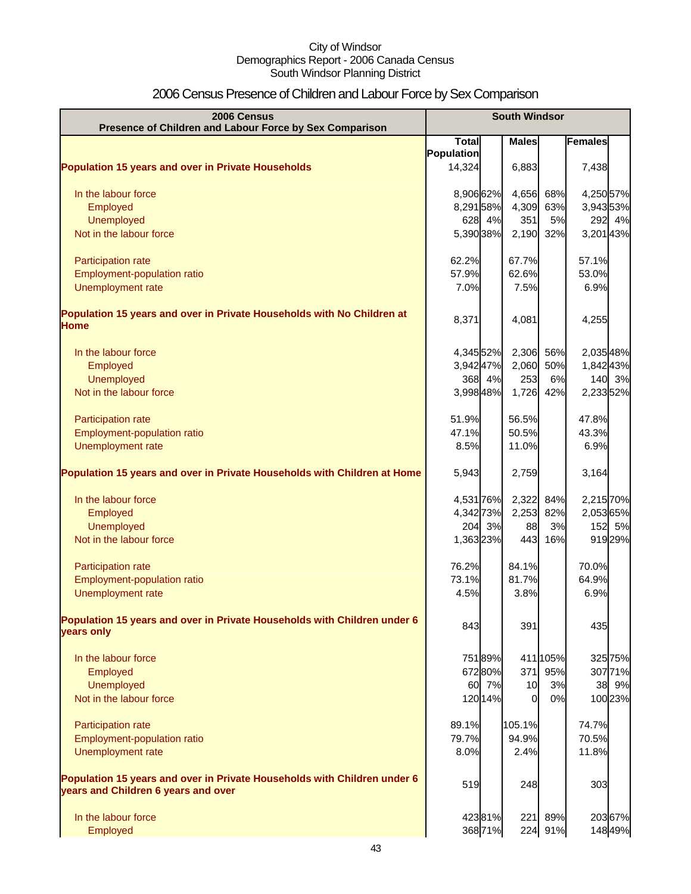City of Windsor
Demographics Report - 2006 Canada Census
South Windsor Planning District

# 2006 Census Presence of Children and Labour Force by Sex Comparison

| 2006 Census<br>Presence of Children and Labour Force by Sex Comparison | South Windsor | | | | | |
|---|---|---|---|---|---|---|
| | Total Population | | Males | | Females | |
| **Population 15 years and over in Private Households** | 14,324 | | 6,883 | | 7,438 | |
| In the labour force | 8,906 | 62% | 4,656 | 68% | 4,250 | 57% |
| Employed | 8,291 | 58% | 4,309 | 63% | 3,943 | 53% |
| Unemployed | 628 | 4% | 351 | 5% | 292 | 4% |
| Not in the labour force | 5,390 | 38% | 2,190 | 32% | 3,201 | 43% |
| Participation rate | 62.2% | | 67.7% | | 57.1% | |
| Employment-population ratio | 57.9% | | 62.6% | | 53.0% | |
| Unemployment rate | 7.0% | | 7.5% | | 6.9% | |
| **Population 15 years and over in Private Households with No Children at Home** | 8,371 | | 4,081 | | 4,255 | |
| In the labour force | 4,345 | 52% | 2,306 | 56% | 2,035 | 48% |
| Employed | 3,942 | 47% | 2,060 | 50% | 1,842 | 43% |
| Unemployed | 368 | 4% | 253 | 6% | 140 | 3% |
| Not in the labour force | 3,998 | 48% | 1,726 | 42% | 2,233 | 52% |
| Participation rate | 51.9% | | 56.5% | | 47.8% | |
| Employment-population ratio | 47.1% | | 50.5% | | 43.3% | |
| Unemployment rate | 8.5% | | 11.0% | | 6.9% | |
| **Population 15 years and over in Private Households with Children at Home** | 5,943 | | 2,759 | | 3,164 | |
| In the labour force | 4,531 | 76% | 2,322 | 84% | 2,215 | 70% |
| Employed | 4,342 | 73% | 2,253 | 82% | 2,053 | 65% |
| Unemployed | 204 | 3% | 88 | 3% | 152 | 5% |
| Not in the labour force | 1,363 | 23% | 443 | 16% | 919 | 29% |
| Participation rate | 76.2% | | 84.1% | | 70.0% | |
| Employment-population ratio | 73.1% | | 81.7% | | 64.9% | |
| Unemployment rate | 4.5% | | 3.8% | | 6.9% | |
| **Population 15 years and over in Private Households with Children under 6 years only** | 843 | | 391 | | 435 | |
| In the labour force | 751 | 89% | 411 | 105% | 325 | 75% |
| Employed | 672 | 80% | 371 | 95% | 307 | 71% |
| Unemployed | 60 | 7% | 10 | 3% | 38 | 9% |
| Not in the labour force | 120 | 14% | 0 | 0% | 100 | 23% |
| Participation rate | 89.1% | | 105.1% | | 74.7% | |
| Employment-population ratio | 79.7% | | 94.9% | | 70.5% | |
| Unemployment rate | 8.0% | | 2.4% | | 11.8% | |
| **Population 15 years and over in Private Households with Children under 6 years and Children 6 years and over** | 519 | | 248 | | 303 | |
| In the labour force | 423 | 81% | 221 | 89% | 203 | 67% |
| Employed | 368 | 71% | 224 | 91% | 148 | 49% |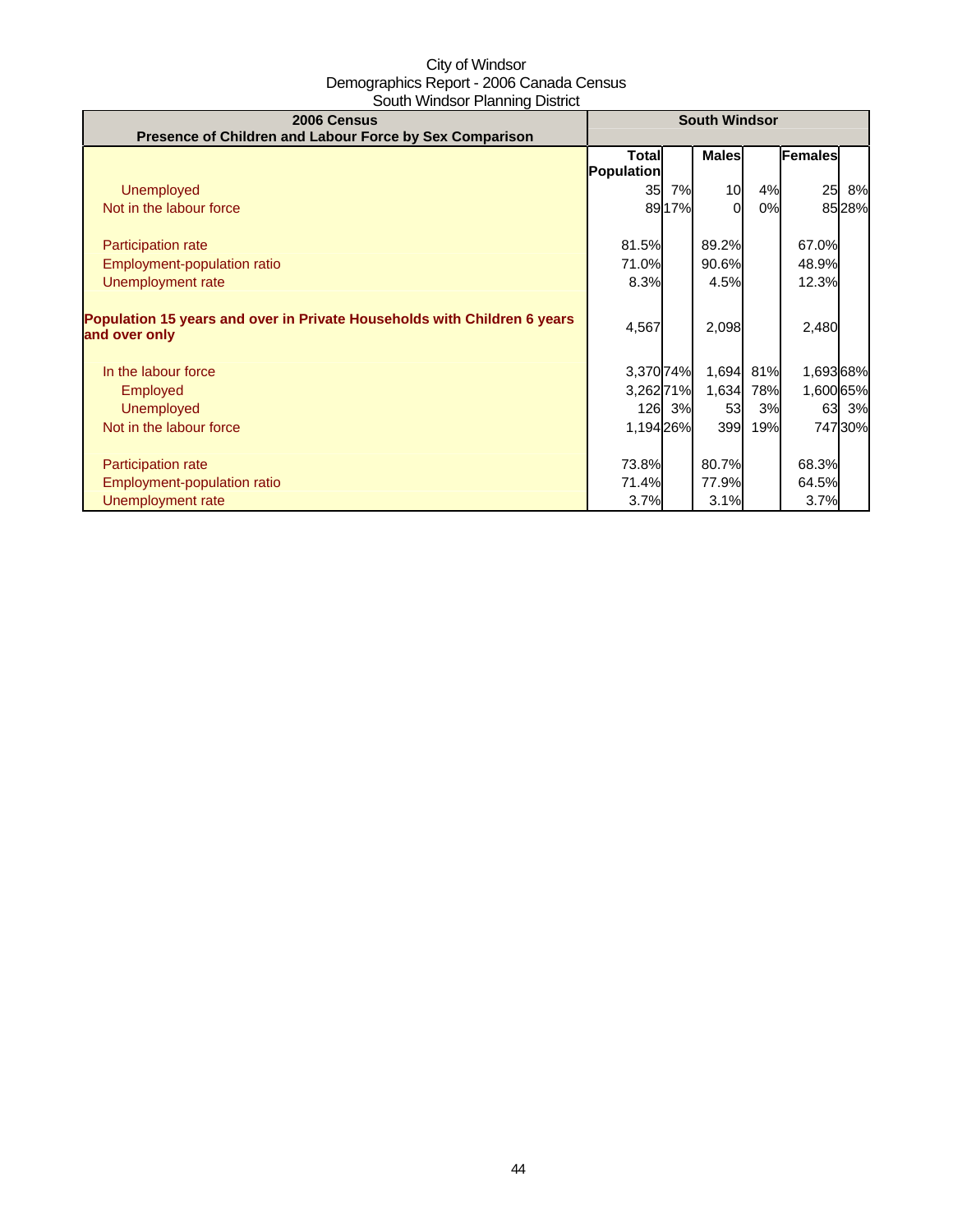City of Windsor
Demographics Report - 2006 Canada Census
South Windsor Planning District

| 2006 Census<br>Presence of Children and Labour Force by Sex Comparison | South Windsor | | | | | |
|---|---|---|---|---|---|---|
| | Total Population | | Males | | Females | |
| Unemployed | 35 | 7% | 10 | 4% | 25 | 8% |
| Not in the labour force | 89 | 17% | 0 | 0% | 85 | 28% |
| | | | | | | |
| Participation rate | 81.5% | | 89.2% | | 67.0% | |
| Employment-population ratio | 71.0% | | 90.6% | | 48.9% | |
| Unemployment rate | 8.3% | | 4.5% | | 12.3% | |
| | | | | | | |
| **Population 15 years and over in Private Households with Children 6 years and over only** | 4,567 | | 2,098 | | 2,480 | |
| | | | | | | |
| In the labour force | 3,370 | 74% | 1,694 | 81% | 1,693 | 68% |
| Employed | 3,262 | 71% | 1,634 | 78% | 1,600 | 65% |
| Unemployed | 126 | 3% | 53 | 3% | 63 | 3% |
| Not in the labour force | 1,194 | 26% | 399 | 19% | 747 | 30% |
| | | | | | | |
| Participation rate | 73.8% | | 80.7% | | 68.3% | |
| Employment-population ratio | 71.4% | | 77.9% | | 64.5% | |
| Unemployment rate | 3.7% | | 3.1% | | 3.7% | |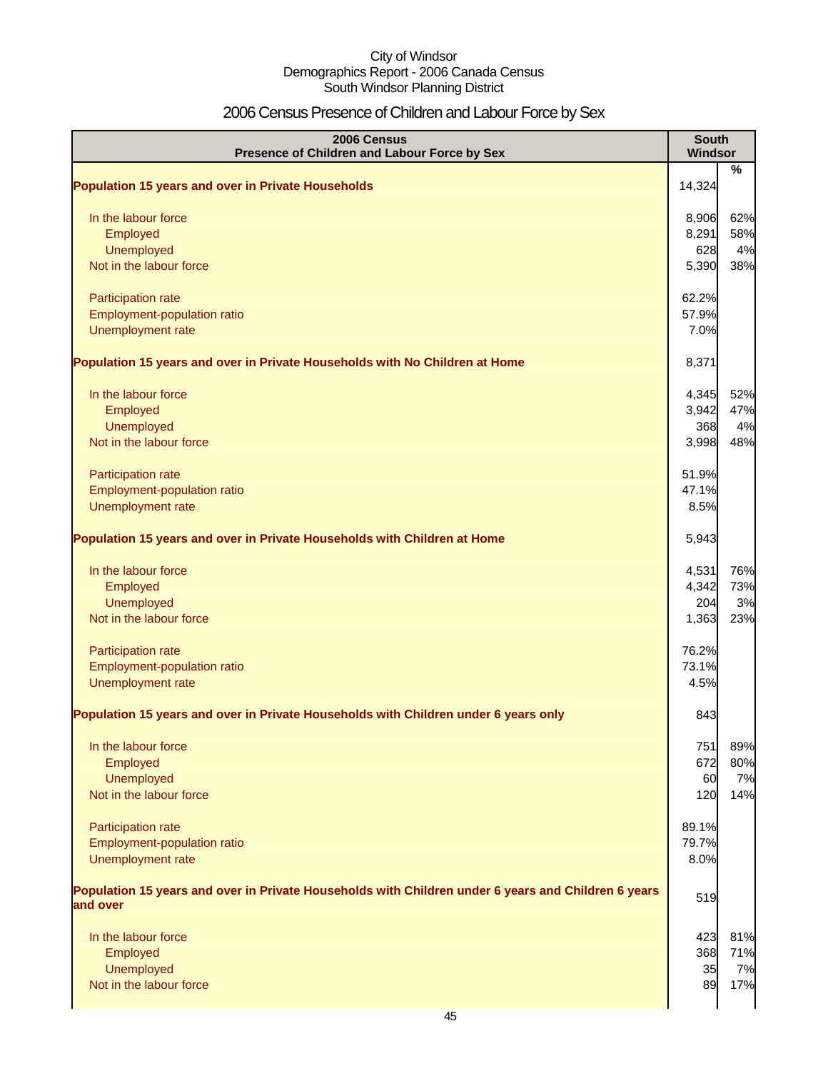City of Windsor
Demographics Report - 2006 Canada Census
South Windsor Planning District

# 2006 Census Presence of Children and Labour Force by Sex

| 2006 Census<br>Presence of Children and Labour Force by Sex | South Windsor | % |
|---|---|---|
| **Population 15 years and over in Private Households** | 14,324 | |
| In the labour force | 8,906 | 62% |
| Employed | 8,291 | 58% |
| Unemployed | 628 | 4% |
| Not in the labour force | 5,390 | 38% |
| Participation rate | 62.2% | |
| Employment-population ratio | 57.9% | |
| Unemployment rate | 7.0% | |
| **Population 15 years and over in Private Households with No Children at Home** | 8,371 | |
| In the labour force | 4,345 | 52% |
| Employed | 3,942 | 47% |
| Unemployed | 368 | 4% |
| Not in the labour force | 3,998 | 48% |
| Participation rate | 51.9% | |
| Employment-population ratio | 47.1% | |
| Unemployment rate | 8.5% | |
| **Population 15 years and over in Private Households with Children at Home** | 5,943 | |
| In the labour force | 4,531 | 76% |
| Employed | 4,342 | 73% |
| Unemployed | 204 | 3% |
| Not in the labour force | 1,363 | 23% |
| Participation rate | 76.2% | |
| Employment-population ratio | 73.1% | |
| Unemployment rate | 4.5% | |
| **Population 15 years and over in Private Households with Children under 6 years only** | 843 | |
| In the labour force | 751 | 89% |
| Employed | 672 | 80% |
| Unemployed | 60 | 7% |
| Not in the labour force | 120 | 14% |
| Participation rate | 89.1% | |
| Employment-population ratio | 79.7% | |
| Unemployment rate | 8.0% | |
| **Population 15 years and over in Private Households with Children under 6 years and Children 6 years and over** | 519 | |
| In the labour force | 423 | 81% |
| Employed | 368 | 71% |
| Unemployed | 35 | 7% |
| Not in the labour force | 89 | 17% |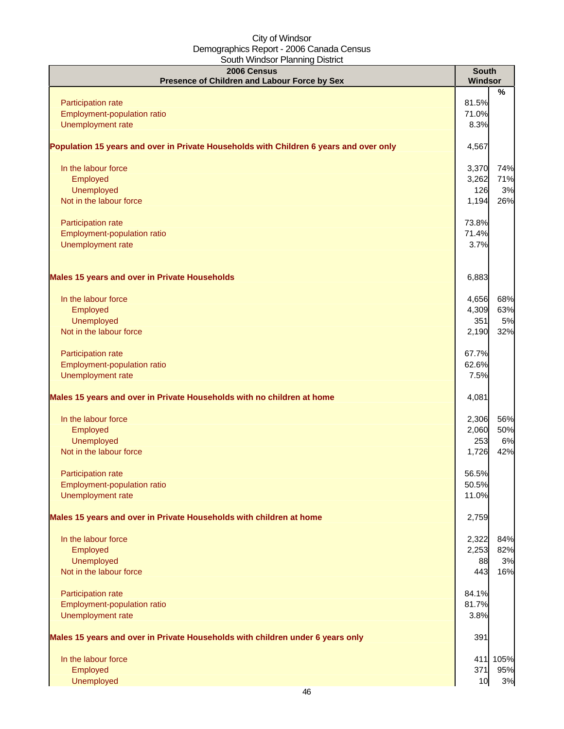City of Windsor
Demographics Report - 2006 Canada Census
South Windsor Planning District

| 2006 Census<br>Presence of Children and Labour Force by Sex | South Windsor | % |
|---|---|---|
| Participation rate | 81.5% | |
| Employment-population ratio | 71.0% | |
| Unemployment rate | 8.3% | |
| **Population 15 years and over in Private Households with Children 6 years and over only** | 4,567 | |
| In the labour force | 3,370 | 74% |
| Employed | 3,262 | 71% |
| Unemployed | 126 | 3% |
| Not in the labour force | 1,194 | 26% |
| Participation rate | 73.8% | |
| Employment-population ratio | 71.4% | |
| Unemployment rate | 3.7% | |
| **Males 15 years and over in Private Households** | 6,883 | |
| In the labour force | 4,656 | 68% |
| Employed | 4,309 | 63% |
| Unemployed | 351 | 5% |
| Not in the labour force | 2,190 | 32% |
| Participation rate | 67.7% | |
| Employment-population ratio | 62.6% | |
| Unemployment rate | 7.5% | |
| **Males 15 years and over in Private Households with no children at home** | 4,081 | |
| In the labour force | 2,306 | 56% |
| Employed | 2,060 | 50% |
| Unemployed | 253 | 6% |
| Not in the labour force | 1,726 | 42% |
| Participation rate | 56.5% | |
| Employment-population ratio | 50.5% | |
| Unemployment rate | 11.0% | |
| **Males 15 years and over in Private Households with children at home** | 2,759 | |
| In the labour force | 2,322 | 84% |
| Employed | 2,253 | 82% |
| Unemployed | 88 | 3% |
| Not in the labour force | 443 | 16% |
| Participation rate | 84.1% | |
| Employment-population ratio | 81.7% | |
| Unemployment rate | 3.8% | |
| **Males 15 years and over in Private Households with children under 6 years only** | 391 | |
| In the labour force | 411 | 105% |
| Employed | 371 | 95% |
| Unemployed | 10 | 3% |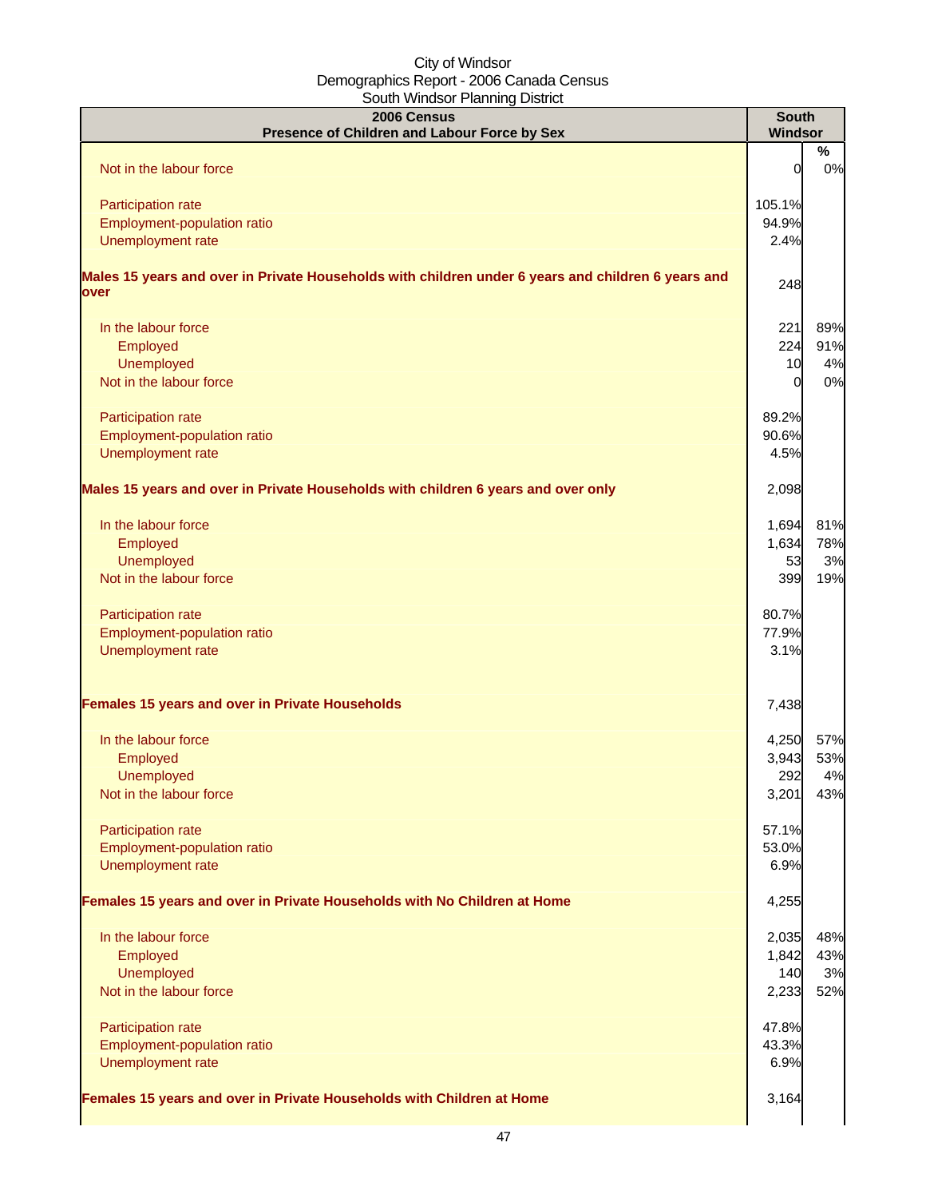City of Windsor
Demographics Report - 2006 Canada Census
South Windsor Planning District

| 2006 Census<br>Presence of Children and Labour Force by Sex | South Windsor | |
|---|---|---|
| | | % |
| Not in the labour force | 0 | 0% |
| | | |
| Participation rate | 105.1% | |
| Employment-population ratio | 94.9% | |
| Unemployment rate | 2.4% | |
| | | |
| **Males 15 years and over in Private Households with children under 6 years and children 6 years and over** | 248 | |
| | | |
| In the labour force | 221 | 89% |
| Employed | 224 | 91% |
| Unemployed | 10 | 4% |
| Not in the labour force | 0 | 0% |
| | | |
| Participation rate | 89.2% | |
| Employment-population ratio | 90.6% | |
| Unemployment rate | 4.5% | |
| | | |
| **Males 15 years and over in Private Households with children 6 years and over only** | 2,098 | |
| | | |
| In the labour force | 1,694 | 81% |
| Employed | 1,634 | 78% |
| Unemployed | 53 | 3% |
| Not in the labour force | 399 | 19% |
| | | |
| Participation rate | 80.7% | |
| Employment-population ratio | 77.9% | |
| Unemployment rate | 3.1% | |
| | | |
| **Females 15 years and over in Private Households** | 7,438 | |
| | | |
| In the labour force | 4,250 | 57% |
| Employed | 3,943 | 53% |
| Unemployed | 292 | 4% |
| Not in the labour force | 3,201 | 43% |
| | | |
| Participation rate | 57.1% | |
| Employment-population ratio | 53.0% | |
| Unemployment rate | 6.9% | |
| | | |
| **Females 15 years and over in Private Households with No Children at Home** | 4,255 | |
| | | |
| In the labour force | 2,035 | 48% |
| Employed | 1,842 | 43% |
| Unemployed | 140 | 3% |
| Not in the labour force | 2,233 | 52% |
| | | |
| Participation rate | 47.8% | |
| Employment-population ratio | 43.3% | |
| Unemployment rate | 6.9% | |
| | | |
| **Females 15 years and over in Private Households with Children at Home** | 3,164 | |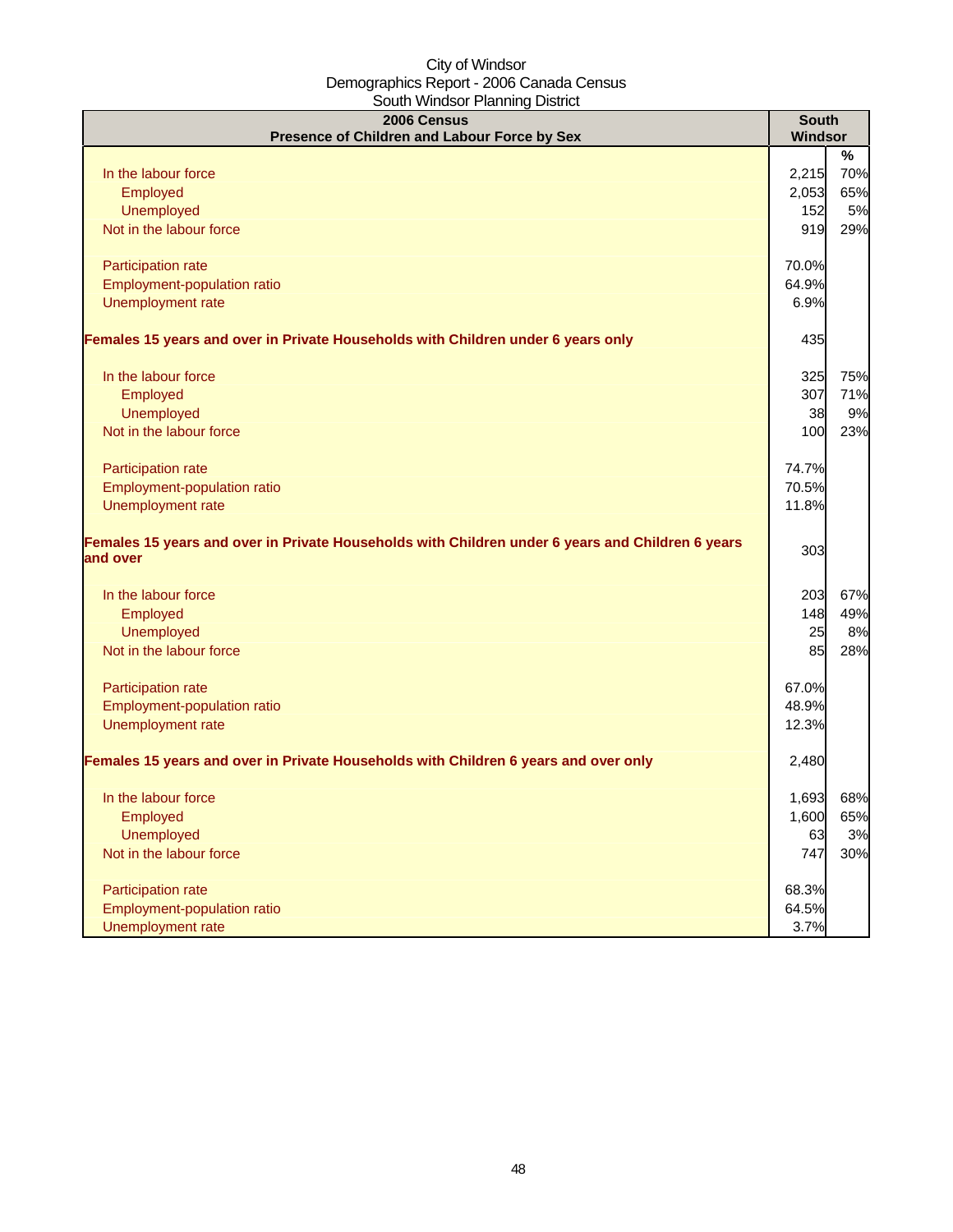City of Windsor
Demographics Report - 2006 Canada Census
South Windsor Planning District

| 2006 Census<br>Presence of Children and Labour Force by Sex | South Windsor | |
|---|---|---|
| | | % |
| In the labour force | 2,215 | 70% |
| Employed | 2,053 | 65% |
| Unemployed | 152 | 5% |
| Not in the labour force | 919 | 29% |
| | | |
| Participation rate | 70.0% | |
| Employment-population ratio | 64.9% | |
| Unemployment rate | 6.9% | |
| | | |
| **Females 15 years and over in Private Households with Children under 6 years only** | 435 | |
| | | |
| In the labour force | 325 | 75% |
| Employed | 307 | 71% |
| Unemployed | 38 | 9% |
| Not in the labour force | 100 | 23% |
| | | |
| Participation rate | 74.7% | |
| Employment-population ratio | 70.5% | |
| Unemployment rate | 11.8% | |
| | | |
| **Females 15 years and over in Private Households with Children under 6 years and Children 6 years and over** | 303 | |
| | | |
| In the labour force | 203 | 67% |
| Employed | 148 | 49% |
| Unemployed | 25 | 8% |
| Not in the labour force | 85 | 28% |
| | | |
| Participation rate | 67.0% | |
| Employment-population ratio | 48.9% | |
| Unemployment rate | 12.3% | |
| | | |
| **Females 15 years and over in Private Households with Children 6 years and over only** | 2,480 | |
| | | |
| In the labour force | 1,693 | 68% |
| Employed | 1,600 | 65% |
| Unemployed | 63 | 3% |
| Not in the labour force | 747 | 30% |
| | | |
| Participation rate | 68.3% | |
| Employment-population ratio | 64.5% | |
| Unemployment rate | 3.7% | |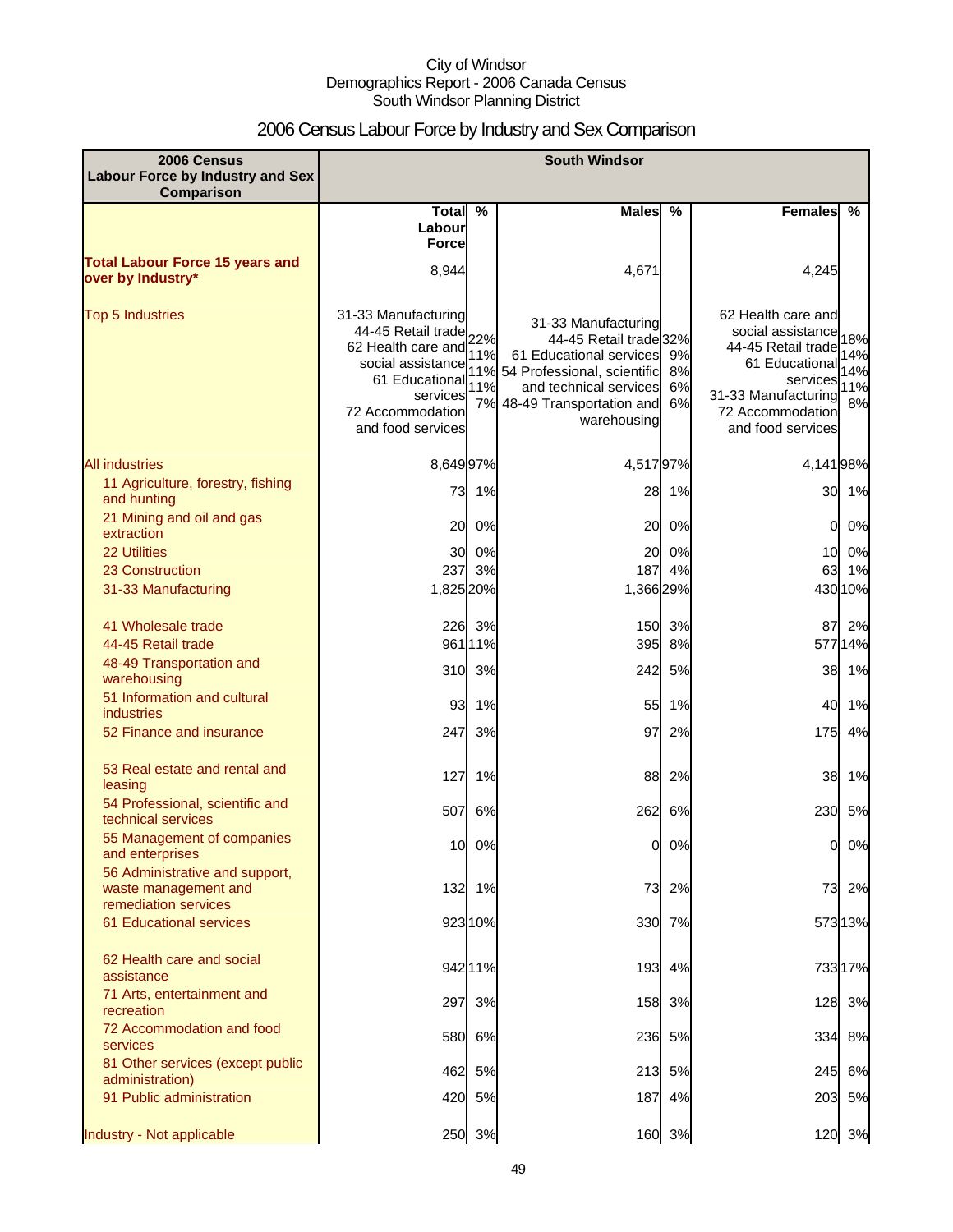City of Windsor
Demographics Report - 2006 Canada Census
South Windsor Planning District

# 2006 Census Labour Force by Industry and Sex Comparison

| 2006 Census Labour Force by Industry and Sex Comparison | South Windsor | | | | | |
|---|---|---|---|---|---|---|
| | Total Labour Force | % | Males | % | Females | % |
| **Total Labour Force 15 years and over by Industry*** | 8,944 | | 4,671 | | 4,245 | |
| Top 5 Industries | 31-33 Manufacturing<br>44-45 Retail trade<br>62 Health care and social assistance<br>61 Educational services<br>72 Accommodation and food services | 22%<br>11%<br>11%<br>11%<br>7% | 31-33 Manufacturing<br>44-45 Retail trade<br>61 Educational services<br>54 Professional, scientific and technical services<br>48-49 Transportation and warehousing | 32%<br>9%<br>8%<br>6%<br>6% | 62 Health care and social assistance<br>44-45 Retail trade<br>61 Educational services<br>31-33 Manufacturing<br>72 Accommodation and food services | 18%<br>14%<br>14%<br>11%<br>8% |
| All industries | 8,649 | 97% | 4,517 | 97% | 4,141 | 98% |
| 11 Agriculture, forestry, fishing and hunting | 73 | 1% | 28 | 1% | 30 | 1% |
| 21 Mining and oil and gas extraction | 20 | 0% | 20 | 0% | 0 | 0% |
| 22 Utilities | 30 | 0% | 20 | 0% | 10 | 0% |
| 23 Construction | 237 | 3% | 187 | 4% | 63 | 1% |
| 31-33 Manufacturing | 1,825 | 20% | 1,366 | 29% | 430 | 10% |
| 41 Wholesale trade | 226 | 3% | 150 | 3% | 87 | 2% |
| 44-45 Retail trade | 961 | 11% | 395 | 8% | 577 | 14% |
| 48-49 Transportation and warehousing | 310 | 3% | 242 | 5% | 38 | 1% |
| 51 Information and cultural industries | 93 | 1% | 55 | 1% | 40 | 1% |
| 52 Finance and insurance | 247 | 3% | 97 | 2% | 175 | 4% |
| 53 Real estate and rental and leasing | 127 | 1% | 88 | 2% | 38 | 1% |
| 54 Professional, scientific and technical services | 507 | 6% | 262 | 6% | 230 | 5% |
| 55 Management of companies and enterprises | 10 | 0% | 0 | 0% | 0 | 0% |
| 56 Administrative and support, waste management and remediation services | 132 | 1% | 73 | 2% | 73 | 2% |
| 61 Educational services | 923 | 10% | 330 | 7% | 573 | 13% |
| 62 Health care and social assistance | 942 | 11% | 193 | 4% | 733 | 17% |
| 71 Arts, entertainment and recreation | 297 | 3% | 158 | 3% | 128 | 3% |
| 72 Accommodation and food services | 580 | 6% | 236 | 5% | 334 | 8% |
| 81 Other services (except public administration) | 462 | 5% | 213 | 5% | 245 | 6% |
| 91 Public administration | 420 | 5% | 187 | 4% | 203 | 5% |
| Industry - Not applicable | 250 | 3% | 160 | 3% | 120 | 3% |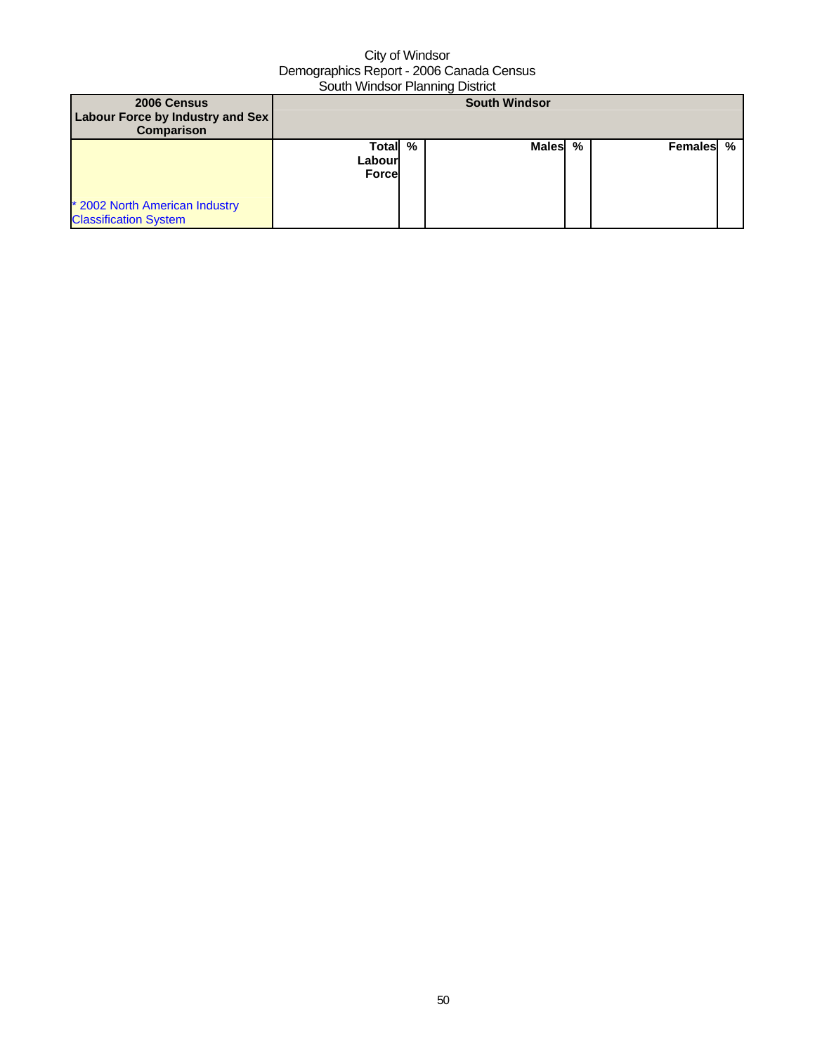City of Windsor
Demographics Report - 2006 Canada Census
South Windsor Planning District

| 2006 Census Labour Force by Industry and Sex Comparison | South Windsor | | | | | |
|---|---|---|---|---|---|---|
| * 2002 North American Industry Classification System | Total Labour Force | % | Males | % | Females | % |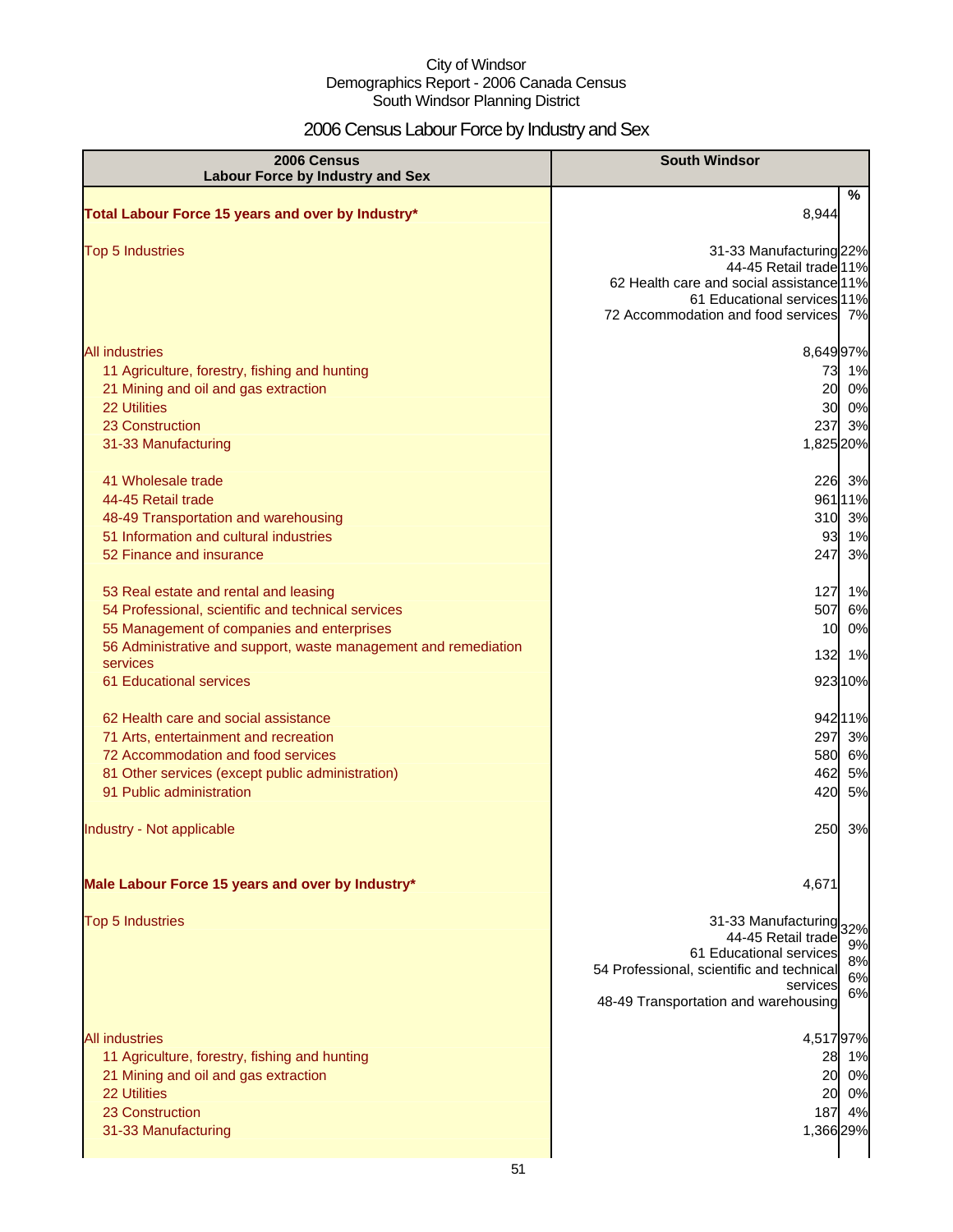City of Windsor
Demographics Report - 2006 Canada Census
South Windsor Planning District

# 2006 Census Labour Force by Industry and Sex

| 2006 Census Labour Force by Industry and Sex | South Windsor | % |
|---|---|---|
| **Total Labour Force 15 years and over by Industry*** | 8,944 | |
| Top 5 Industries | 31-33 Manufacturing | 22% |
| | 44-45 Retail trade | 11% |
| | 62 Health care and social assistance | 11% |
| | 61 Educational services | 11% |
| | 72 Accommodation and food services | 7% |
| All industries | 8,649 | 97% |
| 11 Agriculture, forestry, fishing and hunting | 73 | 1% |
| 21 Mining and oil and gas extraction | 20 | 0% |
| 22 Utilities | 30 | 0% |
| 23 Construction | 237 | 3% |
| 31-33 Manufacturing | 1,825 | 20% |
| 41 Wholesale trade | 226 | 3% |
| 44-45 Retail trade | 961 | 11% |
| 48-49 Transportation and warehousing | 310 | 3% |
| 51 Information and cultural industries | 93 | 1% |
| 52 Finance and insurance | 247 | 3% |
| 53 Real estate and rental and leasing | 127 | 1% |
| 54 Professional, scientific and technical services | 507 | 6% |
| 55 Management of companies and enterprises | 10 | 0% |
| 56 Administrative and support, waste management and remediation services | 132 | 1% |
| 61 Educational services | 923 | 10% |
| 62 Health care and social assistance | 942 | 11% |
| 71 Arts, entertainment and recreation | 297 | 3% |
| 72 Accommodation and food services | 580 | 6% |
| 81 Other services (except public administration) | 462 | 5% |
| 91 Public administration | 420 | 5% |
| Industry - Not applicable | 250 | 3% |
| **Male Labour Force 15 years and over by Industry*** | 4,671 | |
| Top 5 Industries | 31-33 Manufacturing | 32% |
| | 44-45 Retail trade | 9% |
| | 61 Educational services | 8% |
| | 54 Professional, scientific and technical services | 6% |
| | 48-49 Transportation and warehousing | 6% |
| All industries | 4,517 | 97% |
| 11 Agriculture, forestry, fishing and hunting | 28 | 1% |
| 21 Mining and oil and gas extraction | 20 | 0% |
| 22 Utilities | 20 | 0% |
| 23 Construction | 187 | 4% |
| 31-33 Manufacturing | 1,366 | 29% |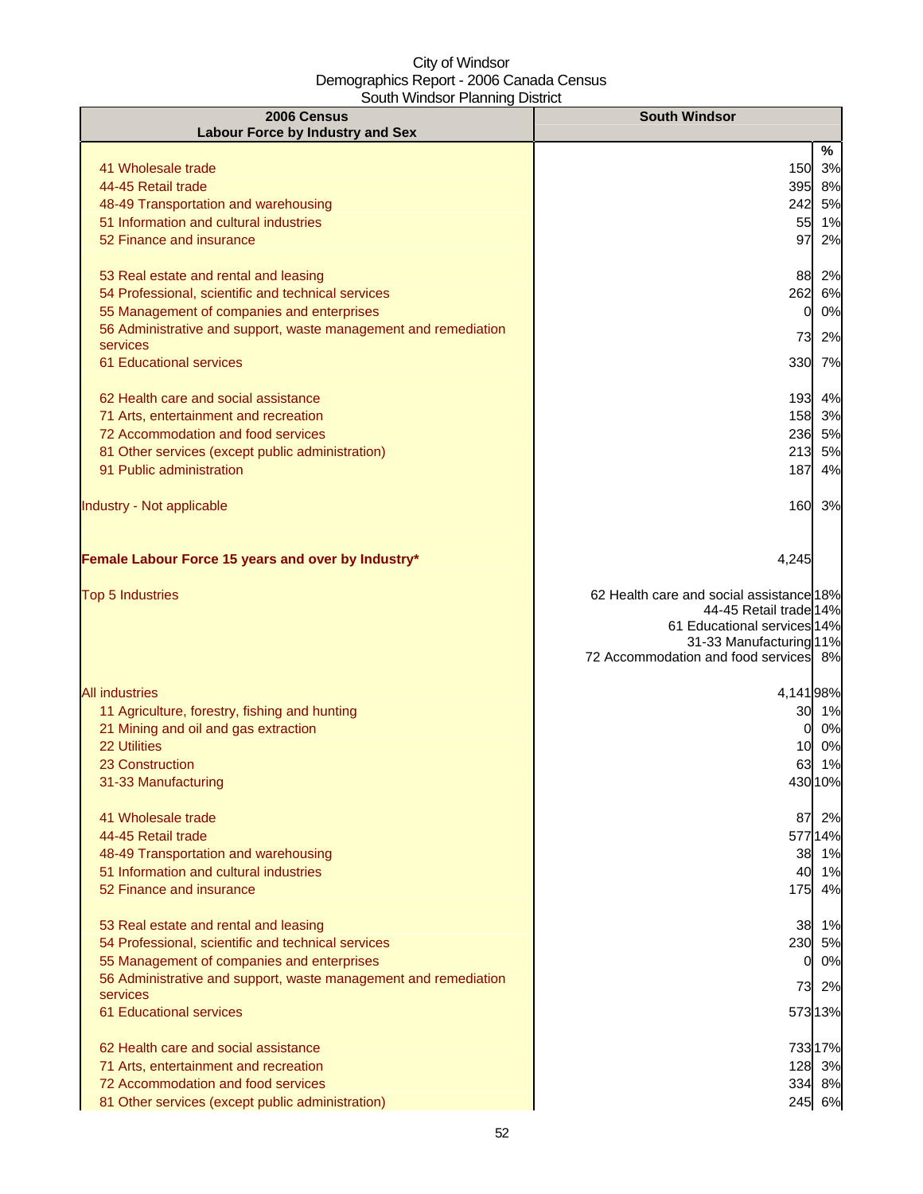City of Windsor
Demographics Report - 2006 Canada Census
South Windsor Planning District

| 2006 Census<br>Labour Force by Industry and Sex | South Windsor | |
|---|---|---|
| | | % |
| 41 Wholesale trade | 150 | 3% |
| 44-45 Retail trade | 395 | 8% |
| 48-49 Transportation and warehousing | 242 | 5% |
| 51 Information and cultural industries | 55 | 1% |
| 52 Finance and insurance | 97 | 2% |
| 53 Real estate and rental and leasing | 88 | 2% |
| 54 Professional, scientific and technical services | 262 | 6% |
| 55 Management of companies and enterprises | 0 | 0% |
| 56 Administrative and support, waste management and remediation services | 73 | 2% |
| 61 Educational services | 330 | 7% |
| 62 Health care and social assistance | 193 | 4% |
| 71 Arts, entertainment and recreation | 158 | 3% |
| 72 Accommodation and food services | 236 | 5% |
| 81 Other services (except public administration) | 213 | 5% |
| 91 Public administration | 187 | 4% |
| Industry - Not applicable | 160 | 3% |
| **Female Labour Force 15 years and over by Industry*** | 4,245 | |
| Top 5 Industries | 62 Health care and social assistance | 18% |
| | 44-45 Retail trade | 14% |
| | 61 Educational services | 14% |
| | 31-33 Manufacturing | 11% |
| | 72 Accommodation and food services | 8% |
| All industries | 4,141 | 98% |
| 11 Agriculture, forestry, fishing and hunting | 30 | 1% |
| 21 Mining and oil and gas extraction | 0 | 0% |
| 22 Utilities | 10 | 0% |
| 23 Construction | 63 | 1% |
| 31-33 Manufacturing | 430 | 10% |
| 41 Wholesale trade | 87 | 2% |
| 44-45 Retail trade | 577 | 14% |
| 48-49 Transportation and warehousing | 38 | 1% |
| 51 Information and cultural industries | 40 | 1% |
| 52 Finance and insurance | 175 | 4% |
| 53 Real estate and rental and leasing | 38 | 1% |
| 54 Professional, scientific and technical services | 230 | 5% |
| 55 Management of companies and enterprises | 0 | 0% |
| 56 Administrative and support, waste management and remediation services | 73 | 2% |
| 61 Educational services | 573 | 13% |
| 62 Health care and social assistance | 733 | 17% |
| 71 Arts, entertainment and recreation | 128 | 3% |
| 72 Accommodation and food services | 334 | 8% |
| 81 Other services (except public administration) | 245 | 6% |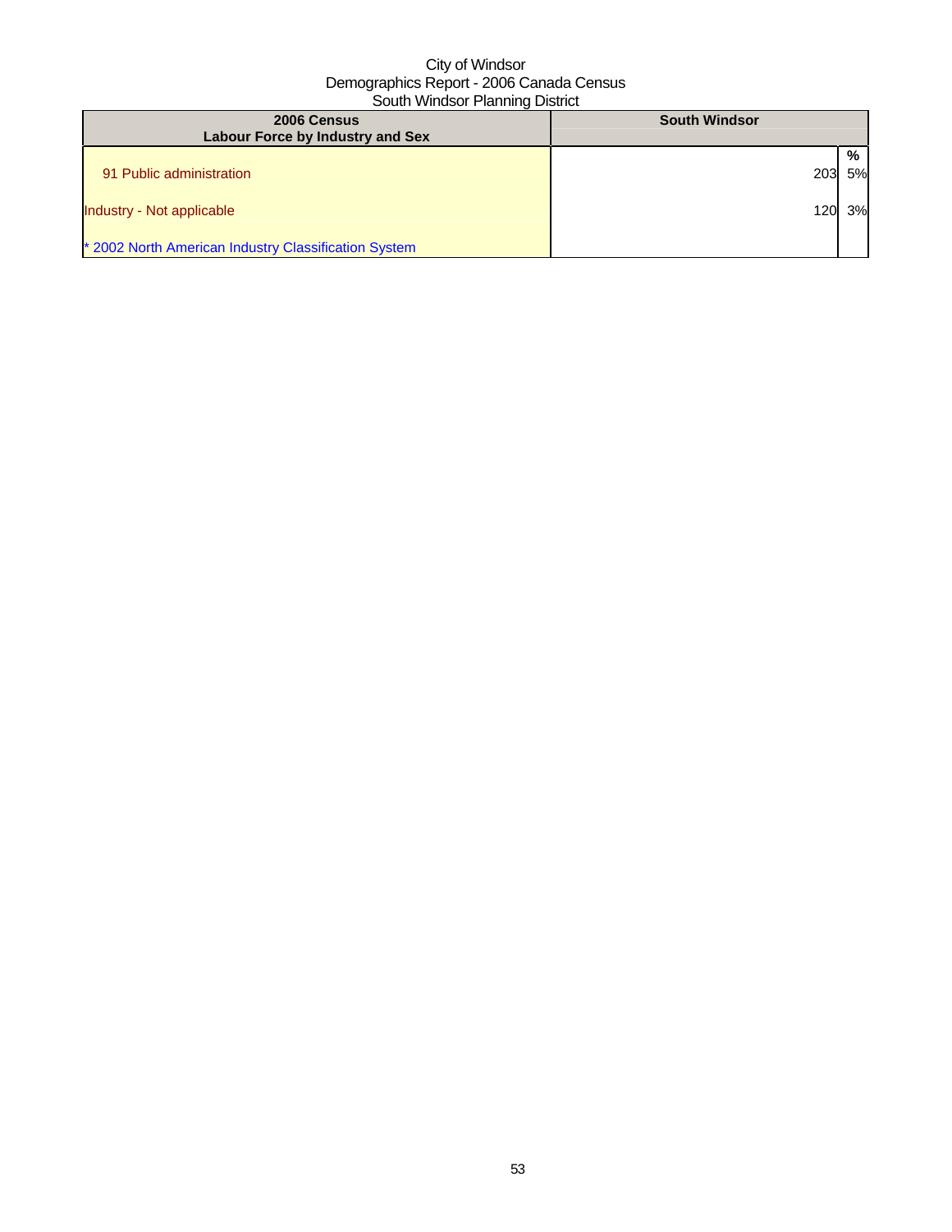City of Windsor
Demographics Report - 2006 Canada Census
South Windsor Planning District

| 2006 Census<br>Labour Force by Industry and Sex | South Windsor | |
|---|---|---|
| | | % |
| 91 Public administration | 203 | 5% |
| Industry - Not applicable | 120 | 3% |
| * 2002 North American Industry Classification System | | |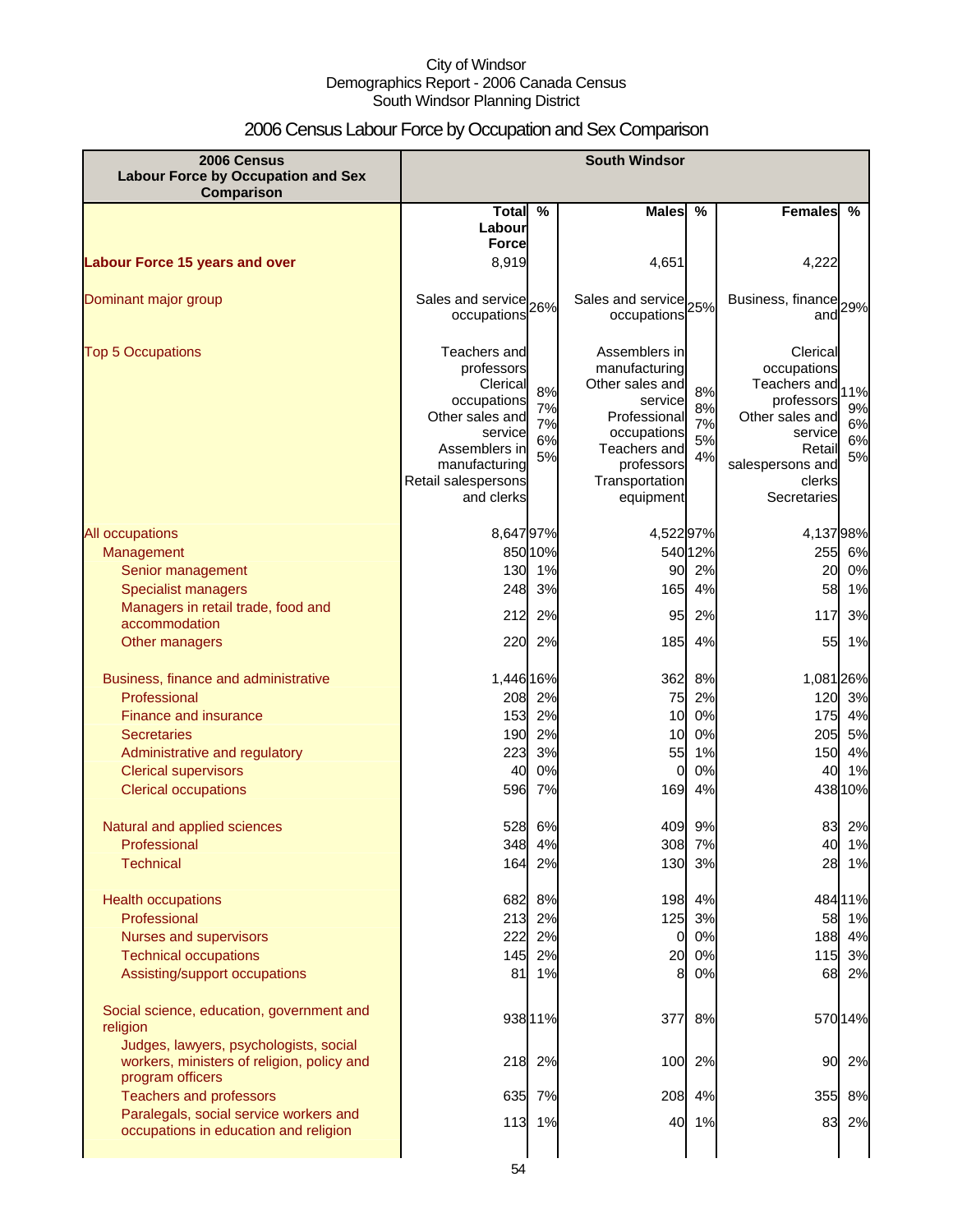City of Windsor
Demographics Report - 2006 Canada Census
South Windsor Planning District

# 2006 Census Labour Force by Occupation and Sex Comparison

| 2006 Census Labour Force by Occupation and Sex Comparison | South Windsor | | | | | |
|---|---|---|---|---|---|---|
| | Total Labour Force | % | Males | % | Females | % |
| **Labour Force 15 years and over** | 8,919 | | 4,651 | | 4,222 | |
| Dominant major group | Sales and service occupations | 26% | Sales and service occupations | 25% | Business, finance and | 29% |
| Top 5 Occupations | Teachers and professors<br>Clerical occupations<br>Other sales and service<br>Assemblers in manufacturing<br>Retail salespersons and clerks | 8%<br>7%<br>7%<br>6%<br>5% | Assemblers in manufacturing<br>Other sales and service<br>Professional occupations<br>Teachers and professors<br>Transportation equipment | 8%<br>8%<br>7%<br>5%<br>4% | Clerical occupations<br>Teachers and professors<br>Other sales and service<br>Retail salespersons and clerks<br>Secretaries | 11%<br>9%<br>6%<br>6%<br>5% |
| All occupations | 8,647 | 97% | 4,522 | 97% | 4,137 | 98% |
| Management | 850 | 10% | 540 | 12% | 255 | 6% |
| Senior management | 130 | 1% | 90 | 2% | 20 | 0% |
| Specialist managers | 248 | 3% | 165 | 4% | 58 | 1% |
| Managers in retail trade, food and accommodation | 212 | 2% | 95 | 2% | 117 | 3% |
| Other managers | 220 | 2% | 185 | 4% | 55 | 1% |
| Business, finance and administrative | 1,446 | 16% | 362 | 8% | 1,081 | 26% |
| Professional | 208 | 2% | 75 | 2% | 120 | 3% |
| Finance and insurance | 153 | 2% | 10 | 0% | 175 | 4% |
| Secretaries | 190 | 2% | 10 | 0% | 205 | 5% |
| Administrative and regulatory | 223 | 3% | 55 | 1% | 150 | 4% |
| Clerical supervisors | 40 | 0% | 0 | 0% | 40 | 1% |
| Clerical occupations | 596 | 7% | 169 | 4% | 438 | 10% |
| Natural and applied sciences | 528 | 6% | 409 | 9% | 83 | 2% |
| Professional | 348 | 4% | 308 | 7% | 40 | 1% |
| Technical | 164 | 2% | 130 | 3% | 28 | 1% |
| Health occupations | 682 | 8% | 198 | 4% | 484 | 11% |
| Professional | 213 | 2% | 125 | 3% | 58 | 1% |
| Nurses and supervisors | 222 | 2% | 0 | 0% | 188 | 4% |
| Technical occupations | 145 | 2% | 20 | 0% | 115 | 3% |
| Assisting/support occupations | 81 | 1% | 8 | 0% | 68 | 2% |
| Social science, education, government and religion | 938 | 11% | 377 | 8% | 570 | 14% |
| Judges, lawyers, psychologists, social workers, ministers of religion, policy and program officers | 218 | 2% | 100 | 2% | 90 | 2% |
| Teachers and professors | 635 | 7% | 208 | 4% | 355 | 8% |
| Paralegals, social service workers and occupations in education and religion | 113 | 1% | 40 | 1% | 83 | 2% |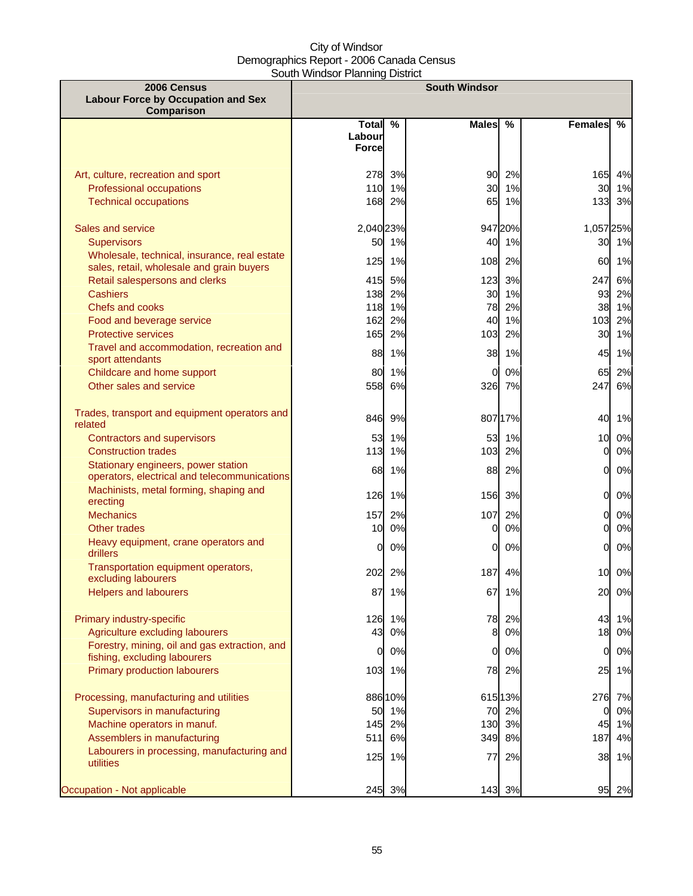City of Windsor
Demographics Report - 2006 Canada Census
South Windsor Planning District

| 2006 Census Labour Force by Occupation and Sex Comparison | South Windsor | | | | | |
|---|---|---|---|---|---|---|
| | Total Labour Force | % | Males | % | Females | % |
| Art, culture, recreation and sport | 278 | 3% | 90 | 2% | 165 | 4% |
| Professional occupations | 110 | 1% | 30 | 1% | 30 | 1% |
| Technical occupations | 168 | 2% | 65 | 1% | 133 | 3% |
| Sales and service | 2,040 | 23% | 947 | 20% | 1,057 | 25% |
| Supervisors | 50 | 1% | 40 | 1% | 30 | 1% |
| Wholesale, technical, insurance, real estate sales, retail, wholesale and grain buyers | 125 | 1% | 108 | 2% | 60 | 1% |
| Retail salespersons and clerks | 415 | 5% | 123 | 3% | 247 | 6% |
| Cashiers | 138 | 2% | 30 | 1% | 93 | 2% |
| Chefs and cooks | 118 | 1% | 78 | 2% | 38 | 1% |
| Food and beverage service | 162 | 2% | 40 | 1% | 103 | 2% |
| Protective services | 165 | 2% | 103 | 2% | 30 | 1% |
| Travel and accommodation, recreation and sport attendants | 88 | 1% | 38 | 1% | 45 | 1% |
| Childcare and home support | 80 | 1% | 0 | 0% | 65 | 2% |
| Other sales and service | 558 | 6% | 326 | 7% | 247 | 6% |
| Trades, transport and equipment operators and related | 846 | 9% | 807 | 17% | 40 | 1% |
| Contractors and supervisors | 53 | 1% | 53 | 1% | 10 | 0% |
| Construction trades | 113 | 1% | 103 | 2% | 0 | 0% |
| Stationary engineers, power station operators, electrical and telecommunications | 68 | 1% | 88 | 2% | 0 | 0% |
| Machinists, metal forming, shaping and erecting | 126 | 1% | 156 | 3% | 0 | 0% |
| Mechanics | 157 | 2% | 107 | 2% | 0 | 0% |
| Other trades | 10 | 0% | 0 | 0% | 0 | 0% |
| Heavy equipment, crane operators and drillers | 0 | 0% | 0 | 0% | 0 | 0% |
| Transportation equipment operators, excluding labourers | 202 | 2% | 187 | 4% | 10 | 0% |
| Helpers and labourers | 87 | 1% | 67 | 1% | 20 | 0% |
| Primary industry-specific | 126 | 1% | 78 | 2% | 43 | 1% |
| Agriculture excluding labourers | 43 | 0% | 8 | 0% | 18 | 0% |
| Forestry, mining, oil and gas extraction, and fishing, excluding labourers | 0 | 0% | 0 | 0% | 0 | 0% |
| Primary production labourers | 103 | 1% | 78 | 2% | 25 | 1% |
| Processing, manufacturing and utilities | 886 | 10% | 615 | 13% | 276 | 7% |
| Supervisors in manufacturing | 50 | 1% | 70 | 2% | 0 | 0% |
| Machine operators in manuf. | 145 | 2% | 130 | 3% | 45 | 1% |
| Assemblers in manufacturing | 511 | 6% | 349 | 8% | 187 | 4% |
| Labourers in processing, manufacturing and utilities | 125 | 1% | 77 | 2% | 38 | 1% |
| Occupation - Not applicable | 245 | 3% | 143 | 3% | 95 | 2% |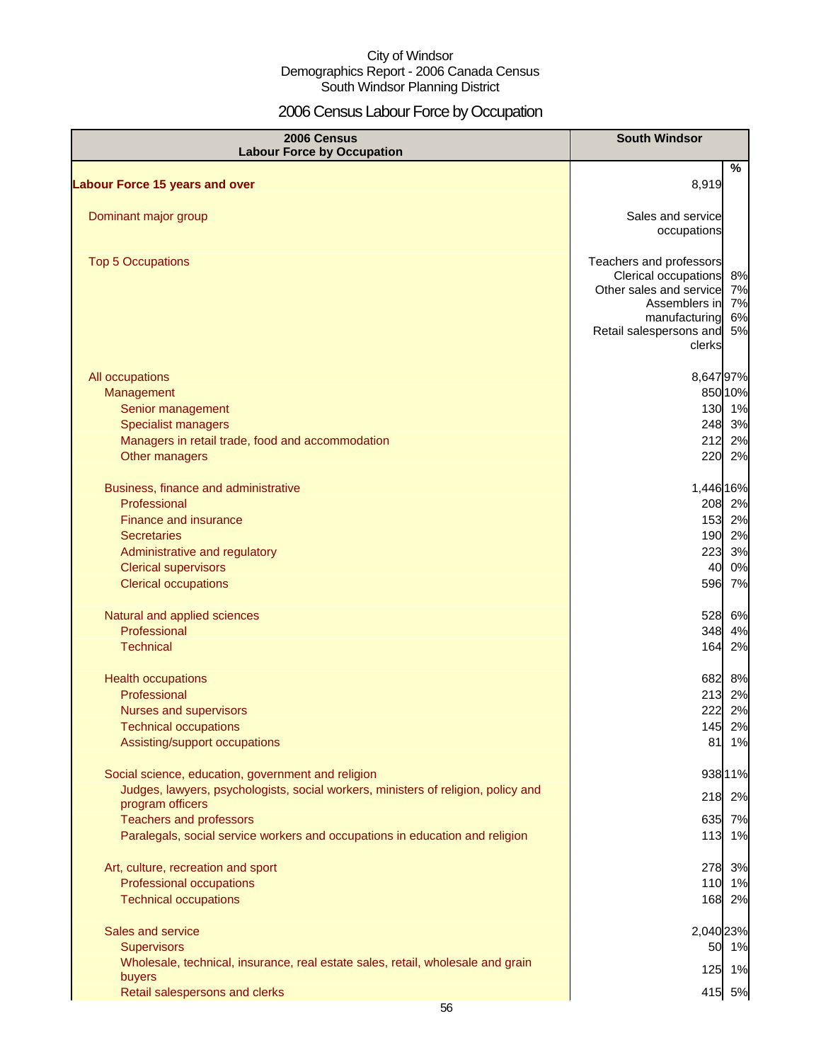City of Windsor
Demographics Report - 2006 Canada Census
South Windsor Planning District

# 2006 Census Labour Force by Occupation

| 2006 Census Labour Force by Occupation | South Windsor | % |
|---|---|---|
| **Labour Force 15 years and over** | 8,919 | |
| Dominant major group | Sales and service occupations | |
| Top 5 Occupations | Teachers and professors | 8% |
| | Clerical occupations | 7% |
| | Other sales and service | 7% |
| | Assemblers in manufacturing | 6% |
| | Retail salespersons and clerks | 5% |
| All occupations | 8,647 | 97% |
| Management | 850 | 10% |
| Senior management | 130 | 1% |
| Specialist managers | 248 | 3% |
| Managers in retail trade, food and accommodation | 212 | 2% |
| Other managers | 220 | 2% |
| Business, finance and administrative | 1,446 | 16% |
| Professional | 208 | 2% |
| Finance and insurance | 153 | 2% |
| Secretaries | 190 | 2% |
| Administrative and regulatory | 223 | 3% |
| Clerical supervisors | 40 | 0% |
| Clerical occupations | 596 | 7% |
| Natural and applied sciences | 528 | 6% |
| Professional | 348 | 4% |
| Technical | 164 | 2% |
| Health occupations | 682 | 8% |
| Professional | 213 | 2% |
| Nurses and supervisors | 222 | 2% |
| Technical occupations | 145 | 2% |
| Assisting/support occupations | 81 | 1% |
| Social science, education, government and religion | 938 | 11% |
| Judges, lawyers, psychologists, social workers, ministers of religion, policy and program officers | 218 | 2% |
| Teachers and professors | 635 | 7% |
| Paralegals, social service workers and occupations in education and religion | 113 | 1% |
| Art, culture, recreation and sport | 278 | 3% |
| Professional occupations | 110 | 1% |
| Technical occupations | 168 | 2% |
| Sales and service | 2,040 | 23% |
| Supervisors | 50 | 1% |
| Wholesale, technical, insurance, real estate sales, retail, wholesale and grain buyers | 125 | 1% |
| Retail salespersons and clerks | 415 | 5% |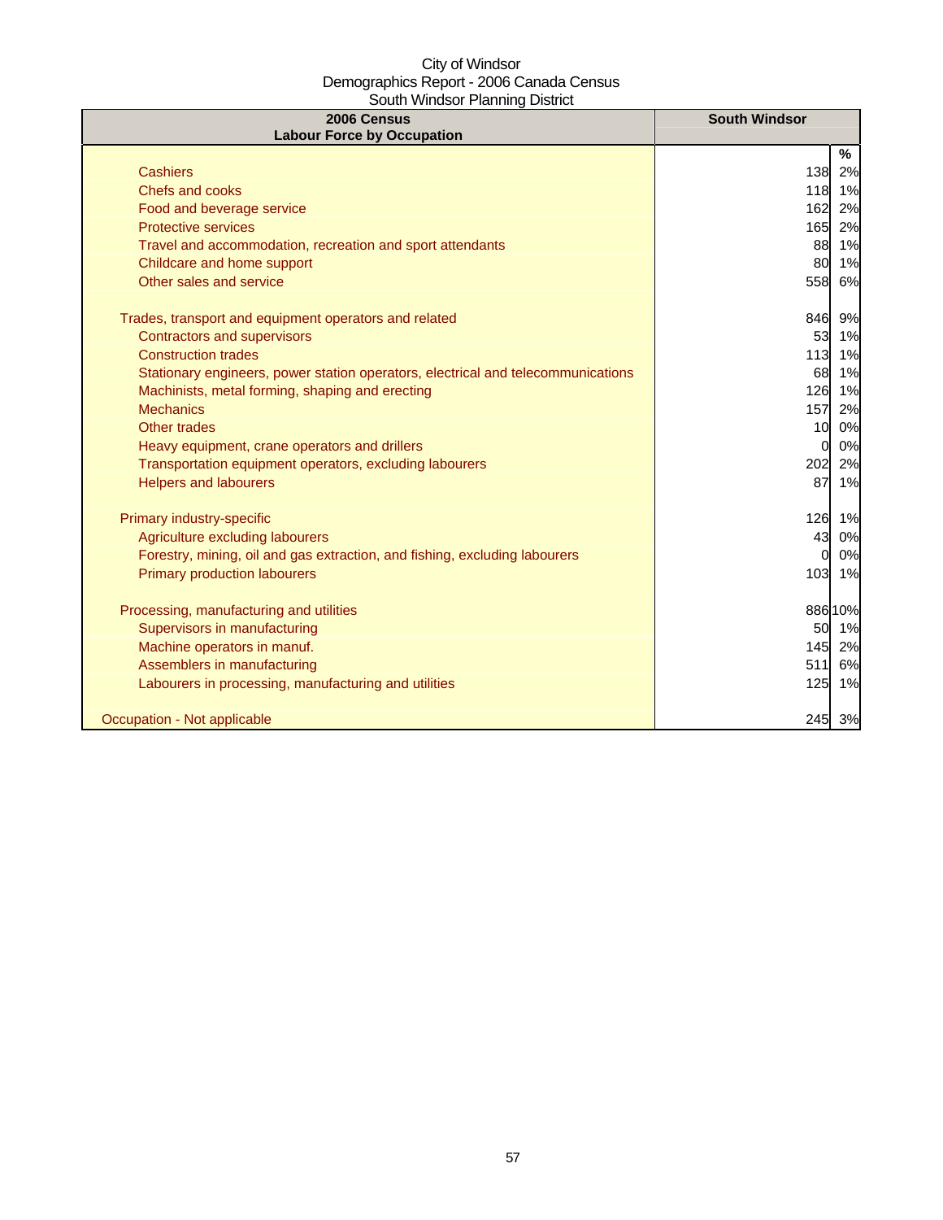City of Windsor
Demographics Report - 2006 Canada Census
South Windsor Planning District

| 2006 Census<br>Labour Force by Occupation | South Windsor | |
|---|---|---|
| | | % |
| Cashiers | 138 | 2% |
| Chefs and cooks | 118 | 1% |
| Food and beverage service | 162 | 2% |
| Protective services | 165 | 2% |
| Travel and accommodation, recreation and sport attendants | 88 | 1% |
| Childcare and home support | 80 | 1% |
| Other sales and service | 558 | 6% |
| | | |
| Trades, transport and equipment operators and related | 846 | 9% |
| Contractors and supervisors | 53 | 1% |
| Construction trades | 113 | 1% |
| Stationary engineers, power station operators, electrical and telecommunications | 68 | 1% |
| Machinists, metal forming, shaping and erecting | 126 | 1% |
| Mechanics | 157 | 2% |
| Other trades | 10 | 0% |
| Heavy equipment, crane operators and drillers | 0 | 0% |
| Transportation equipment operators, excluding labourers | 202 | 2% |
| Helpers and labourers | 87 | 1% |
| | | |
| Primary industry-specific | 126 | 1% |
| Agriculture excluding labourers | 43 | 0% |
| Forestry, mining, oil and gas extraction, and fishing, excluding labourers | 0 | 0% |
| Primary production labourers | 103 | 1% |
| | | |
| Processing, manufacturing and utilities | 886 | 10% |
| Supervisors in manufacturing | 50 | 1% |
| Machine operators in manuf. | 145 | 2% |
| Assemblers in manufacturing | 511 | 6% |
| Labourers in processing, manufacturing and utilities | 125 | 1% |
| | | |
| Occupation - Not applicable | 245 | 3% |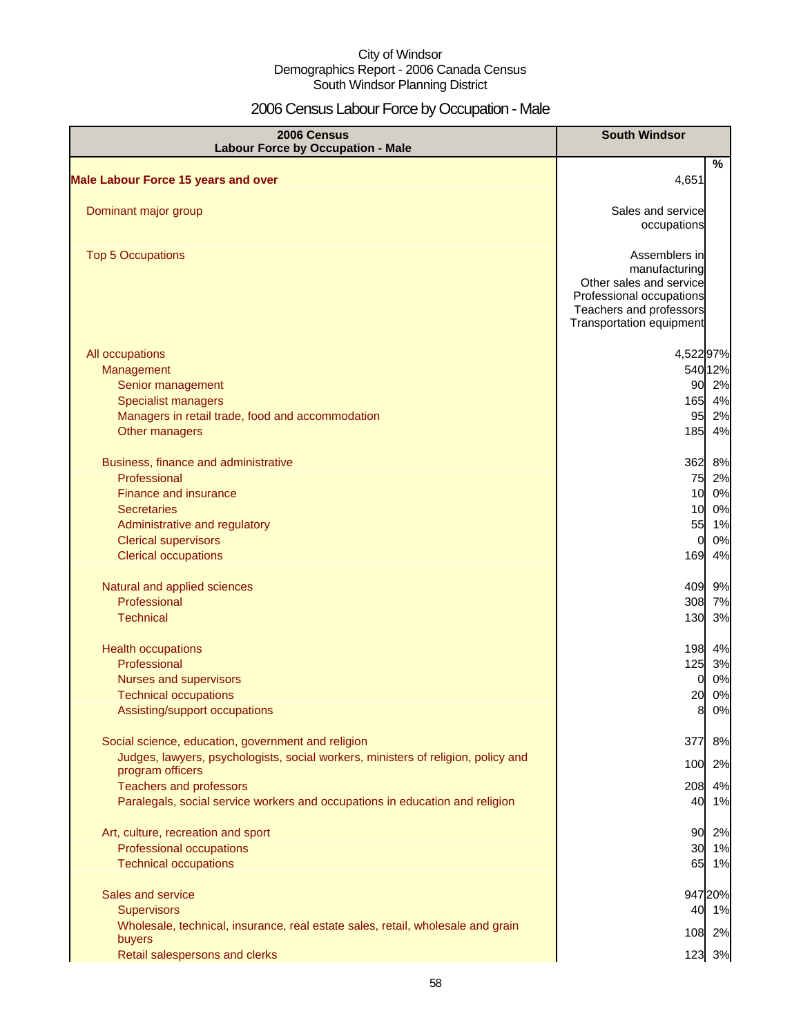City of Windsor
Demographics Report - 2006 Canada Census
South Windsor Planning District

# 2006 Census Labour Force by Occupation - Male

| 2006 Census Labour Force by Occupation - Male | South Windsor | |
|---|---|---|
| | | % |
| **Male Labour Force 15 years and over** | 4,651 | |
| Dominant major group | Sales and service occupations | |
| Top 5 Occupations | Assemblers in manufacturing<br>Other sales and service<br>Professional occupations<br>Teachers and professors<br>Transportation equipment | |
| All occupations | 4,522 | 97% |
| Management | 540 | 12% |
| Senior management | 90 | 2% |
| Specialist managers | 165 | 4% |
| Managers in retail trade, food and accommodation | 95 | 2% |
| Other managers | 185 | 4% |
| Business, finance and administrative | 362 | 8% |
| Professional | 75 | 2% |
| Finance and insurance | 10 | 0% |
| Secretaries | 10 | 0% |
| Administrative and regulatory | 55 | 1% |
| Clerical supervisors | 0 | 0% |
| Clerical occupations | 169 | 4% |
| Natural and applied sciences | 409 | 9% |
| Professional | 308 | 7% |
| Technical | 130 | 3% |
| Health occupations | 198 | 4% |
| Professional | 125 | 3% |
| Nurses and supervisors | 0 | 0% |
| Technical occupations | 20 | 0% |
| Assisting/support occupations | 8 | 0% |
| Social science, education, government and religion | 377 | 8% |
| Judges, lawyers, psychologists, social workers, ministers of religion, policy and program officers | 100 | 2% |
| Teachers and professors | 208 | 4% |
| Paralegals, social service workers and occupations in education and religion | 40 | 1% |
| Art, culture, recreation and sport | 90 | 2% |
| Professional occupations | 30 | 1% |
| Technical occupations | 65 | 1% |
| Sales and service | 947 | 20% |
| Supervisors | 40 | 1% |
| Wholesale, technical, insurance, real estate sales, retail, wholesale and grain buyers | 108 | 2% |
| Retail salespersons and clerks | 123 | 3% |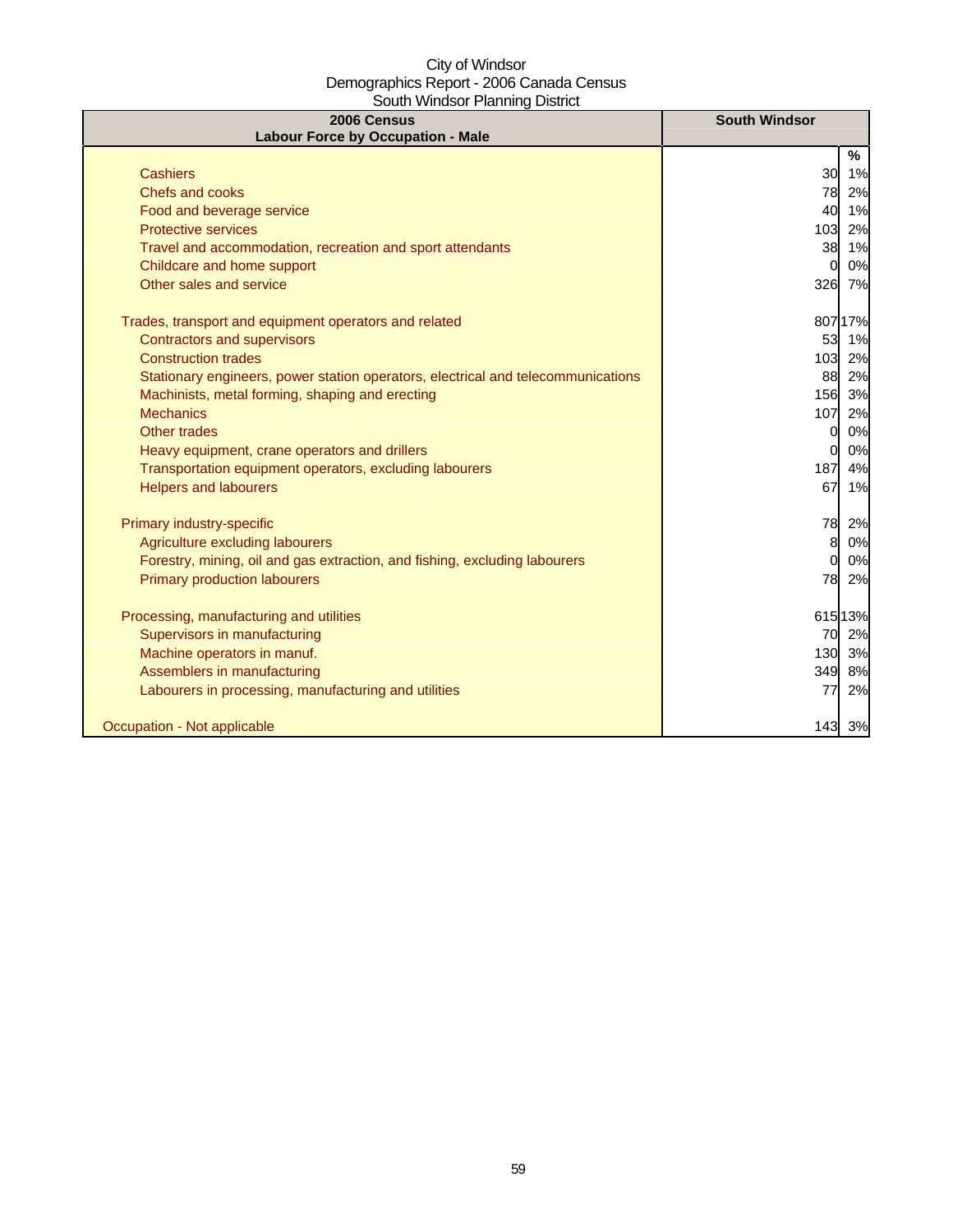City of Windsor
Demographics Report - 2006 Canada Census
South Windsor Planning District

| 2006 Census<br>Labour Force by Occupation - Male | South Windsor | |
|---|---|---|
| | | % |
| Cashiers | 30 | 1% |
| Chefs and cooks | 78 | 2% |
| Food and beverage service | 40 | 1% |
| Protective services | 103 | 2% |
| Travel and accommodation, recreation and sport attendants | 38 | 1% |
| Childcare and home support | 0 | 0% |
| Other sales and service | 326 | 7% |
| | | |
| Trades, transport and equipment operators and related | 807 | 17% |
| Contractors and supervisors | 53 | 1% |
| Construction trades | 103 | 2% |
| Stationary engineers, power station operators, electrical and telecommunications | 88 | 2% |
| Machinists, metal forming, shaping and erecting | 156 | 3% |
| Mechanics | 107 | 2% |
| Other trades | 0 | 0% |
| Heavy equipment, crane operators and drillers | 0 | 0% |
| Transportation equipment operators, excluding labourers | 187 | 4% |
| Helpers and labourers | 67 | 1% |
| | | |
| Primary industry-specific | 78 | 2% |
| Agriculture excluding labourers | 8 | 0% |
| Forestry, mining, oil and gas extraction, and fishing, excluding labourers | 0 | 0% |
| Primary production labourers | 78 | 2% |
| | | |
| Processing, manufacturing and utilities | 615 | 13% |
| Supervisors in manufacturing | 70 | 2% |
| Machine operators in manuf. | 130 | 3% |
| Assemblers in manufacturing | 349 | 8% |
| Labourers in processing, manufacturing and utilities | 77 | 2% |
| | | |
| Occupation - Not applicable | 143 | 3% |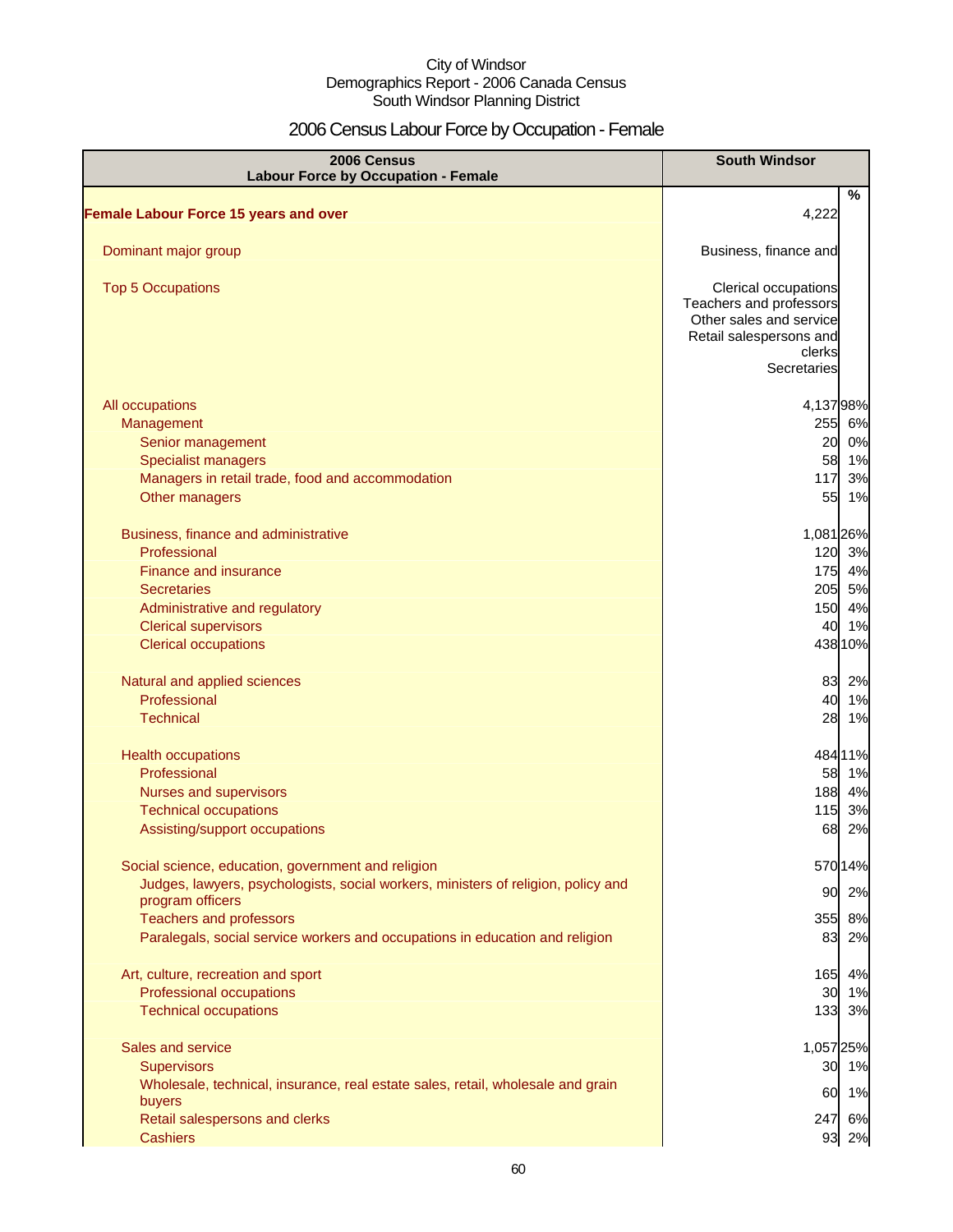City of Windsor
Demographics Report - 2006 Canada Census
South Windsor Planning District

# 2006 Census Labour Force by Occupation - Female

| 2006 Census<br>Labour Force by Occupation - Female | South Windsor | |
|---|---|---|
| | | % |
| **Female Labour Force 15 years and over** | 4,222 | |
| Dominant major group | Business, finance and | |
| Top 5 Occupations | Clerical occupations<br>Teachers and professors<br>Other sales and service<br>Retail salespersons and clerks<br>Secretaries | |
| All occupations | 4,137 | 98% |
| Management | 255 | 6% |
| Senior management | 20 | 0% |
| Specialist managers | 58 | 1% |
| Managers in retail trade, food and accommodation | 117 | 3% |
| Other managers | 55 | 1% |
| Business, finance and administrative | 1,081 | 26% |
| Professional | 120 | 3% |
| Finance and insurance | 175 | 4% |
| Secretaries | 205 | 5% |
| Administrative and regulatory | 150 | 4% |
| Clerical supervisors | 40 | 1% |
| Clerical occupations | 438 | 10% |
| Natural and applied sciences | 83 | 2% |
| Professional | 40 | 1% |
| Technical | 28 | 1% |
| Health occupations | 484 | 11% |
| Professional | 58 | 1% |
| Nurses and supervisors | 188 | 4% |
| Technical occupations | 115 | 3% |
| Assisting/support occupations | 68 | 2% |
| Social science, education, government and religion | 570 | 14% |
| Judges, lawyers, psychologists, social workers, ministers of religion, policy and program officers | 90 | 2% |
| Teachers and professors | 355 | 8% |
| Paralegals, social service workers and occupations in education and religion | 83 | 2% |
| Art, culture, recreation and sport | 165 | 4% |
| Professional occupations | 30 | 1% |
| Technical occupations | 133 | 3% |
| Sales and service | 1,057 | 25% |
| Supervisors | 30 | 1% |
| Wholesale, technical, insurance, real estate sales, retail, wholesale and grain buyers | 60 | 1% |
| Retail salespersons and clerks | 247 | 6% |
| Cashiers | 93 | 2% |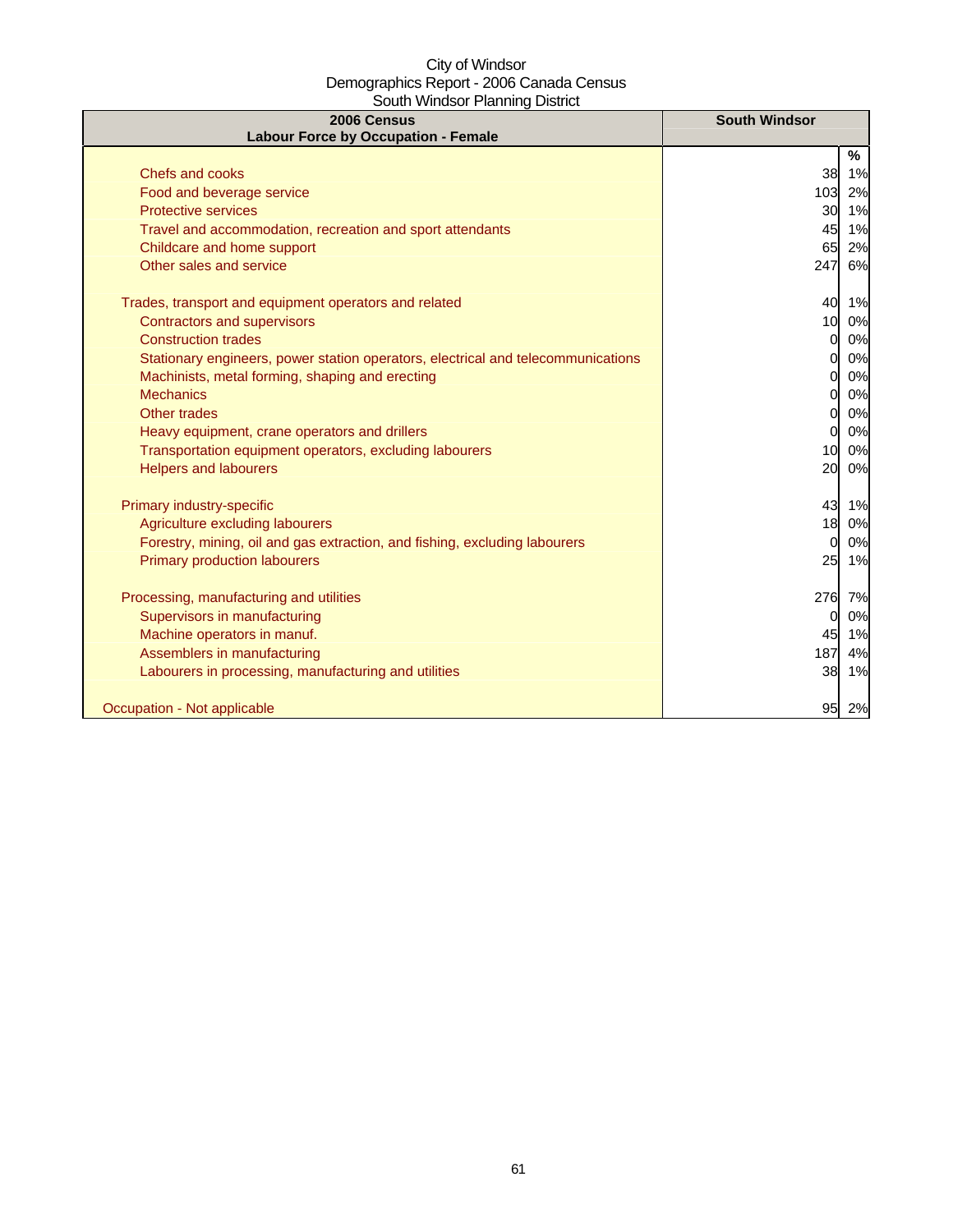City of Windsor
Demographics Report - 2006 Canada Census
South Windsor Planning District

| 2006 Census<br>Labour Force by Occupation - Female | South Windsor | |
|---|---|---|
| | | % |
| Chefs and cooks | 38 | 1% |
| Food and beverage service | 103 | 2% |
| Protective services | 30 | 1% |
| Travel and accommodation, recreation and sport attendants | 45 | 1% |
| Childcare and home support | 65 | 2% |
| Other sales and service | 247 | 6% |
| | | |
| Trades, transport and equipment operators and related | 40 | 1% |
| Contractors and supervisors | 10 | 0% |
| Construction trades | 0 | 0% |
| Stationary engineers, power station operators, electrical and telecommunications | 0 | 0% |
| Machinists, metal forming, shaping and erecting | 0 | 0% |
| Mechanics | 0 | 0% |
| Other trades | 0 | 0% |
| Heavy equipment, crane operators and drillers | 0 | 0% |
| Transportation equipment operators, excluding labourers | 10 | 0% |
| Helpers and labourers | 20 | 0% |
| | | |
| Primary industry-specific | 43 | 1% |
| Agriculture excluding labourers | 18 | 0% |
| Forestry, mining, oil and gas extraction, and fishing, excluding labourers | 0 | 0% |
| Primary production labourers | 25 | 1% |
| | | |
| Processing, manufacturing and utilities | 276 | 7% |
| Supervisors in manufacturing | 0 | 0% |
| Machine operators in manuf. | 45 | 1% |
| Assemblers in manufacturing | 187 | 4% |
| Labourers in processing, manufacturing and utilities | 38 | 1% |
| | | |
| Occupation - Not applicable | 95 | 2% |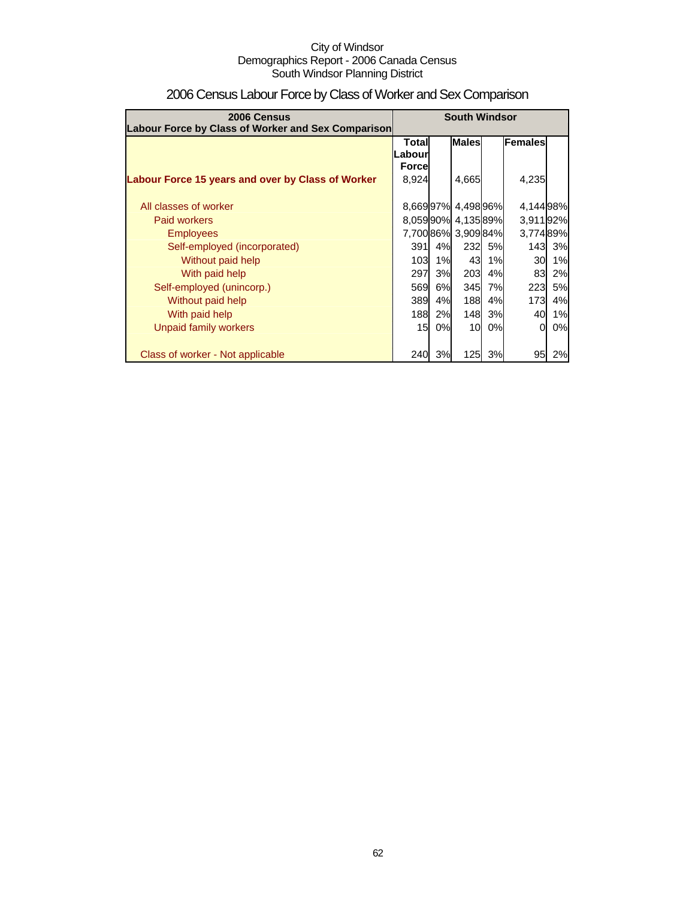City of Windsor
Demographics Report - 2006 Canada Census
South Windsor Planning District

# 2006 Census Labour Force by Class of Worker and Sex Comparison

| 2006 Census<br>Labour Force by Class of Worker and Sex Comparison | South Windsor | | | | | |
|---|---|---|---|---|---|---|
| | Total Labour Force | | Males | | Females | |
| **Labour Force 15 years and over by Class of Worker** | 8,924 | | 4,665 | | 4,235 | |
| All classes of worker | 8,669 | 97% | 4,498 | 96% | 4,144 | 98% |
| Paid workers | 8,059 | 90% | 4,135 | 89% | 3,911 | 92% |
| Employees | 7,700 | 86% | 3,909 | 84% | 3,774 | 89% |
| Self-employed (incorporated) | 391 | 4% | 232 | 5% | 143 | 3% |
| Without paid help | 103 | 1% | 43 | 1% | 30 | 1% |
| With paid help | 297 | 3% | 203 | 4% | 83 | 2% |
| Self-employed (unincorp.) | 569 | 6% | 345 | 7% | 223 | 5% |
| Without paid help | 389 | 4% | 188 | 4% | 173 | 4% |
| With paid help | 188 | 2% | 148 | 3% | 40 | 1% |
| Unpaid family workers | 15 | 0% | 10 | 0% | 0 | 0% |
| Class of worker - Not applicable | 240 | 3% | 125 | 3% | 95 | 2% |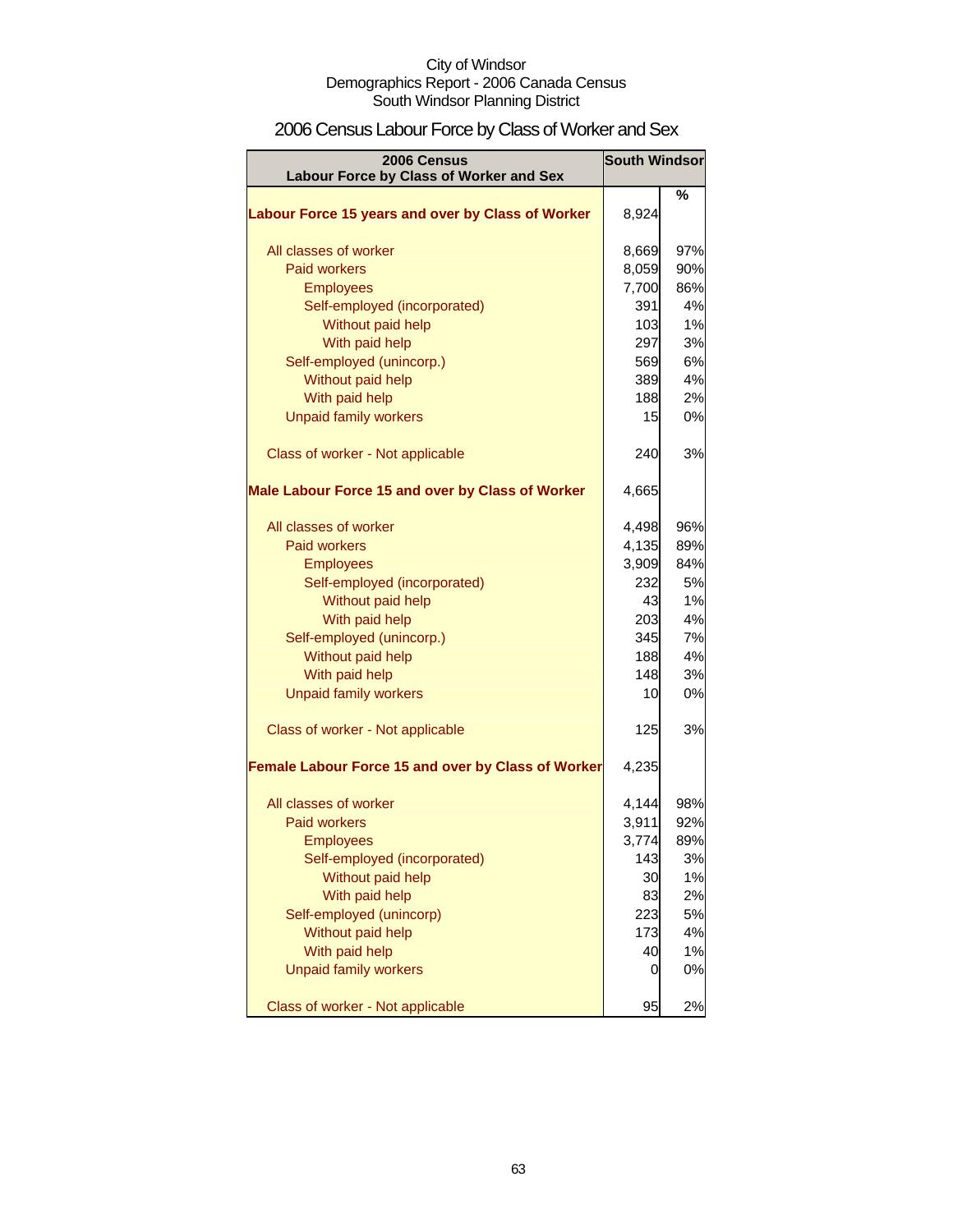City of Windsor
Demographics Report - 2006 Canada Census
South Windsor Planning District

# 2006 Census Labour Force by Class of Worker and Sex

| 2006 Census<br>Labour Force by Class of Worker and Sex | South Windsor | |
|---|---|---|
| | | % |
| **Labour Force 15 years and over by Class of Worker** | 8,924 | |
| All classes of worker | 8,669 | 97% |
| Paid workers | 8,059 | 90% |
| Employees | 7,700 | 86% |
| Self-employed (incorporated) | 391 | 4% |
| Without paid help | 103 | 1% |
| With paid help | 297 | 3% |
| Self-employed (unincorp.) | 569 | 6% |
| Without paid help | 389 | 4% |
| With paid help | 188 | 2% |
| Unpaid family workers | 15 | 0% |
| Class of worker - Not applicable | 240 | 3% |
| **Male Labour Force 15 and over by Class of Worker** | 4,665 | |
| All classes of worker | 4,498 | 96% |
| Paid workers | 4,135 | 89% |
| Employees | 3,909 | 84% |
| Self-employed (incorporated) | 232 | 5% |
| Without paid help | 43 | 1% |
| With paid help | 203 | 4% |
| Self-employed (unincorp.) | 345 | 7% |
| Without paid help | 188 | 4% |
| With paid help | 148 | 3% |
| Unpaid family workers | 10 | 0% |
| Class of worker - Not applicable | 125 | 3% |
| **Female Labour Force 15 and over by Class of Worker** | 4,235 | |
| All classes of worker | 4,144 | 98% |
| Paid workers | 3,911 | 92% |
| Employees | 3,774 | 89% |
| Self-employed (incorporated) | 143 | 3% |
| Without paid help | 30 | 1% |
| With paid help | 83 | 2% |
| Self-employed (unincorp) | 223 | 5% |
| Without paid help | 173 | 4% |
| With paid help | 40 | 1% |
| Unpaid family workers | 0 | 0% |
| Class of worker - Not applicable | 95 | 2% |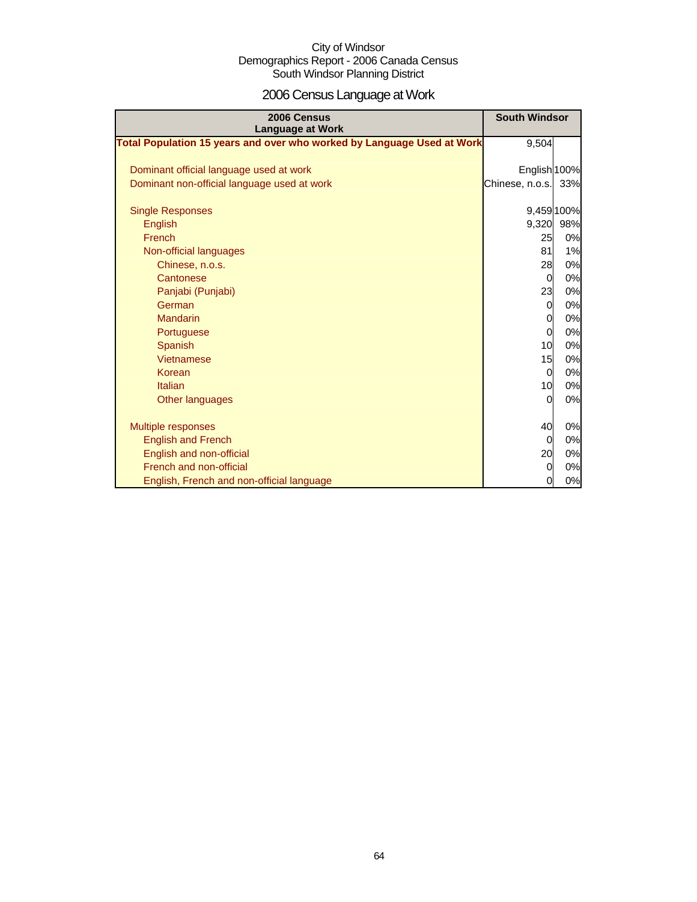City of Windsor
Demographics Report - 2006 Canada Census
South Windsor Planning District

# 2006 Census Language at Work

| 2006 Census Language at Work | South Windsor | |
|---|---|---|
| **Total Population 15 years and over who worked by Language Used at Work** | 9,504 | |
| | | |
| Dominant official language used at work | English | 100% |
| Dominant non-official language used at work | Chinese, n.o.s. | 33% |
| | | |
| Single Responses | 9,459 | 100% |
| English | 9,320 | 98% |
| French | 25 | 0% |
| Non-official languages | 81 | 1% |
| Chinese, n.o.s. | 28 | 0% |
| Cantonese | 0 | 0% |
| Panjabi (Punjabi) | 23 | 0% |
| German | 0 | 0% |
| Mandarin | 0 | 0% |
| Portuguese | 0 | 0% |
| Spanish | 10 | 0% |
| Vietnamese | 15 | 0% |
| Korean | 0 | 0% |
| Italian | 10 | 0% |
| Other languages | 0 | 0% |
| | | |
| Multiple responses | 40 | 0% |
| English and French | 0 | 0% |
| English and non-official | 20 | 0% |
| French and non-official | 0 | 0% |
| English, French and non-official language | 0 | 0% |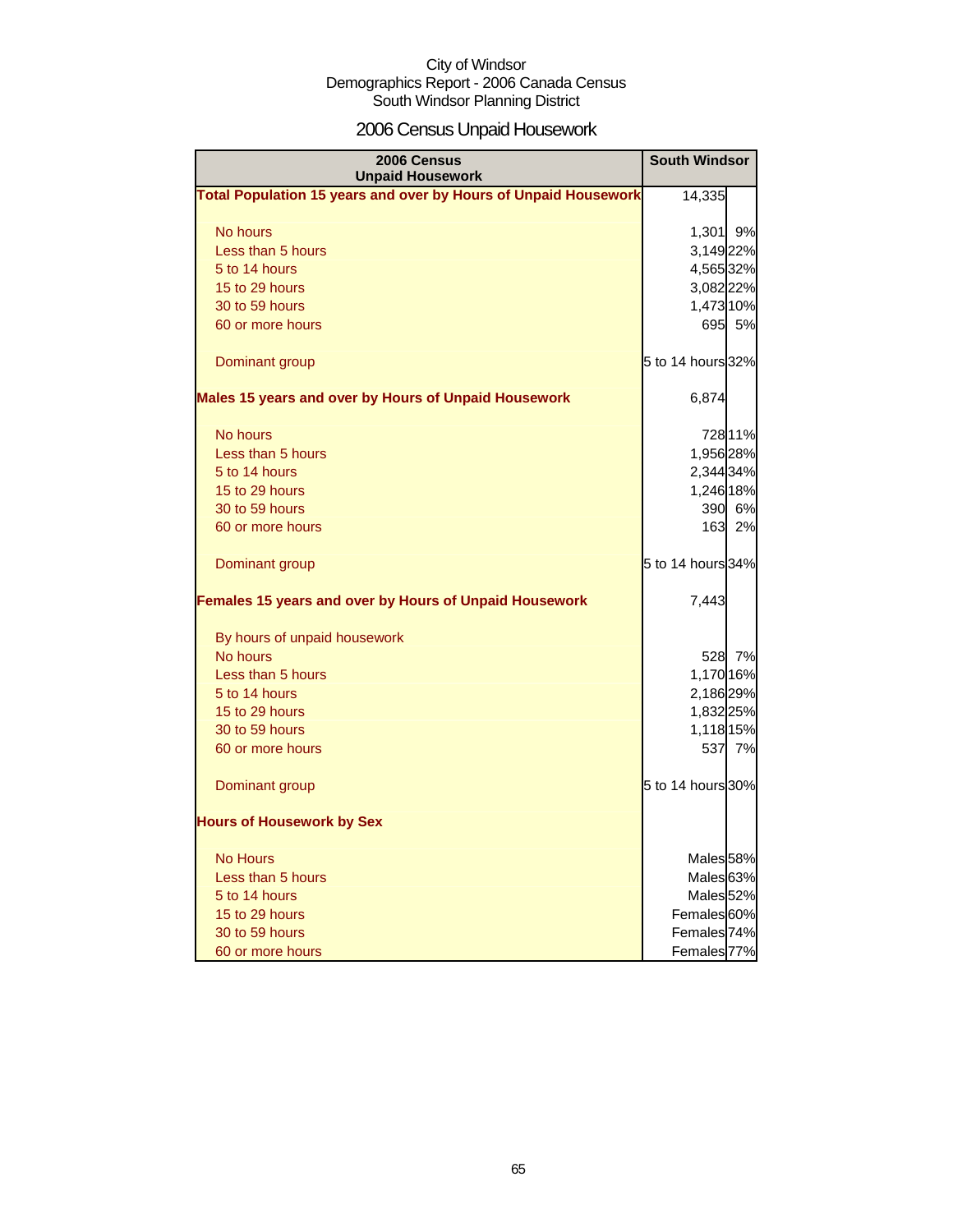City of Windsor
Demographics Report - 2006 Canada Census
South Windsor Planning District

# 2006 Census Unpaid Housework

| 2006 Census Unpaid Housework | South Windsor | |
|---|---|---|
| **Total Population 15 years and over by Hours of Unpaid Housework** | 14,335 | |
| No hours | 1,301 | 9% |
| Less than 5 hours | 3,149 | 22% |
| 5 to 14 hours | 4,565 | 32% |
| 15 to 29 hours | 3,082 | 22% |
| 30 to 59 hours | 1,473 | 10% |
| 60 or more hours | 695 | 5% |
| Dominant group | 5 to 14 hours | 32% |
| **Males 15 years and over by Hours of Unpaid Housework** | 6,874 | |
| No hours | 728 | 11% |
| Less than 5 hours | 1,956 | 28% |
| 5 to 14 hours | 2,344 | 34% |
| 15 to 29 hours | 1,246 | 18% |
| 30 to 59 hours | 390 | 6% |
| 60 or more hours | 163 | 2% |
| Dominant group | 5 to 14 hours | 34% |
| **Females 15 years and over by Hours of Unpaid Housework** | 7,443 | |
| By hours of unpaid housework | | |
| No hours | 528 | 7% |
| Less than 5 hours | 1,170 | 16% |
| 5 to 14 hours | 2,186 | 29% |
| 15 to 29 hours | 1,832 | 25% |
| 30 to 59 hours | 1,118 | 15% |
| 60 or more hours | 537 | 7% |
| Dominant group | 5 to 14 hours | 30% |
| **Hours of Housework by Sex** | | |
| No Hours | Males | 58% |
| Less than 5 hours | Males | 63% |
| 5 to 14 hours | Males | 52% |
| 15 to 29 hours | Females | 60% |
| 30 to 59 hours | Females | 74% |
| 60 or more hours | Females | 77% |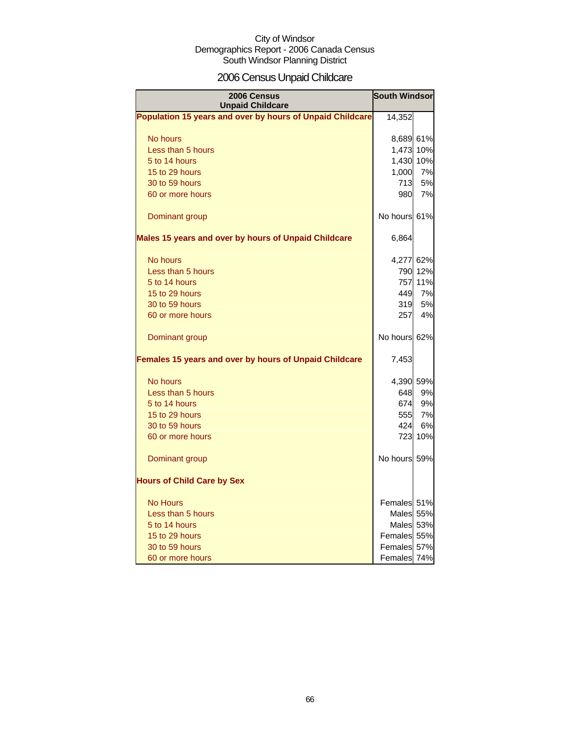City of Windsor
Demographics Report - 2006 Canada Census
South Windsor Planning District

# 2006 Census Unpaid Childcare

| 2006 Census Unpaid Childcare | South Windsor | |
|---|---|---|
| **Population 15 years and over by hours of Unpaid Childcare** | 14,352 | |
| No hours | 8,689 | 61% |
| Less than 5 hours | 1,473 | 10% |
| 5 to 14 hours | 1,430 | 10% |
| 15 to 29 hours | 1,000 | 7% |
| 30 to 59 hours | 713 | 5% |
| 60 or more hours | 980 | 7% |
| Dominant group | No hours | 61% |
| **Males 15 years and over by hours of Unpaid Childcare** | 6,864 | |
| No hours | 4,277 | 62% |
| Less than 5 hours | 790 | 12% |
| 5 to 14 hours | 757 | 11% |
| 15 to 29 hours | 449 | 7% |
| 30 to 59 hours | 319 | 5% |
| 60 or more hours | 257 | 4% |
| Dominant group | No hours | 62% |
| **Females 15 years and over by hours of Unpaid Childcare** | 7,453 | |
| No hours | 4,390 | 59% |
| Less than 5 hours | 648 | 9% |
| 5 to 14 hours | 674 | 9% |
| 15 to 29 hours | 555 | 7% |
| 30 to 59 hours | 424 | 6% |
| 60 or more hours | 723 | 10% |
| Dominant group | No hours | 59% |
| **Hours of Child Care by Sex** | | |
| No Hours | Females | 51% |
| Less than 5 hours | Males | 55% |
| 5 to 14 hours | Males | 53% |
| 15 to 29 hours | Females | 55% |
| 30 to 59 hours | Females | 57% |
| 60 or more hours | Females | 74% |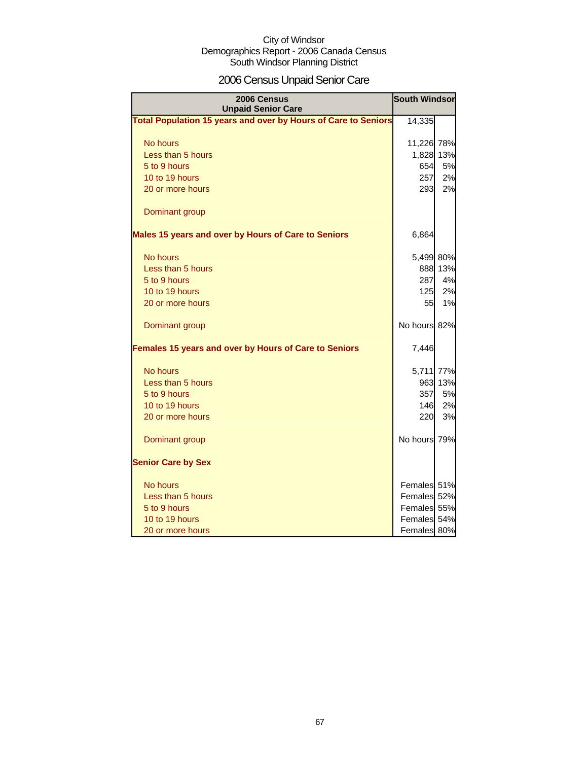City of Windsor
Demographics Report - 2006 Canada Census
South Windsor Planning District

# 2006 Census Unpaid Senior Care

| 2006 Census<br>Unpaid Senior Care | South Windsor | |
|---|---|---|
| **Total Population 15 years and over by Hours of Care to Seniors** | 14,335 | |
| No hours | 11,226 | 78% |
| Less than 5 hours | 1,828 | 13% |
| 5 to 9 hours | 654 | 5% |
| 10 to 19 hours | 257 | 2% |
| 20 or more hours | 293 | 2% |
| Dominant group | | |
| **Males 15 years and over by Hours of Care to Seniors** | 6,864 | |
| No hours | 5,499 | 80% |
| Less than 5 hours | 888 | 13% |
| 5 to 9 hours | 287 | 4% |
| 10 to 19 hours | 125 | 2% |
| 20 or more hours | 55 | 1% |
| Dominant group | No hours | 82% |
| **Females 15 years and over by Hours of Care to Seniors** | 7,446 | |
| No hours | 5,711 | 77% |
| Less than 5 hours | 963 | 13% |
| 5 to 9 hours | 357 | 5% |
| 10 to 19 hours | 146 | 2% |
| 20 or more hours | 220 | 3% |
| Dominant group | No hours | 79% |
| **Senior Care by Sex** | | |
| No hours | Females | 51% |
| Less than 5 hours | Females | 52% |
| 5 to 9 hours | Females | 55% |
| 10 to 19 hours | Females | 54% |
| 20 or more hours | Females | 80% |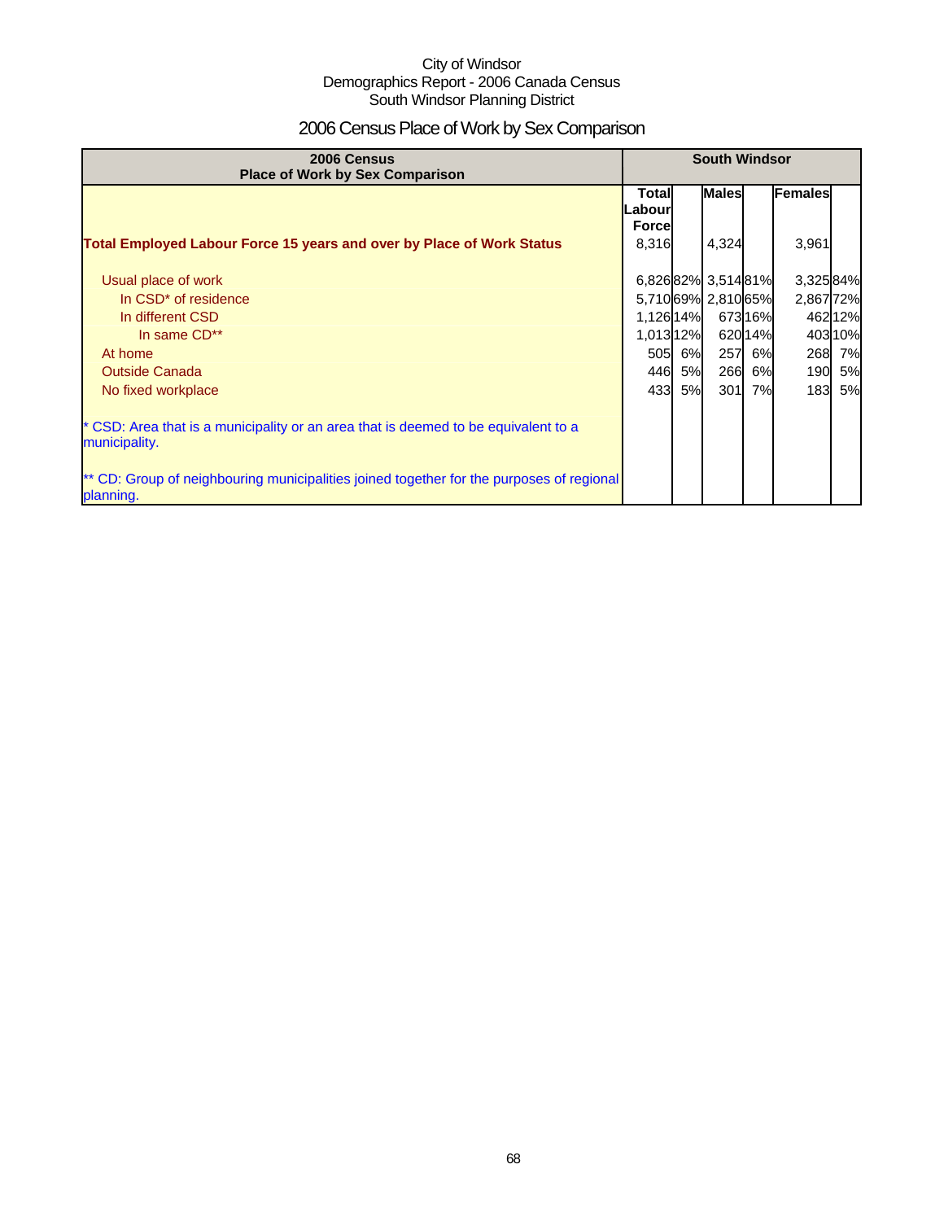City of Windsor
Demographics Report - 2006 Canada Census
South Windsor Planning District

# 2006 Census Place of Work by Sex Comparison

| 2006 Census Place of Work by Sex Comparison | South Windsor | | | | | |
|---|---|---|---|---|---|---|
| | Total Labour Force | | Males | | Females | |
| **Total Employed Labour Force 15 years and over by Place of Work Status** | 8,316 | | 4,324 | | 3,961 | |
| Usual place of work | 6,826 | 82% | 3,514 | 81% | 3,325 | 84% |
| In CSD* of residence | 5,710 | 69% | 2,810 | 65% | 2,867 | 72% |
| In different CSD | 1,126 | 14% | 673 | 16% | 462 | 12% |
| In same CD** | 1,013 | 12% | 620 | 14% | 403 | 10% |
| At home | 505 | 6% | 257 | 6% | 268 | 7% |
| Outside Canada | 446 | 5% | 266 | 6% | 190 | 5% |
| No fixed workplace | 433 | 5% | 301 | 7% | 183 | 5% |

* CSD: Area that is a municipality or an area that is deemed to be equivalent to a municipality.

** CD: Group of neighbouring municipalities joined together for the purposes of regional planning.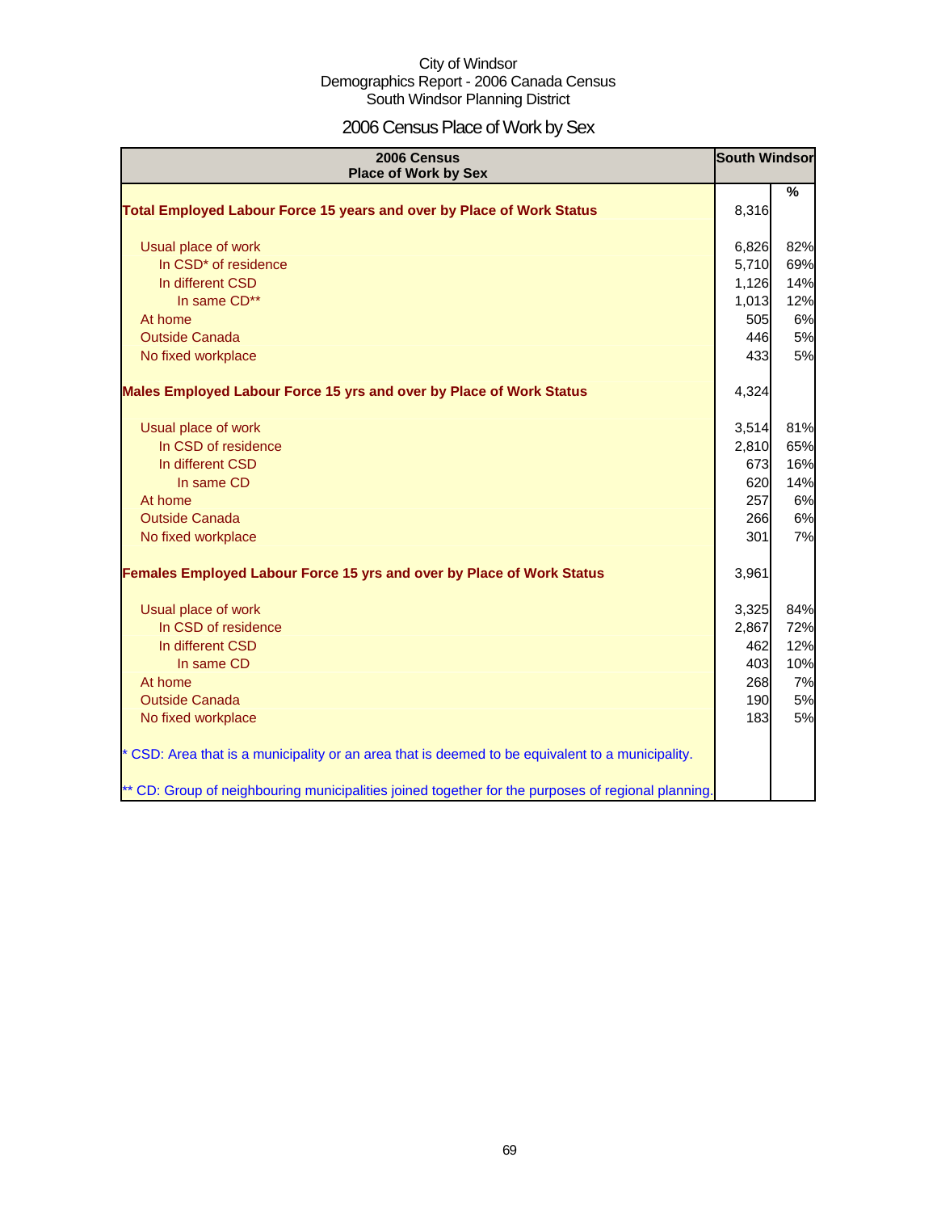City of Windsor
Demographics Report - 2006 Canada Census
South Windsor Planning District

# 2006 Census Place of Work by Sex

| 2006 Census Place of Work by Sex | South Windsor | |
|---|---|---|
| | | % |
| **Total Employed Labour Force 15 years and over by Place of Work Status** | 8,316 | |
| Usual place of work | 6,826 | 82% |
| In CSD* of residence | 5,710 | 69% |
| In different CSD | 1,126 | 14% |
| In same CD** | 1,013 | 12% |
| At home | 505 | 6% |
| Outside Canada | 446 | 5% |
| No fixed workplace | 433 | 5% |
| **Males Employed Labour Force 15 yrs and over by Place of Work Status** | 4,324 | |
| Usual place of work | 3,514 | 81% |
| In CSD of residence | 2,810 | 65% |
| In different CSD | 673 | 16% |
| In same CD | 620 | 14% |
| At home | 257 | 6% |
| Outside Canada | 266 | 6% |
| No fixed workplace | 301 | 7% |
| **Females Employed Labour Force 15 yrs and over by Place of Work Status** | 3,961 | |
| Usual place of work | 3,325 | 84% |
| In CSD of residence | 2,867 | 72% |
| In different CSD | 462 | 12% |
| In same CD | 403 | 10% |
| At home | 268 | 7% |
| Outside Canada | 190 | 5% |
| No fixed workplace | 183 | 5% |

* CSD: Area that is a municipality or an area that is deemed to be equivalent to a municipality.

** CD: Group of neighbouring municipalities joined together for the purposes of regional planning.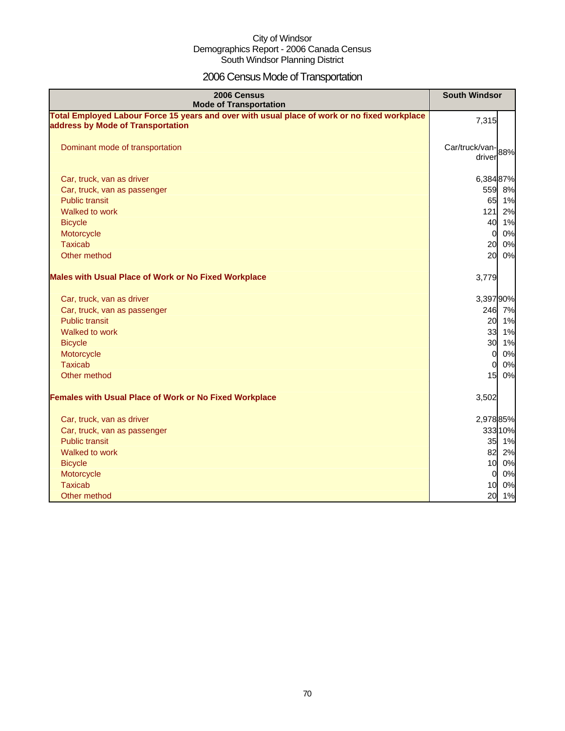City of Windsor
Demographics Report - 2006 Canada Census
South Windsor Planning District

# 2006 Census Mode of Transportation

| 2006 Census Mode of Transportation | South Windsor | |
|---|---|---|
| **Total Employed Labour Force 15 years and over with usual place of work or no fixed workplace address by Mode of Transportation** | 7,315 | |
| Dominant mode of transportation | Car/truck/van-driver | 88% |
| Car, truck, van as driver | 6,384 | 87% |
| Car, truck, van as passenger | 559 | 8% |
| Public transit | 65 | 1% |
| Walked to work | 121 | 2% |
| Bicycle | 40 | 1% |
| Motorcycle | 0 | 0% |
| Taxicab | 20 | 0% |
| Other method | 20 | 0% |
| **Males with Usual Place of Work or No Fixed Workplace** | 3,779 | |
| Car, truck, van as driver | 3,397 | 90% |
| Car, truck, van as passenger | 246 | 7% |
| Public transit | 20 | 1% |
| Walked to work | 33 | 1% |
| Bicycle | 30 | 1% |
| Motorcycle | 0 | 0% |
| Taxicab | 0 | 0% |
| Other method | 15 | 0% |
| **Females with Usual Place of Work or No Fixed Workplace** | 3,502 | |
| Car, truck, van as driver | 2,978 | 85% |
| Car, truck, van as passenger | 333 | 10% |
| Public transit | 35 | 1% |
| Walked to work | 82 | 2% |
| Bicycle | 10 | 0% |
| Motorcycle | 0 | 0% |
| Taxicab | 10 | 0% |
| Other method | 20 | 1% |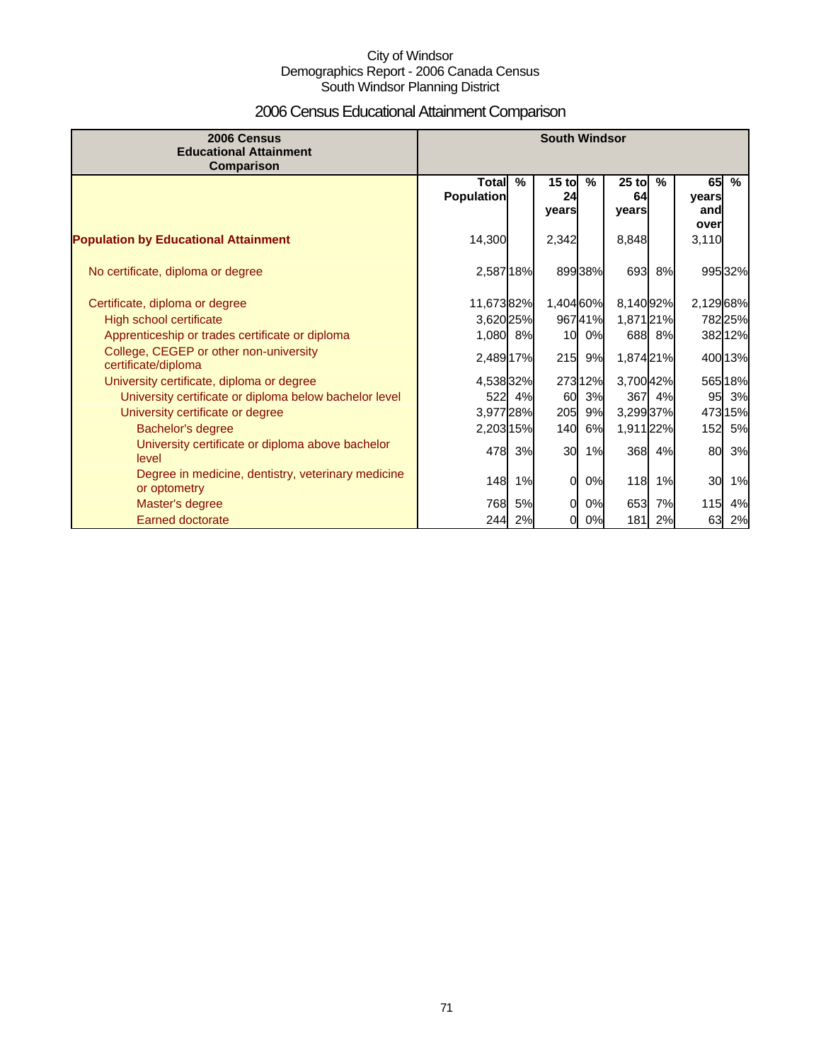City of Windsor
Demographics Report - 2006 Canada Census
South Windsor Planning District

# 2006 Census Educational Attainment Comparison

| 2006 Census Educational Attainment Comparison | South Windsor | | | | | | | |
|---|---|---|---|---|---|---|---|---|
| | Total Population | % | 15 to 24 years | % | 25 to 64 years | % | 65 years and over | % |
| **Population by Educational Attainment** | 14,300 | | 2,342 | | 8,848 | | 3,110 | |
| No certificate, diploma or degree | 2,587 | 18% | 899 | 38% | 693 | 8% | 995 | 32% |
| Certificate, diploma or degree | 11,673 | 82% | 1,404 | 60% | 8,140 | 92% | 2,129 | 68% |
| High school certificate | 3,620 | 25% | 967 | 41% | 1,871 | 21% | 782 | 25% |
| Apprenticeship or trades certificate or diploma | 1,080 | 8% | 10 | 0% | 688 | 8% | 382 | 12% |
| College, CEGEP or other non-university certificate/diploma | 2,489 | 17% | 215 | 9% | 1,874 | 21% | 400 | 13% |
| University certificate, diploma or degree | 4,538 | 32% | 273 | 12% | 3,700 | 42% | 565 | 18% |
| University certificate or diploma below bachelor level | 522 | 4% | 60 | 3% | 367 | 4% | 95 | 3% |
| University certificate or degree | 3,977 | 28% | 205 | 9% | 3,299 | 37% | 473 | 15% |
| Bachelor's degree | 2,203 | 15% | 140 | 6% | 1,911 | 22% | 152 | 5% |
| University certificate or diploma above bachelor level | 478 | 3% | 30 | 1% | 368 | 4% | 80 | 3% |
| Degree in medicine, dentistry, veterinary medicine or optometry | 148 | 1% | 0 | 0% | 118 | 1% | 30 | 1% |
| Master's degree | 768 | 5% | 0 | 0% | 653 | 7% | 115 | 4% |
| Earned doctorate | 244 | 2% | 0 | 0% | 181 | 2% | 63 | 2% |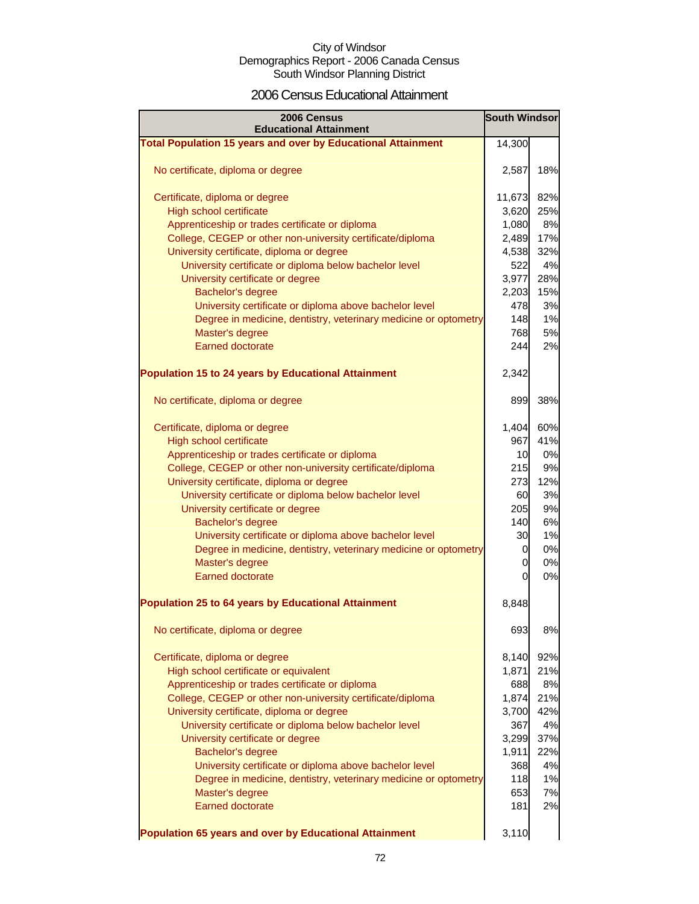City of Windsor
Demographics Report - 2006 Canada Census
South Windsor Planning District

## 2006 Census Educational Attainment

| 2006 Census Educational Attainment | South Windsor | |
|---|---|---|
| **Total Population 15 years and over by Educational Attainment** | 14,300 | |
| No certificate, diploma or degree | 2,587 | 18% |
| Certificate, diploma or degree | 11,673 | 82% |
| High school certificate | 3,620 | 25% |
| Apprenticeship or trades certificate or diploma | 1,080 | 8% |
| College, CEGEP or other non-university certificate/diploma | 2,489 | 17% |
| University certificate, diploma or degree | 4,538 | 32% |
| University certificate or diploma below bachelor level | 522 | 4% |
| University certificate or degree | 3,977 | 28% |
| Bachelor's degree | 2,203 | 15% |
| University certificate or diploma above bachelor level | 478 | 3% |
| Degree in medicine, dentistry, veterinary medicine or optometry | 148 | 1% |
| Master's degree | 768 | 5% |
| Earned doctorate | 244 | 2% |
| **Population 15 to 24 years by Educational Attainment** | 2,342 | |
| No certificate, diploma or degree | 899 | 38% |
| Certificate, diploma or degree | 1,404 | 60% |
| High school certificate | 967 | 41% |
| Apprenticeship or trades certificate or diploma | 10 | 0% |
| College, CEGEP or other non-university certificate/diploma | 215 | 9% |
| University certificate, diploma or degree | 273 | 12% |
| University certificate or diploma below bachelor level | 60 | 3% |
| University certificate or degree | 205 | 9% |
| Bachelor's degree | 140 | 6% |
| University certificate or diploma above bachelor level | 30 | 1% |
| Degree in medicine, dentistry, veterinary medicine or optometry | 0 | 0% |
| Master's degree | 0 | 0% |
| Earned doctorate | 0 | 0% |
| **Population 25 to 64 years by Educational Attainment** | 8,848 | |
| No certificate, diploma or degree | 693 | 8% |
| Certificate, diploma or degree | 8,140 | 92% |
| High school certificate or equivalent | 1,871 | 21% |
| Apprenticeship or trades certificate or diploma | 688 | 8% |
| College, CEGEP or other non-university certificate/diploma | 1,874 | 21% |
| University certificate, diploma or degree | 3,700 | 42% |
| University certificate or diploma below bachelor level | 367 | 4% |
| University certificate or degree | 3,299 | 37% |
| Bachelor's degree | 1,911 | 22% |
| University certificate or diploma above bachelor level | 368 | 4% |
| Degree in medicine, dentistry, veterinary medicine or optometry | 118 | 1% |
| Master's degree | 653 | 7% |
| Earned doctorate | 181 | 2% |
| **Population 65 years and over by Educational Attainment** | 3,110 | |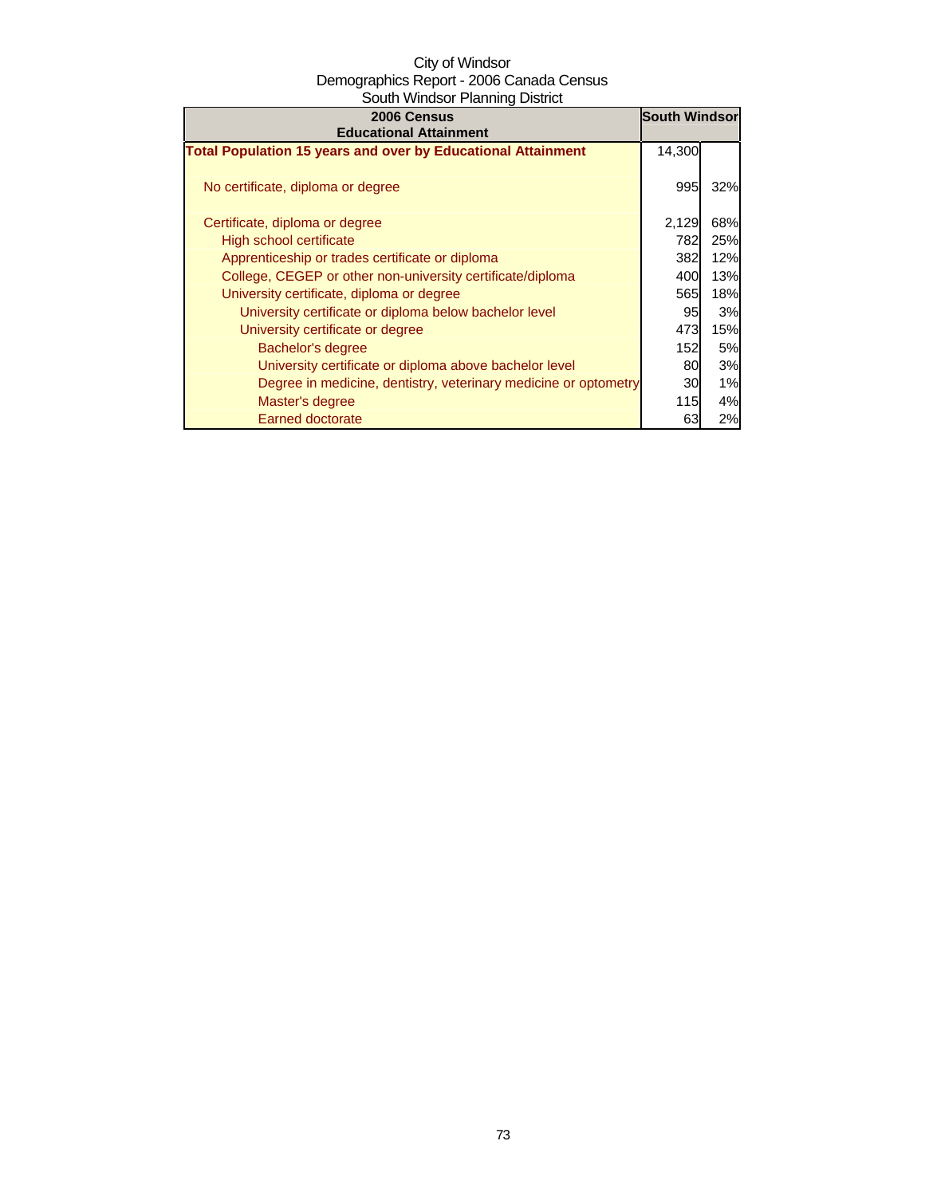City of Windsor
Demographics Report - 2006 Canada Census
South Windsor Planning District

| 2006 Census Educational Attainment | South Windsor | |
|---|---|---|
| **Total Population 15 years and over by Educational Attainment** | 14,300 | |
| No certificate, diploma or degree | 995 | 32% |
| Certificate, diploma or degree | 2,129 | 68% |
| High school certificate | 782 | 25% |
| Apprenticeship or trades certificate or diploma | 382 | 12% |
| College, CEGEP or other non-university certificate/diploma | 400 | 13% |
| University certificate, diploma or degree | 565 | 18% |
| University certificate or diploma below bachelor level | 95 | 3% |
| University certificate or degree | 473 | 15% |
| Bachelor's degree | 152 | 5% |
| University certificate or diploma above bachelor level | 80 | 3% |
| Degree in medicine, dentistry, veterinary medicine or optometry | 30 | 1% |
| Master's degree | 115 | 4% |
| Earned doctorate | 63 | 2% |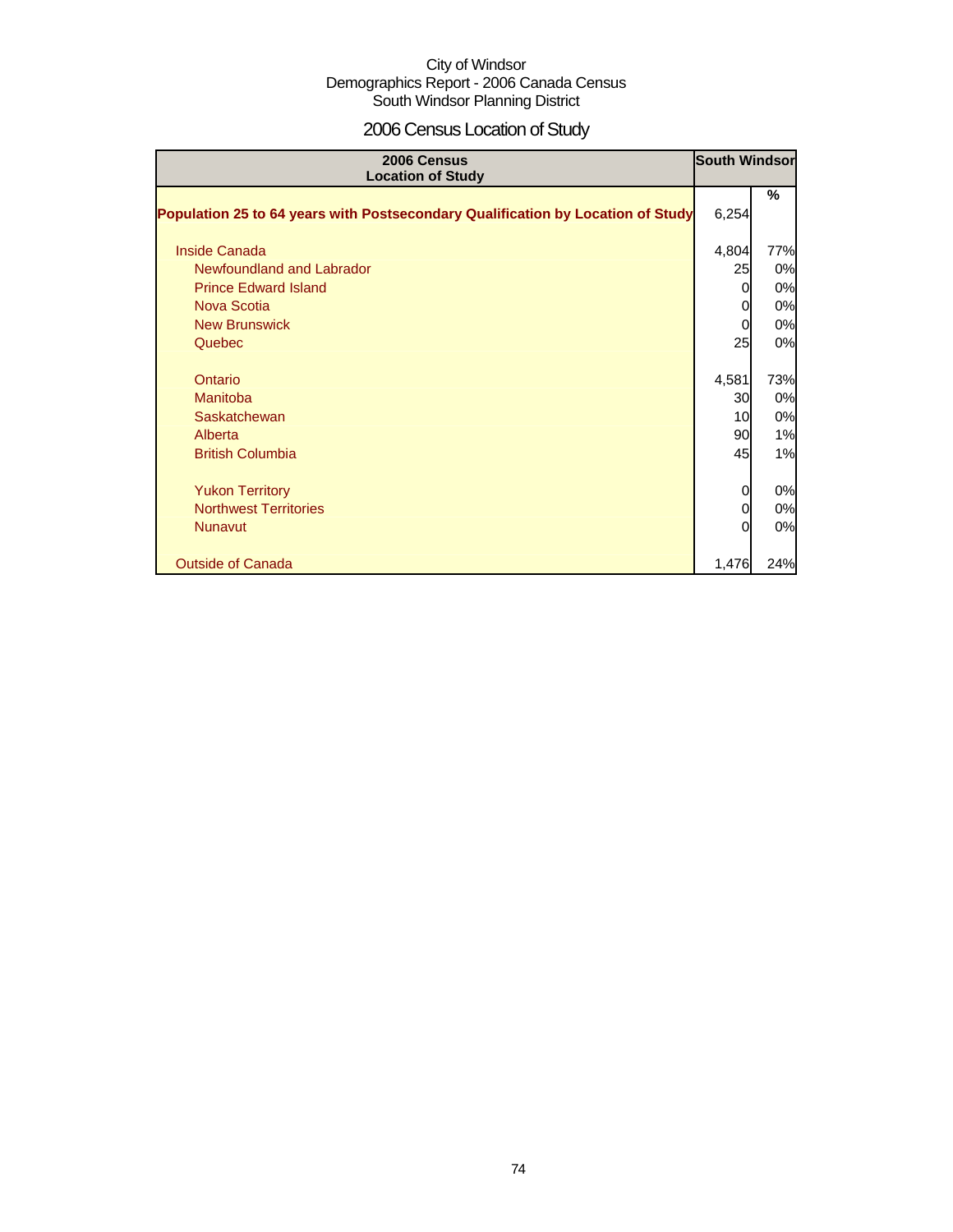City of Windsor
Demographics Report - 2006 Canada Census
South Windsor Planning District

# 2006 Census Location of Study

| 2006 Census<br>Location of Study | South Windsor | |
|---|---|---|
| | | % |
| **Population 25 to 64 years with Postsecondary Qualification by Location of Study** | 6,254 | |
| Inside Canada | 4,804 | 77% |
| Newfoundland and Labrador | 25 | 0% |
| Prince Edward Island | 0 | 0% |
| Nova Scotia | 0 | 0% |
| New Brunswick | 0 | 0% |
| Quebec | 25 | 0% |
| Ontario | 4,581 | 73% |
| Manitoba | 30 | 0% |
| Saskatchewan | 10 | 0% |
| Alberta | 90 | 1% |
| British Columbia | 45 | 1% |
| Yukon Territory | 0 | 0% |
| Northwest Territories | 0 | 0% |
| Nunavut | 0 | 0% |
| Outside of Canada | 1,476 | 24% |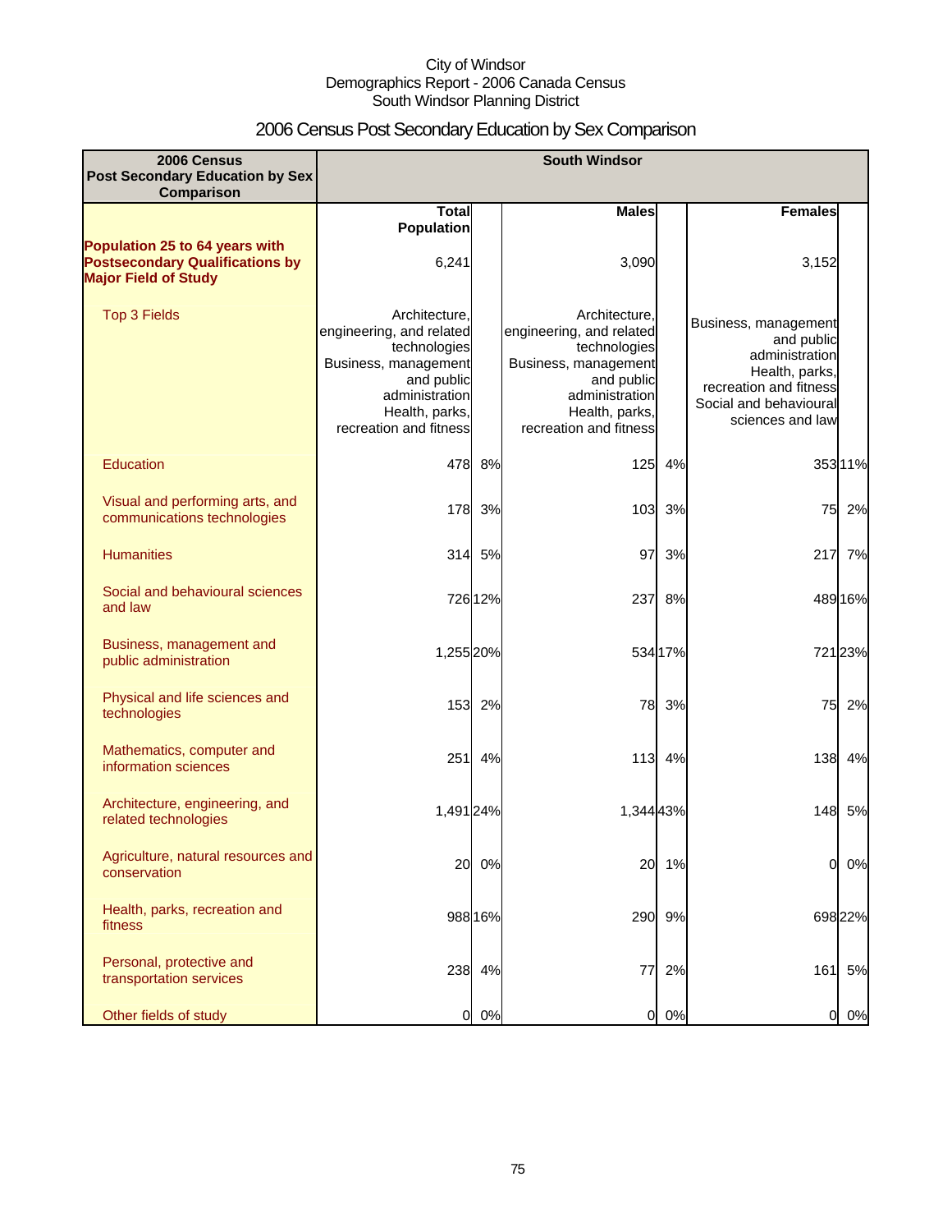City of Windsor
Demographics Report - 2006 Canada Census
South Windsor Planning District

# 2006 Census Post Secondary Education by Sex Comparison

| 2006 Census Post Secondary Education by Sex Comparison | South Windsor | | | | | |
|---|---|---|---|---|---|---|
| | Total Population | | Males | | Females | |
| **Population 25 to 64 years with Postsecondary Qualifications by Major Field of Study** | 6,241 | | 3,090 | | 3,152 | |
| Top 3 Fields | Architecture, engineering, and related technologies<br>Business, management and public administration<br>Health, parks, recreation and fitness | | Architecture, engineering, and related technologies<br>Business, management and public administration<br>Health, parks, recreation and fitness | | Business, management and public administration<br>Health, parks, recreation and fitness<br>Social and behavioural sciences and law | |
| Education | 478 | 8% | 125 | 4% | 353 | 11% |
| Visual and performing arts, and communications technologies | 178 | 3% | 103 | 3% | 75 | 2% |
| Humanities | 314 | 5% | 97 | 3% | 217 | 7% |
| Social and behavioural sciences and law | 726 | 12% | 237 | 8% | 489 | 16% |
| Business, management and public administration | 1,255 | 20% | 534 | 17% | 721 | 23% |
| Physical and life sciences and technologies | 153 | 2% | 78 | 3% | 75 | 2% |
| Mathematics, computer and information sciences | 251 | 4% | 113 | 4% | 138 | 4% |
| Architecture, engineering, and related technologies | 1,491 | 24% | 1,344 | 43% | 148 | 5% |
| Agriculture, natural resources and conservation | 20 | 0% | 20 | 1% | 0 | 0% |
| Health, parks, recreation and fitness | 988 | 16% | 290 | 9% | 698 | 22% |
| Personal, protective and transportation services | 238 | 4% | 77 | 2% | 161 | 5% |
| Other fields of study | 0 | 0% | 0 | 0% | 0 | 0% |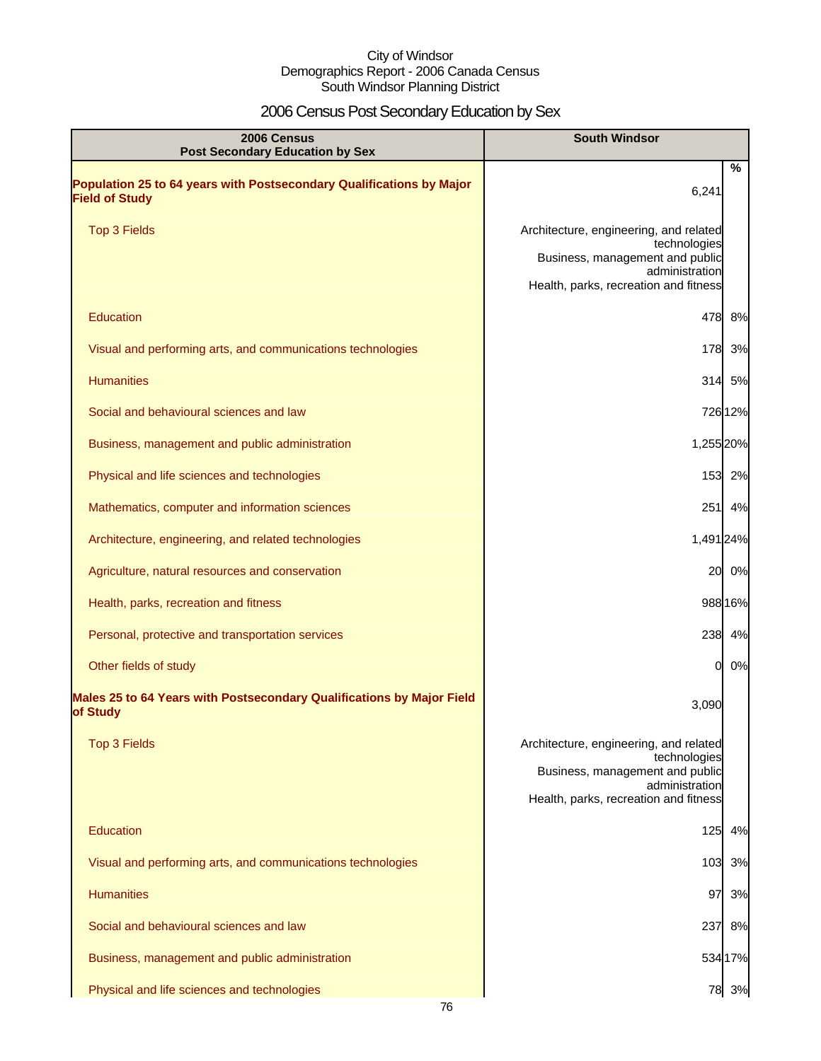City of Windsor
Demographics Report - 2006 Canada Census
South Windsor Planning District

# 2006 Census Post Secondary Education by Sex

| 2006 Census<br>Post Secondary Education by Sex | South Windsor | |
|---|---|---|
| | | % |
| **Population 25 to 64 years with Postsecondary Qualifications by Major Field of Study** | 6,241 | |
| Top 3 Fields | Architecture, engineering, and related technologies<br>Business, management and public administration<br>Health, parks, recreation and fitness | |
| Education | 478 | 8% |
| Visual and performing arts, and communications technologies | 178 | 3% |
| Humanities | 314 | 5% |
| Social and behavioural sciences and law | 726 | 12% |
| Business, management and public administration | 1,255 | 20% |
| Physical and life sciences and technologies | 153 | 2% |
| Mathematics, computer and information sciences | 251 | 4% |
| Architecture, engineering, and related technologies | 1,491 | 24% |
| Agriculture, natural resources and conservation | 20 | 0% |
| Health, parks, recreation and fitness | 988 | 16% |
| Personal, protective and transportation services | 238 | 4% |
| Other fields of study | 0 | 0% |
| **Males 25 to 64 Years with Postsecondary Qualifications by Major Field of Study** | 3,090 | |
| Top 3 Fields | Architecture, engineering, and related technologies<br>Business, management and public administration<br>Health, parks, recreation and fitness | |
| Education | 125 | 4% |
| Visual and performing arts, and communications technologies | 103 | 3% |
| Humanities | 97 | 3% |
| Social and behavioural sciences and law | 237 | 8% |
| Business, management and public administration | 534 | 17% |
| Physical and life sciences and technologies | 78 | 3% |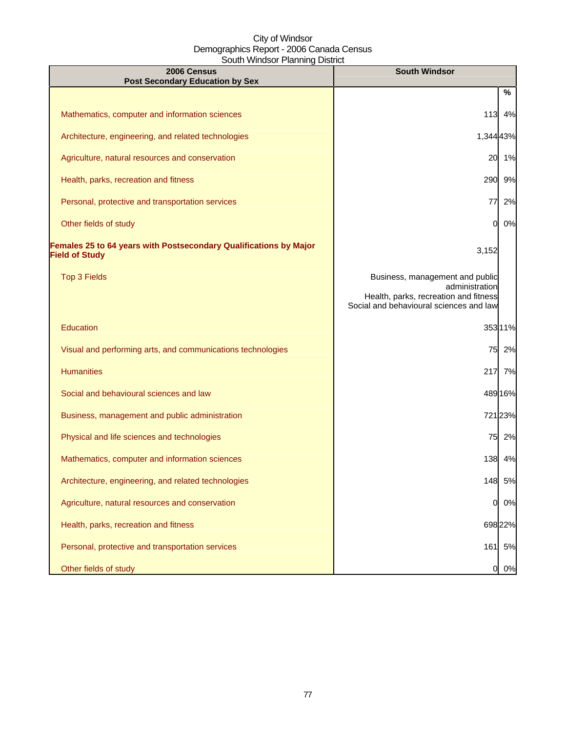City of Windsor
Demographics Report - 2006 Canada Census
South Windsor Planning District

| 2006 Census<br>Post Secondary Education by Sex | South Windsor | |
|---|---|---|
| | | % |
| Mathematics, computer and information sciences | 113 | 4% |
| Architecture, engineering, and related technologies | 1,344 | 43% |
| Agriculture, natural resources and conservation | 20 | 1% |
| Health, parks, recreation and fitness | 290 | 9% |
| Personal, protective and transportation services | 77 | 2% |
| Other fields of study | 0 | 0% |
| **Females 25 to 64 years with Postsecondary Qualifications by Major Field of Study** | 3,152 | |
| Top 3 Fields | Business, management and public administration<br>Health, parks, recreation and fitness<br>Social and behavioural sciences and law | |
| Education | 353 | 11% |
| Visual and performing arts, and communications technologies | 75 | 2% |
| Humanities | 217 | 7% |
| Social and behavioural sciences and law | 489 | 16% |
| Business, management and public administration | 721 | 23% |
| Physical and life sciences and technologies | 75 | 2% |
| Mathematics, computer and information sciences | 138 | 4% |
| Architecture, engineering, and related technologies | 148 | 5% |
| Agriculture, natural resources and conservation | 0 | 0% |
| Health, parks, recreation and fitness | 698 | 22% |
| Personal, protective and transportation services | 161 | 5% |
| Other fields of study | 0 | 0% |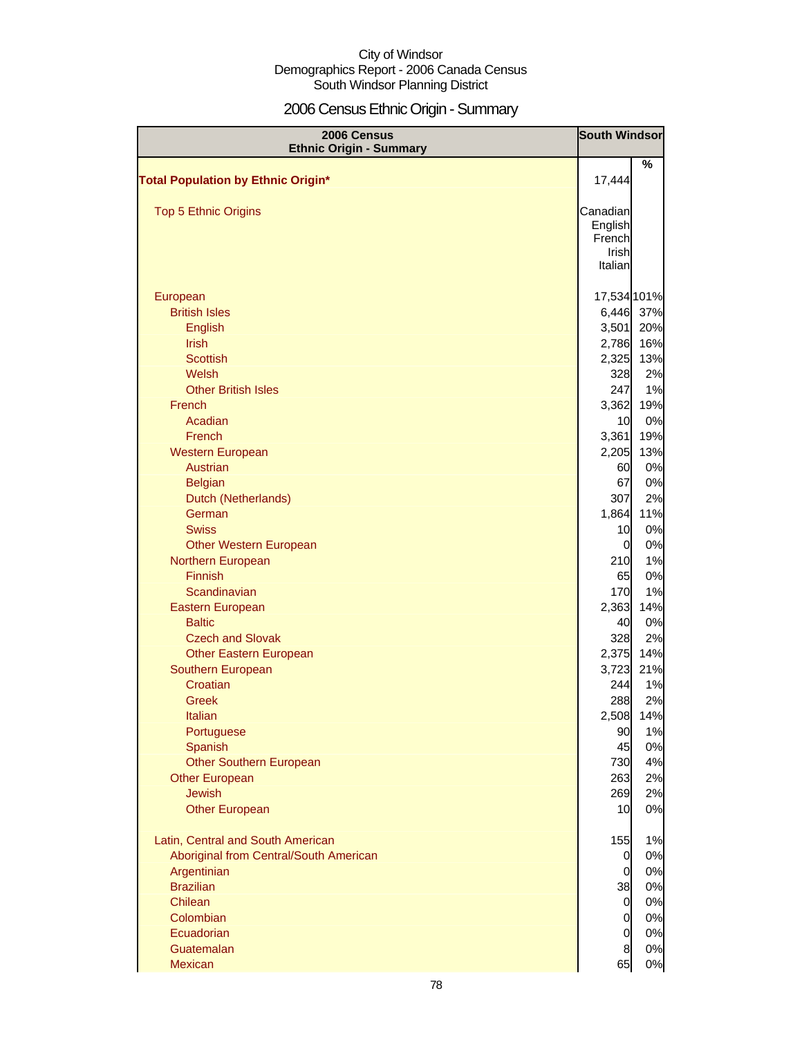City of Windsor
Demographics Report - 2006 Canada Census
South Windsor Planning District

# 2006 Census Ethnic Origin - Summary

| 2006 Census Ethnic Origin - Summary | South Windsor | |
|---|---|---|
| | | % |
| **Total Population by Ethnic Origin*** | 17,444 | |
| Top 5 Ethnic Origins | Canadian<br>English<br>French<br>Irish<br>Italian | |
| European | 17,534 | 101% |
| British Isles | 6,446 | 37% |
| English | 3,501 | 20% |
| Irish | 2,786 | 16% |
| Scottish | 2,325 | 13% |
| Welsh | 328 | 2% |
| Other British Isles | 247 | 1% |
| French | 3,362 | 19% |
| Acadian | 10 | 0% |
| French | 3,361 | 19% |
| Western European | 2,205 | 13% |
| Austrian | 60 | 0% |
| Belgian | 67 | 0% |
| Dutch (Netherlands) | 307 | 2% |
| German | 1,864 | 11% |
| Swiss | 10 | 0% |
| Other Western European | 0 | 0% |
| Northern European | 210 | 1% |
| Finnish | 65 | 0% |
| Scandinavian | 170 | 1% |
| Eastern European | 2,363 | 14% |
| Baltic | 40 | 0% |
| Czech and Slovak | 328 | 2% |
| Other Eastern European | 2,375 | 14% |
| Southern European | 3,723 | 21% |
| Croatian | 244 | 1% |
| Greek | 288 | 2% |
| Italian | 2,508 | 14% |
| Portuguese | 90 | 1% |
| Spanish | 45 | 0% |
| Other Southern European | 730 | 4% |
| Other European | 263 | 2% |
| Jewish | 269 | 2% |
| Other European | 10 | 0% |
| Latin, Central and South American | 155 | 1% |
| Aboriginal from Central/South American | 0 | 0% |
| Argentinian | 0 | 0% |
| Brazilian | 38 | 0% |
| Chilean | 0 | 0% |
| Colombian | 0 | 0% |
| Ecuadorian | 0 | 0% |
| Guatemalan | 8 | 0% |
| Mexican | 65 | 0% |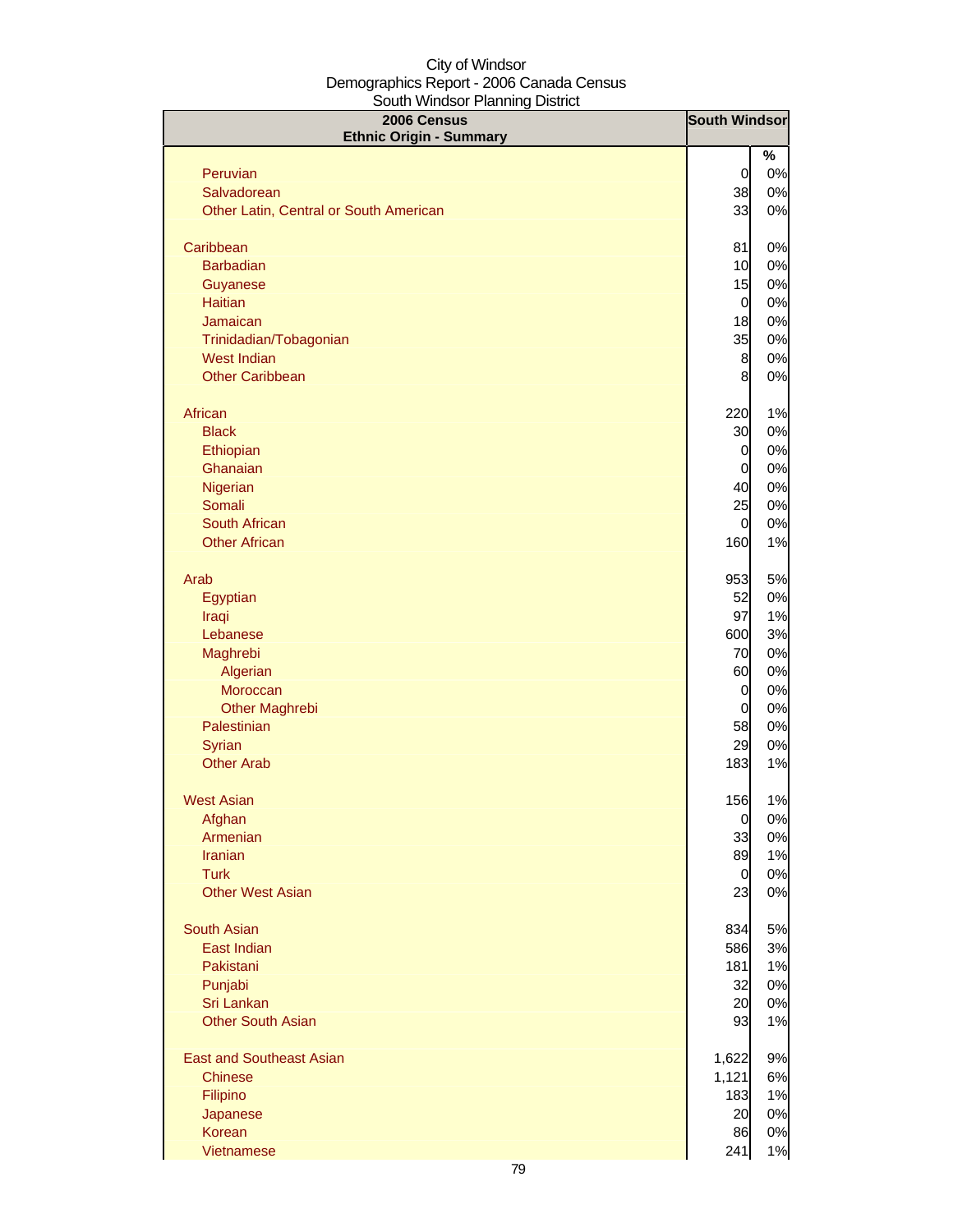City of Windsor
Demographics Report - 2006 Canada Census
South Windsor Planning District

| 2006 Census<br>Ethnic Origin - Summary | South Windsor | |
|---|---|---|
| | | % |
| Peruvian | 0 | 0% |
| Salvadorean | 38 | 0% |
| Other Latin, Central or South American | 33 | 0% |
| | | |
| Caribbean | 81 | 0% |
| Barbadian | 10 | 0% |
| Guyanese | 15 | 0% |
| Haitian | 0 | 0% |
| Jamaican | 18 | 0% |
| Trinidadian/Tobagonian | 35 | 0% |
| West Indian | 8 | 0% |
| Other Caribbean | 8 | 0% |
| | | |
| African | 220 | 1% |
| Black | 30 | 0% |
| Ethiopian | 0 | 0% |
| Ghanaian | 0 | 0% |
| Nigerian | 40 | 0% |
| Somali | 25 | 0% |
| South African | 0 | 0% |
| Other African | 160 | 1% |
| | | |
| Arab | 953 | 5% |
| Egyptian | 52 | 0% |
| Iraqi | 97 | 1% |
| Lebanese | 600 | 3% |
| Maghrebi | 70 | 0% |
| Algerian | 60 | 0% |
| Moroccan | 0 | 0% |
| Other Maghrebi | 0 | 0% |
| Palestinian | 58 | 0% |
| Syrian | 29 | 0% |
| Other Arab | 183 | 1% |
| | | |
| West Asian | 156 | 1% |
| Afghan | 0 | 0% |
| Armenian | 33 | 0% |
| Iranian | 89 | 1% |
| Turk | 0 | 0% |
| Other West Asian | 23 | 0% |
| | | |
| South Asian | 834 | 5% |
| East Indian | 586 | 3% |
| Pakistani | 181 | 1% |
| Punjabi | 32 | 0% |
| Sri Lankan | 20 | 0% |
| Other South Asian | 93 | 1% |
| | | |
| East and Southeast Asian | 1,622 | 9% |
| Chinese | 1,121 | 6% |
| Filipino | 183 | 1% |
| Japanese | 20 | 0% |
| Korean | 86 | 0% |
| Vietnamese | 241 | 1% |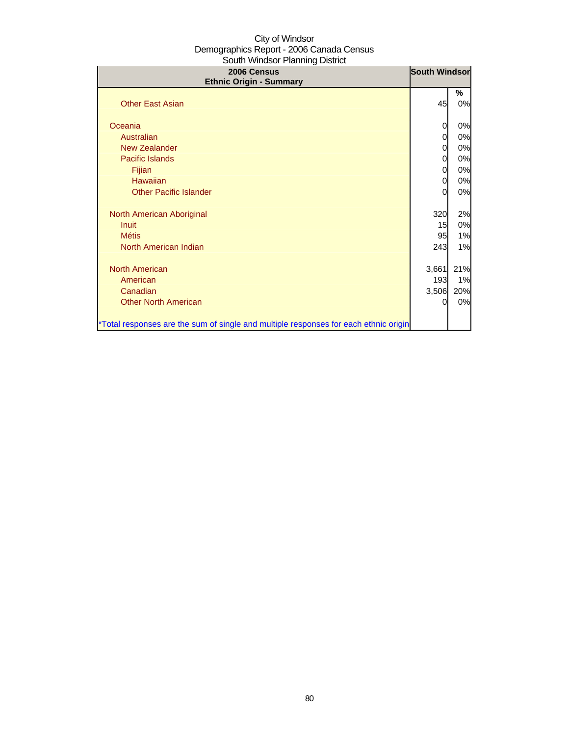City of Windsor
Demographics Report - 2006 Canada Census
South Windsor Planning District

| 2006 Census<br>Ethnic Origin - Summary | South Windsor | |
|---|---|---|
| | | % |
| Other East Asian | 45 | 0% |
| | | |
| Oceania | 0 | 0% |
| Australian | 0 | 0% |
| New Zealander | 0 | 0% |
| Pacific Islands | 0 | 0% |
| Fijian | 0 | 0% |
| Hawaiian | 0 | 0% |
| Other Pacific Islander | 0 | 0% |
| | | |
| North American Aboriginal | 320 | 2% |
| Inuit | 15 | 0% |
| Métis | 95 | 1% |
| North American Indian | 243 | 1% |
| | | |
| North American | 3,661 | 21% |
| American | 193 | 1% |
| Canadian | 3,506 | 20% |
| Other North American | 0 | 0% |
| | | |
| *Total responses are the sum of single and multiple responses for each ethnic origin | | |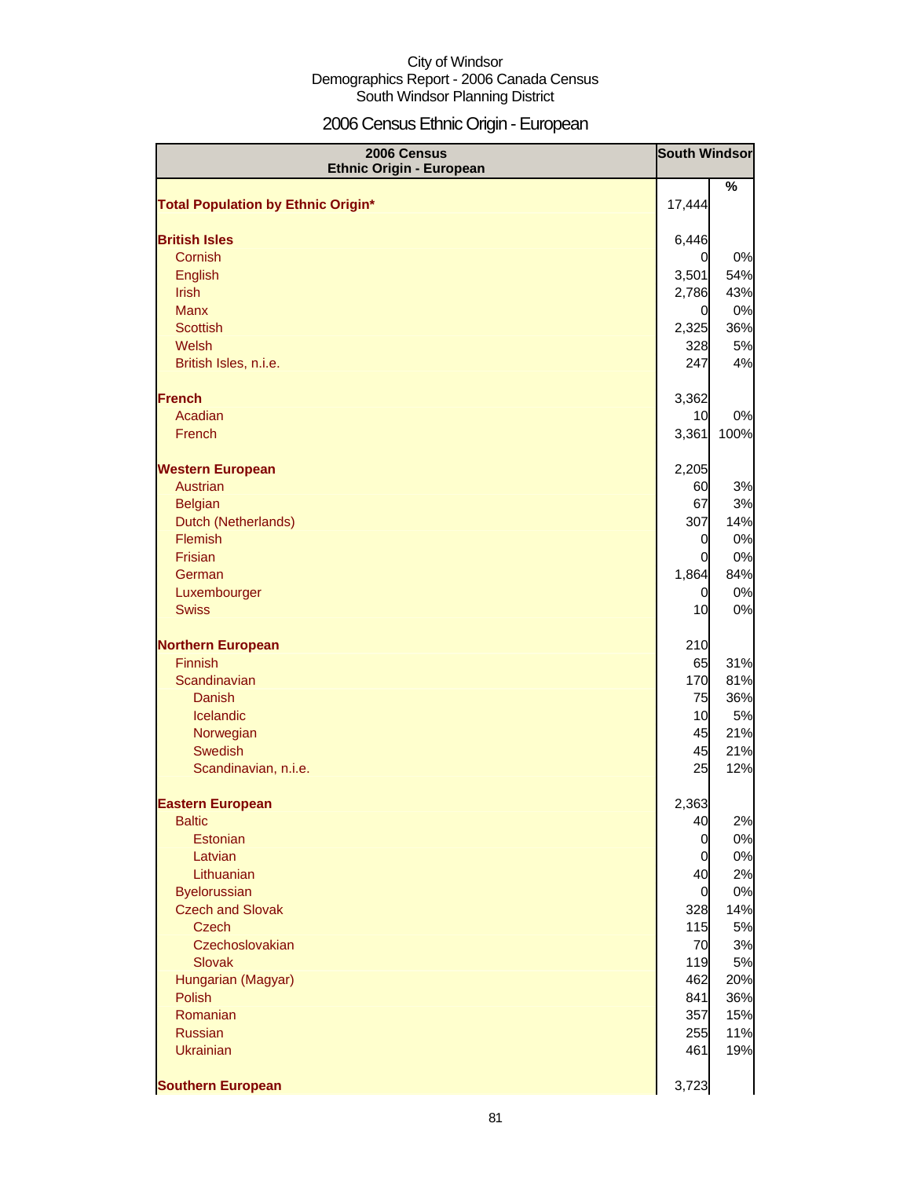City of Windsor
Demographics Report - 2006 Canada Census
South Windsor Planning District

# 2006 Census Ethnic Origin - European

| 2006 Census Ethnic Origin - European | South Windsor | |
|---|---|---|
| | | % |
| **Total Population by Ethnic Origin*** | 17,444 | |
| | | |
| **British Isles** | 6,446 | |
| Cornish | 0 | 0% |
| English | 3,501 | 54% |
| Irish | 2,786 | 43% |
| Manx | 0 | 0% |
| Scottish | 2,325 | 36% |
| Welsh | 328 | 5% |
| British Isles, n.i.e. | 247 | 4% |
| | | |
| **French** | 3,362 | |
| Acadian | 10 | 0% |
| French | 3,361 | 100% |
| | | |
| **Western European** | 2,205 | |
| Austrian | 60 | 3% |
| Belgian | 67 | 3% |
| Dutch (Netherlands) | 307 | 14% |
| Flemish | 0 | 0% |
| Frisian | 0 | 0% |
| German | 1,864 | 84% |
| Luxembourger | 0 | 0% |
| Swiss | 10 | 0% |
| | | |
| **Northern European** | 210 | |
| Finnish | 65 | 31% |
| Scandinavian | 170 | 81% |
| Danish | 75 | 36% |
| Icelandic | 10 | 5% |
| Norwegian | 45 | 21% |
| Swedish | 45 | 21% |
| Scandinavian, n.i.e. | 25 | 12% |
| | | |
| **Eastern European** | 2,363 | |
| Baltic | 40 | 2% |
| Estonian | 0 | 0% |
| Latvian | 0 | 0% |
| Lithuanian | 40 | 2% |
| Byelorussian | 0 | 0% |
| Czech and Slovak | 328 | 14% |
| Czech | 115 | 5% |
| Czechoslovakian | 70 | 3% |
| Slovak | 119 | 5% |
| Hungarian (Magyar) | 462 | 20% |
| Polish | 841 | 36% |
| Romanian | 357 | 15% |
| Russian | 255 | 11% |
| Ukrainian | 461 | 19% |
| | | |
| **Southern European** | 3,723 | |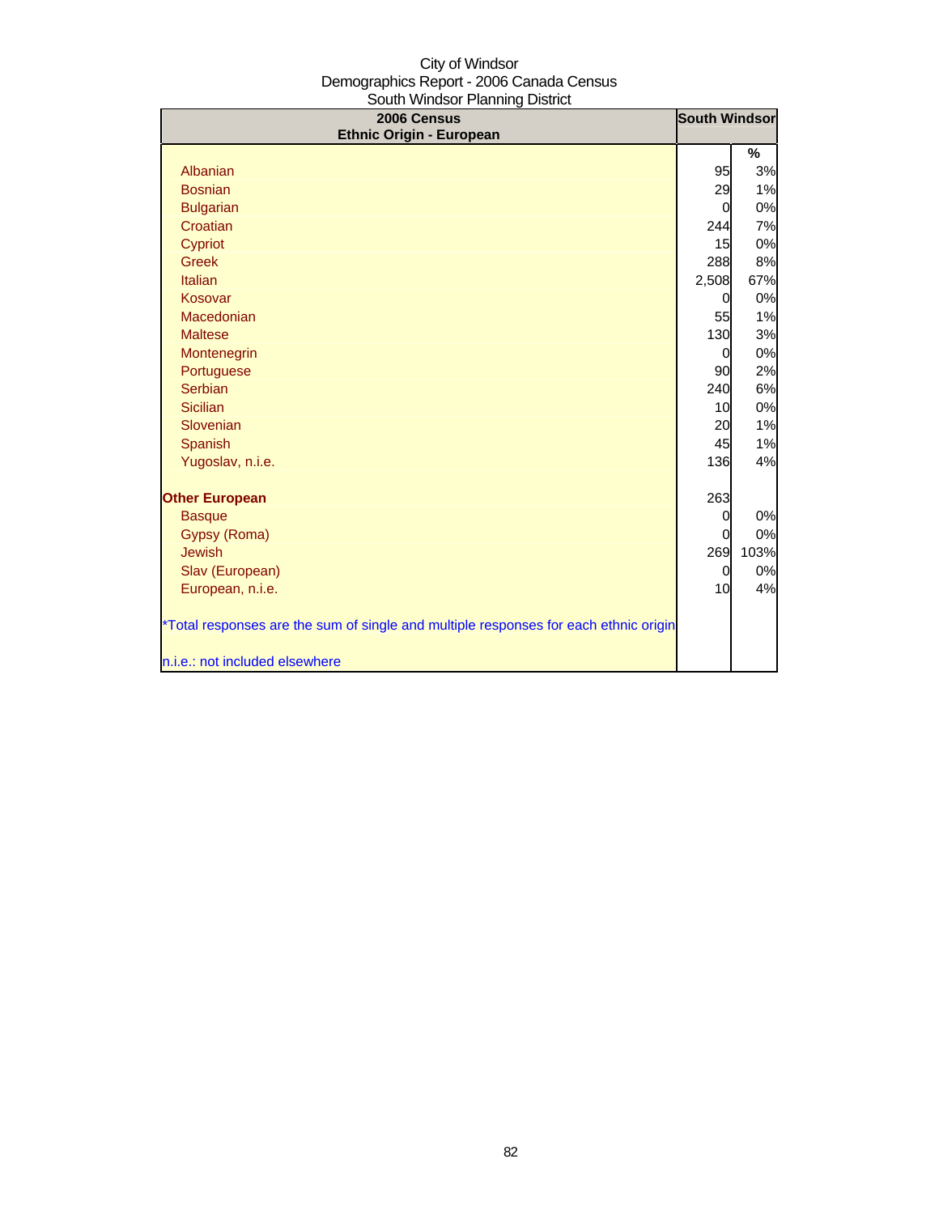City of Windsor
Demographics Report - 2006 Canada Census
South Windsor Planning District

| 2006 Census<br>Ethnic Origin - European | South Windsor | |
|---|---|---|
| | | % |
| Albanian | 95 | 3% |
| Bosnian | 29 | 1% |
| Bulgarian | 0 | 0% |
| Croatian | 244 | 7% |
| Cypriot | 15 | 0% |
| Greek | 288 | 8% |
| Italian | 2,508 | 67% |
| Kosovar | 0 | 0% |
| Macedonian | 55 | 1% |
| Maltese | 130 | 3% |
| Montenegrin | 0 | 0% |
| Portuguese | 90 | 2% |
| Serbian | 240 | 6% |
| Sicilian | 10 | 0% |
| Slovenian | 20 | 1% |
| Spanish | 45 | 1% |
| Yugoslav, n.i.e. | 136 | 4% |
| | | |
| **Other European** | 263 | |
| Basque | 0 | 0% |
| Gypsy (Roma) | 0 | 0% |
| Jewish | 269 | 103% |
| Slav (European) | 0 | 0% |
| European, n.i.e. | 10 | 4% |

*Total responses are the sum of single and multiple responses for each ethnic origin

n.i.e.: not included elsewhere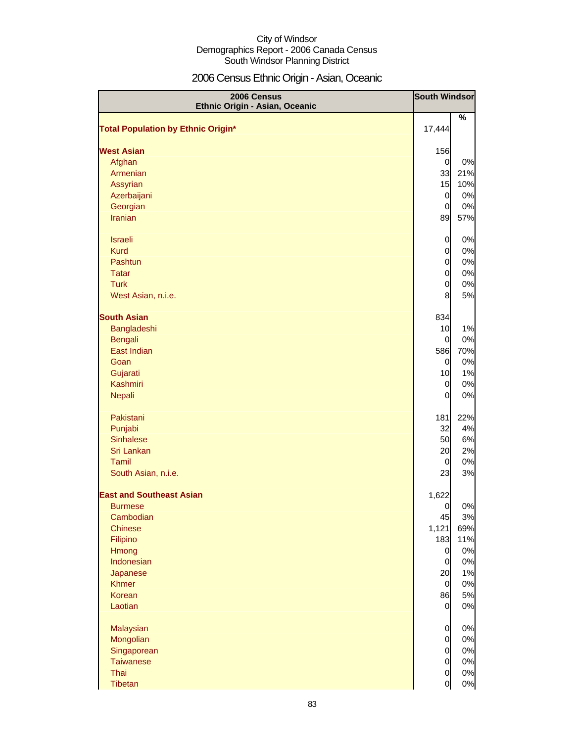City of Windsor
Demographics Report - 2006 Canada Census
South Windsor Planning District

# 2006 Census Ethnic Origin - Asian, Oceanic

| 2006 Census Ethnic Origin - Asian, Oceanic | South Windsor | |
|---|---|---|
| | | % |
| **Total Population by Ethnic Origin*** | 17,444 | |
| | | |
| **West Asian** | 156 | |
| Afghan | 0 | 0% |
| Armenian | 33 | 21% |
| Assyrian | 15 | 10% |
| Azerbaijani | 0 | 0% |
| Georgian | 0 | 0% |
| Iranian | 89 | 57% |
| | | |
| Israeli | 0 | 0% |
| Kurd | 0 | 0% |
| Pashtun | 0 | 0% |
| Tatar | 0 | 0% |
| Turk | 0 | 0% |
| West Asian, n.i.e. | 8 | 5% |
| | | |
| **South Asian** | 834 | |
| Bangladeshi | 10 | 1% |
| Bengali | 0 | 0% |
| East Indian | 586 | 70% |
| Goan | 0 | 0% |
| Gujarati | 10 | 1% |
| Kashmiri | 0 | 0% |
| Nepali | 0 | 0% |
| | | |
| Pakistani | 181 | 22% |
| Punjabi | 32 | 4% |
| Sinhalese | 50 | 6% |
| Sri Lankan | 20 | 2% |
| Tamil | 0 | 0% |
| South Asian, n.i.e. | 23 | 3% |
| | | |
| **East and Southeast Asian** | 1,622 | |
| Burmese | 0 | 0% |
| Cambodian | 45 | 3% |
| Chinese | 1,121 | 69% |
| Filipino | 183 | 11% |
| Hmong | 0 | 0% |
| Indonesian | 0 | 0% |
| Japanese | 20 | 1% |
| Khmer | 0 | 0% |
| Korean | 86 | 5% |
| Laotian | 0 | 0% |
| | | |
| Malaysian | 0 | 0% |
| Mongolian | 0 | 0% |
| Singaporean | 0 | 0% |
| Taiwanese | 0 | 0% |
| Thai | 0 | 0% |
| Tibetan | 0 | 0% |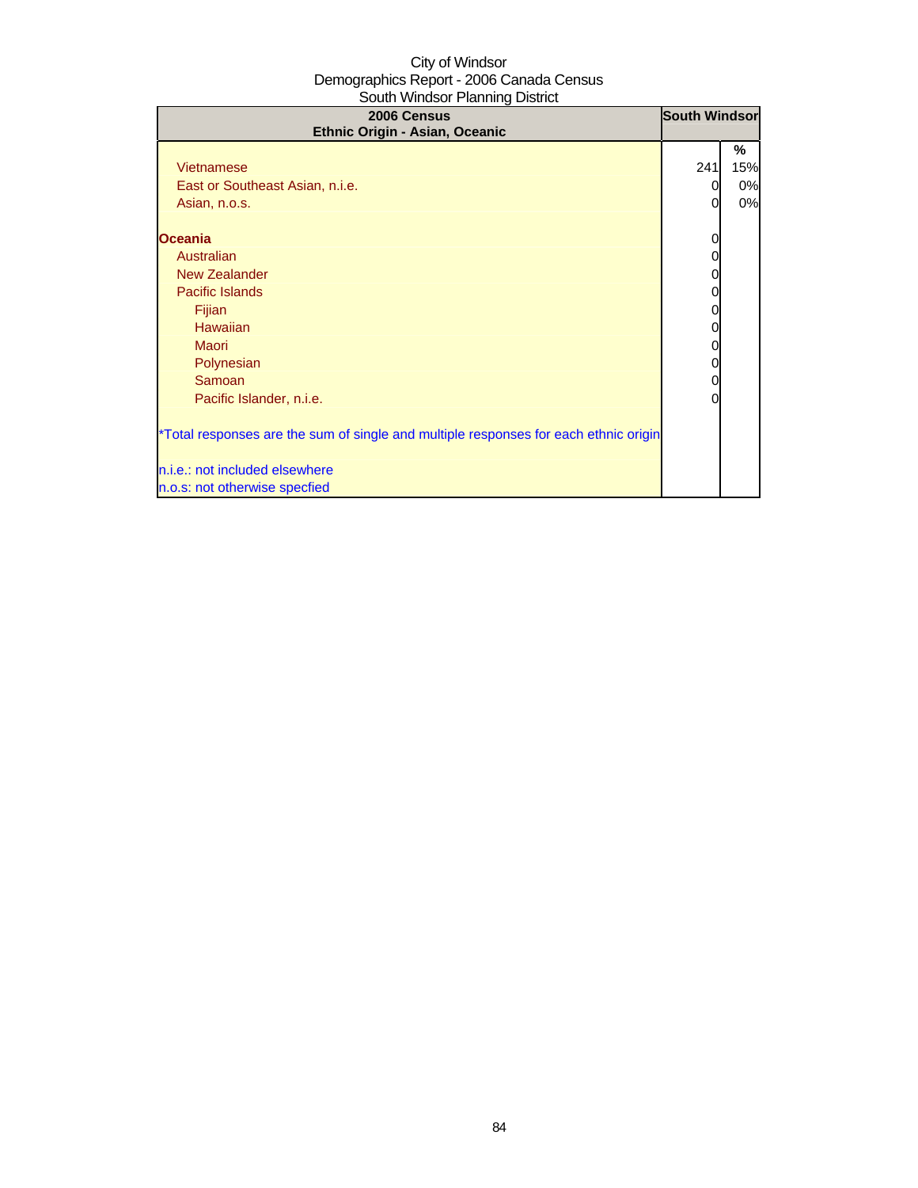City of Windsor
Demographics Report - 2006 Canada Census
South Windsor Planning District

| 2006 Census<br>Ethnic Origin - Asian, Oceanic | South Windsor | |
|---|---|---|
| | | % |
| Vietnamese | 241 | 15% |
| East or Southeast Asian, n.i.e. | 0 | 0% |
| Asian, n.o.s. | 0 | 0% |
| | | |
| **Oceania** | 0 | |
| Australian | 0 | |
| New Zealander | 0 | |
| Pacific Islands | 0 | |
| Fijian | 0 | |
| Hawaiian | 0 | |
| Maori | 0 | |
| Polynesian | 0 | |
| Samoan | 0 | |
| Pacific Islander, n.i.e. | 0 | |

*Total responses are the sum of single and multiple responses for each ethnic origin

n.i.e.: not included elsewhere
n.o.s: not otherwise specfied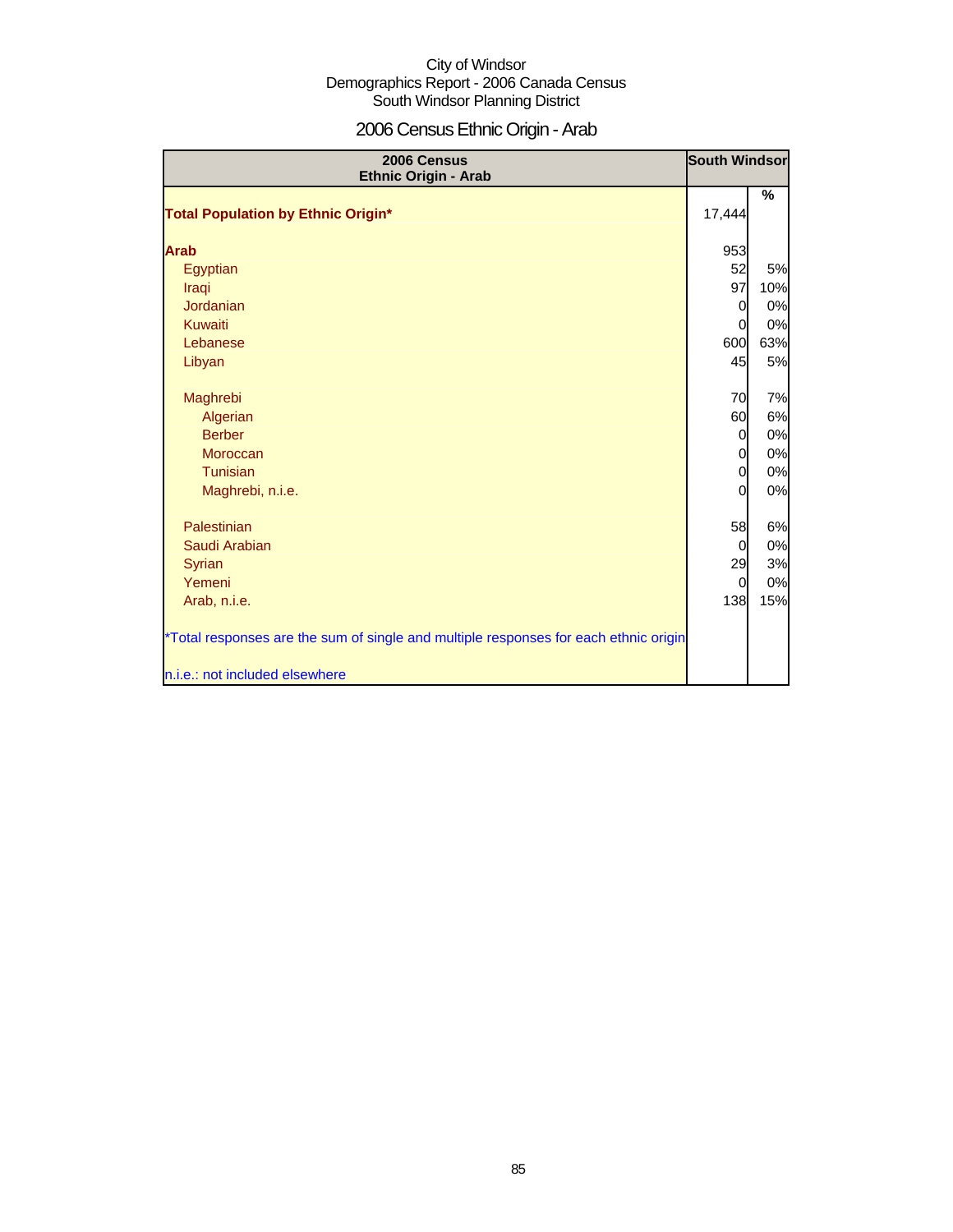City of Windsor
Demographics Report - 2006 Canada Census
South Windsor Planning District

# 2006 Census Ethnic Origin - Arab

| 2006 Census Ethnic Origin - Arab | South Windsor | |
|---|---|---|
| | | % |
| **Total Population by Ethnic Origin*** | 17,444 | |
| **Arab** | 953 | |
| Egyptian | 52 | 5% |
| Iraqi | 97 | 10% |
| Jordanian | 0 | 0% |
| Kuwaiti | 0 | 0% |
| Lebanese | 600 | 63% |
| Libyan | 45 | 5% |
| Maghrebi | 70 | 7% |
| Algerian | 60 | 6% |
| Berber | 0 | 0% |
| Moroccan | 0 | 0% |
| Tunisian | 0 | 0% |
| Maghrebi, n.i.e. | 0 | 0% |
| Palestinian | 58 | 6% |
| Saudi Arabian | 0 | 0% |
| Syrian | 29 | 3% |
| Yemeni | 0 | 0% |
| Arab, n.i.e. | 138 | 15% |

*Total responses are the sum of single and multiple responses for each ethnic origin

n.i.e.: not included elsewhere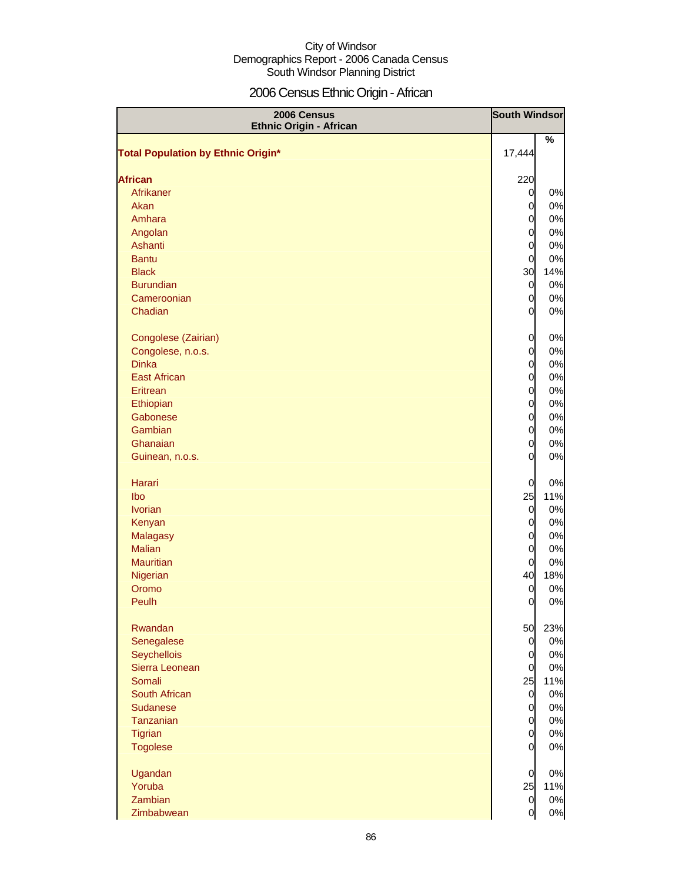City of Windsor
Demographics Report - 2006 Canada Census
South Windsor Planning District

# 2006 Census Ethnic Origin - African

| 2006 Census Ethnic Origin - African | South Windsor | |
|---|---|---|
| | | % |
| **Total Population by Ethnic Origin*** | 17,444 | |
| **African** | 220 | |
| Afrikaner | 0 | 0% |
| Akan | 0 | 0% |
| Amhara | 0 | 0% |
| Angolan | 0 | 0% |
| Ashanti | 0 | 0% |
| Bantu | 0 | 0% |
| Black | 30 | 14% |
| Burundian | 0 | 0% |
| Cameroonian | 0 | 0% |
| Chadian | 0 | 0% |
| Congolese (Zairian) | 0 | 0% |
| Congolese, n.o.s. | 0 | 0% |
| Dinka | 0 | 0% |
| East African | 0 | 0% |
| Eritrean | 0 | 0% |
| Ethiopian | 0 | 0% |
| Gabonese | 0 | 0% |
| Gambian | 0 | 0% |
| Ghanaian | 0 | 0% |
| Guinean, n.o.s. | 0 | 0% |
| Harari | 0 | 0% |
| Ibo | 25 | 11% |
| Ivorian | 0 | 0% |
| Kenyan | 0 | 0% |
| Malagasy | 0 | 0% |
| Malian | 0 | 0% |
| Mauritian | 0 | 0% |
| Nigerian | 40 | 18% |
| Oromo | 0 | 0% |
| Peulh | 0 | 0% |
| Rwandan | 50 | 23% |
| Senegalese | 0 | 0% |
| Seychellois | 0 | 0% |
| Sierra Leonean | 0 | 0% |
| Somali | 25 | 11% |
| South African | 0 | 0% |
| Sudanese | 0 | 0% |
| Tanzanian | 0 | 0% |
| Tigrian | 0 | 0% |
| Togolese | 0 | 0% |
| Ugandan | 0 | 0% |
| Yoruba | 25 | 11% |
| Zambian | 0 | 0% |
| Zimbabwean | 0 | 0% |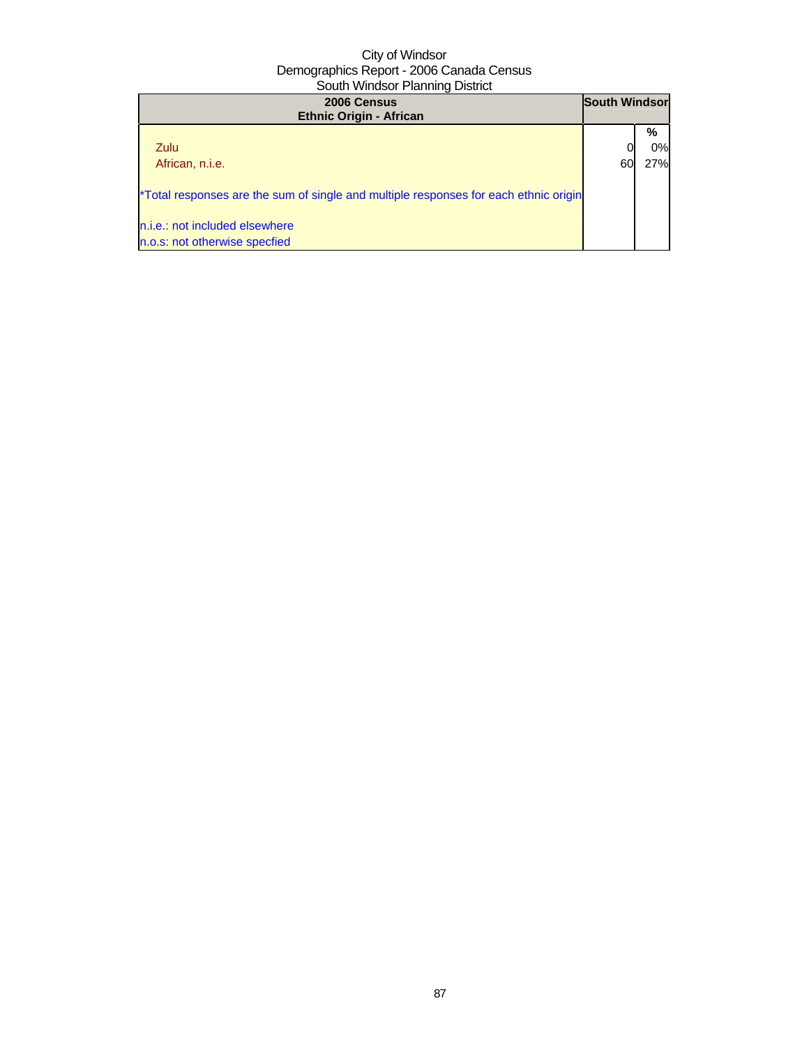| 2006 Census Ethnic Origin - African | South Windsor | |
|---|---|---|
| | | % |
| Zulu | 0 | 0% |
| African, n.i.e. | 60 | 27% |
| *Total responses are the sum of single and multiple responses for each ethnic origin | | |
| n.i.e.: not included elsewhere | | |
| n.o.s: not otherwise specfied | | |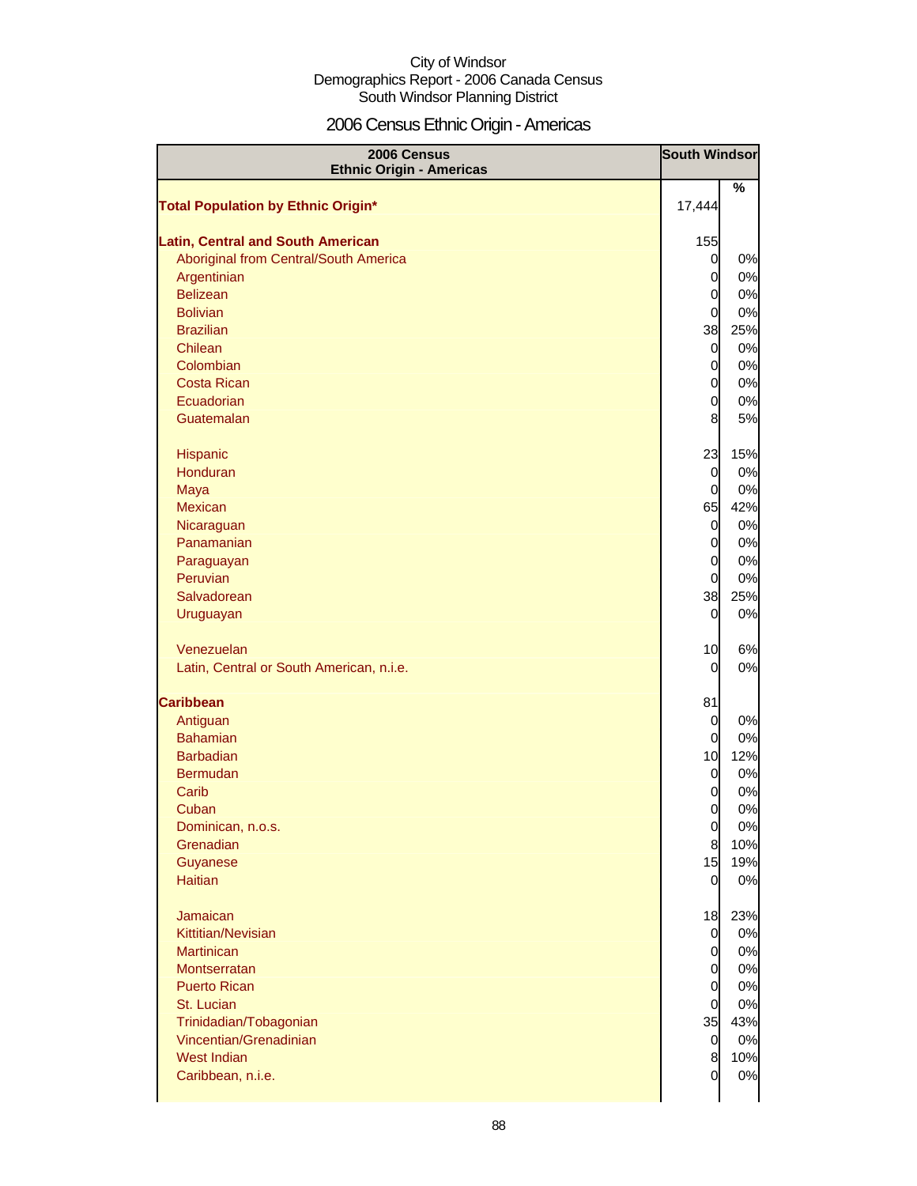City of Windsor
Demographics Report - 2006 Canada Census
South Windsor Planning District

# 2006 Census Ethnic Origin - Americas

| 2006 Census Ethnic Origin - Americas | South Windsor | |
|---|---|---|
| | | % |
| **Total Population by Ethnic Origin*** | 17,444 | |
| **Latin, Central and South American** | 155 | |
| Aboriginal from Central/South America | 0 | 0% |
| Argentinian | 0 | 0% |
| Belizean | 0 | 0% |
| Bolivian | 0 | 0% |
| Brazilian | 38 | 25% |
| Chilean | 0 | 0% |
| Colombian | 0 | 0% |
| Costa Rican | 0 | 0% |
| Ecuadorian | 0 | 0% |
| Guatemalan | 8 | 5% |
| Hispanic | 23 | 15% |
| Honduran | 0 | 0% |
| Maya | 0 | 0% |
| Mexican | 65 | 42% |
| Nicaraguan | 0 | 0% |
| Panamanian | 0 | 0% |
| Paraguayan | 0 | 0% |
| Peruvian | 0 | 0% |
| Salvadorean | 38 | 25% |
| Uruguayan | 0 | 0% |
| Venezuelan | 10 | 6% |
| Latin, Central or South American, n.i.e. | 0 | 0% |
| **Caribbean** | 81 | |
| Antiguan | 0 | 0% |
| Bahamian | 0 | 0% |
| Barbadian | 10 | 12% |
| Bermudan | 0 | 0% |
| Carib | 0 | 0% |
| Cuban | 0 | 0% |
| Dominican, n.o.s. | 0 | 0% |
| Grenadian | 8 | 10% |
| Guyanese | 15 | 19% |
| Haitian | 0 | 0% |
| Jamaican | 18 | 23% |
| Kittitian/Nevisian | 0 | 0% |
| Martinican | 0 | 0% |
| Montserratan | 0 | 0% |
| Puerto Rican | 0 | 0% |
| St. Lucian | 0 | 0% |
| Trinidadian/Tobagonian | 35 | 43% |
| Vincentian/Grenadinian | 0 | 0% |
| West Indian | 8 | 10% |
| Caribbean, n.i.e. | 0 | 0% |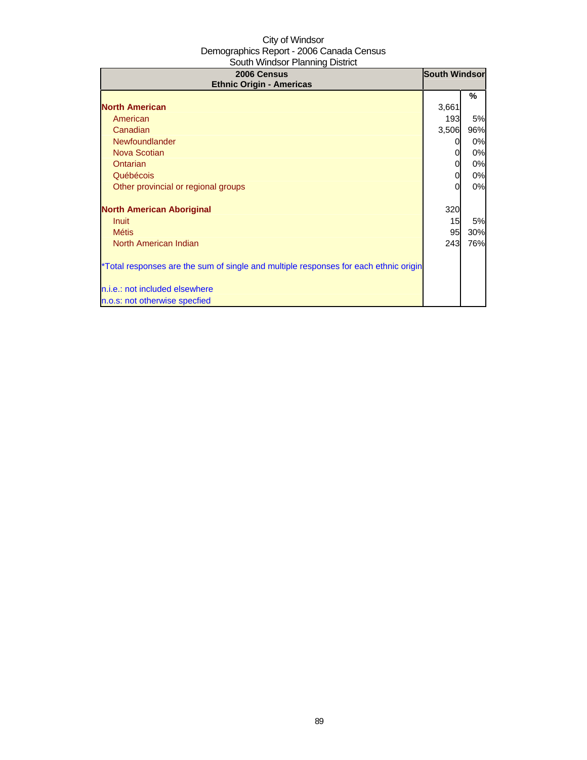City of Windsor
Demographics Report - 2006 Canada Census
South Windsor Planning District

| 2006 Census<br>Ethnic Origin - Americas | South Windsor | |
|---|---|---|
| | | % |
| **North American** | 3,661 | |
| American | 193 | 5% |
| Canadian | 3,506 | 96% |
| Newfoundlander | 0 | 0% |
| Nova Scotian | 0 | 0% |
| Ontarian | 0 | 0% |
| Québécois | 0 | 0% |
| Other provincial or regional groups | 0 | 0% |
| | | |
| **North American Aboriginal** | 320 | |
| Inuit | 15 | 5% |
| Métis | 95 | 30% |
| North American Indian | 243 | 76% |
| | | |
| *Total responses are the sum of single and multiple responses for each ethnic origin | | |
| | | |
| n.i.e.: not included elsewhere | | |
| n.o.s: not otherwise specfied | | |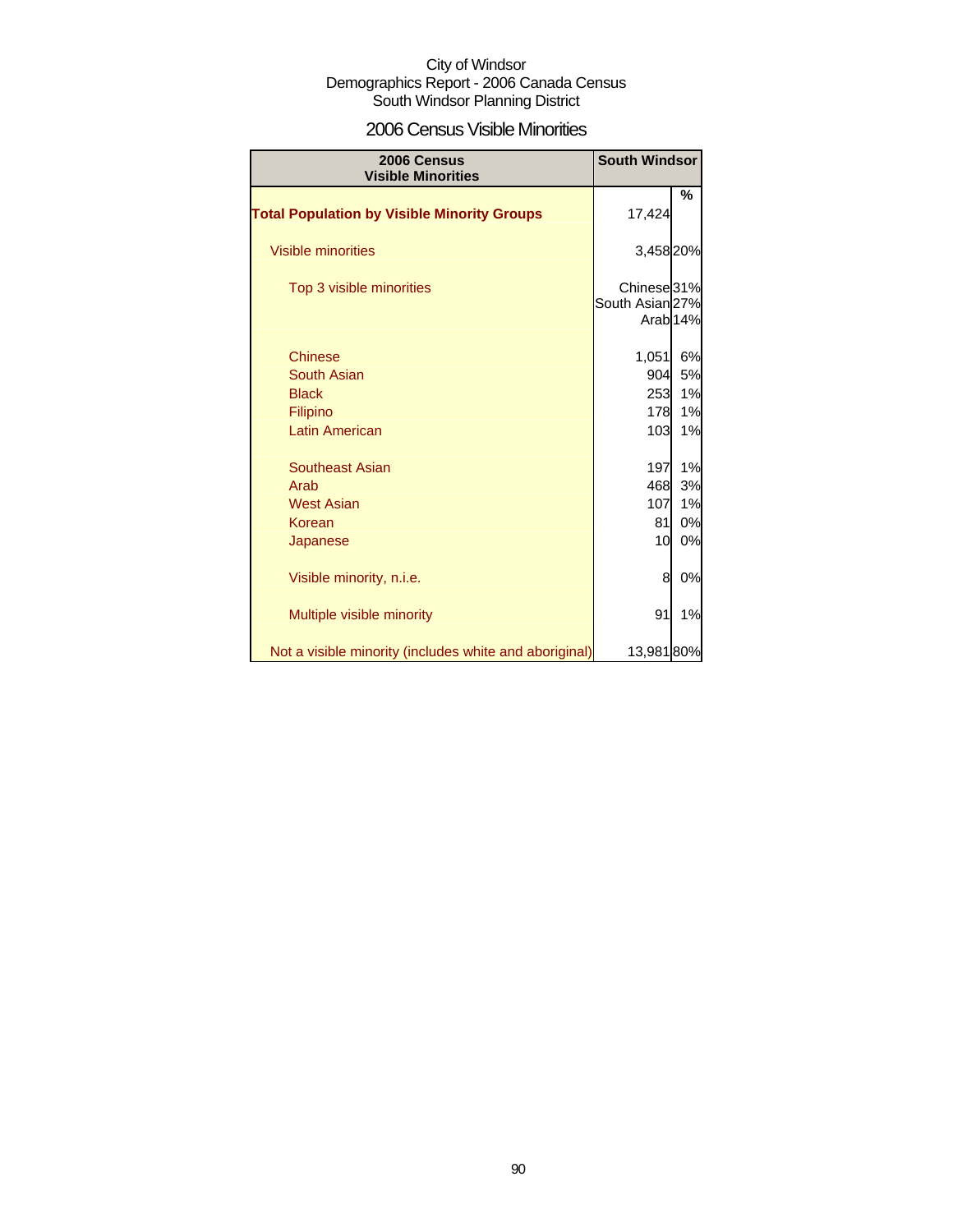City of Windsor
Demographics Report - 2006 Canada Census
South Windsor Planning District

## 2006 Census Visible Minorities

| 2006 Census Visible Minorities | South Windsor | |
|---|---|---|
| | | % |
| **Total Population by Visible Minority Groups** | 17,424 | |
| Visible minorities | 3,458 | 20% |
| Top 3 visible minorities | Chinese | 31% |
| | South Asian | 27% |
| | Arab | 14% |
| Chinese | 1,051 | 6% |
| South Asian | 904 | 5% |
| Black | 253 | 1% |
| Filipino | 178 | 1% |
| Latin American | 103 | 1% |
| Southeast Asian | 197 | 1% |
| Arab | 468 | 3% |
| West Asian | 107 | 1% |
| Korean | 81 | 0% |
| Japanese | 10 | 0% |
| Visible minority, n.i.e. | 8 | 0% |
| Multiple visible minority | 91 | 1% |
| Not a visible minority (includes white and aboriginal) | 13,981 | 80% |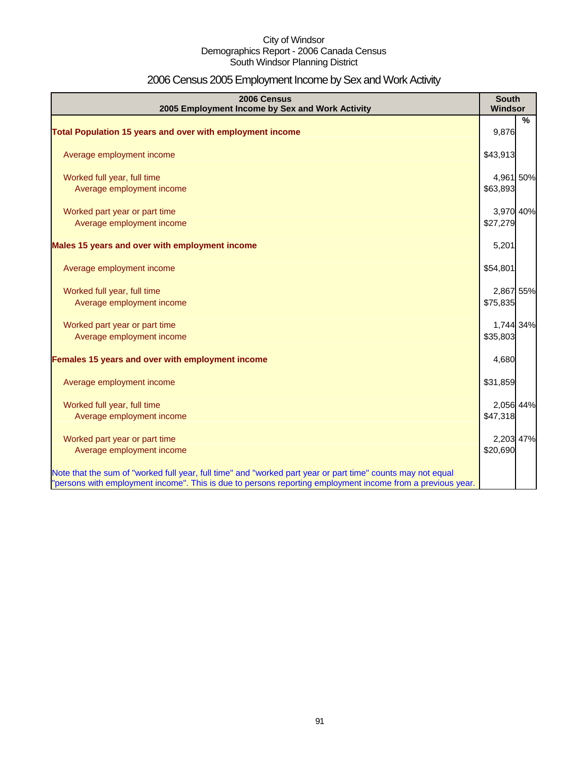City of Windsor
Demographics Report - 2006 Canada Census
South Windsor Planning District

# 2006 Census 2005 Employment Income by Sex and Work Activity

| 2006 Census<br>2005 Employment Income by Sex and Work Activity | South Windsor | % |
|---|---|---|
| **Total Population 15 years and over with employment income** | 9,876 | |
| Average employment income | $43,913 | |
| Worked full year, full time | 4,961 | 50% |
| Average employment income | $63,893 | |
| Worked part year or part time | 3,970 | 40% |
| Average employment income | $27,279 | |
| **Males 15 years and over with employment income** | 5,201 | |
| Average employment income | $54,801 | |
| Worked full year, full time | 2,867 | 55% |
| Average employment income | $75,835 | |
| Worked part year or part time | 1,744 | 34% |
| Average employment income | $35,803 | |
| **Females 15 years and over with employment income** | 4,680 | |
| Average employment income | $31,859 | |
| Worked full year, full time | 2,056 | 44% |
| Average employment income | $47,318 | |
| Worked part year or part time | 2,203 | 47% |
| Average employment income | $20,690 | |

Note that the sum of "worked full year, full time" and "worked part year or part time" counts may not equal "persons with employment income". This is due to persons reporting employment income from a previous year.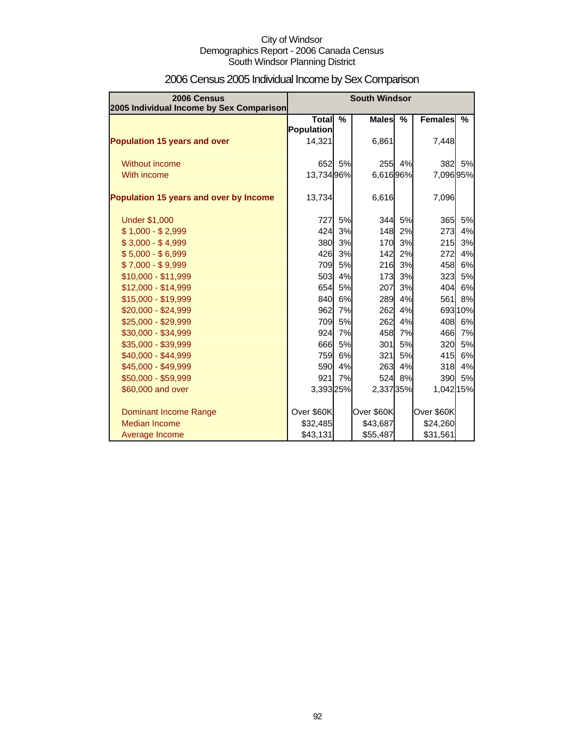City of Windsor
Demographics Report - 2006 Canada Census
South Windsor Planning District

# 2006 Census 2005 Individual Income by Sex Comparison

| 2006 Census 2005 Individual Income by Sex Comparison | South Windsor | | | | | |
|---|---|---|---|---|---|---|
| | Total Population | % | Males | % | Females | % |
| **Population 15 years and over** | 14,321 | | 6,861 | | 7,448 | |
| Without income | 652 | 5% | 255 | 4% | 382 | 5% |
| With income | 13,734 | 96% | 6,616 | 96% | 7,096 | 95% |
| **Population 15 years and over by Income** | 13,734 | | 6,616 | | 7,096 | |
| Under $1,000 | 727 | 5% | 344 | 5% | 365 | 5% |
| $ 1,000 - $ 2,999 | 424 | 3% | 148 | 2% | 273 | 4% |
| $ 3,000 - $ 4,999 | 380 | 3% | 170 | 3% | 215 | 3% |
| $ 5,000 - $ 6,999 | 426 | 3% | 142 | 2% | 272 | 4% |
| $ 7,000 - $ 9,999 | 709 | 5% | 216 | 3% | 458 | 6% |
| $10,000 - $11,999 | 503 | 4% | 173 | 3% | 323 | 5% |
| $12,000 - $14,999 | 654 | 5% | 207 | 3% | 404 | 6% |
| $15,000 - $19,999 | 840 | 6% | 289 | 4% | 561 | 8% |
| $20,000 - $24,999 | 962 | 7% | 262 | 4% | 693 | 10% |
| $25,000 - $29,999 | 709 | 5% | 262 | 4% | 408 | 6% |
| $30,000 - $34,999 | 924 | 7% | 458 | 7% | 466 | 7% |
| $35,000 - $39,999 | 666 | 5% | 301 | 5% | 320 | 5% |
| $40,000 - $44,999 | 759 | 6% | 321 | 5% | 415 | 6% |
| $45,000 - $49,999 | 590 | 4% | 263 | 4% | 318 | 4% |
| $50,000 - $59,999 | 921 | 7% | 524 | 8% | 390 | 5% |
| $60,000 and over | 3,393 | 25% | 2,337 | 35% | 1,042 | 15% |
| Dominant Income Range | Over $60K | | Over $60K | | Over $60K | |
| Median Income | $32,485 | | $43,687 | | $24,260 | |
| Average Income | $43,131 | | $55,487 | | $31,561 | |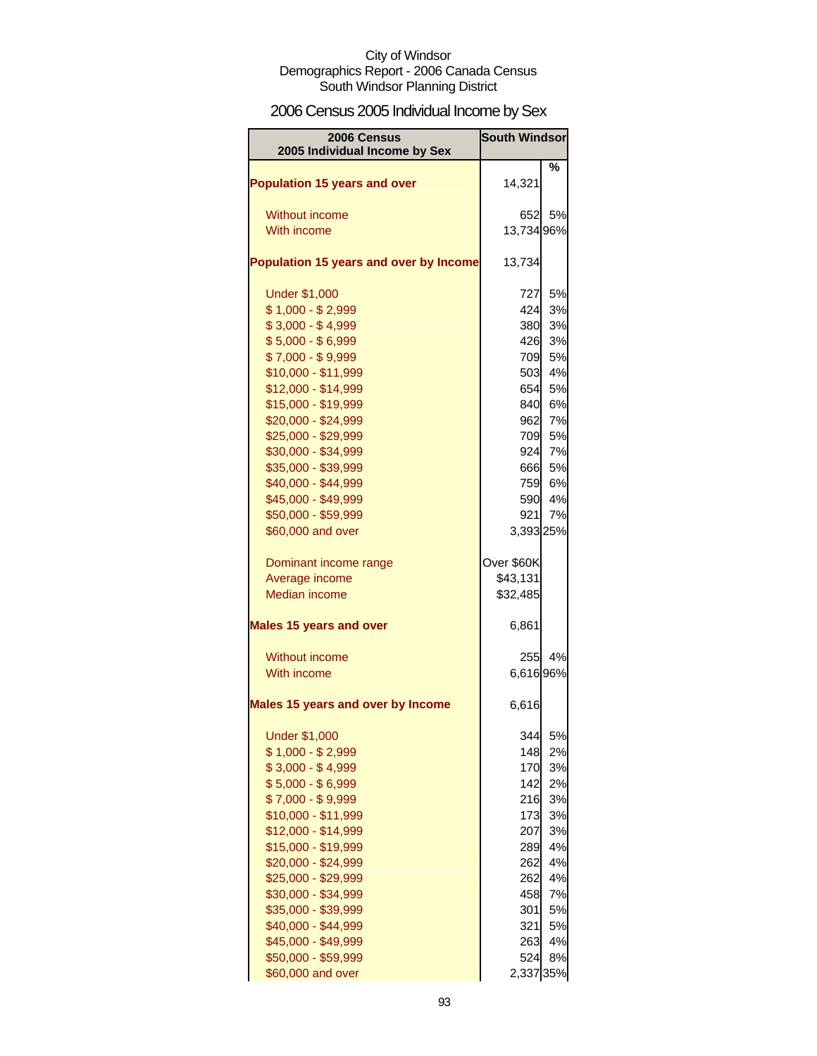City of Windsor
Demographics Report - 2006 Canada Census
South Windsor Planning District

# 2006 Census 2005 Individual Income by Sex

| 2006 Census 2005 Individual Income by Sex | South Windsor | |
|---|---|---|
| | | % |
| **Population 15 years and over** | 14,321 | |
| Without income | 652 | 5% |
| With income | 13,734 | 96% |
| **Population 15 years and over by Income** | 13,734 | |
| Under $1,000 | 727 | 5% |
| $ 1,000 - $ 2,999 | 424 | 3% |
| $ 3,000 - $ 4,999 | 380 | 3% |
| $ 5,000 - $ 6,999 | 426 | 3% |
| $ 7,000 - $ 9,999 | 709 | 5% |
| $10,000 - $11,999 | 503 | 4% |
| $12,000 - $14,999 | 654 | 5% |
| $15,000 - $19,999 | 840 | 6% |
| $20,000 - $24,999 | 962 | 7% |
| $25,000 - $29,999 | 709 | 5% |
| $30,000 - $34,999 | 924 | 7% |
| $35,000 - $39,999 | 666 | 5% |
| $40,000 - $44,999 | 759 | 6% |
| $45,000 - $49,999 | 590 | 4% |
| $50,000 - $59,999 | 921 | 7% |
| $60,000 and over | 3,393 | 25% |
| Dominant income range | Over $60K | |
| Average income | $43,131 | |
| Median income | $32,485 | |
| **Males 15 years and over** | 6,861 | |
| Without income | 255 | 4% |
| With income | 6,616 | 96% |
| **Males 15 years and over by Income** | 6,616 | |
| Under $1,000 | 344 | 5% |
| $ 1,000 - $ 2,999 | 148 | 2% |
| $ 3,000 - $ 4,999 | 170 | 3% |
| $ 5,000 - $ 6,999 | 142 | 2% |
| $ 7,000 - $ 9,999 | 216 | 3% |
| $10,000 - $11,999 | 173 | 3% |
| $12,000 - $14,999 | 207 | 3% |
| $15,000 - $19,999 | 289 | 4% |
| $20,000 - $24,999 | 262 | 4% |
| $25,000 - $29,999 | 262 | 4% |
| $30,000 - $34,999 | 458 | 7% |
| $35,000 - $39,999 | 301 | 5% |
| $40,000 - $44,999 | 321 | 5% |
| $45,000 - $49,999 | 263 | 4% |
| $50,000 - $59,999 | 524 | 8% |
| $60,000 and over | 2,337 | 35% |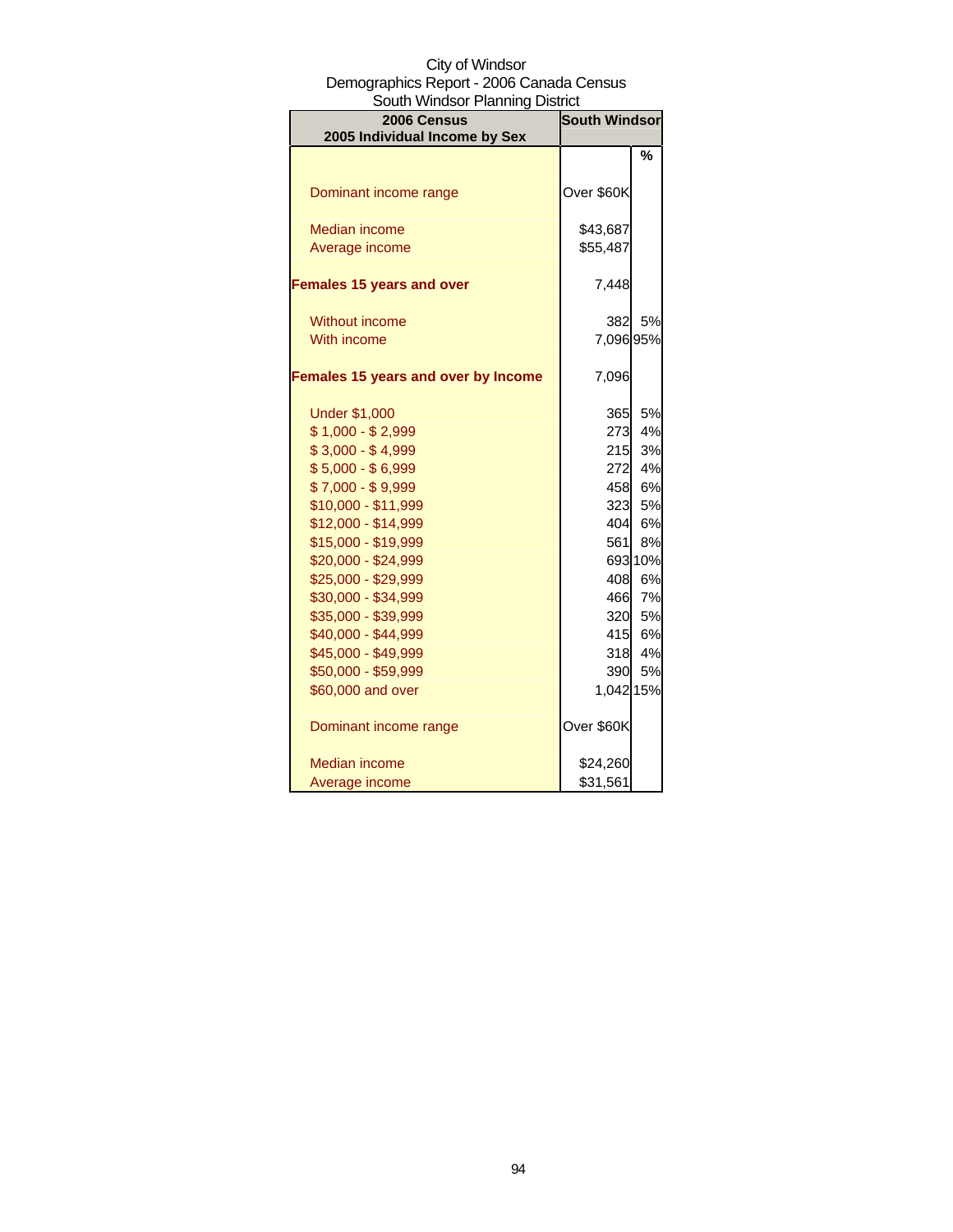City of Windsor
Demographics Report - 2006 Canada Census
South Windsor Planning District

| 2006 Census<br>2005 Individual Income by Sex | South Windsor | |
|---|---|---|
| | | % |
| Dominant income range | Over $60K | |
| Median income | $43,687 | |
| Average income | $55,487 | |
| **Females 15 years and over** | 7,448 | |
| Without income | 382 | 5% |
| With income | 7,096 | 95% |
| **Females 15 years and over by Income** | 7,096 | |
| Under $1,000 | 365 | 5% |
| $ 1,000 - $ 2,999 | 273 | 4% |
| $ 3,000 - $ 4,999 | 215 | 3% |
| $ 5,000 - $ 6,999 | 272 | 4% |
| $ 7,000 - $ 9,999 | 458 | 6% |
| $10,000 - $11,999 | 323 | 5% |
| $12,000 - $14,999 | 404 | 6% |
| $15,000 - $19,999 | 561 | 8% |
| $20,000 - $24,999 | 693 | 10% |
| $25,000 - $29,999 | 408 | 6% |
| $30,000 - $34,999 | 466 | 7% |
| $35,000 - $39,999 | 320 | 5% |
| $40,000 - $44,999 | 415 | 6% |
| $45,000 - $49,999 | 318 | 4% |
| $50,000 - $59,999 | 390 | 5% |
| $60,000 and over | 1,042 | 15% |
| Dominant income range | Over $60K | |
| Median income | $24,260 | |
| Average income | $31,561 | |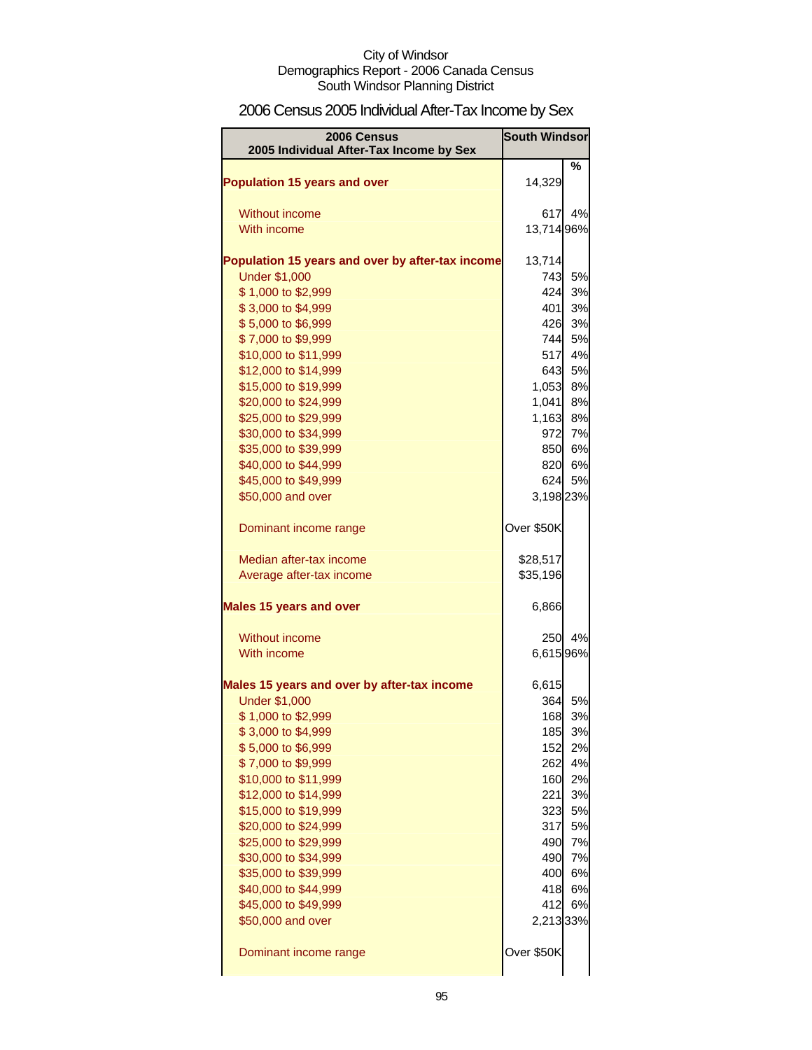City of Windsor
Demographics Report - 2006 Canada Census
South Windsor Planning District

# 2006 Census 2005 Individual After-Tax Income by Sex

| 2006 Census 2005 Individual After-Tax Income by Sex | South Windsor | % |
|---|---|---|
| **Population 15 years and over** | 14,329 | |
| Without income | 617 | 4% |
| With income | 13,714 | 96% |
| **Population 15 years and over by after-tax income** | 13,714 | |
| Under $1,000 | 743 | 5% |
| $ 1,000 to $2,999 | 424 | 3% |
| $ 3,000 to $4,999 | 401 | 3% |
| $ 5,000 to $6,999 | 426 | 3% |
| $ 7,000 to $9,999 | 744 | 5% |
| $10,000 to $11,999 | 517 | 4% |
| $12,000 to $14,999 | 643 | 5% |
| $15,000 to $19,999 | 1,053 | 8% |
| $20,000 to $24,999 | 1,041 | 8% |
| $25,000 to $29,999 | 1,163 | 8% |
| $30,000 to $34,999 | 972 | 7% |
| $35,000 to $39,999 | 850 | 6% |
| $40,000 to $44,999 | 820 | 6% |
| $45,000 to $49,999 | 624 | 5% |
| $50,000 and over | 3,198 | 23% |
| Dominant income range | Over $50K | |
| Median after-tax income | $28,517 | |
| Average after-tax income | $35,196 | |
| **Males 15 years and over** | 6,866 | |
| Without income | 250 | 4% |
| With income | 6,615 | 96% |
| **Males 15 years and over by after-tax income** | 6,615 | |
| Under $1,000 | 364 | 5% |
| $ 1,000 to $2,999 | 168 | 3% |
| $ 3,000 to $4,999 | 185 | 3% |
| $ 5,000 to $6,999 | 152 | 2% |
| $ 7,000 to $9,999 | 262 | 4% |
| $10,000 to $11,999 | 160 | 2% |
| $12,000 to $14,999 | 221 | 3% |
| $15,000 to $19,999 | 323 | 5% |
| $20,000 to $24,999 | 317 | 5% |
| $25,000 to $29,999 | 490 | 7% |
| $30,000 to $34,999 | 490 | 7% |
| $35,000 to $39,999 | 400 | 6% |
| $40,000 to $44,999 | 418 | 6% |
| $45,000 to $49,999 | 412 | 6% |
| $50,000 and over | 2,213 | 33% |
| Dominant income range | Over $50K | |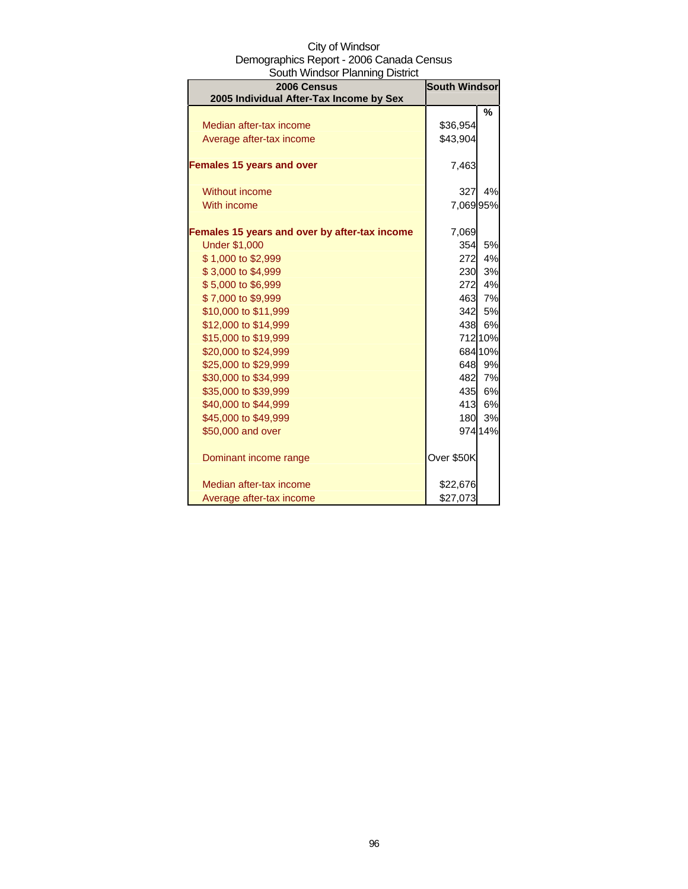City of Windsor
Demographics Report - 2006 Canada Census
South Windsor Planning District

| 2006 Census<br>2005 Individual After-Tax Income by Sex | South Windsor | |
|---|---|---|
| | | % |
| Median after-tax income | $36,954 | |
| Average after-tax income | $43,904 | |
| **Females 15 years and over** | 7,463 | |
| Without income | 327 | 4% |
| With income | 7,069 | 95% |
| **Females 15 years and over by after-tax income** | 7,069 | |
| Under $1,000 | 354 | 5% |
| $ 1,000 to $2,999 | 272 | 4% |
| $ 3,000 to $4,999 | 230 | 3% |
| $ 5,000 to $6,999 | 272 | 4% |
| $ 7,000 to $9,999 | 463 | 7% |
| $10,000 to $11,999 | 342 | 5% |
| $12,000 to $14,999 | 438 | 6% |
| $15,000 to $19,999 | 712 | 10% |
| $20,000 to $24,999 | 684 | 10% |
| $25,000 to $29,999 | 648 | 9% |
| $30,000 to $34,999 | 482 | 7% |
| $35,000 to $39,999 | 435 | 6% |
| $40,000 to $44,999 | 413 | 6% |
| $45,000 to $49,999 | 180 | 3% |
| $50,000 and over | 974 | 14% |
| Dominant income range | Over $50K | |
| Median after-tax income | $22,676 | |
| Average after-tax income | $27,073 | |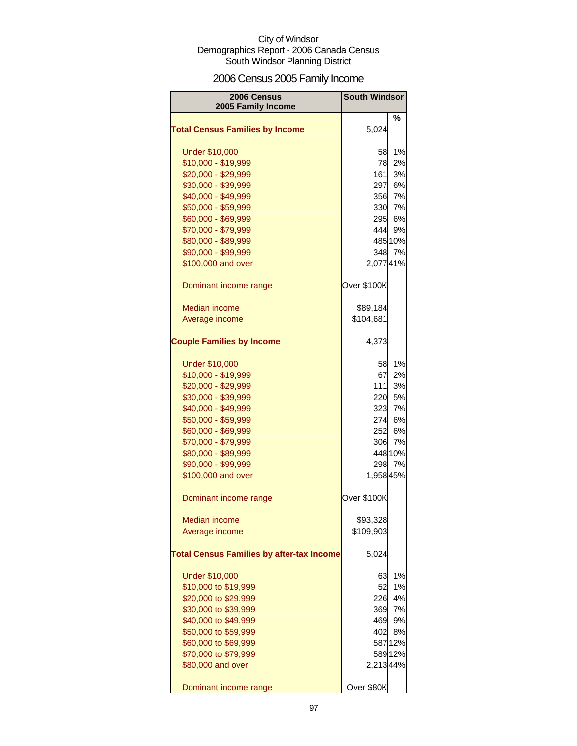City of Windsor
Demographics Report - 2006 Canada Census
South Windsor Planning District

# 2006 Census 2005 Family Income

| 2006 Census 2005 Family Income | South Windsor | |
|---|---|---|
| | | % |
| **Total Census Families by Income** | 5,024 | |
| Under $10,000 | 58 | 1% |
| $10,000 - $19,999 | 78 | 2% |
| $20,000 - $29,999 | 161 | 3% |
| $30,000 - $39,999 | 297 | 6% |
| $40,000 - $49,999 | 356 | 7% |
| $50,000 - $59,999 | 330 | 7% |
| $60,000 - $69,999 | 295 | 6% |
| $70,000 - $79,999 | 444 | 9% |
| $80,000 - $89,999 | 485 | 10% |
| $90,000 - $99,999 | 348 | 7% |
| $100,000 and over | 2,077 | 41% |
| Dominant income range | Over $100K | |
| Median income | $89,184 | |
| Average income | $104,681 | |
| **Couple Families by Income** | 4,373 | |
| Under $10,000 | 58 | 1% |
| $10,000 - $19,999 | 67 | 2% |
| $20,000 - $29,999 | 111 | 3% |
| $30,000 - $39,999 | 220 | 5% |
| $40,000 - $49,999 | 323 | 7% |
| $50,000 - $59,999 | 274 | 6% |
| $60,000 - $69,999 | 252 | 6% |
| $70,000 - $79,999 | 306 | 7% |
| $80,000 - $89,999 | 448 | 10% |
| $90,000 - $99,999 | 298 | 7% |
| $100,000 and over | 1,958 | 45% |
| Dominant income range | Over $100K | |
| Median income | $93,328 | |
| Average income | $109,903 | |
| **Total Census Families by after-tax Income** | 5,024 | |
| Under $10,000 | 63 | 1% |
| $10,000 to $19,999 | 52 | 1% |
| $20,000 to $29,999 | 226 | 4% |
| $30,000 to $39,999 | 369 | 7% |
| $40,000 to $49,999 | 469 | 9% |
| $50,000 to $59,999 | 402 | 8% |
| $60,000 to $69,999 | 587 | 12% |
| $70,000 to $79,999 | 589 | 12% |
| $80,000 and over | 2,213 | 44% |
| Dominant income range | Over $80K | |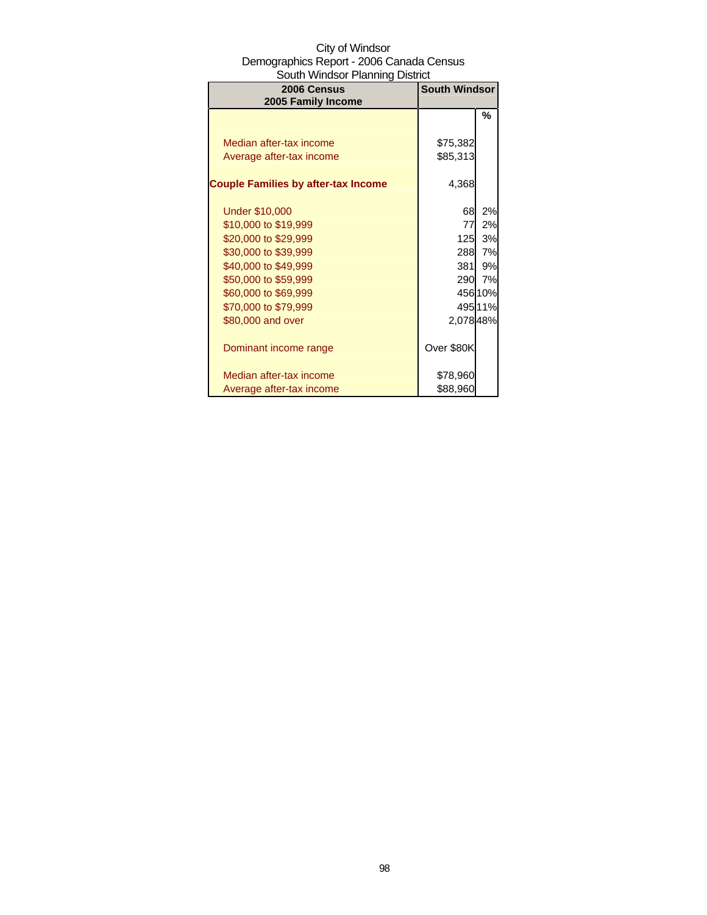City of Windsor
Demographics Report - 2006 Canada Census
South Windsor Planning District

| 2006 Census 2005 Family Income | South Windsor | |
|---|---|---|
| | | % |
| Median after-tax income | $75,382 | |
| Average after-tax income | $85,313 | |
| **Couple Families by after-tax Income** | 4,368 | |
| Under $10,000 | 68 | 2% |
| $10,000 to $19,999 | 77 | 2% |
| $20,000 to $29,999 | 125 | 3% |
| $30,000 to $39,999 | 288 | 7% |
| $40,000 to $49,999 | 381 | 9% |
| $50,000 to $59,999 | 290 | 7% |
| $60,000 to $69,999 | 456 | 10% |
| $70,000 to $79,999 | 495 | 11% |
| $80,000 and over | 2,078 | 48% |
| Dominant income range | Over $80K | |
| Median after-tax income | $78,960 | |
| Average after-tax income | $88,960 | |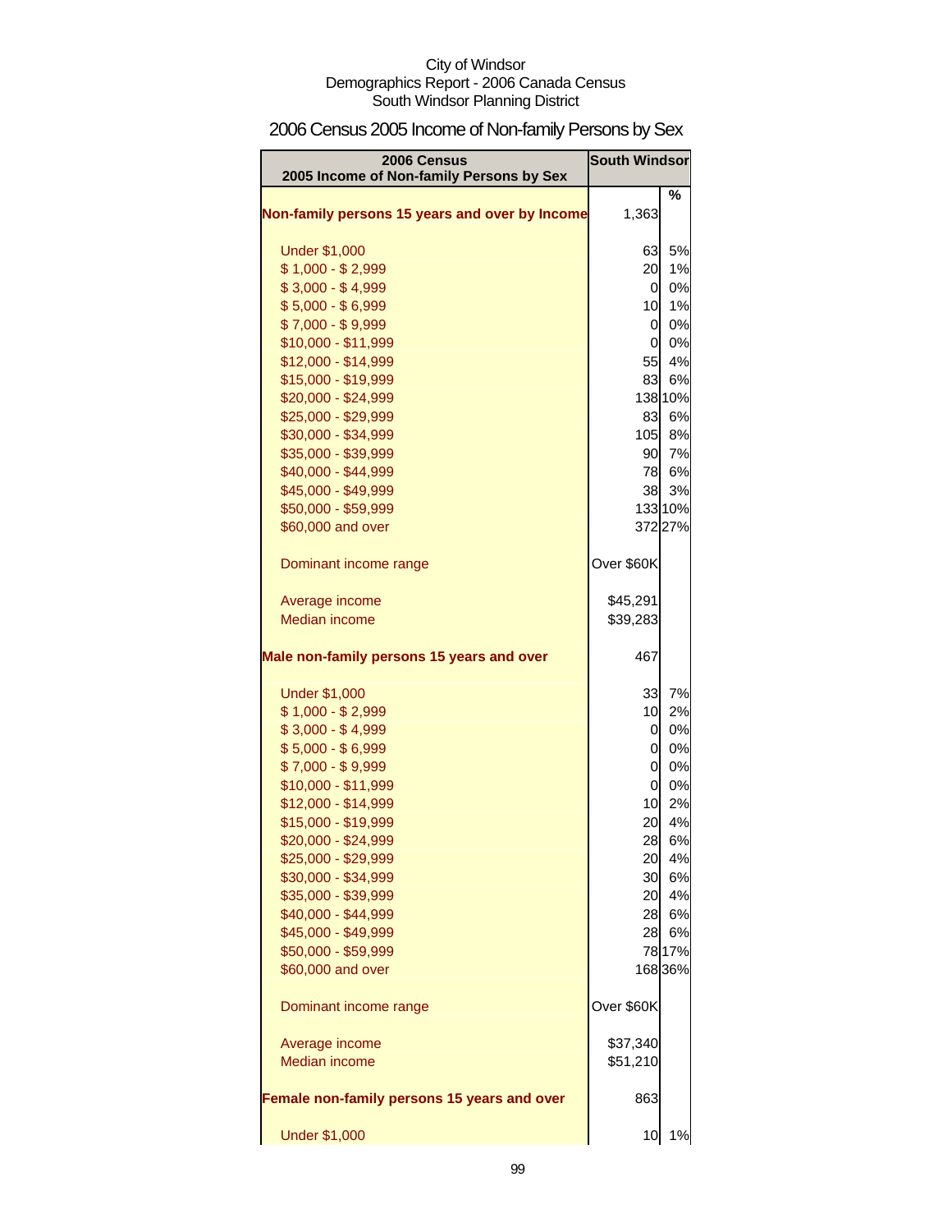City of Windsor
Demographics Report - 2006 Canada Census
South Windsor Planning District

# 2006 Census 2005 Income of Non-family Persons by Sex

| 2006 Census 2005 Income of Non-family Persons by Sex | South Windsor | |
|---|---|---|
| | | % |
| **Non-family persons 15 years and over by Income** | 1,363 | |
| Under $1,000 | 63 | 5% |
| $ 1,000 - $ 2,999 | 20 | 1% |
| $ 3,000 - $ 4,999 | 0 | 0% |
| $ 5,000 - $ 6,999 | 10 | 1% |
| $ 7,000 - $ 9,999 | 0 | 0% |
| $10,000 - $11,999 | 0 | 0% |
| $12,000 - $14,999 | 55 | 4% |
| $15,000 - $19,999 | 83 | 6% |
| $20,000 - $24,999 | 138 | 10% |
| $25,000 - $29,999 | 83 | 6% |
| $30,000 - $34,999 | 105 | 8% |
| $35,000 - $39,999 | 90 | 7% |
| $40,000 - $44,999 | 78 | 6% |
| $45,000 - $49,999 | 38 | 3% |
| $50,000 - $59,999 | 133 | 10% |
| $60,000 and over | 372 | 27% |
| Dominant income range | Over $60K | |
| Average income | $45,291 | |
| Median income | $39,283 | |
| **Male non-family persons 15 years and over** | 467 | |
| Under $1,000 | 33 | 7% |
| $ 1,000 - $ 2,999 | 10 | 2% |
| $ 3,000 - $ 4,999 | 0 | 0% |
| $ 5,000 - $ 6,999 | 0 | 0% |
| $ 7,000 - $ 9,999 | 0 | 0% |
| $10,000 - $11,999 | 0 | 0% |
| $12,000 - $14,999 | 10 | 2% |
| $15,000 - $19,999 | 20 | 4% |
| $20,000 - $24,999 | 28 | 6% |
| $25,000 - $29,999 | 20 | 4% |
| $30,000 - $34,999 | 30 | 6% |
| $35,000 - $39,999 | 20 | 4% |
| $40,000 - $44,999 | 28 | 6% |
| $45,000 - $49,999 | 28 | 6% |
| $50,000 - $59,999 | 78 | 17% |
| $60,000 and over | 168 | 36% |
| Dominant income range | Over $60K | |
| Average income | $37,340 | |
| Median income | $51,210 | |
| **Female non-family persons 15 years and over** | 863 | |
| Under $1,000 | 10 | 1% |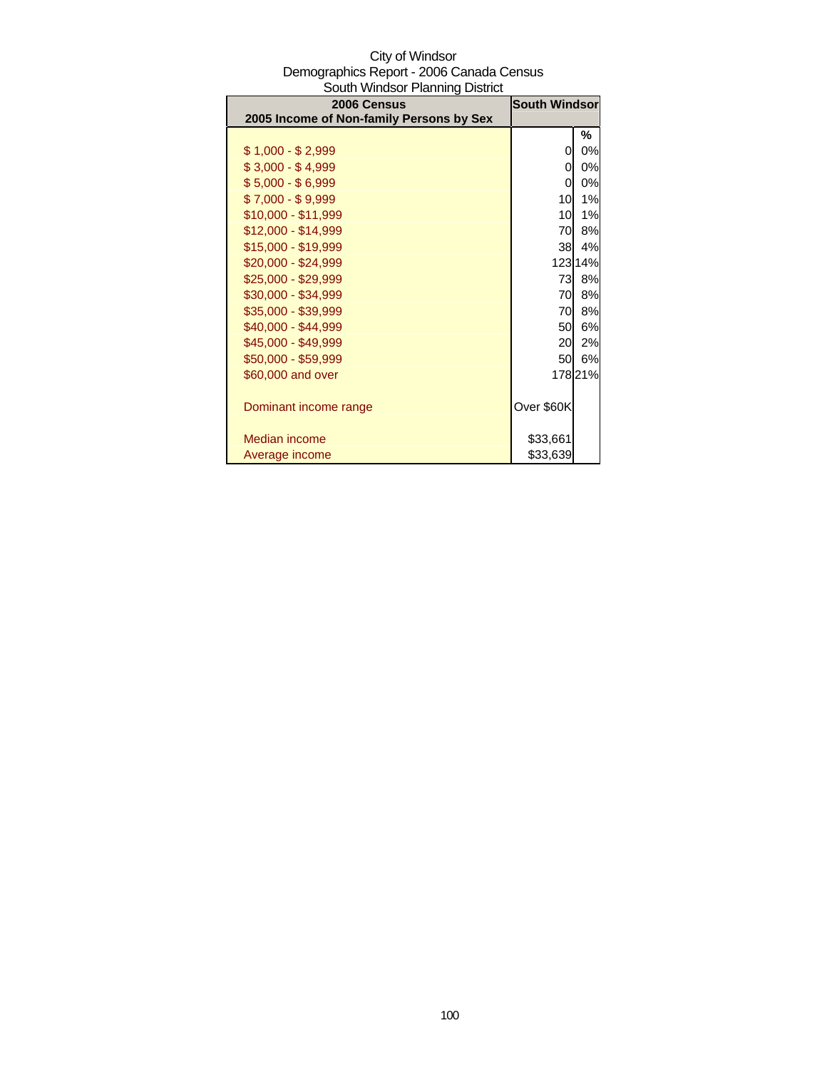City of Windsor
Demographics Report - 2006 Canada Census
South Windsor Planning District

| 2006 Census<br>2005 Income of Non-family Persons by Sex | South Windsor | |
|---|---|---|
| | | % |
| $ 1,000 - $ 2,999 | 0 | 0% |
| $ 3,000 - $ 4,999 | 0 | 0% |
| $ 5,000 - $ 6,999 | 0 | 0% |
| $ 7,000 - $ 9,999 | 10 | 1% |
| $10,000 - $11,999 | 10 | 1% |
| $12,000 - $14,999 | 70 | 8% |
| $15,000 - $19,999 | 38 | 4% |
| $20,000 - $24,999 | 123 | 14% |
| $25,000 - $29,999 | 73 | 8% |
| $30,000 - $34,999 | 70 | 8% |
| $35,000 - $39,999 | 70 | 8% |
| $40,000 - $44,999 | 50 | 6% |
| $45,000 - $49,999 | 20 | 2% |
| $50,000 - $59,999 | 50 | 6% |
| $60,000 and over | 178 | 21% |
| | | |
| Dominant income range | Over $60K | |
| | | |
| Median income | $33,661 | |
| Average income | $33,639 | |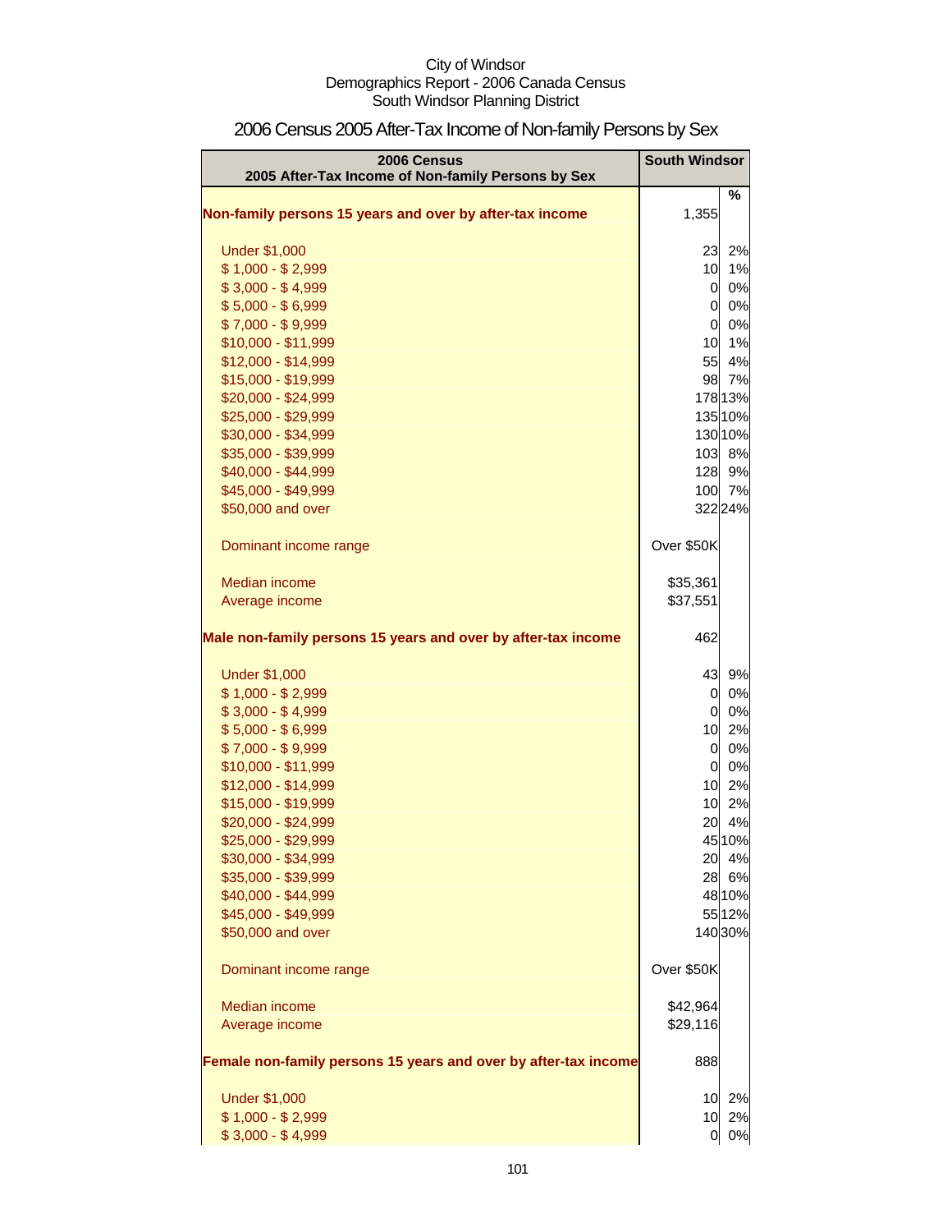City of Windsor
Demographics Report - 2006 Canada Census
South Windsor Planning District

# 2006 Census 2005 After-Tax Income of Non-family Persons by Sex

| 2006 Census<br>2005 After-Tax Income of Non-family Persons by Sex | South Windsor | % |
|---|---|---|
| **Non-family persons 15 years and over by after-tax income** | 1,355 | |
| Under $1,000 | 23 | 2% |
| $ 1,000 - $ 2,999 | 10 | 1% |
| $ 3,000 - $ 4,999 | 0 | 0% |
| $ 5,000 - $ 6,999 | 0 | 0% |
| $ 7,000 - $ 9,999 | 0 | 0% |
| $10,000 - $11,999 | 10 | 1% |
| $12,000 - $14,999 | 55 | 4% |
| $15,000 - $19,999 | 98 | 7% |
| $20,000 - $24,999 | 178 | 13% |
| $25,000 - $29,999 | 135 | 10% |
| $30,000 - $34,999 | 130 | 10% |
| $35,000 - $39,999 | 103 | 8% |
| $40,000 - $44,999 | 128 | 9% |
| $45,000 - $49,999 | 100 | 7% |
| $50,000 and over | 322 | 24% |
| Dominant income range | Over $50K | |
| Median income | $35,361 | |
| Average income | $37,551 | |
| **Male non-family persons 15 years and over by after-tax income** | 462 | |
| Under $1,000 | 43 | 9% |
| $ 1,000 - $ 2,999 | 0 | 0% |
| $ 3,000 - $ 4,999 | 0 | 0% |
| $ 5,000 - $ 6,999 | 10 | 2% |
| $ 7,000 - $ 9,999 | 0 | 0% |
| $10,000 - $11,999 | 0 | 0% |
| $12,000 - $14,999 | 10 | 2% |
| $15,000 - $19,999 | 10 | 2% |
| $20,000 - $24,999 | 20 | 4% |
| $25,000 - $29,999 | 45 | 10% |
| $30,000 - $34,999 | 20 | 4% |
| $35,000 - $39,999 | 28 | 6% |
| $40,000 - $44,999 | 48 | 10% |
| $45,000 - $49,999 | 55 | 12% |
| $50,000 and over | 140 | 30% |
| Dominant income range | Over $50K | |
| Median income | $42,964 | |
| Average income | $29,116 | |
| **Female non-family persons 15 years and over by after-tax income** | 888 | |
| Under $1,000 | 10 | 2% |
| $ 1,000 - $ 2,999 | 10 | 2% |
| $ 3,000 - $ 4,999 | 0 | 0% |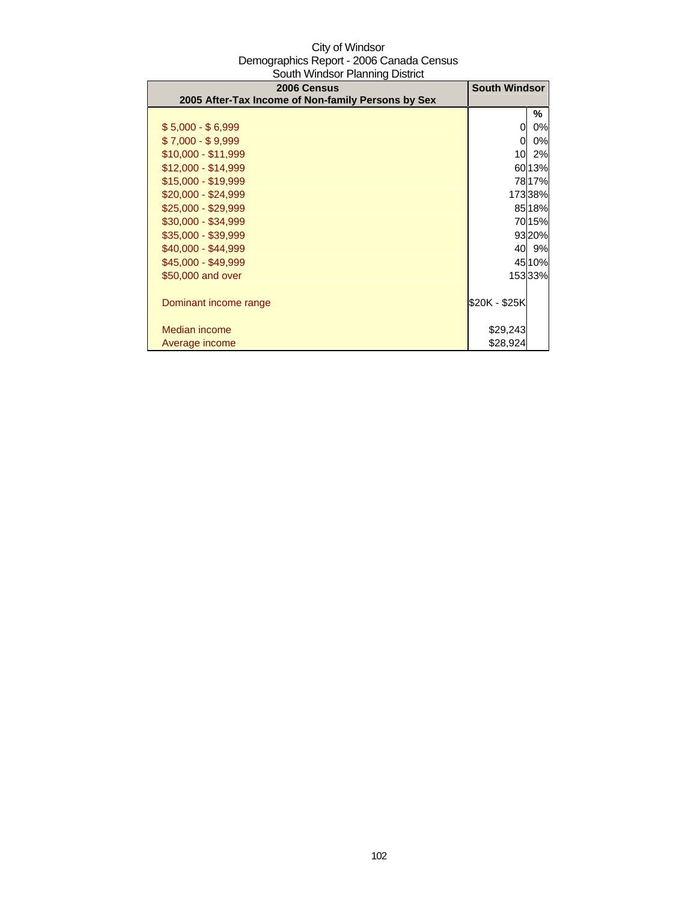City of Windsor
Demographics Report - 2006 Canada Census
South Windsor Planning District

| 2006 Census<br>2005 After-Tax Income of Non-family Persons by Sex | South Windsor | |
|---|---|---|
| | | % |
| $ 5,000 - $ 6,999 | 0 | 0% |
| $ 7,000 - $ 9,999 | 0 | 0% |
| $10,000 - $11,999 | 10 | 2% |
| $12,000 - $14,999 | 60 | 13% |
| $15,000 - $19,999 | 78 | 17% |
| $20,000 - $24,999 | 173 | 38% |
| $25,000 - $29,999 | 85 | 18% |
| $30,000 - $34,999 | 70 | 15% |
| $35,000 - $39,999 | 93 | 20% |
| $40,000 - $44,999 | 40 | 9% |
| $45,000 - $49,999 | 45 | 10% |
| $50,000 and over | 153 | 33% |
| Dominant income range | $20K - $25K | |
| Median income | $29,243 | |
| Average income | $28,924 | |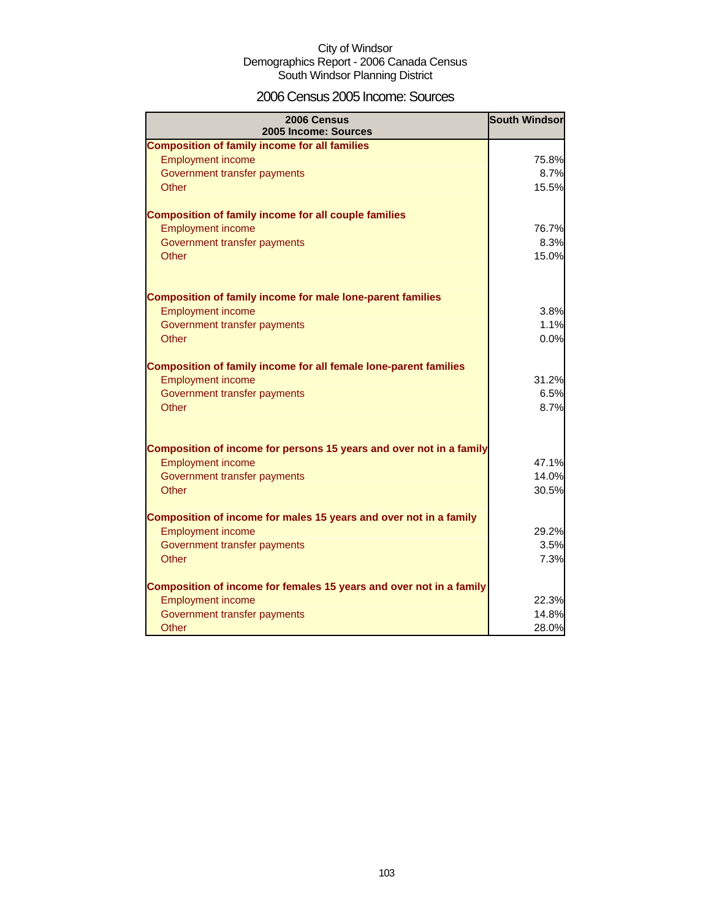City of Windsor
Demographics Report - 2006 Canada Census
South Windsor Planning District

# 2006 Census 2005 Income: Sources

| 2006 Census 2005 Income: Sources | South Windsor |
|---|---|
| **Composition of family income for all families** | |
| Employment income | 75.8% |
| Government transfer payments | 8.7% |
| Other | 15.5% |
| **Composition of family income for all couple families** | |
| Employment income | 76.7% |
| Government transfer payments | 8.3% |
| Other | 15.0% |
| **Composition of family income for male lone-parent families** | |
| Employment income | 3.8% |
| Government transfer payments | 1.1% |
| Other | 0.0% |
| **Composition of family income for all female lone-parent families** | |
| Employment income | 31.2% |
| Government transfer payments | 6.5% |
| Other | 8.7% |
| **Composition of income for persons 15 years and over not in a family** | |
| Employment income | 47.1% |
| Government transfer payments | 14.0% |
| Other | 30.5% |
| **Composition of income for males 15 years and over not in a family** | |
| Employment income | 29.2% |
| Government transfer payments | 3.5% |
| Other | 7.3% |
| **Composition of income for females 15 years and over not in a family** | |
| Employment income | 22.3% |
| Government transfer payments | 14.8% |
| Other | 28.0% |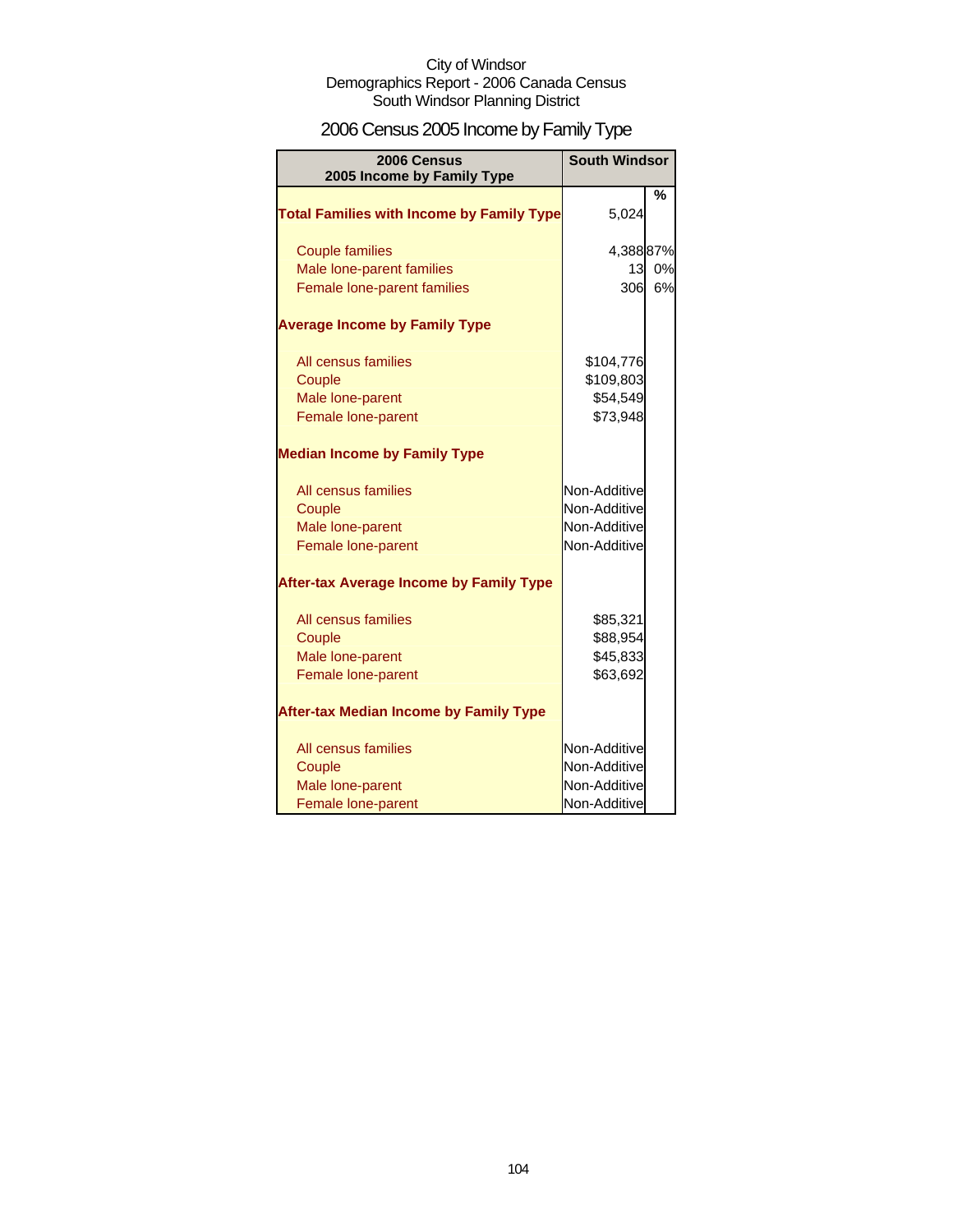City of Windsor
Demographics Report - 2006 Canada Census
South Windsor Planning District

# 2006 Census 2005 Income by Family Type

| 2006 Census 2005 Income by Family Type | South Windsor | % |
|---|---|---|
| **Total Families with Income by Family Type** | 5,024 | |
| Couple families | 4,388 | 87% |
| Male lone-parent families | 13 | 0% |
| Female lone-parent families | 306 | 6% |
| **Average Income by Family Type** | | |
| All census families | $104,776 | |
| Couple | $109,803 | |
| Male lone-parent | $54,549 | |
| Female lone-parent | $73,948 | |
| **Median Income by Family Type** | | |
| All census families | Non-Additive | |
| Couple | Non-Additive | |
| Male lone-parent | Non-Additive | |
| Female lone-parent | Non-Additive | |
| **After-tax Average Income by Family Type** | | |
| All census families | $85,321 | |
| Couple | $88,954 | |
| Male lone-parent | $45,833 | |
| Female lone-parent | $63,692 | |
| **After-tax Median Income by Family Type** | | |
| All census families | Non-Additive | |
| Couple | Non-Additive | |
| Male lone-parent | Non-Additive | |
| Female lone-parent | Non-Additive | |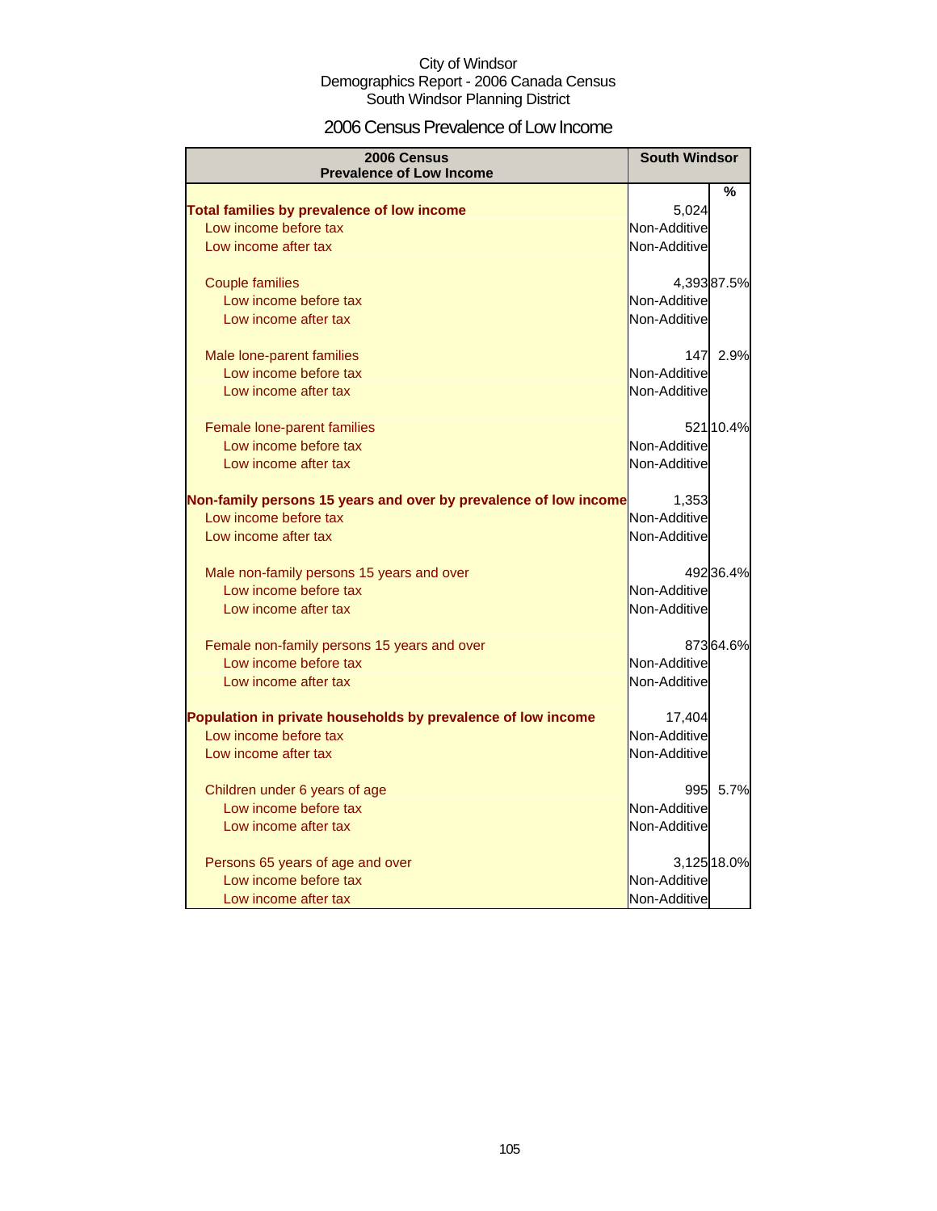City of Windsor
Demographics Report - 2006 Canada Census
South Windsor Planning District

# 2006 Census Prevalence of Low Income

| 2006 Census Prevalence of Low Income | South Windsor | |
|---|---|---|
| | | % |
| **Total families by prevalence of low income** | 5,024 | |
| Low income before tax | Non-Additive | |
| Low income after tax | Non-Additive | |
| Couple families | 4,393 | 87.5% |
| Low income before tax | Non-Additive | |
| Low income after tax | Non-Additive | |
| Male lone-parent families | 147 | 2.9% |
| Low income before tax | Non-Additive | |
| Low income after tax | Non-Additive | |
| Female lone-parent families | 521 | 10.4% |
| Low income before tax | Non-Additive | |
| Low income after tax | Non-Additive | |
| **Non-family persons 15 years and over by prevalence of low income** | 1,353 | |
| Low income before tax | Non-Additive | |
| Low income after tax | Non-Additive | |
| Male non-family persons 15 years and over | 492 | 36.4% |
| Low income before tax | Non-Additive | |
| Low income after tax | Non-Additive | |
| Female non-family persons 15 years and over | 873 | 64.6% |
| Low income before tax | Non-Additive | |
| Low income after tax | Non-Additive | |
| **Population in private households by prevalence of low income** | 17,404 | |
| Low income before tax | Non-Additive | |
| Low income after tax | Non-Additive | |
| Children under 6 years of age | 995 | 5.7% |
| Low income before tax | Non-Additive | |
| Low income after tax | Non-Additive | |
| Persons 65 years of age and over | 3,125 | 18.0% |
| Low income before tax | Non-Additive | |
| Low income after tax | Non-Additive | |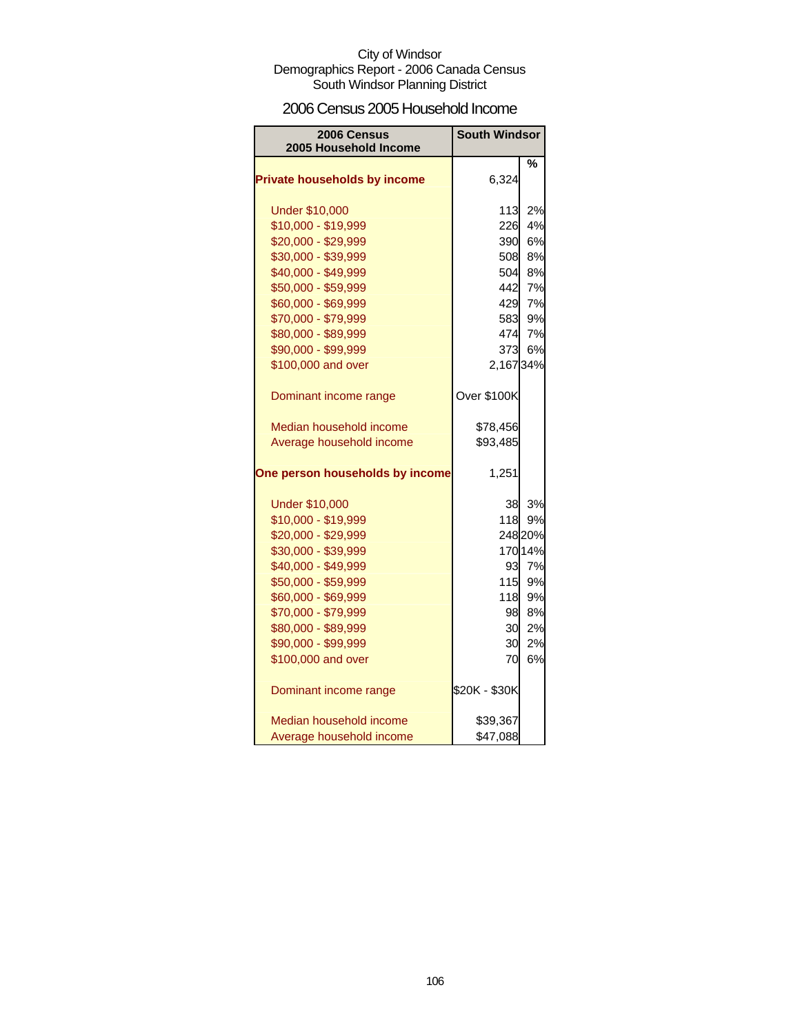City of Windsor
Demographics Report - 2006 Canada Census
South Windsor Planning District

## 2006 Census 2005 Household Income

| 2006 Census 2005 Household Income | South Windsor | |
|---|---|---|
| | | % |
| **Private households by income** | 6,324 | |
| Under $10,000 | 113 | 2% |
| $10,000 - $19,999 | 226 | 4% |
| $20,000 - $29,999 | 390 | 6% |
| $30,000 - $39,999 | 508 | 8% |
| $40,000 - $49,999 | 504 | 8% |
| $50,000 - $59,999 | 442 | 7% |
| $60,000 - $69,999 | 429 | 7% |
| $70,000 - $79,999 | 583 | 9% |
| $80,000 - $89,999 | 474 | 7% |
| $90,000 - $99,999 | 373 | 6% |
| $100,000 and over | 2,167 | 34% |
| Dominant income range | Over $100K | |
| Median household income | $78,456 | |
| Average household income | $93,485 | |
| **One person households by income** | 1,251 | |
| Under $10,000 | 38 | 3% |
| $10,000 - $19,999 | 118 | 9% |
| $20,000 - $29,999 | 248 | 20% |
| $30,000 - $39,999 | 170 | 14% |
| $40,000 - $49,999 | 93 | 7% |
| $50,000 - $59,999 | 115 | 9% |
| $60,000 - $69,999 | 118 | 9% |
| $70,000 - $79,999 | 98 | 8% |
| $80,000 - $89,999 | 30 | 2% |
| $90,000 - $99,999 | 30 | 2% |
| $100,000 and over | 70 | 6% |
| Dominant income range | $20K - $30K | |
| Median household income | $39,367 | |
| Average household income | $47,088 | |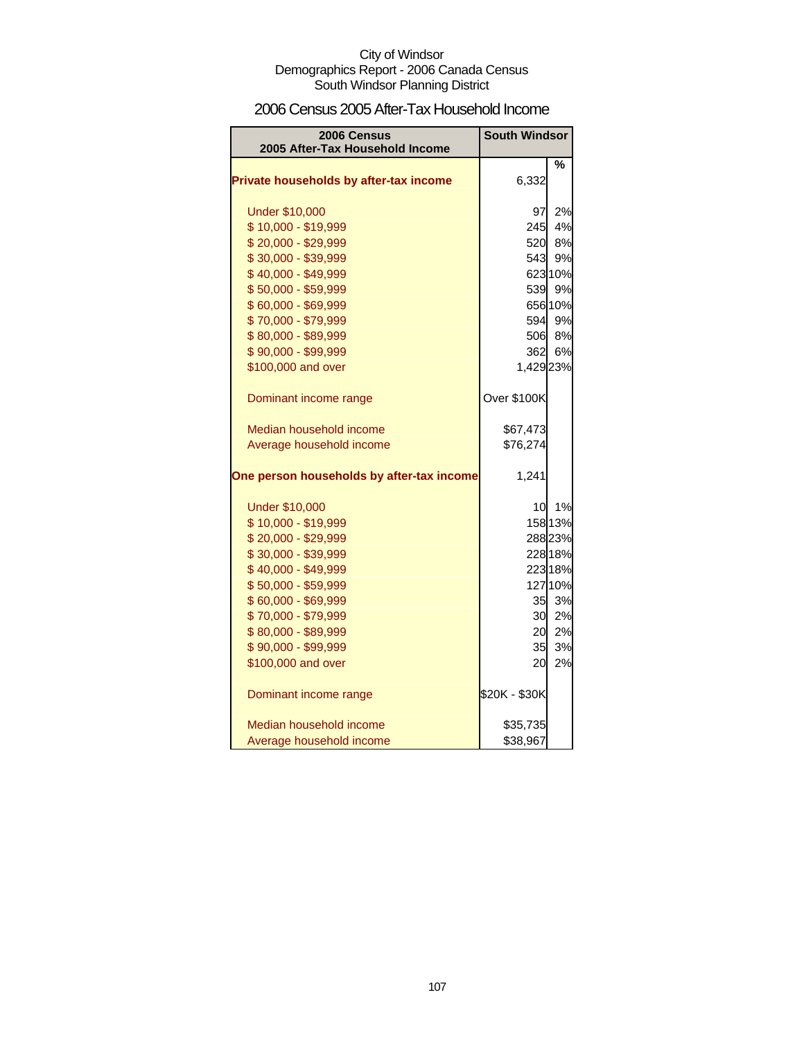City of Windsor
Demographics Report - 2006 Canada Census
South Windsor Planning District

# 2006 Census 2005 After-Tax Household Income

| 2006 Census 2005 After-Tax Household Income | South Windsor | |
|---|---|---|
| | | % |
| **Private households by after-tax income** | 6,332 | |
| Under $10,000 | 97 | 2% |
| $ 10,000 - $19,999 | 245 | 4% |
| $ 20,000 - $29,999 | 520 | 8% |
| $ 30,000 - $39,999 | 543 | 9% |
| $ 40,000 - $49,999 | 623 | 10% |
| $ 50,000 - $59,999 | 539 | 9% |
| $ 60,000 - $69,999 | 656 | 10% |
| $ 70,000 - $79,999 | 594 | 9% |
| $ 80,000 - $89,999 | 506 | 8% |
| $ 90,000 - $99,999 | 362 | 6% |
| $100,000 and over | 1,429 | 23% |
| Dominant income range | Over $100K | |
| Median household income | $67,473 | |
| Average household income | $76,274 | |
| **One person households by after-tax income** | 1,241 | |
| Under $10,000 | 10 | 1% |
| $ 10,000 - $19,999 | 158 | 13% |
| $ 20,000 - $29,999 | 288 | 23% |
| $ 30,000 - $39,999 | 228 | 18% |
| $ 40,000 - $49,999 | 223 | 18% |
| $ 50,000 - $59,999 | 127 | 10% |
| $ 60,000 - $69,999 | 35 | 3% |
| $ 70,000 - $79,999 | 30 | 2% |
| $ 80,000 - $89,999 | 20 | 2% |
| $ 90,000 - $99,999 | 35 | 3% |
| $100,000 and over | 20 | 2% |
| Dominant income range | $20K - $30K | |
| Median household income | $35,735 | |
| Average household income | $38,967 | |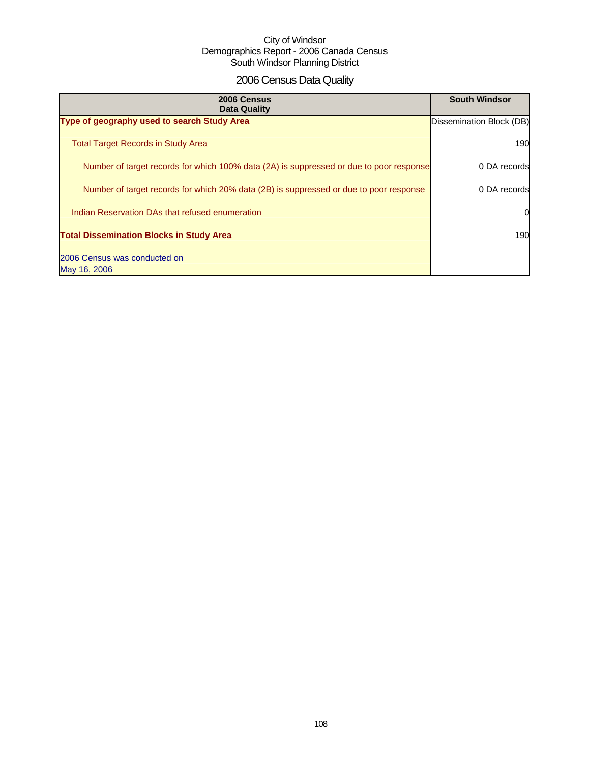City of Windsor
Demographics Report - 2006 Canada Census
South Windsor Planning District

# 2006 Census Data Quality

| 2006 Census Data Quality | South Windsor |
|---|---|
| **Type of geography used to search Study Area** | Dissemination Block (DB) |
| Total Target Records in Study Area | 190 |
| Number of target records for which 100% data (2A) is suppressed or due to poor response | 0 DA records |
| Number of target records for which 20% data (2B) is suppressed or due to poor response | 0 DA records |
| Indian Reservation DAs that refused enumeration | 0 |
| **Total Dissemination Blocks in Study Area** | 190 |
| 2006 Census was conducted on May 16, 2006 | |